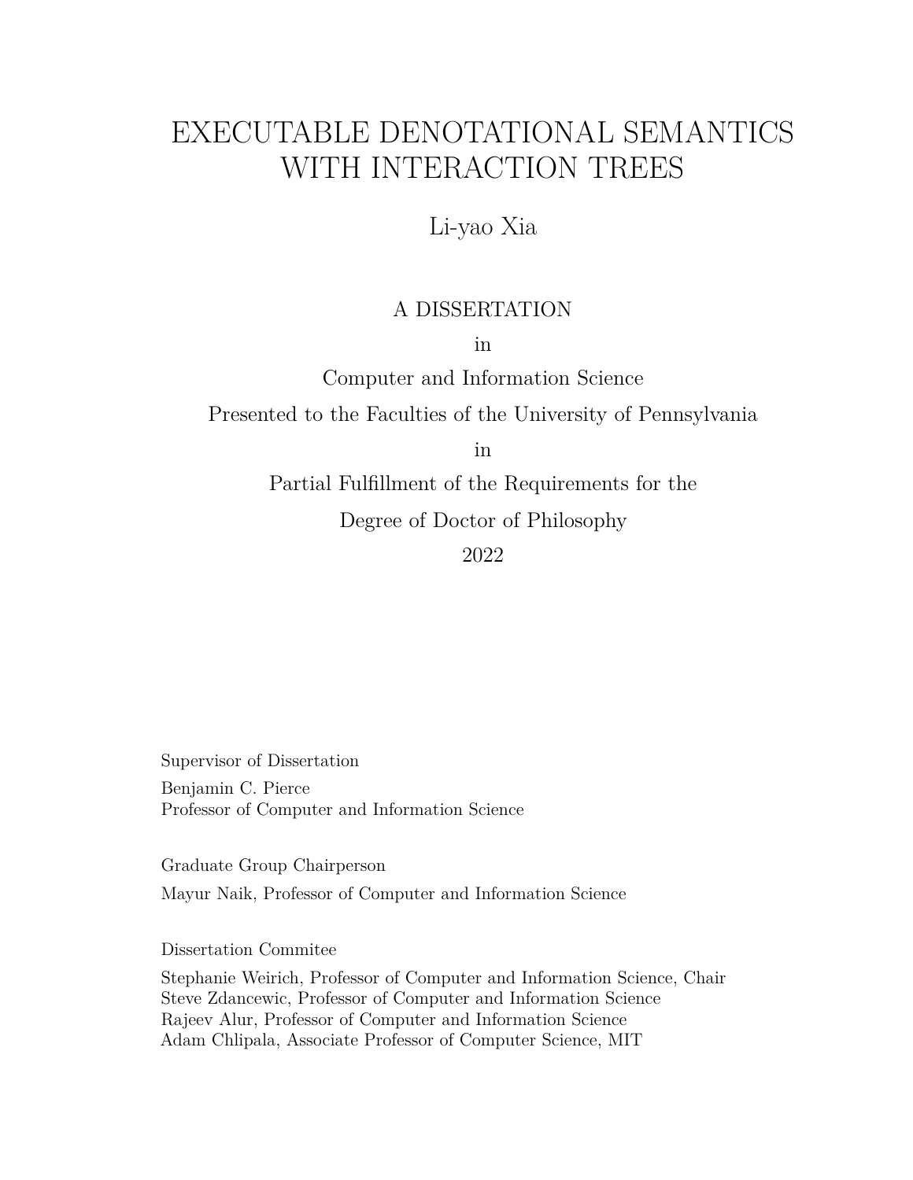# EXECUTABLE DENOTATIONAL SEMANTICS WITH INTERACTION TREES

Li-yao Xia

A DISSERTATION

in

Computer and Information Science

Presented to the Faculties of the University of Pennsylvania

in

Partial Fulfillment of the Requirements for the

Degree of Doctor of Philosophy

2022

Supervisor of Dissertation

Benjamin C. Pierce
Professor of Computer and Information Science

Graduate Group Chairperson

Mayur Naik, Professor of Computer and Information Science

Dissertation Commitee

Stephanie Weirich, Professor of Computer and Information Science, Chair
Steve Zdancewic, Professor of Computer and Information Science
Rajeev Alur, Professor of Computer and Information Science
Adam Chlipala, Associate Professor of Computer Science, MIT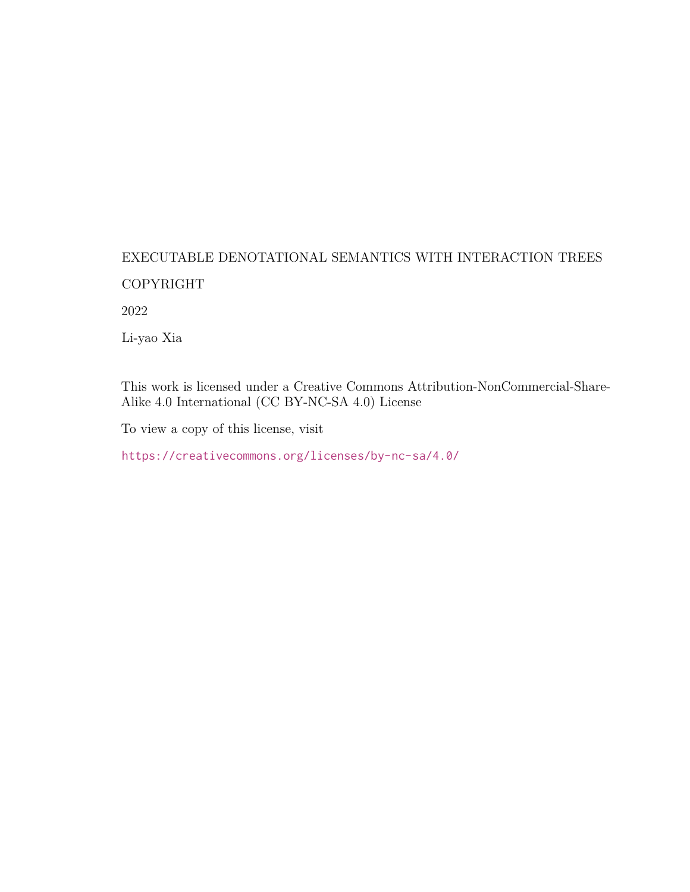EXECUTABLE DENOTATIONAL SEMANTICS WITH INTERACTION TREES

COPYRIGHT

2022

Li-yao Xia

This work is licensed under a Creative Commons Attribution-NonCommercial-Share-Alike 4.0 International (CC BY-NC-SA 4.0) License

To view a copy of this license, visit

https://creativecommons.org/licenses/by-nc-sa/4.0/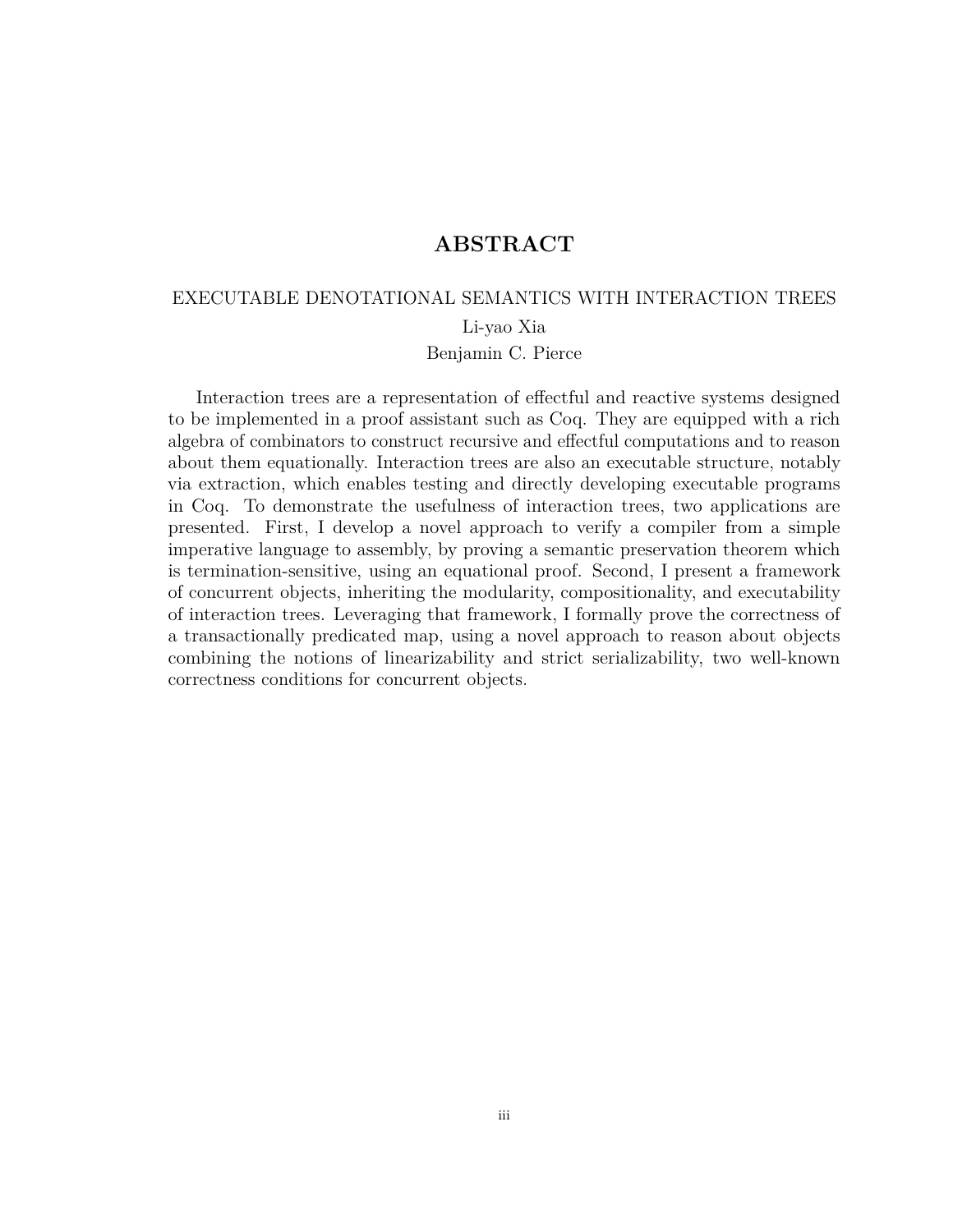# ABSTRACT

EXECUTABLE DENOTATIONAL SEMANTICS WITH INTERACTION TREES

Li-yao Xia

Benjamin C. Pierce

Interaction trees are a representation of effectful and reactive systems designed to be implemented in a proof assistant such as Coq. They are equipped with a rich algebra of combinators to construct recursive and effectful computations and to reason about them equationally. Interaction trees are also an executable structure, notably via extraction, which enables testing and directly developing executable programs in Coq. To demonstrate the usefulness of interaction trees, two applications are presented. First, I develop a novel approach to verify a compiler from a simple imperative language to assembly, by proving a semantic preservation theorem which is termination-sensitive, using an equational proof. Second, I present a framework of concurrent objects, inheriting the modularity, compositionality, and executability of interaction trees. Leveraging that framework, I formally prove the correctness of a transactionally predicated map, using a novel approach to reason about objects combining the notions of linearizability and strict serializability, two well-known correctness conditions for concurrent objects.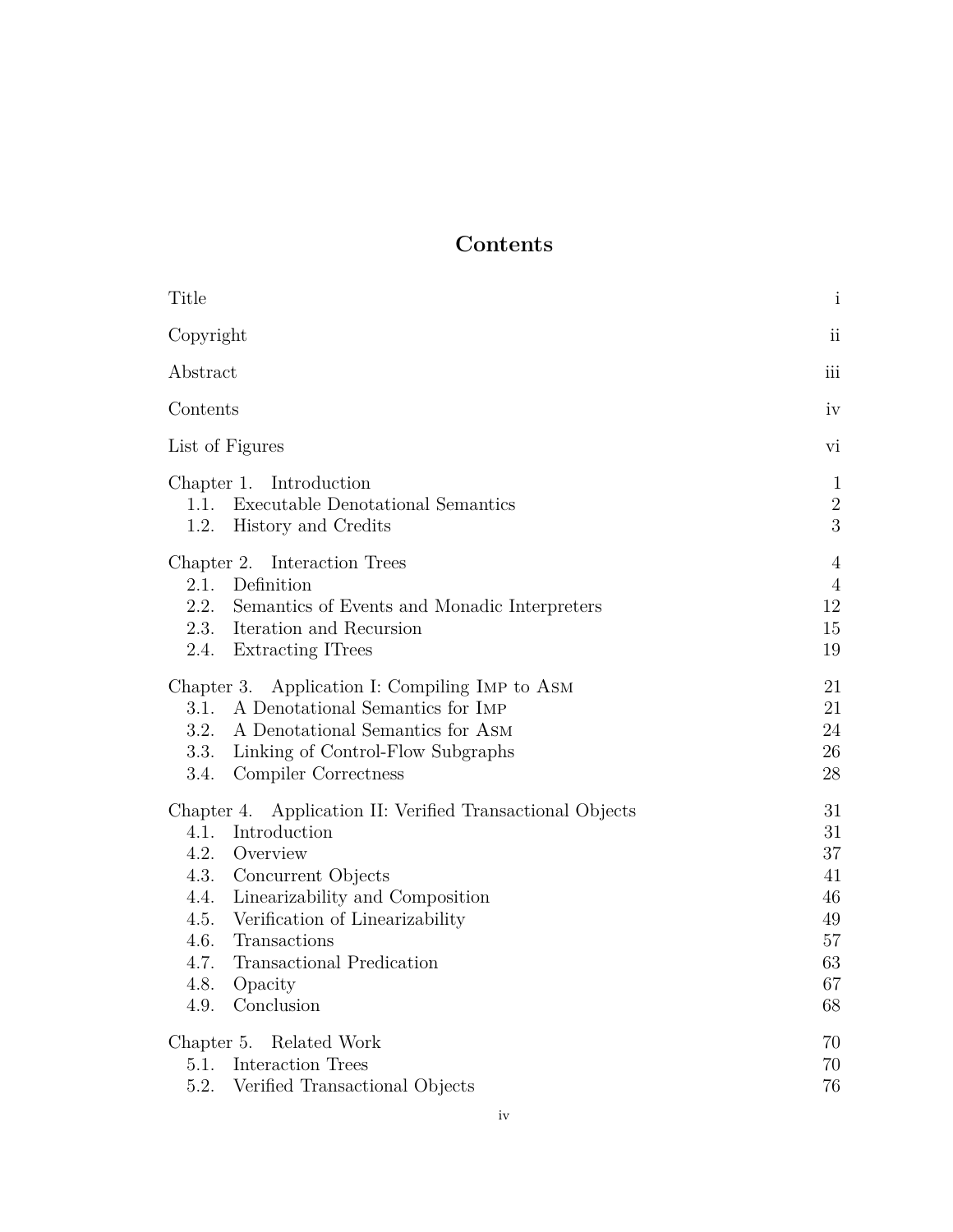# Contents

| | |
|---|---|
| Title | i |
| Copyright | ii |
| Abstract | iii |
| Contents | iv |
| List of Figures | vi |
| Chapter 1. Introduction | 1 |
| 1.1. Executable Denotational Semantics | 2 |
| 1.2. History and Credits | 3 |
| Chapter 2. Interaction Trees | 4 |
| 2.1. Definition | 4 |
| 2.2. Semantics of Events and Monadic Interpreters | 12 |
| 2.3. Iteration and Recursion | 15 |
| 2.4. Extracting ITrees | 19 |
| Chapter 3. Application I: Compiling Imp to Asm | 21 |
| 3.1. A Denotational Semantics for Imp | 21 |
| 3.2. A Denotational Semantics for Asm | 24 |
| 3.3. Linking of Control-Flow Subgraphs | 26 |
| 3.4. Compiler Correctness | 28 |
| Chapter 4. Application II: Verified Transactional Objects | 31 |
| 4.1. Introduction | 31 |
| 4.2. Overview | 37 |
| 4.3. Concurrent Objects | 41 |
| 4.4. Linearizability and Composition | 46 |
| 4.5. Verification of Linearizability | 49 |
| 4.6. Transactions | 57 |
| 4.7. Transactional Predication | 63 |
| 4.8. Opacity | 67 |
| 4.9. Conclusion | 68 |
| Chapter 5. Related Work | 70 |
| 5.1. Interaction Trees | 70 |
| 5.2. Verified Transactional Objects | 76 |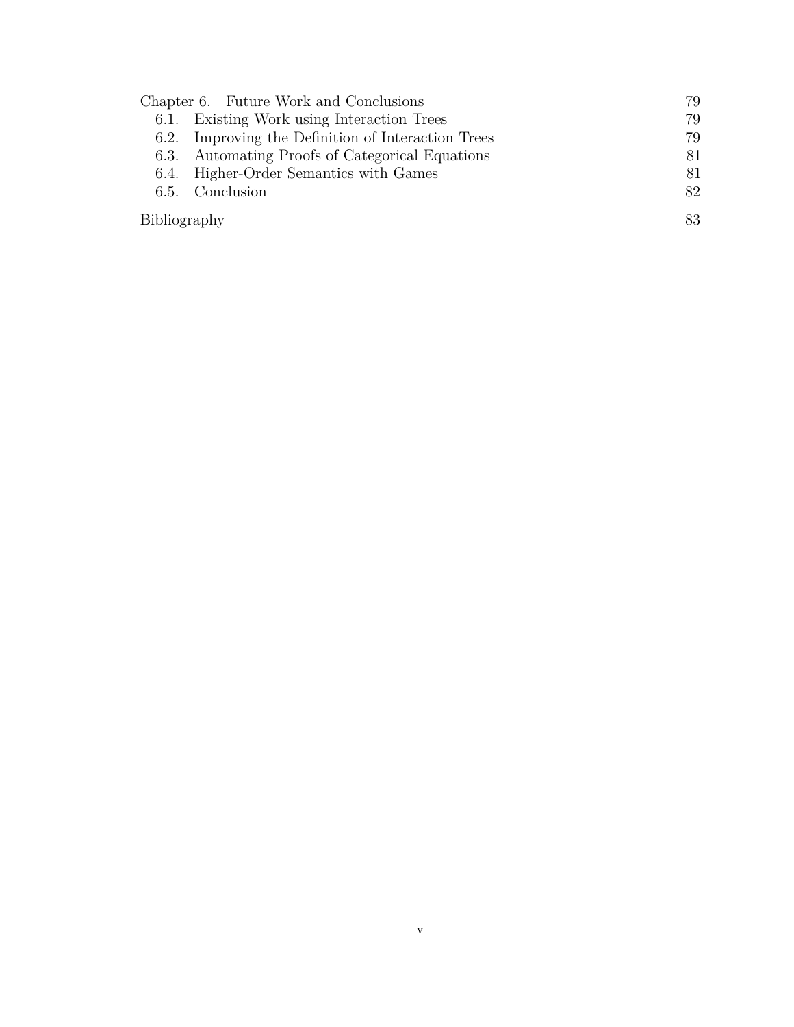Chapter 6. Future Work and Conclusions 79
- 6.1. Existing Work using Interaction Trees 79
- 6.2. Improving the Definition of Interaction Trees 79
- 6.3. Automating Proofs of Categorical Equations 81
- 6.4. Higher-Order Semantics with Games 81
- 6.5. Conclusion 82

Bibliography 83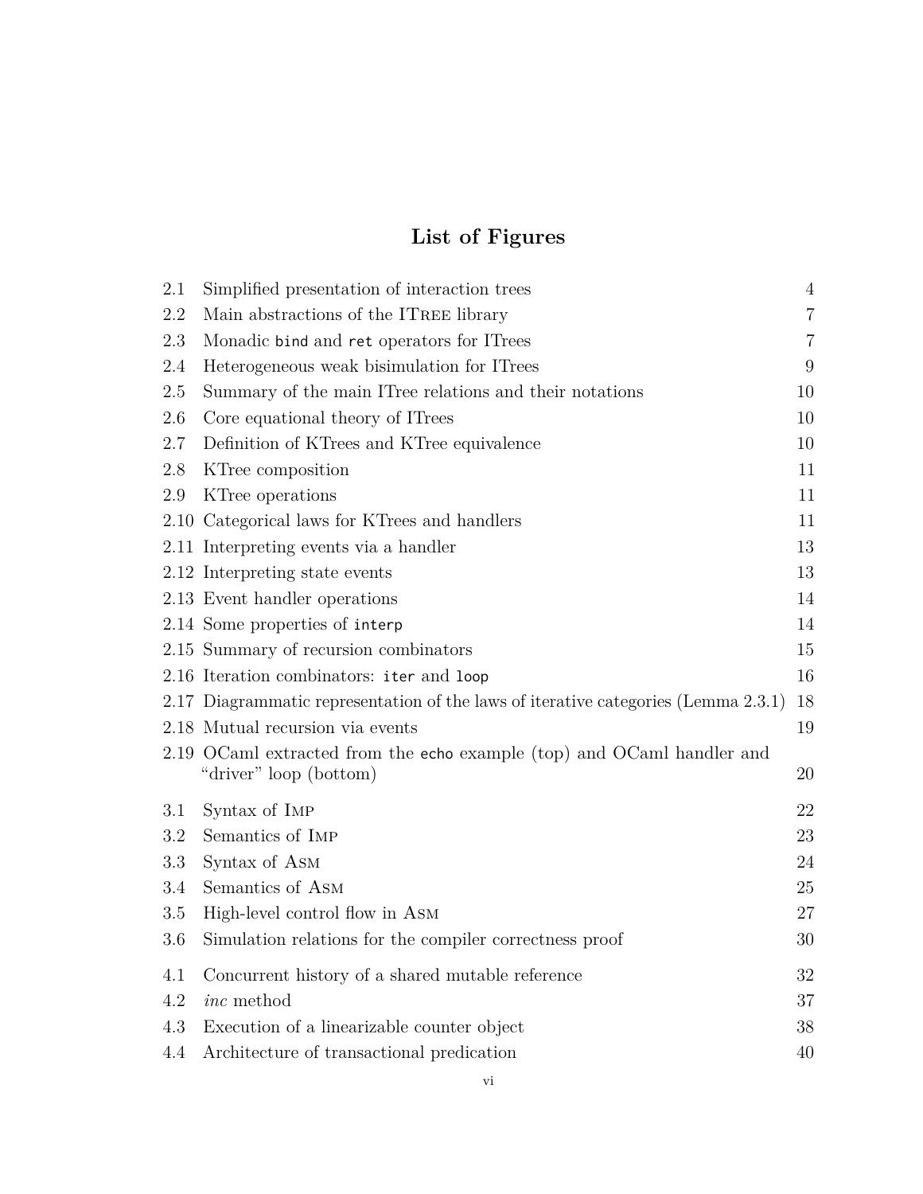# List of Figures

| | | |
|---|---|---|
| 2.1 | Simplified presentation of interaction trees | 4 |
| 2.2 | Main abstractions of the ITree library | 7 |
| 2.3 | Monadic `bind` and `ret` operators for ITrees | 7 |
| 2.4 | Heterogeneous weak bisimulation for ITrees | 9 |
| 2.5 | Summary of the main ITree relations and their notations | 10 |
| 2.6 | Core equational theory of ITrees | 10 |
| 2.7 | Definition of KTrees and KTree equivalence | 10 |
| 2.8 | KTree composition | 11 |
| 2.9 | KTree operations | 11 |
| 2.10 | Categorical laws for KTrees and handlers | 11 |
| 2.11 | Interpreting events via a handler | 13 |
| 2.12 | Interpreting state events | 13 |
| 2.13 | Event handler operations | 14 |
| 2.14 | Some properties of `interp` | 14 |
| 2.15 | Summary of recursion combinators | 15 |
| 2.16 | Iteration combinators: `iter` and `loop` | 16 |
| 2.17 | Diagrammatic representation of the laws of iterative categories (Lemma 2.3.1) | 18 |
| 2.18 | Mutual recursion via events | 19 |
| 2.19 | OCaml extracted from the `echo` example (top) and OCaml handler and "driver" loop (bottom) | 20 |
| 3.1 | Syntax of Imp | 22 |
| 3.2 | Semantics of Imp | 23 |
| 3.3 | Syntax of Asm | 24 |
| 3.4 | Semantics of Asm | 25 |
| 3.5 | High-level control flow in Asm | 27 |
| 3.6 | Simulation relations for the compiler correctness proof | 30 |
| 4.1 | Concurrent history of a shared mutable reference | 32 |
| 4.2 | *inc* method | 37 |
| 4.3 | Execution of a linearizable counter object | 38 |
| 4.4 | Architecture of transactional predication | 40 |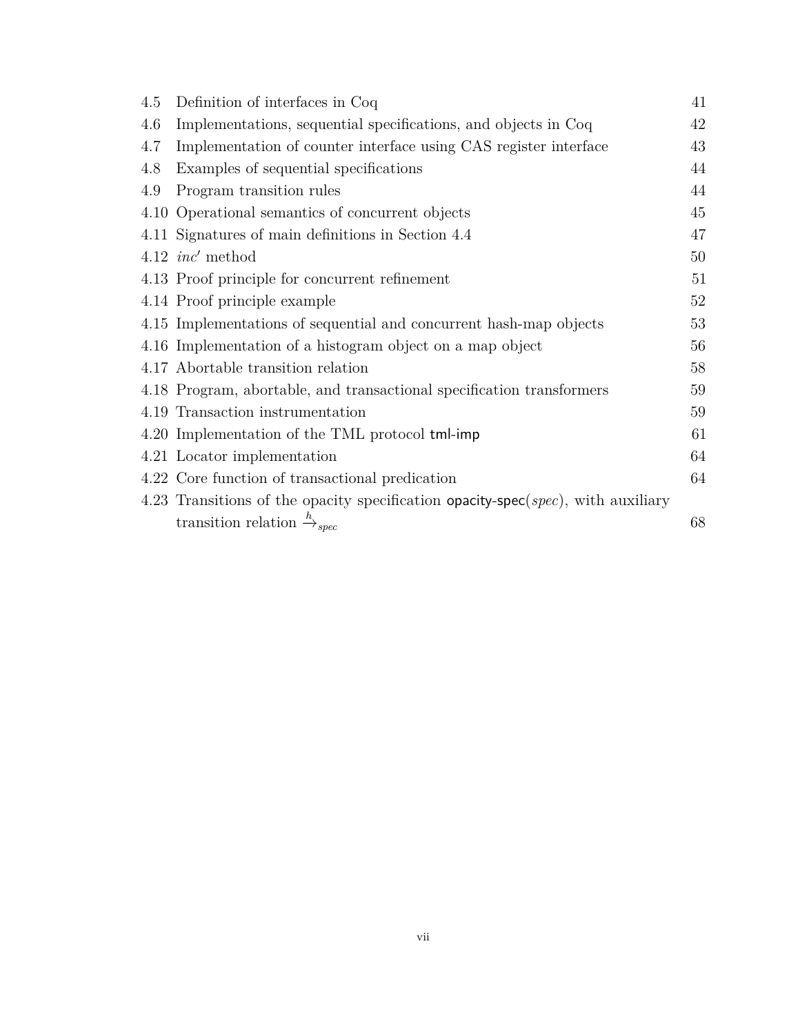4.5 Definition of interfaces in Coq 41

4.6 Implementations, sequential specifications, and objects in Coq 42

4.7 Implementation of counter interface using CAS register interface 43

4.8 Examples of sequential specifications 44

4.9 Program transition rules 44

4.10 Operational semantics of concurrent objects 45

4.11 Signatures of main definitions in Section 4.4 47

4.12 $inc'$ method 50

4.13 Proof principle for concurrent refinement 51

4.14 Proof principle example 52

4.15 Implementations of sequential and concurrent hash-map objects 53

4.16 Implementation of a histogram object on a map object 56

4.17 Abortable transition relation 58

4.18 Program, abortable, and transactional specification transformers 59

4.19 Transaction instrumentation 59

4.20 Implementation of the TML protocol tml-imp 61

4.21 Locator implementation 64

4.22 Core function of transactional predication 64

4.23 Transitions of the opacity specification opacity-spec($spec$), with auxiliary transition relation $\xrightarrow{h}_{spec}$ 68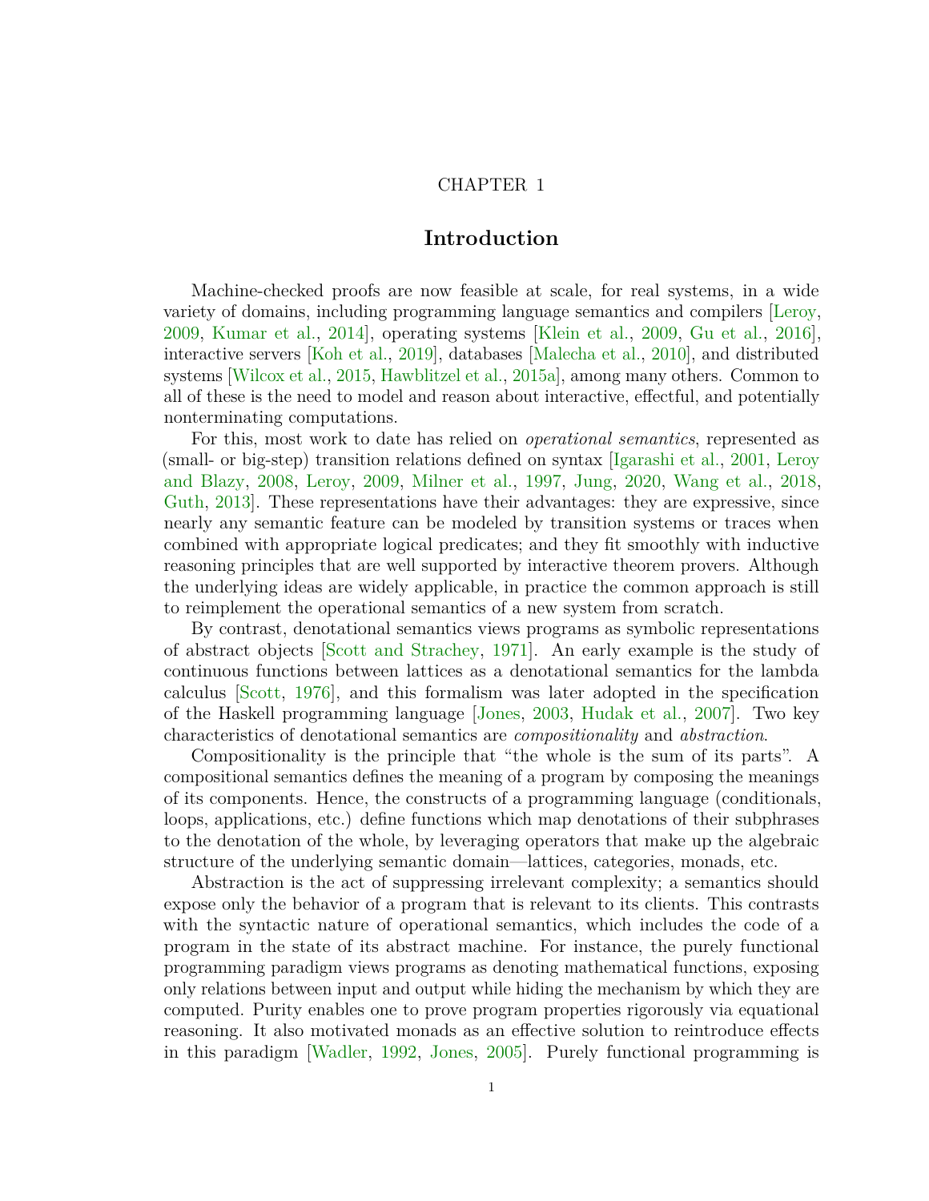# CHAPTER 1

# Introduction

Machine-checked proofs are now feasible at scale, for real systems, in a wide variety of domains, including programming language semantics and compilers [Leroy, 2009, Kumar et al., 2014], operating systems [Klein et al., 2009, Gu et al., 2016], interactive servers [Koh et al., 2019], databases [Malecha et al., 2010], and distributed systems [Wilcox et al., 2015, Hawblitzel et al., 2015a], among many others. Common to all of these is the need to model and reason about interactive, effectful, and potentially nonterminating computations.

For this, most work to date has relied on *operational semantics*, represented as (small- or big-step) transition relations defined on syntax [Igarashi et al., 2001, Leroy and Blazy, 2008, Leroy, 2009, Milner et al., 1997, Jung, 2020, Wang et al., 2018, Guth, 2013]. These representations have their advantages: they are expressive, since nearly any semantic feature can be modeled by transition systems or traces when combined with appropriate logical predicates; and they fit smoothly with inductive reasoning principles that are well supported by interactive theorem provers. Although the underlying ideas are widely applicable, in practice the common approach is still to reimplement the operational semantics of a new system from scratch.

By contrast, denotational semantics views programs as symbolic representations of abstract objects [Scott and Strachey, 1971]. An early example is the study of continuous functions between lattices as a denotational semantics for the lambda calculus [Scott, 1976], and this formalism was later adopted in the specification of the Haskell programming language [Jones, 2003, Hudak et al., 2007]. Two key characteristics of denotational semantics are *compositionality* and *abstraction*.

Compositionality is the principle that "the whole is the sum of its parts". A compositional semantics defines the meaning of a program by composing the meanings of its components. Hence, the constructs of a programming language (conditionals, loops, applications, etc.) define functions which map denotations of their subphrases to the denotation of the whole, by leveraging operators that make up the algebraic structure of the underlying semantic domain—lattices, categories, monads, etc.

Abstraction is the act of suppressing irrelevant complexity; a semantics should expose only the behavior of a program that is relevant to its clients. This contrasts with the syntactic nature of operational semantics, which includes the code of a program in the state of its abstract machine. For instance, the purely functional programming paradigm views programs as denoting mathematical functions, exposing only relations between input and output while hiding the mechanism by which they are computed. Purity enables one to prove program properties rigorously via equational reasoning. It also motivated monads as an effective solution to reintroduce effects in this paradigm [Wadler, 1992, Jones, 2005]. Purely functional programming is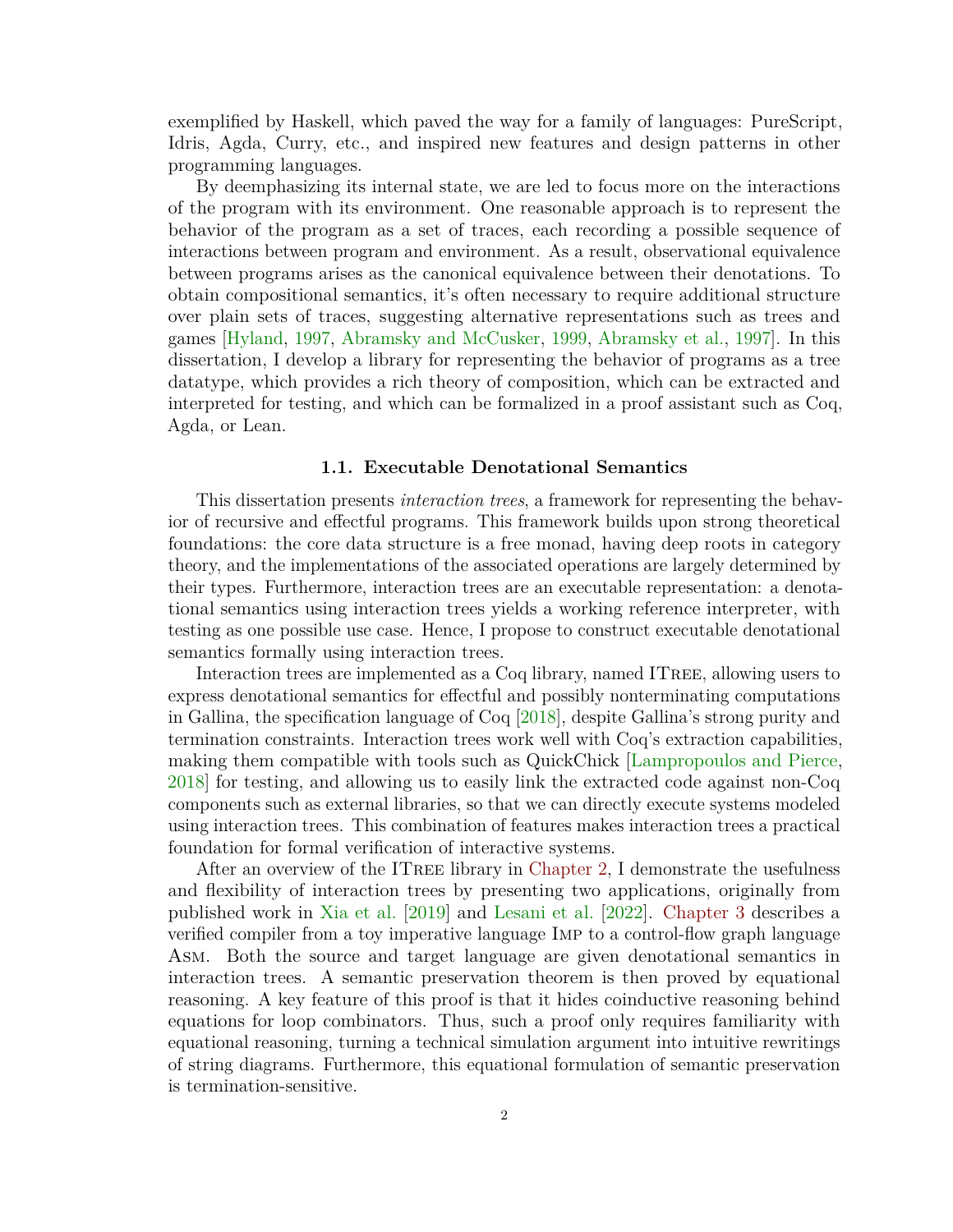exemplified by Haskell, which paved the way for a family of languages: PureScript, Idris, Agda, Curry, etc., and inspired new features and design patterns in other programming languages.

By deemphasizing its internal state, we are led to focus more on the interactions of the program with its environment. One reasonable approach is to represent the behavior of the program as a set of traces, each recording a possible sequence of interactions between program and environment. As a result, observational equivalence between programs arises as the canonical equivalence between their denotations. To obtain compositional semantics, it's often necessary to require additional structure over plain sets of traces, suggesting alternative representations such as trees and games [Hyland, 1997, Abramsky and McCusker, 1999, Abramsky et al., 1997]. In this dissertation, I develop a library for representing the behavior of programs as a tree datatype, which provides a rich theory of composition, which can be extracted and interpreted for testing, and which can be formalized in a proof assistant such as Coq, Agda, or Lean.

### 1.1. Executable Denotational Semantics

This dissertation presents *interaction trees*, a framework for representing the behavior of recursive and effectful programs. This framework builds upon strong theoretical foundations: the core data structure is a free monad, having deep roots in category theory, and the implementations of the associated operations are largely determined by their types. Furthermore, interaction trees are an executable representation: a denotational semantics using interaction trees yields a working reference interpreter, with testing as one possible use case. Hence, I propose to construct executable denotational semantics formally using interaction trees.

Interaction trees are implemented as a Coq library, named ITree, allowing users to express denotational semantics for effectful and possibly nonterminating computations in Gallina, the specification language of Coq [2018], despite Gallina's strong purity and termination constraints. Interaction trees work well with Coq's extraction capabilities, making them compatible with tools such as QuickChick [Lampropoulos and Pierce, 2018] for testing, and allowing us to easily link the extracted code against non-Coq components such as external libraries, so that we can directly execute systems modeled using interaction trees. This combination of features makes interaction trees a practical foundation for formal verification of interactive systems.

After an overview of the ITree library in Chapter 2, I demonstrate the usefulness and flexibility of interaction trees by presenting two applications, originally from published work in Xia et al. [2019] and Lesani et al. [2022]. Chapter 3 describes a verified compiler from a toy imperative language Imp to a control-flow graph language Asm. Both the source and target language are given denotational semantics in interaction trees. A semantic preservation theorem is then proved by equational reasoning. A key feature of this proof is that it hides coinductive reasoning behind equations for loop combinators. Thus, such a proof only requires familiarity with equational reasoning, turning a technical simulation argument into intuitive rewritings of string diagrams. Furthermore, this equational formulation of semantic preservation is termination-sensitive.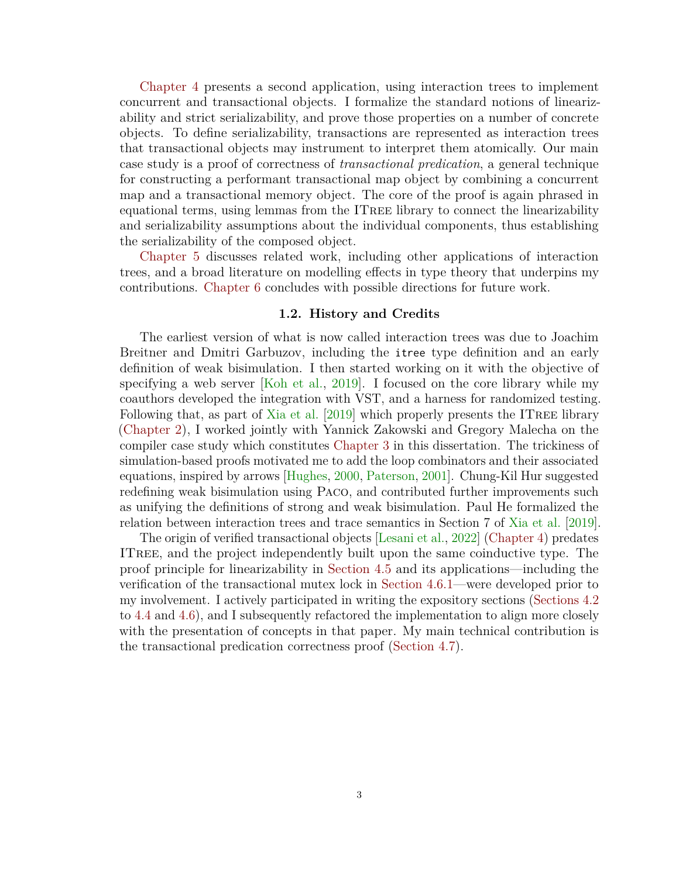Chapter 4 presents a second application, using interaction trees to implement concurrent and transactional objects. I formalize the standard notions of linearizability and strict serializability, and prove those properties on a number of concrete objects. To define serializability, transactions are represented as interaction trees that transactional objects may instrument to interpret them atomically. Our main case study is a proof of correctness of *transactional predication*, a general technique for constructing a performant transactional map object by combining a concurrent map and a transactional memory object. The core of the proof is again phrased in equational terms, using lemmas from the ITree library to connect the linearizability and serializability assumptions about the individual components, thus establishing the serializability of the composed object.

Chapter 5 discusses related work, including other applications of interaction trees, and a broad literature on modelling effects in type theory that underpins my contributions. Chapter 6 concludes with possible directions for future work.

## 1.2. History and Credits

The earliest version of what is now called interaction trees was due to Joachim Breitner and Dmitri Garbuzov, including the `itree` type definition and an early definition of weak bisimulation. I then started working on it with the objective of specifying a web server [Koh et al., 2019]. I focused on the core library while my coauthors developed the integration with VST, and a harness for randomized testing. Following that, as part of Xia et al. [2019] which properly presents the ITree library (Chapter 2), I worked jointly with Yannick Zakowski and Gregory Malecha on the compiler case study which constitutes Chapter 3 in this dissertation. The trickiness of simulation-based proofs motivated me to add the loop combinators and their associated equations, inspired by arrows [Hughes, 2000, Paterson, 2001]. Chung-Kil Hur suggested redefining weak bisimulation using Paco, and contributed further improvements such as unifying the definitions of strong and weak bisimulation. Paul He formalized the relation between interaction trees and trace semantics in Section 7 of Xia et al. [2019].

The origin of verified transactional objects [Lesani et al., 2022] (Chapter 4) predates ITree, and the project independently built upon the same coinductive type. The proof principle for linearizability in Section 4.5 and its applications—including the verification of the transactional mutex lock in Section 4.6.1—were developed prior to my involvement. I actively participated in writing the expository sections (Sections 4.2 to 4.4 and 4.6), and I subsequently refactored the implementation to align more closely with the presentation of concepts in that paper. My main technical contribution is the transactional predication correctness proof (Section 4.7).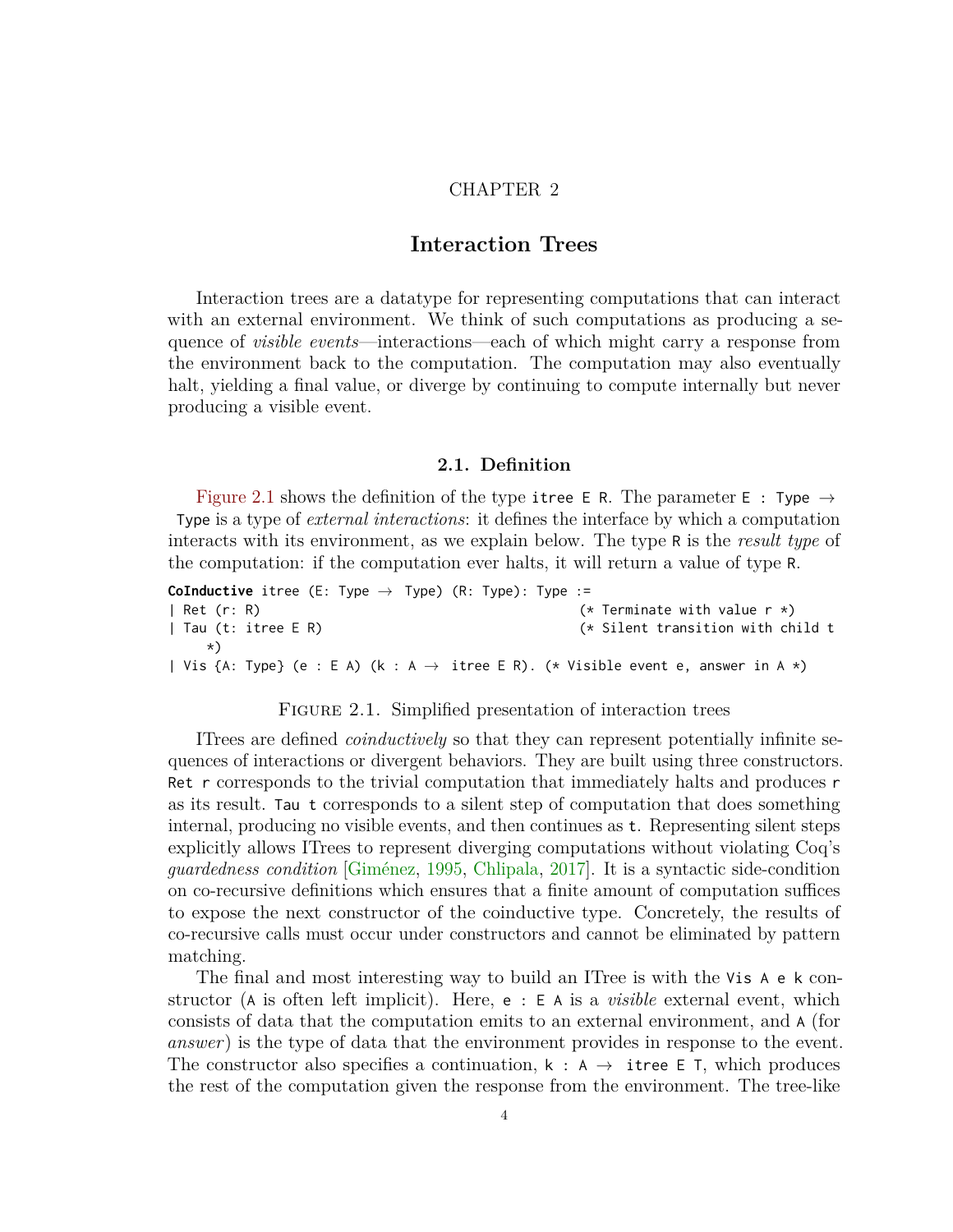CHAPTER 2

# Interaction Trees

Interaction trees are a datatype for representing computations that can interact with an external environment. We think of such computations as producing a sequence of *visible events*—interactions—each of which might carry a response from the environment back to the computation. The computation may also eventually halt, yielding a final value, or diverge by continuing to compute internally but never producing a visible event.

## 2.1. Definition

Figure 2.1 shows the definition of the type `itree E R`. The parameter `E : Type → Type` is a type of *external interactions*: it defines the interface by which a computation interacts with its environment, as we explain below. The type `R` is the *result type* of the computation: if the computation ever halts, it will return a value of type `R`.

```
CoInductive itree (E: Type → Type) (R: Type): Type :=
| Ret (r: R)                                   (* Terminate with value r *)
| Tau (t: itree E R)                           (* Silent transition with child t
    *)
| Vis {A: Type} (e : E A) (k : A → itree E R). (* Visible event e, answer in A *)
```

Figure 2.1. Simplified presentation of interaction trees

ITrees are defined *coinductively* so that they can represent potentially infinite sequences of interactions or divergent behaviors. They are built using three constructors. `Ret r` corresponds to the trivial computation that immediately halts and produces `r` as its result. `Tau t` corresponds to a silent step of computation that does something internal, producing no visible events, and then continues as `t`. Representing silent steps explicitly allows ITrees to represent diverging computations without violating Coq's *guardedness condition* [Giménez, 1995, Chlipala, 2017]. It is a syntactic side-condition on co-recursive definitions which ensures that a finite amount of computation suffices to expose the next constructor of the coinductive type. Concretely, the results of co-recursive calls must occur under constructors and cannot be eliminated by pattern matching.

The final and most interesting way to build an ITree is with the `Vis A e k` constructor (`A` is often left implicit). Here, `e : E A` is a *visible* external event, which consists of data that the computation emits to an external environment, and `A` (for *answer*) is the type of data that the environment provides in response to the event. The constructor also specifies a continuation, `k : A → itree E T`, which produces the rest of the computation given the response from the environment. The tree-like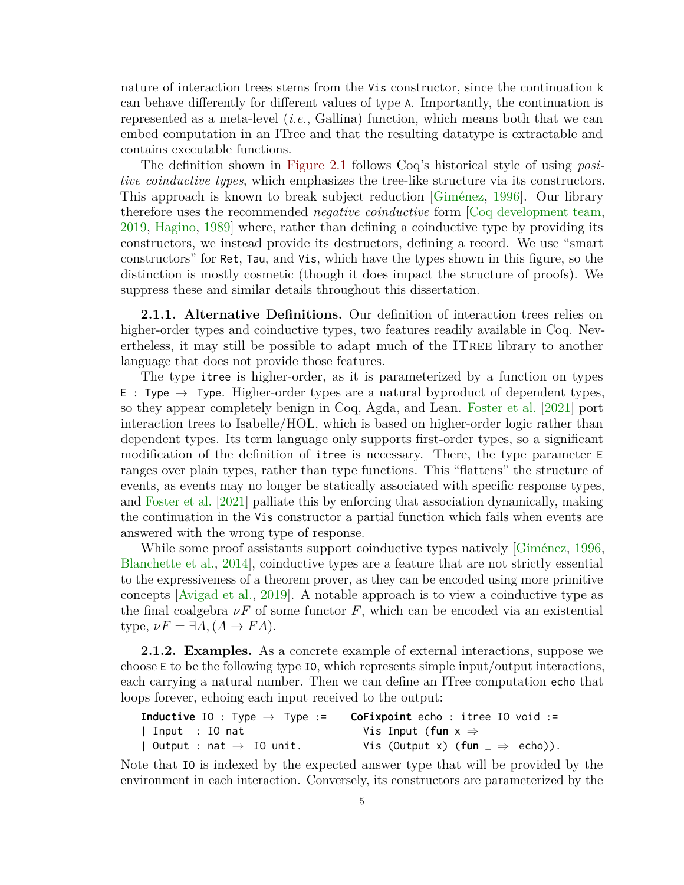nature of interaction trees stems from the `Vis` constructor, since the continuation `k` can behave differently for different values of type `A`. Importantly, the continuation is represented as a meta-level (*i.e.*, Gallina) function, which means both that we can embed computation in an ITree and that the resulting datatype is extractable and contains executable functions.

The definition shown in Figure 2.1 follows Coq's historical style of using *positive coinductive types*, which emphasizes the tree-like structure via its constructors. This approach is known to break subject reduction [Giménez, 1996]. Our library therefore uses the recommended *negative coinductive* form [Coq development team, 2019, Hagino, 1989] where, rather than defining a coinductive type by providing its constructors, we instead provide its destructors, defining a record. We use "smart constructors" for `Ret`, `Tau`, and `Vis`, which have the types shown in this figure, so the distinction is mostly cosmetic (though it does impact the structure of proofs). We suppress these and similar details throughout this dissertation.

**2.1.1. Alternative Definitions.** Our definition of interaction trees relies on higher-order types and coinductive types, two features readily available in Coq. Nevertheless, it may still be possible to adapt much of the ITree library to another language that does not provide those features.

The type `itree` is higher-order, as it is parameterized by a function on types `E : Type → Type`. Higher-order types are a natural byproduct of dependent types, so they appear completely benign in Coq, Agda, and Lean. Foster et al. [2021] port interaction trees to Isabelle/HOL, which is based on higher-order logic rather than dependent types. Its term language only supports first-order types, so a significant modification of the definition of `itree` is necessary. There, the type parameter `E` ranges over plain types, rather than type functions. This "flattens" the structure of events, as events may no longer be statically associated with specific response types, and Foster et al. [2021] palliate this by enforcing that association dynamically, making the continuation in the `Vis` constructor a partial function which fails when events are answered with the wrong type of response.

While some proof assistants support coinductive types natively [Giménez, 1996, Blanchette et al., 2014], coinductive types are a feature that are not strictly essential to the expressiveness of a theorem prover, as they can be encoded using more primitive concepts [Avigad et al., 2019]. A notable approach is to view a coinductive type as the final coalgebra $\nu F$ of some functor $F$, which can be encoded via an existential type, $\nu F = \exists A, (A \to FA)$.

**2.1.2. Examples.** As a concrete example of external interactions, suppose we choose `E` to be the following type `IO`, which represents simple input/output interactions, each carrying a natural number. Then we can define an ITree computation `echo` that loops forever, echoing each input received to the output:

```
Inductive IO : Type → Type :=
| Input  : IO nat
| Output : nat → IO unit.
```

```
CoFixpoint echo : itree IO void :=
  Vis Input (fun x ⇒
  Vis (Output x) (fun _ ⇒ echo)).
```

Note that `IO` is indexed by the expected answer type that will be provided by the environment in each interaction. Conversely, its constructors are parameterized by the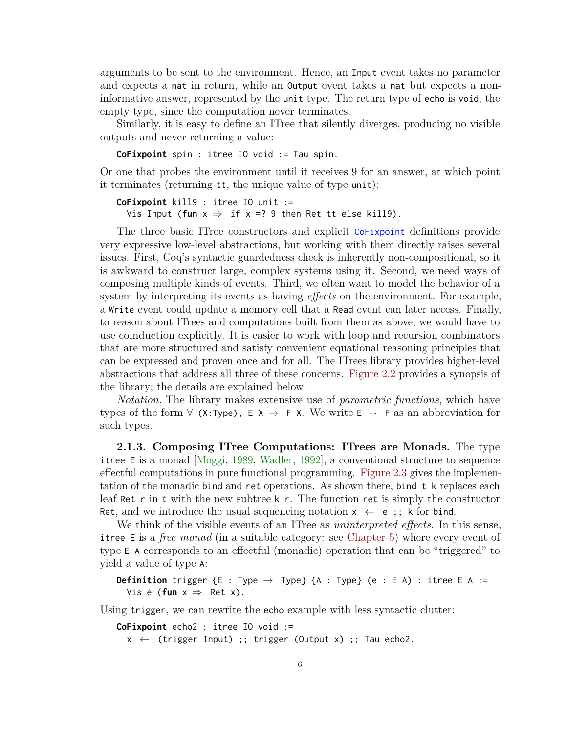arguments to be sent to the environment. Hence, an `Input` event takes no parameter and expects a `nat` in return, while an `Output` event takes a `nat` but expects a non-informative answer, represented by the `unit` type. The return type of `echo` is `void`, the empty type, since the computation never terminates.

Similarly, it is easy to define an ITree that silently diverges, producing no visible outputs and never returning a value:

```
CoFixpoint spin : itree IO void := Tau spin.
```

Or one that probes the environment until it receives 9 for an answer, at which point it terminates (returning `tt`, the unique value of type `unit`):

```
CoFixpoint kill9 : itree IO unit :=
  Vis Input (fun x ⇒ if x =? 9 then Ret tt else kill9).
```

The three basic ITree constructors and explicit `CoFixpoint` definitions provide very expressive low-level abstractions, but working with them directly raises several issues. First, Coq's syntactic guardedness check is inherently non-compositional, so it is awkward to construct large, complex systems using it. Second, we need ways of composing multiple kinds of events. Third, we often want to model the behavior of a system by interpreting its events as having *effects* on the environment. For example, a `Write` event could update a memory cell that a `Read` event can later access. Finally, to reason about ITrees and computations built from them as above, we would have to use coinduction explicitly. It is easier to work with loop and recursion combinators that are more structured and satisfy convenient equational reasoning principles that can be expressed and proven once and for all. The ITrees library provides higher-level abstractions that address all three of these concerns. Figure 2.2 provides a synopsis of the library; the details are explained below.

*Notation.* The library makes extensive use of *parametric functions*, which have types of the form `∀ (X:Type), E X → F X`. We write `E ⇝ F` as an abbreviation for such types.

**2.1.3. Composing ITree Computations: ITrees are Monads.** The type `itree E` is a monad [Moggi, 1989, Wadler, 1992], a conventional structure to sequence effectful computations in pure functional programming. Figure 2.3 gives the implementation of the monadic `bind` and `ret` operations. As shown there, `bind t k` replaces each leaf `Ret r` in `t` with the new subtree `k r`. The function `ret` is simply the constructor `Ret`, and we introduce the usual sequencing notation `x ← e ;; k` for `bind`.

We think of the visible events of an ITree as *uninterpreted effects*. In this sense, `itree E` is a *free monad* (in a suitable category: see Chapter 5) where every event of type `E A` corresponds to an effectful (monadic) operation that can be "triggered" to yield a value of type `A`:

```
Definition trigger {E : Type → Type} {A : Type} (e : E A) : itree E A :=
  Vis e (fun x ⇒ Ret x).
```

Using `trigger`, we can rewrite the `echo` example with less syntactic clutter:

```
CoFixpoint echo2 : itree IO void :=
  x ← (trigger Input) ;; trigger (Output x) ;; Tau echo2.
```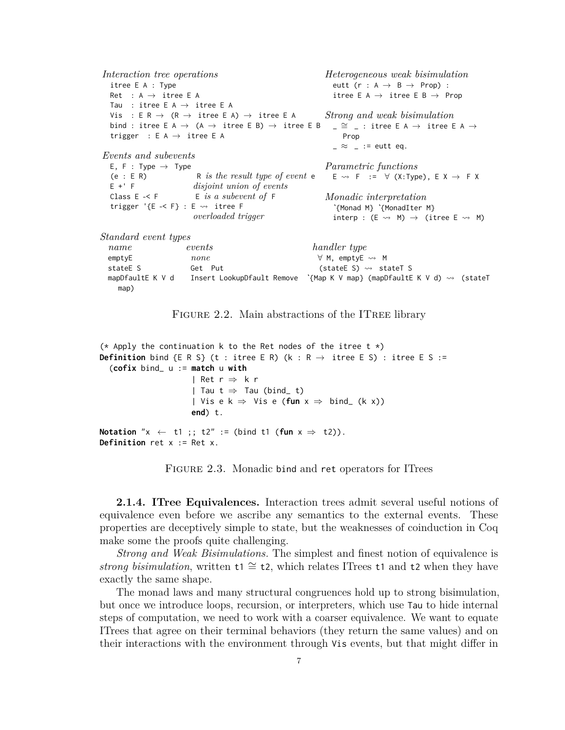*Interaction tree operations*

```
itree E A : Type
Ret   : A → itree E A
Tau   : itree E A → itree E A
Vis   : E R → (R → itree E A) → itree E A
bind : itree E A → (A → itree E B) → itree E B
trigger  : E A → itree E A
```

*Events and subevents*

```
E, F : Type → Type
(e : E R)            R is the result type of event e
E +' F               disjoint union of events
Class E -< F         E is a subevent of F
trigger '{E -< F} : E ⇝ itree F
                     overloaded trigger
```

*Heterogeneous weak bisimulation*

```
eutt (r : A → B → Prop) :
itree E A → itree E B → Prop
```

*Strong and weak bisimulation*

```
_ ≅ _ : itree E A → itree E A →
  Prop
_ ≈ _ := eutt eq.
```

*Parametric functions*

```
E ⇝ F  :=  ∀ (X:Type), E X → F X
```

*Monadic interpretation*

```
`{Monad M} `{MonadIter M}
interp : (E ⇝ M) → (itree E ⇝ M)
```

*Standard event types*

| *name* | *events* | *handler type* |
|---|---|---|
| `emptyE` | *none* | `∀ M, emptyE ⇝ M` |
| `stateE S` | `Get Put` | `(stateE S) ⇝ stateT S` |
| `mapDfaultE K V d` | `Insert LookupDfault Remove` | ``{Map K V map} (mapDfaultE K V d) ⇝ (stateT map)`` |

FIGURE 2.2. Main abstractions of the ITREE library

```
(* Apply the continuation k to the Ret nodes of the itree t *)
Definition bind {E R S} (t : itree E R) (k : R → itree E S) : itree E S :=
  (cofix bind_ u := match u with
                  | Ret r ⇒ k r
                  | Tau t ⇒ Tau (bind_ t)
                  | Vis e k ⇒ Vis e (fun x ⇒ bind_ (k x))
                  end) t.

Notation "x ← t1 ;; t2" := (bind t1 (fun x ⇒ t2)).
Definition ret x := Ret x.
```

FIGURE 2.3. Monadic `bind` and `ret` operators for ITrees

**2.1.4. ITree Equivalences.** Interaction trees admit several useful notions of equivalence even before we ascribe any semantics to the external events. These properties are deceptively simple to state, but the weaknesses of coinduction in Coq make some the proofs quite challenging.

*Strong and Weak Bisimulations.* The simplest and finest notion of equivalence is *strong bisimulation*, written `t1` ≅ `t2`, which relates ITrees `t1` and `t2` when they have exactly the same shape.

The monad laws and many structural congruences hold up to strong bisimulation, but once we introduce loops, recursion, or interpreters, which use `Tau` to hide internal steps of computation, we need to work with a coarser equivalence. We want to equate ITrees that agree on their terminal behaviors (they return the same values) and on their interactions with the environment through `Vis` events, but that might differ in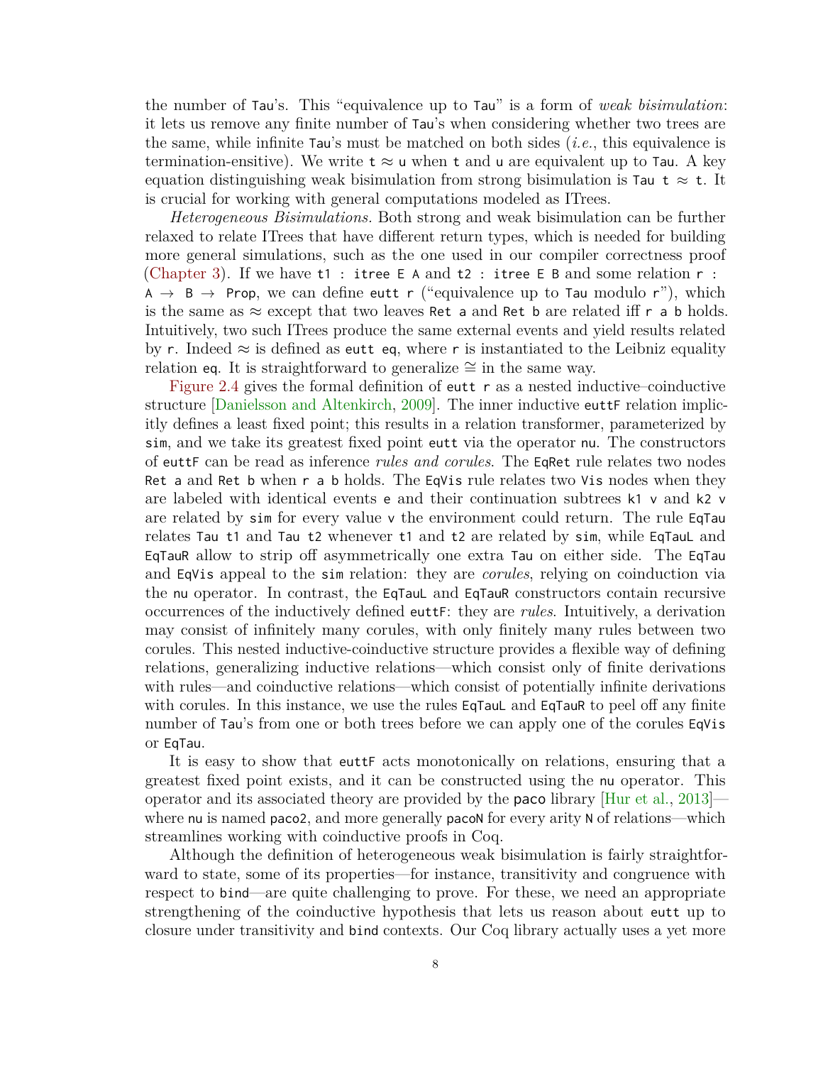the number of `Tau`'s. This "equivalence up to `Tau`" is a form of *weak bisimulation*: it lets us remove any finite number of `Tau`'s when considering whether two trees are the same, while infinite `Tau`'s must be matched on both sides (*i.e.*, this equivalence is termination-ensitive). We write `t ≈ u` when `t` and `u` are equivalent up to `Tau`. A key equation distinguishing weak bisimulation from strong bisimulation is `Tau t ≈ t`. It is crucial for working with general computations modeled as ITrees.

*Heterogeneous Bisimulations.* Both strong and weak bisimulation can be further relaxed to relate ITrees that have different return types, which is needed for building more general simulations, such as the one used in our compiler correctness proof (Chapter 3). If we have `t1 : itree E A` and `t2 : itree E B` and some relation `r : A → B → Prop`, we can define `eutt r` ("equivalence up to `Tau` modulo `r`"), which is the same as ≈ except that two leaves `Ret a` and `Ret b` are related iff `r a b` holds. Intuitively, two such ITrees produce the same external events and yield results related by `r`. Indeed ≈ is defined as `eutt eq`, where `r` is instantiated to the Leibniz equality relation `eq`. It is straightforward to generalize ≅ in the same way.

Figure 2.4 gives the formal definition of `eutt r` as a nested inductive–coinductive structure [Danielsson and Altenkirch, 2009]. The inner inductive `euttF` relation implicitly defines a least fixed point; this results in a relation transformer, parameterized by `sim`, and we take its greatest fixed point `eutt` via the operator `nu`. The constructors of `euttF` can be read as inference *rules and corules*. The `EqRet` rule relates two nodes `Ret a` and `Ret b` when `r a b` holds. The `EqVis` rule relates two `Vis` nodes when they are labeled with identical events `e` and their continuation subtrees `k1 v` and `k2 v` are related by `sim` for every value `v` the environment could return. The rule `EqTau` relates `Tau t1` and `Tau t2` whenever `t1` and `t2` are related by `sim`, while `EqTauL` and `EqTauR` allow to strip off asymmetrically one extra `Tau` on either side. The `EqTau` and `EqVis` appeal to the `sim` relation: they are *corules*, relying on coinduction via the `nu` operator. In contrast, the `EqTauL` and `EqTauR` constructors contain recursive occurrences of the inductively defined `euttF`: they are *rules*. Intuitively, a derivation may consist of infinitely many corules, with only finitely many rules between two corules. This nested inductive-coinductive structure provides a flexible way of defining relations, generalizing inductive relations—which consist only of finite derivations with rules—and coinductive relations—which consist of potentially infinite derivations with corules. In this instance, we use the rules `EqTauL` and `EqTauR` to peel off any finite number of `Tau`'s from one or both trees before we can apply one of the corules `EqVis` or `EqTau`.

It is easy to show that `euttF` acts monotonically on relations, ensuring that a greatest fixed point exists, and it can be constructed using the `nu` operator. This operator and its associated theory are provided by the `paco` library [Hur et al., 2013]—where `nu` is named `paco2`, and more generally `pacoN` for every arity `N` of relations—which streamlines working with coinductive proofs in Coq.

Although the definition of heterogeneous weak bisimulation is fairly straightforward to state, some of its properties—for instance, transitivity and congruence with respect to `bind`—are quite challenging to prove. For these, we need an appropriate strengthening of the coinductive hypothesis that lets us reason about `eutt` up to closure under transitivity and `bind` contexts. Our Coq library actually uses a yet more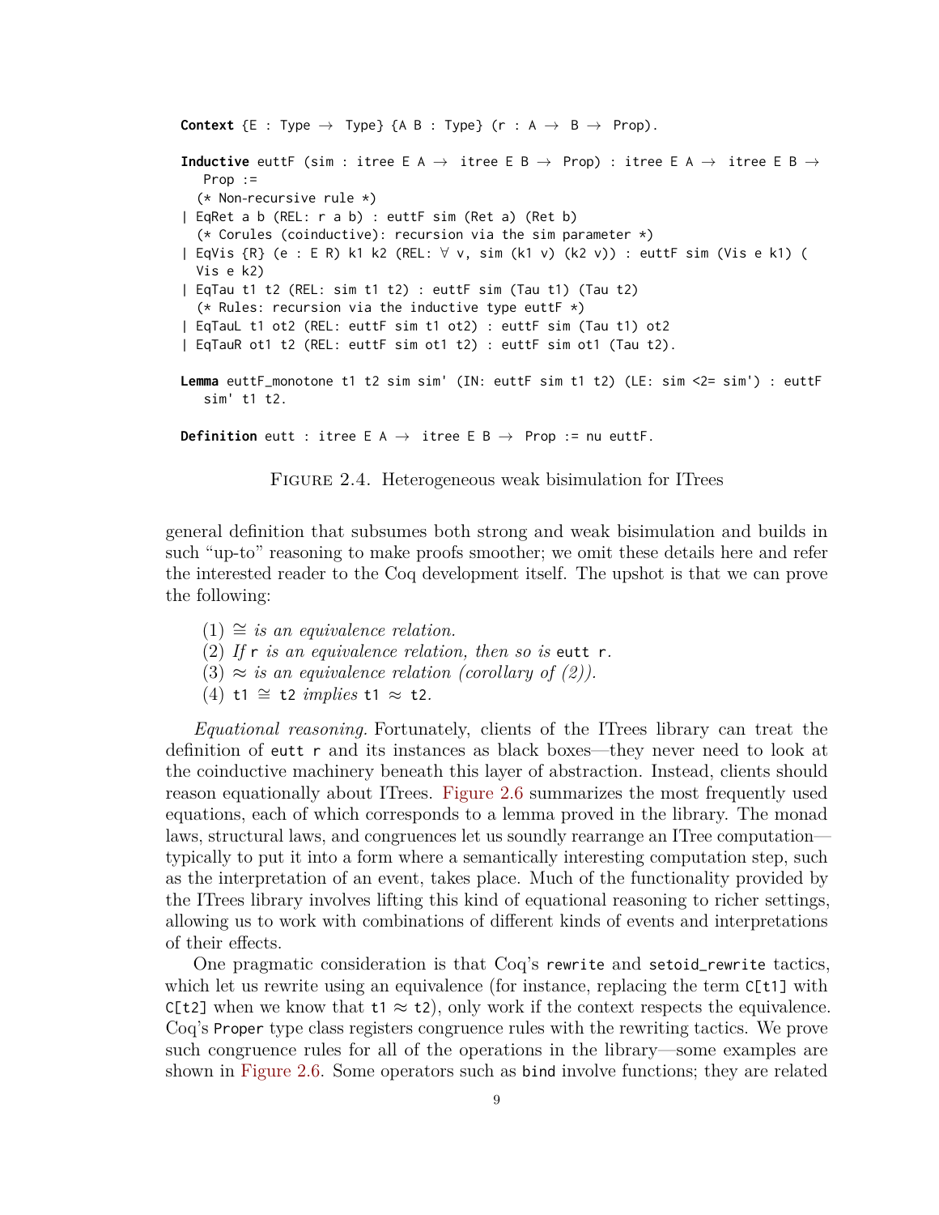```
Context {E : Type → Type} {A B : Type} (r : A → B → Prop).

Inductive euttF (sim : itree E A → itree E B → Prop) : itree E A → itree E B →
    Prop :=
  (* Non-recursive rule *)
| EqRet a b (REL: r a b) : euttF sim (Ret a) (Ret b)
  (* Corules (coinductive): recursion via the sim parameter *)
| EqVis {R} (e : E R) k1 k2 (REL: ∀ v, sim (k1 v) (k2 v)) : euttF sim (Vis e k1) (
  Vis e k2)
| EqTau t1 t2 (REL: sim t1 t2) : euttF sim (Tau t1) (Tau t2)
  (* Rules: recursion via the inductive type euttF *)
| EqTauL t1 ot2 (REL: euttF sim t1 ot2) : euttF sim (Tau t1) ot2
| EqTauR ot1 t2 (REL: euttF sim ot1 t2) : euttF sim ot1 (Tau t2).

Lemma euttF_monotone t1 t2 sim sim' (IN: euttF sim t1 t2) (LE: sim <2= sim') : euttF
    sim' t1 t2.

Definition eutt : itree E A → itree E B → Prop := nu euttF.
```

FIGURE 2.4. Heterogeneous weak bisimulation for ITrees

general definition that subsumes both strong and weak bisimulation and builds in such "up-to" reasoning to make proofs smoother; we omit these details here and refer the interested reader to the Coq development itself. The upshot is that we can prove the following:

(1) $\cong$ *is an equivalence relation.*
(2) *If* `r` *is an equivalence relation, then so is* `eutt r`.
(3) $\approx$ *is an equivalence relation (corollary of (2)).*
(4) `t1` $\cong$ `t2` *implies* `t1` $\approx$ `t2`.

*Equational reasoning.* Fortunately, clients of the ITrees library can treat the definition of `eutt r` and its instances as black boxes—they never need to look at the coinductive machinery beneath this layer of abstraction. Instead, clients should reason equationally about ITrees. Figure 2.6 summarizes the most frequently used equations, each of which corresponds to a lemma proved in the library. The monad laws, structural laws, and congruences let us soundly rearrange an ITree computation—typically to put it into a form where a semantically interesting computation step, such as the interpretation of an event, takes place. Much of the functionality provided by the ITrees library involves lifting this kind of equational reasoning to richer settings, allowing us to work with combinations of different kinds of events and interpretations of their effects.

One pragmatic consideration is that Coq's `rewrite` and `setoid_rewrite` tactics, which let us rewrite using an equivalence (for instance, replacing the term `C[t1]` with `C[t2]` when we know that `t1` $\approx$ `t2`), only work if the context respects the equivalence. Coq's `Proper` type class registers congruence rules with the rewriting tactics. We prove such congruence rules for all of the operations in the library—some examples are shown in Figure 2.6. Some operators such as `bind` involve functions; they are related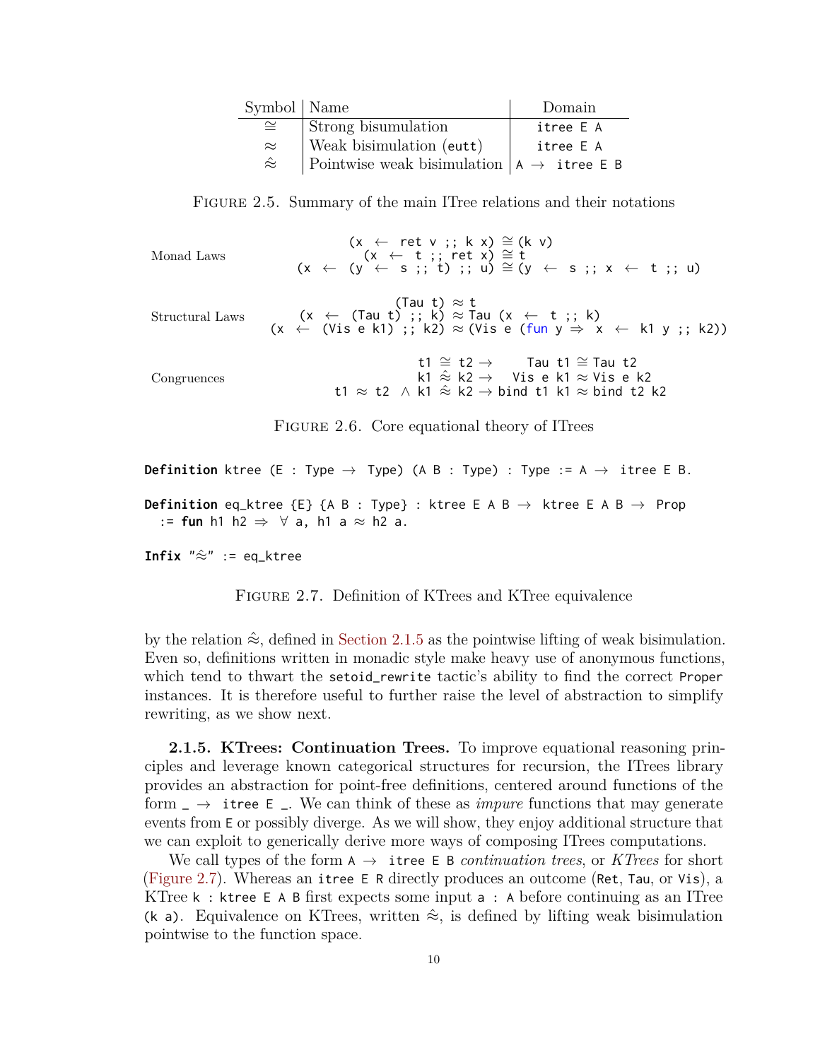| Symbol | Name | Domain |
|---|---|---|
| ≅ | Strong bisumulation | `itree E A` |
| ≈ | Weak bisimulation (`eutt`) | `itree E A` |
| ≈̂ | Pointwise weak bisimulation | `A → itree E B` |

FIGURE 2.5. Summary of the main ITree relations and their notations

Monad Laws

```
(x ← ret v ;; k x) ≅ (k v)
(x ← t ;; ret x) ≅ t
(x ← (y ← s ;; t) ;; u) ≅ (y ← s ;; x ← t ;; u)
```

Structural Laws

```
(Tau t) ≈ t
(x ← (Tau t) ;; k) ≈ Tau (x ← t ;; k)
(x ← (Vis e k1) ;; k2) ≈ (Vis e (fun y ⇒ x ← k1 y ;; k2))
```

Congruences

```
t1 ≅ t2 →      Tau t1 ≅ Tau t2
k1 ≈̂ k2 →    Vis e k1 ≈ Vis e k2
t1 ≈ t2 ∧ k1 ≈̂ k2 → bind t1 k1 ≈ bind t2 k2
```

FIGURE 2.6. Core equational theory of ITrees

```
Definition ktree (E : Type → Type) (A B : Type) : Type := A → itree E B.

Definition eq_ktree {E} {A B : Type} : ktree E A B → ktree E A B → Prop
  := fun h1 h2 ⇒ ∀ a, h1 a ≈ h2 a.

Infix "≈̂" := eq_ktree
```

FIGURE 2.7. Definition of KTrees and KTree equivalence

by the relation ≈̂, defined in Section 2.1.5 as the pointwise lifting of weak bisimulation. Even so, definitions written in monadic style make heavy use of anonymous functions, which tend to thwart the `setoid_rewrite` tactic's ability to find the correct `Proper` instances. It is therefore useful to further raise the level of abstraction to simplify rewriting, as we show next.

**2.1.5. KTrees: Continuation Trees.** To improve equational reasoning principles and leverage known categorical structures for recursion, the ITrees library provides an abstraction for point-free definitions, centered around functions of the form `_ → itree E _`. We can think of these as *impure* functions that may generate events from `E` or possibly diverge. As we will show, they enjoy additional structure that we can exploit to generically derive more ways of composing ITrees computations.

We call types of the form `A → itree E B` *continuation trees*, or *KTrees* for short (Figure 2.7). Whereas an `itree E R` directly produces an outcome (`Ret`, `Tau`, or `Vis`), a KTree `k : ktree E A B` first expects some input `a : A` before continuing as an ITree `(k a)`. Equivalence on KTrees, written ≈̂, is defined by lifting weak bisimulation pointwise to the function space.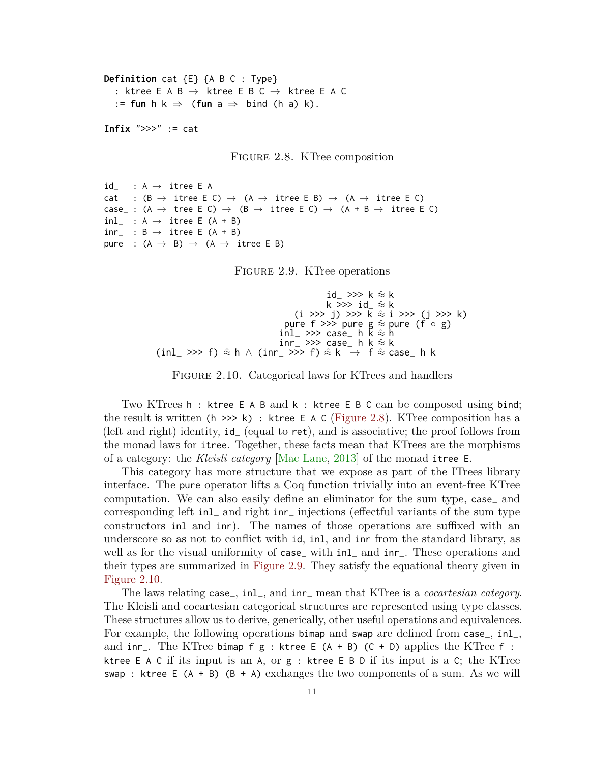```
Definition cat {E} {A B C : Type}
  : ktree E A B → ktree E B C → ktree E A C
  := fun h k ⇒ (fun a ⇒ bind (h a) k).

Infix ">>>" := cat
```

Figure 2.8. KTree composition

```
id_   : A → itree E A
cat   : (B → itree E C) → (A → itree E B) → (A → itree E C)
case_ : (A → tree E C) → (B → itree E C) → (A + B → itree E C)
inl_  : A → itree E (A + B)
inr_  : B → itree E (A + B)
pure  : (A → B) → (A → itree E B)
```

Figure 2.9. KTree operations

```
                                  id_ >>> k ≈ k
                                  k >>> id_ ≈ k
                        (i >>> j) >>> k ≈ i >>> (j >>> k)
                         pure f >>> pure g ≈ pure (f ∘ g)
                            inl_ >>> case_ h k ≈ h
                            inr_ >>> case_ h k ≈ k
(inl_ >>> f) ≈ h ∧ (inr_ >>> f) ≈ k  →  f ≈ case_ h k
```

Figure 2.10. Categorical laws for KTrees and handlers

Two KTrees `h : ktree E A B` and `k : ktree E B C` can be composed using `bind`; the result is written `(h >>> k) : ktree E A C` (Figure 2.8). KTree composition has a (left and right) identity, `id_` (equal to `ret`), and is associative; the proof follows from the monad laws for `itree`. Together, these facts mean that KTrees are the morphisms of a category: the *Kleisli category* [Mac Lane, 2013] of the monad `itree E`.

This category has more structure that we expose as part of the ITrees library interface. The `pure` operator lifts a Coq function trivially into an event-free KTree computation. We can also easily define an eliminator for the sum type, `case_` and corresponding left `inl_` and right `inr_` injections (effectful variants of the sum type constructors `inl` and `inr`). The names of those operations are suffixed with an underscore so as not to conflict with `id`, `inl`, and `inr` from the standard library, as well as for the visual uniformity of `case_` with `inl_` and `inr_`. These operations and their types are summarized in Figure 2.9. They satisfy the equational theory given in Figure 2.10.

The laws relating `case_`, `inl_`, and `inr_` mean that KTree is a *cocartesian category*. The Kleisli and cocartesian categorical structures are represented using type classes. These structures allow us to derive, generically, other useful operations and equivalences. For example, the following operations `bimap` and `swap` are defined from `case_`, `inl_`, and `inr_`. The KTree `bimap f g : ktree E (A + B) (C + D)` applies the KTree `f : ktree E A C` if its input is an `A`, or `g : ktree E B D` if its input is a `C`; the KTree `swap : ktree E (A + B) (B + A)` exchanges the two components of a sum. As we will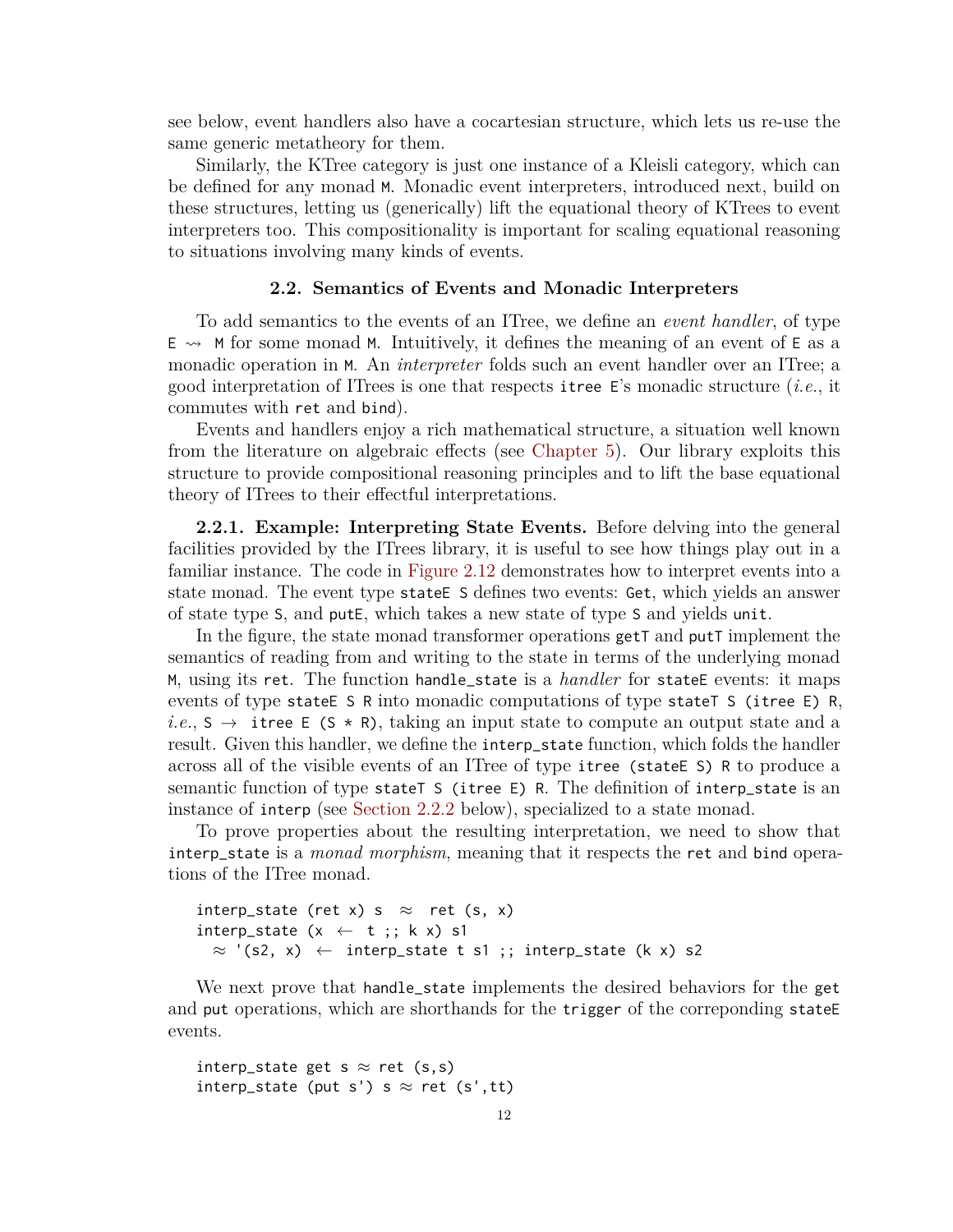see below, event handlers also have a cocartesian structure, which lets us re-use the same generic metatheory for them.

Similarly, the KTree category is just one instance of a Kleisli category, which can be defined for any monad `M`. Monadic event interpreters, introduced next, build on these structures, letting us (generically) lift the equational theory of KTrees to event interpreters too. This compositionality is important for scaling equational reasoning to situations involving many kinds of events.

### 2.2. Semantics of Events and Monadic Interpreters

To add semantics to the events of an ITree, we define an *event handler*, of type `E ⇝ M` for some monad `M`. Intuitively, it defines the meaning of an event of `E` as a monadic operation in `M`. An *interpreter* folds such an event handler over an ITree; a good interpretation of ITrees is one that respects `itree E`'s monadic structure (*i.e.*, it commutes with `ret` and `bind`).

Events and handlers enjoy a rich mathematical structure, a situation well known from the literature on algebraic effects (see Chapter 5). Our library exploits this structure to provide compositional reasoning principles and to lift the base equational theory of ITrees to their effectful interpretations.

**2.2.1. Example: Interpreting State Events.** Before delving into the general facilities provided by the ITrees library, it is useful to see how things play out in a familiar instance. The code in Figure 2.12 demonstrates how to interpret events into a state monad. The event type `stateE S` defines two events: `Get`, which yields an answer of state type `S`, and `putE`, which takes a new state of type `S` and yields `unit`.

In the figure, the state monad transformer operations `getT` and `putT` implement the semantics of reading from and writing to the state in terms of the underlying monad `M`, using its `ret`. The function `handle_state` is a *handler* for `stateE` events: it maps events of type `stateE S R` into monadic computations of type `stateT S (itree E) R`, *i.e.*, `S → itree E (S * R)`, taking an input state to compute an output state and a result. Given this handler, we define the `interp_state` function, which folds the handler across all of the visible events of an ITree of type `itree (stateE S) R` to produce a semantic function of type `stateT S (itree E) R`. The definition of `interp_state` is an instance of `interp` (see Section 2.2.2 below), specialized to a state monad.

To prove properties about the resulting interpretation, we need to show that `interp_state` is a *monad morphism*, meaning that it respects the `ret` and `bind` operations of the ITree monad.

```
interp_state (ret x) s  ≈  ret (s, x)
interp_state (x ← t ;; k x) s1
  ≈ '(s2, x) ← interp_state t s1 ;; interp_state (k x) s2
```

We next prove that `handle_state` implements the desired behaviors for the `get` and `put` operations, which are shorthands for the `trigger` of the correponding `stateE` events.

```
interp_state get s ≈ ret (s,s)
interp_state (put s') s ≈ ret (s',tt)
```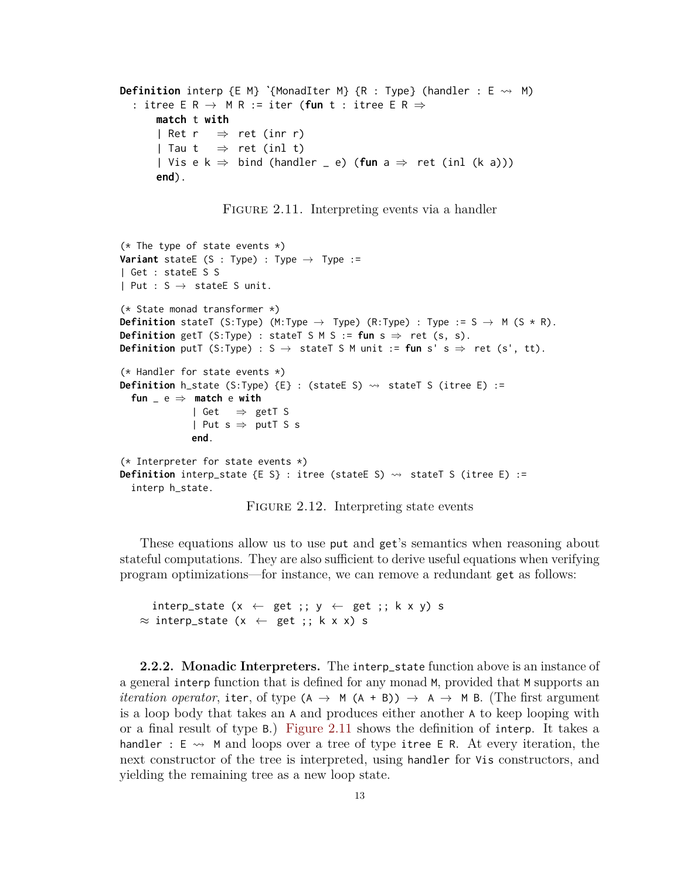```
Definition interp {E M} `{MonadIter M} {R : Type} (handler : E ⤳ M)
  : itree E R → M R := iter (fun t : itree E R ⇒
      match t with
      | Ret r   ⇒ ret (inr r)
      | Tau t   ⇒ ret (inl t)
      | Vis e k ⇒ bind (handler _ e) (fun a ⇒ ret (inl (k a)))
      end).
```

Figure 2.11. Interpreting events via a handler

```
(* The type of state events *)
Variant stateE (S : Type) : Type → Type :=
| Get : stateE S S
| Put : S → stateE S unit.

(* State monad transformer *)
Definition stateT (S:Type) (M:Type → Type) (R:Type) : Type := S → M (S * R).
Definition getT (S:Type) : stateT S M S := fun s ⇒ ret (s, s).
Definition putT (S:Type) : S → stateT S M unit := fun s' s ⇒ ret (s', tt).

(* Handler for state events *)
Definition h_state (S:Type) {E} : (stateE S) ⤳ stateT S (itree E) :=
  fun _ e ⇒ match e with
           | Get   ⇒ getT S
           | Put s ⇒ putT S s
           end.

(* Interpreter for state events *)
Definition interp_state {E S} : itree (stateE S) ⤳ stateT S (itree E) :=
  interp h_state.
```

Figure 2.12. Interpreting state events

These equations allow us to use put and get's semantics when reasoning about stateful computations. They are also sufficient to derive useful equations when verifying program optimizations—for instance, we can remove a redundant get as follows:

```
  interp_state (x ← get ;; y ← get ;; k x y) s
≈ interp_state (x ← get ;; k x x) s
```

**2.2.2. Monadic Interpreters.** The interp_state function above is an instance of a general interp function that is defined for any monad M, provided that M supports an *iteration operator*, iter, of type (A → M (A + B)) → A → M B. (The first argument is a loop body that takes an A and produces either another A to keep looping with or a final result of type B.) Figure 2.11 shows the definition of interp. It takes a handler : E ⤳ M and loops over a tree of type itree E R. At every iteration, the next constructor of the tree is interpreted, using handler for Vis constructors, and yielding the remaining tree as a new loop state.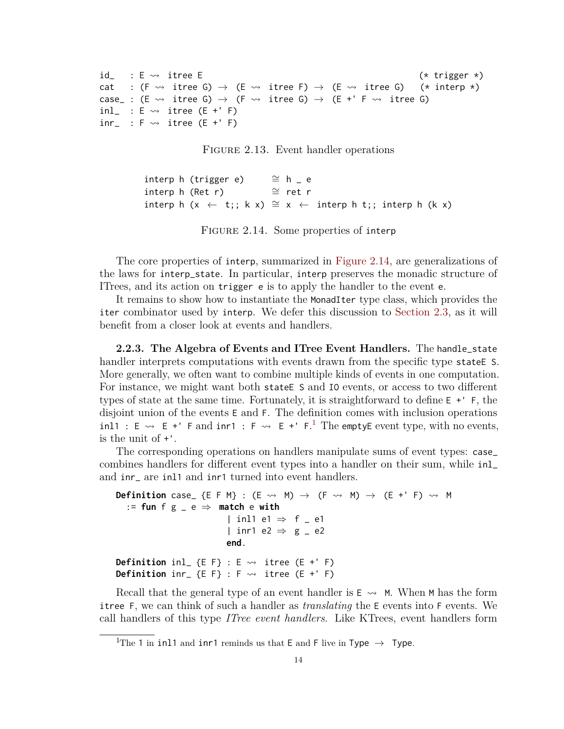```
id_   : E ⇝ itree E                                            (* trigger *)
cat   : (F ⇝ itree G) → (E ⇝ itree F) → (E ⇝ itree G)   (* interp *)
case_ : (E ⇝ itree G) → (F ⇝ itree G) → (E +' F ⇝ itree G)
inl_  : E ⇝ itree (E +' F)
inr_  : F ⇝ itree (E +' F)
```

FIGURE 2.13. Event handler operations

```
interp h (trigger e)      ≅ h _ e
interp h (Ret r)          ≅ ret r
interp h (x ← t;; k x) ≅ x ← interp h t;; interp h (k x)
```

FIGURE 2.14. Some properties of `interp`

The core properties of `interp`, summarized in Figure 2.14, are generalizations of the laws for `interp_state`. In particular, `interp` preserves the monadic structure of ITrees, and its action on `trigger e` is to apply the handler to the event `e`.

It remains to show how to instantiate the `MonadIter` type class, which provides the `iter` combinator used by `interp`. We defer this discussion to Section 2.3, as it will benefit from a closer look at events and handlers.

**2.2.3. The Algebra of Events and ITree Event Handlers.** The `handle_state` handler interprets computations with events drawn from the specific type `stateE S`. More generally, we often want to combine multiple kinds of events in one computation. For instance, we might want both `stateE S` and `IO` events, or access to two different types of state at the same time. Fortunately, it is straightforward to define `E +' F`, the disjoint union of the events `E` and `F`. The definition comes with inclusion operations `inl1 : E ⇝ E +' F` and `inr1 : F ⇝ E +' F`.[1] The `emptyE` event type, with no events, is the unit of `+'`.

The corresponding operations on handlers manipulate sums of event types: `case_` combines handlers for different event types into a handler on their sum, while `inl_` and `inr_` are `inl1` and `inr1` turned into event handlers.

```
Definition case_ {E F M} : (E ⇝ M) → (F ⇝ M) → (E +' F) ⇝ M
  := fun f g _ e ⇒ match e with
                   | inl1 e1 ⇒ f _ e1
                   | inr1 e2 ⇒ g _ e2
                   end.

Definition inl_ {E F} : E ⇝ itree (E +' F)
Definition inr_ {E F} : F ⇝ itree (E +' F)
```

Recall that the general type of an event handler is `E ⇝ M`. When `M` has the form `itree F`, we can think of such a handler as *translating* the `E` events into `F` events. We call handlers of this type *ITree event handlers*. Like KTrees, event handlers form

[1] The `1` in `inl1` and `inr1` reminds us that `E` and `F` live in `Type → Type`.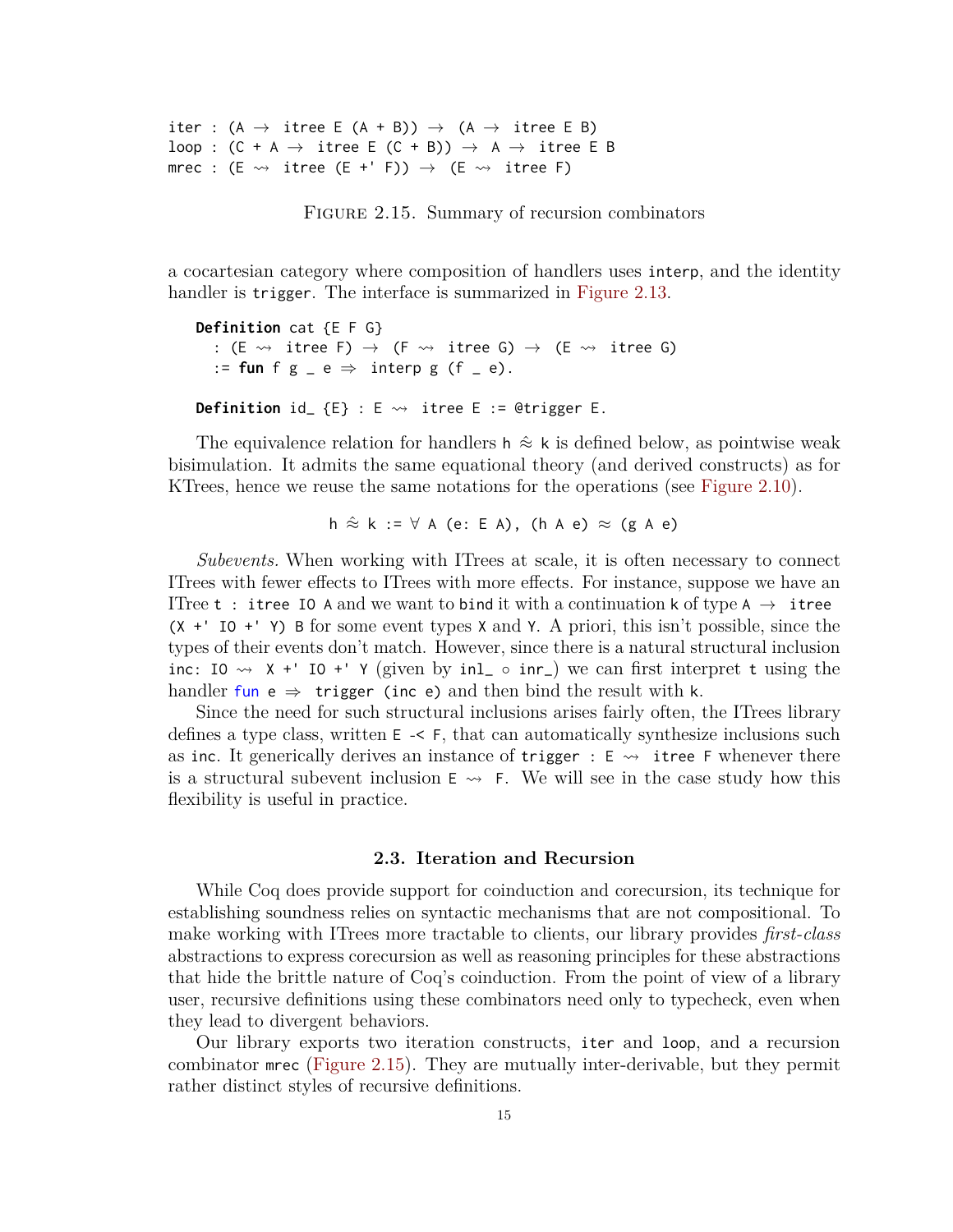```
iter : (A → itree E (A + B)) → (A → itree E B)
loop : (C + A → itree E (C + B)) → A → itree E B
mrec : (E ⇝ itree (E +' F)) → (E ⇝ itree F)
```

Figure 2.15. Summary of recursion combinators

a cocartesian category where composition of handlers uses `interp`, and the identity handler is `trigger`. The interface is summarized in Figure 2.13.

```
Definition cat {E F G}
  : (E ⇝ itree F) → (F ⇝ itree G) → (E ⇝ itree G)
  := fun f g _ e ⇒ interp g (f _ e).

Definition id_ {E} : E ⇝ itree E := @trigger E.
```

The equivalence relation for handlers `h ≈̇ k` is defined below, as pointwise weak bisimulation. It admits the same equational theory (and derived constructs) as for KTrees, hence we reuse the same notations for the operations (see Figure 2.10).

```
h ≈̇ k := ∀ A (e: E A), (h A e) ≈ (g A e)
```

*Subevents.* When working with ITrees at scale, it is often necessary to connect ITrees with fewer effects to ITrees with more effects. For instance, suppose we have an ITree `t : itree IO A` and we want to `bind` it with a continuation `k` of type `A → itree (X +' IO +' Y) B` for some event types `X` and `Y`. A priori, this isn't possible, since the types of their events don't match. However, since there is a natural structural inclusion `inc: IO ⇝ X +' IO +' Y` (given by `inl_ ∘ inr_`) we can first interpret `t` using the handler `fun e ⇒ trigger (inc e)` and then bind the result with `k`.

Since the need for such structural inclusions arises fairly often, the ITrees library defines a type class, written `E -< F`, that can automatically synthesize inclusions such as `inc`. It generically derives an instance of `trigger : E ⇝ itree F` whenever there is a structural subevent inclusion `E ⇝ F`. We will see in the case study how this flexibility is useful in practice.

## 2.3. Iteration and Recursion

While Coq does provide support for coinduction and corecursion, its technique for establishing soundness relies on syntactic mechanisms that are not compositional. To make working with ITrees more tractable to clients, our library provides *first-class* abstractions to express corecursion as well as reasoning principles for these abstractions that hide the brittle nature of Coq's coinduction. From the point of view of a library user, recursive definitions using these combinators need only to typecheck, even when they lead to divergent behaviors.

Our library exports two iteration constructs, `iter` and `loop`, and a recursion combinator `mrec` (Figure 2.15). They are mutually inter-derivable, but they permit rather distinct styles of recursive definitions.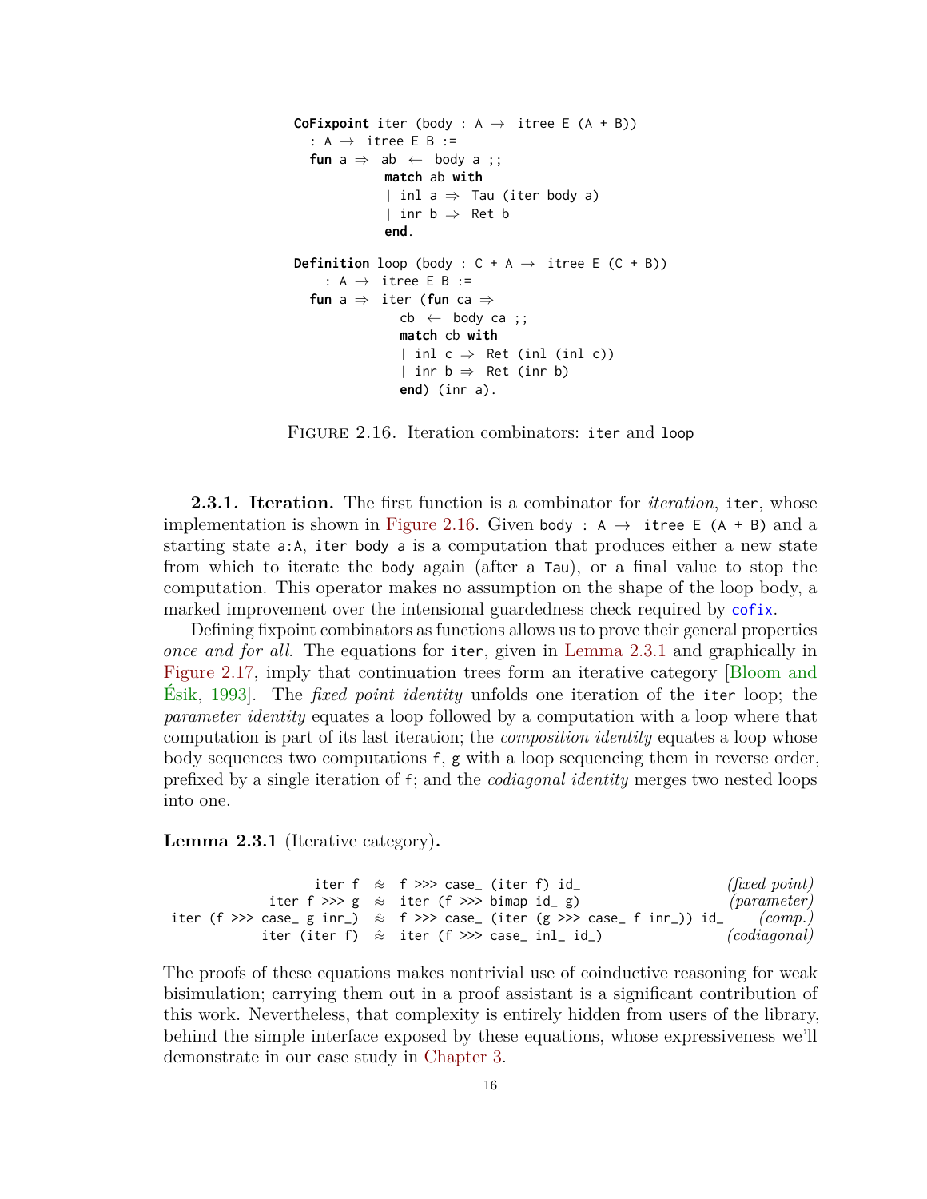```
CoFixpoint iter (body : A → itree E (A + B))
  : A → itree E B :=
  fun a ⇒ ab ← body a ;;
          match ab with
          | inl a ⇒ Tau (iter body a)
          | inr b ⇒ Ret b
          end.

Definition loop (body : C + A → itree E (C + B))
    : A → itree E B :=
  fun a ⇒ iter (fun ca ⇒
             cb ← body ca ;;
             match cb with
             | inl c ⇒ Ret (inl (inl c))
             | inr b ⇒ Ret (inr b)
             end) (inr a).
```

FIGURE 2.16. Iteration combinators: `iter` and `loop`

### 2.3.1. Iteration.

The first function is a combinator for *iteration*, `iter`, whose implementation is shown in Figure 2.16. Given `body : A → itree E (A + B)` and a starting state `a:A`, `iter body a` is a computation that produces either a new state from which to iterate the `body` again (after a `Tau`), or a final value to stop the computation. This operator makes no assumption on the shape of the loop body, a marked improvement over the intensional guardedness check required by `cofix`.

Defining fixpoint combinators as functions allows us to prove their general properties *once and for all*. The equations for `iter`, given in Lemma 2.3.1 and graphically in Figure 2.17, imply that continuation trees form an iterative category [Bloom and Ésik, 1993]. The *fixed point identity* unfolds one iteration of the `iter` loop; the *parameter identity* equates a loop followed by a computation with a loop where that computation is part of its last iteration; the *composition identity* equates a loop whose body sequences two computations `f`, `g` with a loop sequencing them in reverse order, prefixed by a single iteration of `f`; and the *codiagonal identity* merges two nested loops into one.

**Lemma 2.3.1** (Iterative category)**.**

```
                 iter f  ≈  f >>> case_ (iter f) id_                       (fixed point)
           iter f >>> g  ≈  iter (f >>> bimap id_ g)                       (parameter)
iter (f >>> case_ g inr_)  ≈  f >>> case_ (iter (g >>> case_ f inr_)) id_  (comp.)
          iter (iter f)  ≈  iter (f >>> case_ inl_ id_)                    (codiagonal)
```

The proofs of these equations makes nontrivial use of coinductive reasoning for weak bisimulation; carrying them out in a proof assistant is a significant contribution of this work. Nevertheless, that complexity is entirely hidden from users of the library, behind the simple interface exposed by these equations, whose expressiveness we'll demonstrate in our case study in Chapter 3.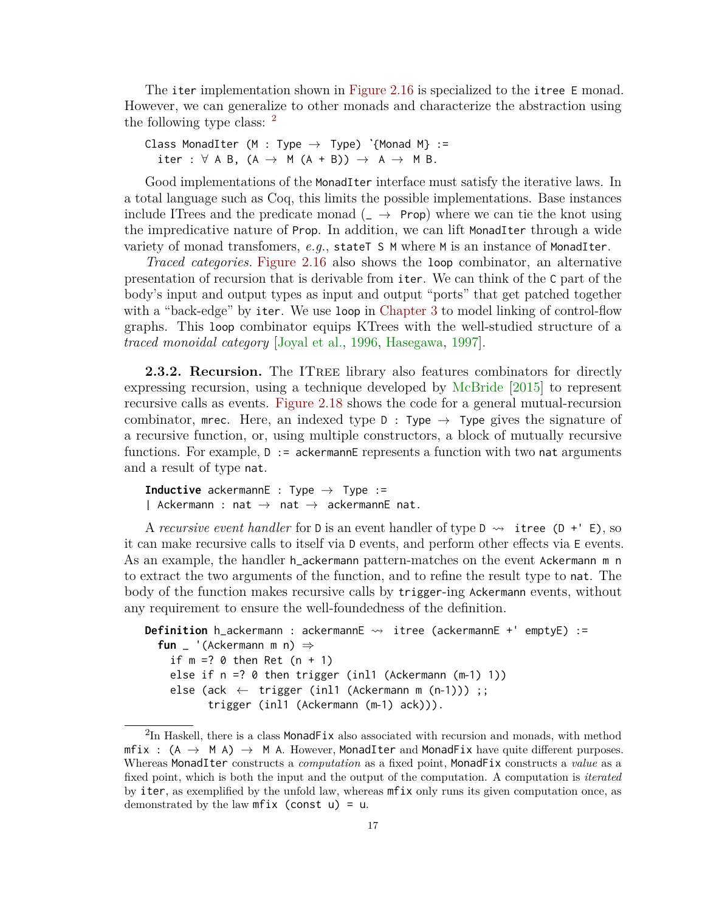The iter implementation shown in Figure 2.16 is specialized to the itree E monad. However, we can generalize to other monads and characterize the abstraction using the following type class: [2]

```
Class MonadIter (M : Type → Type) `{Monad M} :=
  iter : ∀ A B, (A → M (A + B)) → A → M B.
```

Good implementations of the MonadIter interface must satisfy the iterative laws. In a total language such as Coq, this limits the possible implementations. Base instances include ITrees and the predicate monad (_ → Prop) where we can tie the knot using the impredicative nature of Prop. In addition, we can lift MonadIter through a wide variety of monad transfomers, *e.g.*, stateT S M where M is an instance of MonadIter.

*Traced categories.* Figure 2.16 also shows the loop combinator, an alternative presentation of recursion that is derivable from iter. We can think of the C part of the body's input and output types as input and output "ports" that get patched together with a "back-edge" by iter. We use loop in Chapter 3 to model linking of control-flow graphs. This loop combinator equips KTrees with the well-studied structure of a *traced monoidal category* [Joyal et al., 1996, Hasegawa, 1997].

**2.3.2. Recursion.** The ITree library also features combinators for directly expressing recursion, using a technique developed by McBride [2015] to represent recursive calls as events. Figure 2.18 shows the code for a general mutual-recursion combinator, mrec. Here, an indexed type D : Type → Type gives the signature of a recursive function, or, using multiple constructors, a block of mutually recursive functions. For example, D := ackermannE represents a function with two nat arguments and a result of type nat.

```
Inductive ackermannE : Type → Type :=
| Ackermann : nat → nat → ackermannE nat.
```

A *recursive event handler* for D is an event handler of type D ⇝ itree (D +' E), so it can make recursive calls to itself via D events, and perform other effects via E events. As an example, the handler h_ackermann pattern-matches on the event Ackermann m n to extract the two arguments of the function, and to refine the result type to nat. The body of the function makes recursive calls by trigger-ing Ackermann events, without any requirement to ensure the well-foundedness of the definition.

```
Definition h_ackermann : ackermannE ⇝ itree (ackermannE +' emptyE) :=
  fun _ '(Ackermann m n) ⇒
    if m =? 0 then Ret (n + 1)
    else if n =? 0 then trigger (inl1 (Ackermann (m-1) 1))
    else (ack ← trigger (inl1 (Ackermann m (n-1))) ;;
          trigger (inl1 (Ackermann (m-1) ack))).
```

[2] In Haskell, there is a class MonadFix also associated with recursion and monads, with method mfix : (A → M A) → M A. However, MonadIter and MonadFix have quite different purposes. Whereas MonadIter constructs a *computation* as a fixed point, MonadFix constructs a *value* as a fixed point, which is both the input and the output of the computation. A computation is *iterated* by iter, as exemplified by the unfold law, whereas mfix only runs its given computation once, as demonstrated by the law mfix (const u) = u.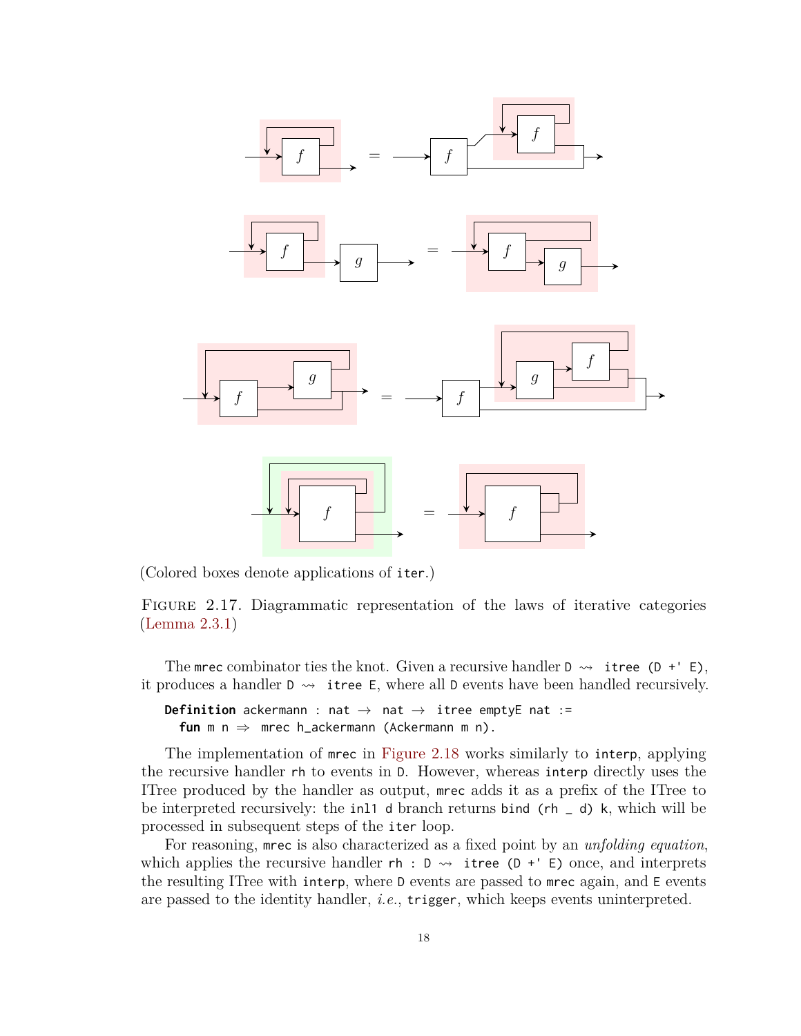(Colored boxes denote applications of iter.)

FIGURE 2.17. Diagrammatic representation of the laws of iterative categories (Lemma 2.3.1)

The mrec combinator ties the knot. Given a recursive handler `D ⇝ itree (D +' E)`, it produces a handler `D ⇝ itree E`, where all `D` events have been handled recursively.

```
Definition ackermann : nat → nat → itree emptyE nat :=
  fun m n ⇒ mrec h_ackermann (Ackermann m n).
```

The implementation of `mrec` in Figure 2.18 works similarly to `interp`, applying the recursive handler `rh` to events in `D`. However, whereas `interp` directly uses the ITree produced by the handler as output, `mrec` adds it as a prefix of the ITree to be interpreted recursively: the `inl1 d` branch returns `bind (rh _ d) k`, which will be processed in subsequent steps of the `iter` loop.

For reasoning, `mrec` is also characterized as a fixed point by an *unfolding equation*, which applies the recursive handler `rh : D ⇝ itree (D +' E)` once, and interprets the resulting ITree with `interp`, where `D` events are passed to `mrec` again, and `E` events are passed to the identity handler, *i.e.*, `trigger`, which keeps events uninterpreted.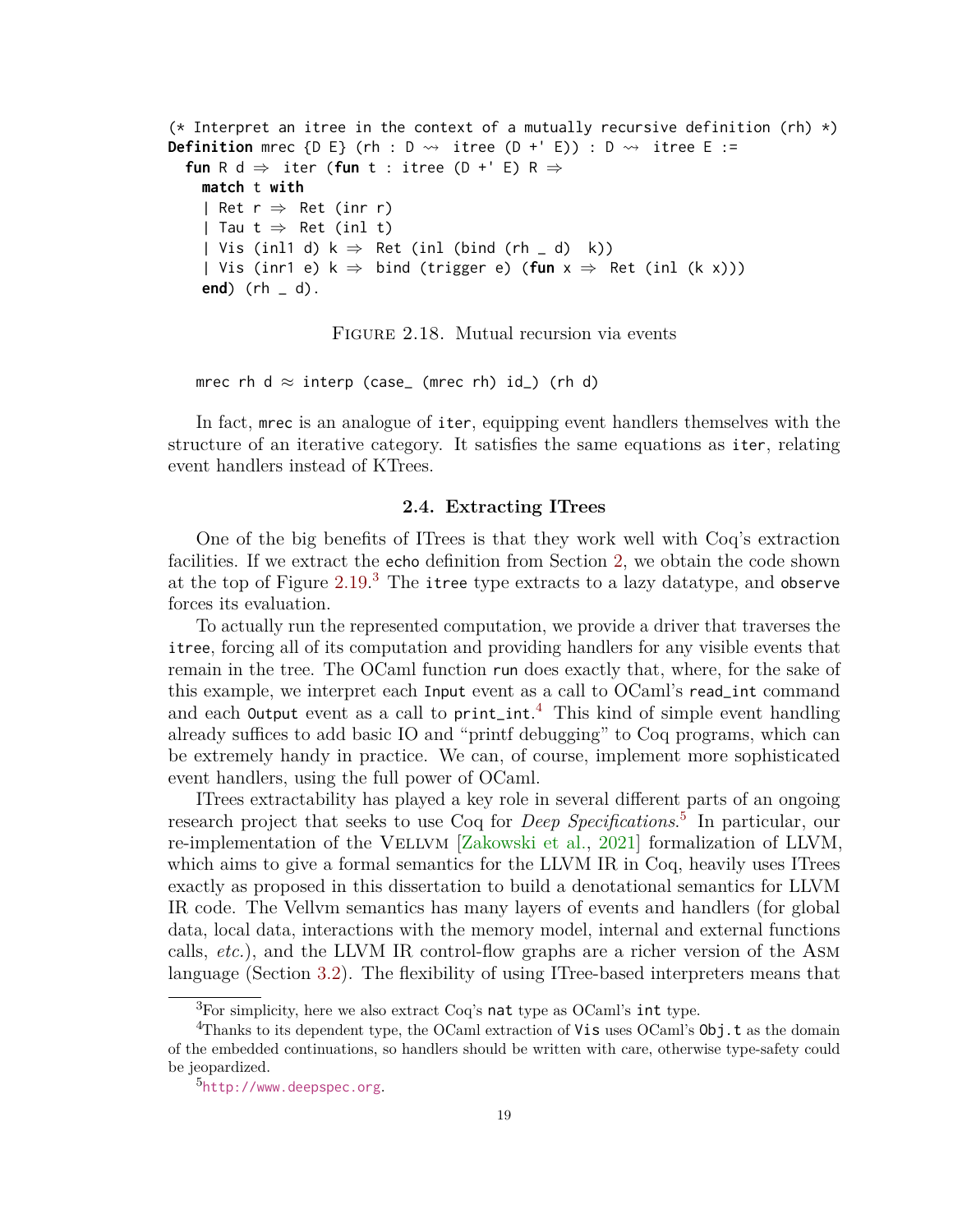```
(* Interpret an itree in the context of a mutually recursive definition (rh) *)
Definition mrec {D E} (rh : D ⇝ itree (D +' E)) : D ⇝ itree E :=
  fun R d ⇒ iter (fun t : itree (D +' E) R ⇒
    match t with
    | Ret r ⇒ Ret (inr r)
    | Tau t ⇒ Ret (inl t)
    | Vis (inl1 d) k ⇒ Ret (inl (bind (rh _ d) k))
    | Vis (inr1 e) k ⇒ bind (trigger e) (fun x ⇒ Ret (inl (k x)))
    end) (rh _ d).
```

Figure 2.18. Mutual recursion via events

```
mrec rh d ≈ interp (case_ (mrec rh) id_) (rh d)
```

In fact, `mrec` is an analogue of `iter`, equipping event handlers themselves with the structure of an iterative category. It satisfies the same equations as `iter`, relating event handlers instead of KTrees.

### 2.4. Extracting ITrees

One of the big benefits of ITrees is that they work well with Coq's extraction facilities. If we extract the `echo` definition from Section 2, we obtain the code shown at the top of Figure 2.19.[3] The `itree` type extracts to a lazy datatype, and `observe` forces its evaluation.

To actually run the represented computation, we provide a driver that traverses the `itree`, forcing all of its computation and providing handlers for any visible events that remain in the tree. The OCaml function `run` does exactly that, where, for the sake of this example, we interpret each `Input` event as a call to OCaml's `read_int` command and each `Output` event as a call to `print_int`.[4] This kind of simple event handling already suffices to add basic IO and "printf debugging" to Coq programs, which can be extremely handy in practice. We can, of course, implement more sophisticated event handlers, using the full power of OCaml.

ITrees extractability has played a key role in several different parts of an ongoing research project that seeks to use Coq for *Deep Specifications*.[5] In particular, our re-implementation of the Vellvm [Zakowski et al., 2021] formalization of LLVM, which aims to give a formal semantics for the LLVM IR in Coq, heavily uses ITrees exactly as proposed in this dissertation to build a denotational semantics for LLVM IR code. The Vellvm semantics has many layers of events and handlers (for global data, local data, interactions with the memory model, internal and external functions calls, *etc.*), and the LLVM IR control-flow graphs are a richer version of the Asm language (Section 3.2). The flexibility of using ITree-based interpreters means that

[3] For simplicity, here we also extract Coq's `nat` type as OCaml's `int` type.

[4] Thanks to its dependent type, the OCaml extraction of `Vis` uses OCaml's `Obj.t` as the domain of the embedded continuations, so handlers should be written with care, otherwise type-safety could be jeopardized.

[5] http://www.deepspec.org.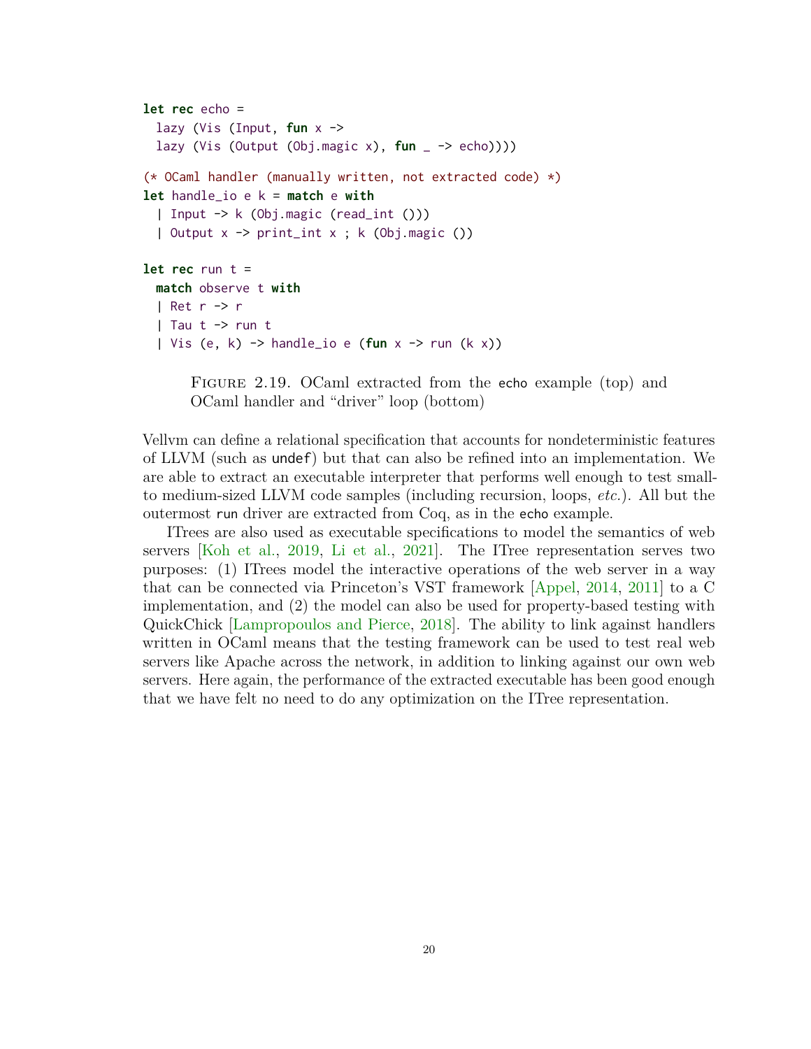```
let rec echo =
  lazy (Vis (Input, fun x ->
  lazy (Vis (Output (Obj.magic x), fun _ -> echo))))

(* OCaml handler (manually written, not extracted code) *)
let handle_io e k = match e with
  | Input -> k (Obj.magic (read_int ()))
  | Output x -> print_int x ; k (Obj.magic ())

let rec run t =
  match observe t with
  | Ret r -> r
  | Tau t -> run t
  | Vis (e, k) -> handle_io e (fun x -> run (k x))
```

Figure 2.19. OCaml extracted from the `echo` example (top) and OCaml handler and "driver" loop (bottom)

Vellvm can define a relational specification that accounts for nondeterministic features of LLVM (such as `undef`) but that can also be refined into an implementation. We are able to extract an executable interpreter that performs well enough to test small-to medium-sized LLVM code samples (including recursion, loops, *etc.*). All but the outermost `run` driver are extracted from Coq, as in the `echo` example.

ITrees are also used as executable specifications to model the semantics of web servers [Koh et al., 2019, Li et al., 2021]. The ITree representation serves two purposes: (1) ITrees model the interactive operations of the web server in a way that can be connected via Princeton's VST framework [Appel, 2014, 2011] to a C implementation, and (2) the model can also be used for property-based testing with QuickChick [Lampropoulos and Pierce, 2018]. The ability to link against handlers written in OCaml means that the testing framework can be used to test real web servers like Apache across the network, in addition to linking against our own web servers. Here again, the performance of the extracted executable has been good enough that we have felt no need to do any optimization on the ITree representation.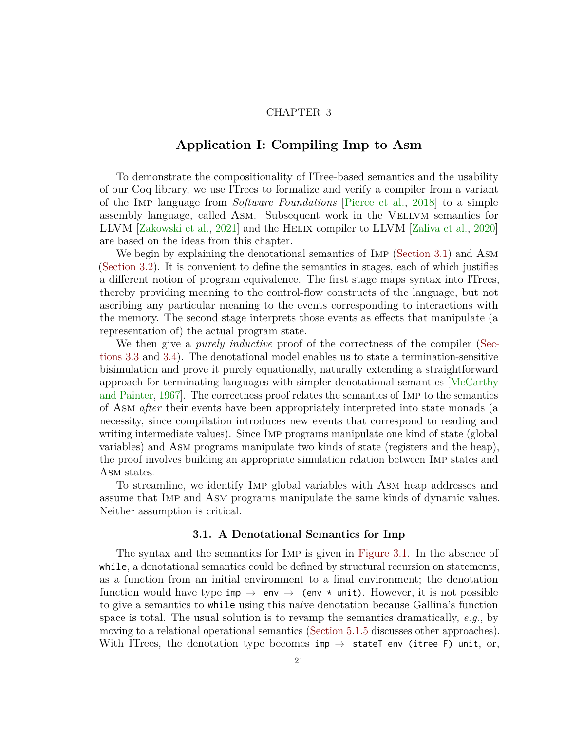CHAPTER 3

# Application I: Compiling Imp to Asm

To demonstrate the compositionality of ITree-based semantics and the usability of our Coq library, we use ITrees to formalize and verify a compiler from a variant of the Imp language from *Software Foundations* [Pierce et al., 2018] to a simple assembly language, called Asm. Subsequent work in the Vellvm semantics for LLVM [Zakowski et al., 2021] and the Helix compiler to LLVM [Zaliva et al., 2020] are based on the ideas from this chapter.

We begin by explaining the denotational semantics of Imp (Section 3.1) and Asm (Section 3.2). It is convenient to define the semantics in stages, each of which justifies a different notion of program equivalence. The first stage maps syntax into ITrees, thereby providing meaning to the control-flow constructs of the language, but not ascribing any particular meaning to the events corresponding to interactions with the memory. The second stage interprets those events as effects that manipulate (a representation of) the actual program state.

We then give a *purely inductive* proof of the correctness of the compiler (Sections 3.3 and 3.4). The denotational model enables us to state a termination-sensitive bisimulation and prove it purely equationally, naturally extending a straightforward approach for terminating languages with simpler denotational semantics [McCarthy and Painter, 1967]. The correctness proof relates the semantics of Imp to the semantics of Asm *after* their events have been appropriately interpreted into state monads (a necessity, since compilation introduces new events that correspond to reading and writing intermediate values). Since Imp programs manipulate one kind of state (global variables) and Asm programs manipulate two kinds of state (registers and the heap), the proof involves building an appropriate simulation relation between Imp states and Asm states.

To streamline, we identify Imp global variables with Asm heap addresses and assume that Imp and Asm programs manipulate the same kinds of dynamic values. Neither assumption is critical.

## 3.1. A Denotational Semantics for Imp

The syntax and the semantics for Imp is given in Figure 3.1. In the absence of `while`, a denotational semantics could be defined by structural recursion on statements, as a function from an initial environment to a final environment; the denotation function would have type `imp → env → (env * unit)`. However, it is not possible to give a semantics to `while` using this naïve denotation because Gallina's function space is total. The usual solution is to revamp the semantics dramatically, *e.g.*, by moving to a relational operational semantics (Section 5.1.5 discusses other approaches). With ITrees, the denotation type becomes `imp → stateT env (itree F) unit`, or,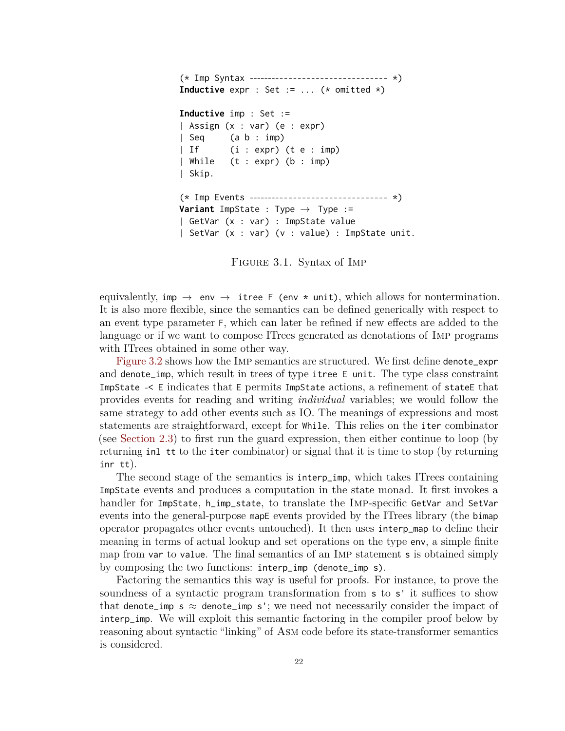```
(* Imp Syntax -------------------------------- *)
Inductive expr : Set := ... (* omitted *)

Inductive imp : Set :=
| Assign (x : var) (e : expr)
| Seq     (a b : imp)
| If      (i : expr) (t e : imp)
| While   (t : expr) (b : imp)
| Skip.

(* Imp Events -------------------------------- *)
Variant ImpState : Type → Type :=
| GetVar (x : var) : ImpState value
| SetVar (x : var) (v : value) : ImpState unit.
```

FIGURE 3.1. Syntax of IMP

equivalently, `imp → env → itree F (env * unit)`, which allows for nontermination. It is also more flexible, since the semantics can be defined generically with respect to an event type parameter `F`, which can later be refined if new effects are added to the language or if we want to compose ITrees generated as denotations of IMP programs with ITrees obtained in some other way.

Figure 3.2 shows how the IMP semantics are structured. We first define `denote_expr` and `denote_imp`, which result in trees of type `itree E unit`. The type class constraint `ImpState -< E` indicates that `E` permits `ImpState` actions, a refinement of `stateE` that provides events for reading and writing *individual* variables; we would follow the same strategy to add other events such as IO. The meanings of expressions and most statements are straightforward, except for `While`. This relies on the `iter` combinator (see Section 2.3) to first run the guard expression, then either continue to loop (by returning `inl tt` to the `iter` combinator) or signal that it is time to stop (by returning `inr tt`).

The second stage of the semantics is `interp_imp`, which takes ITrees containing `ImpState` events and produces a computation in the state monad. It first invokes a handler for `ImpState`, `h_imp_state`, to translate the IMP-specific `GetVar` and `SetVar` events into the general-purpose `mapE` events provided by the ITrees library (the `bimap` operator propagates other events untouched). It then uses `interp_map` to define their meaning in terms of actual lookup and set operations on the type `env`, a simple finite map from `var` to `value`. The final semantics of an IMP statement `s` is obtained simply by composing the two functions: `interp_imp (denote_imp s)`.

Factoring the semantics this way is useful for proofs. For instance, to prove the soundness of a syntactic program transformation from `s` to `s'` it suffices to show that `denote_imp s ≈ denote_imp s'`; we need not necessarily consider the impact of `interp_imp`. We will exploit this semantic factoring in the compiler proof below by reasoning about syntactic "linking" of ASM code before its state-transformer semantics is considered.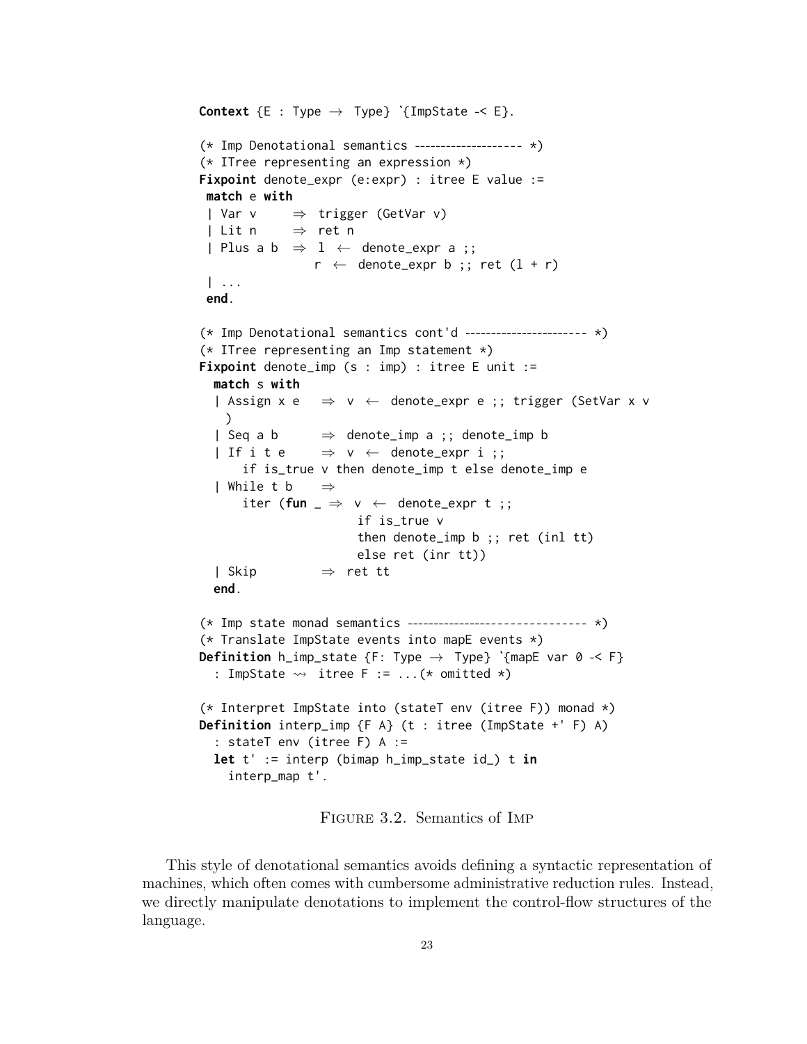```
Context {E : Type → Type} `{ImpState -< E}.

(* Imp Denotational semantics -------------------- *)
(* ITree representing an expression *)
Fixpoint denote_expr (e:expr) : itree E value :=
 match e with
 | Var v     ⇒ trigger (GetVar v)
 | Lit n     ⇒ ret n
 | Plus a b  ⇒ l ← denote_expr a ;;
               r ← denote_expr b ;; ret (l + r)
 | ...
 end.

(* Imp Denotational semantics cont'd ---------------------- *)
(* ITree representing an Imp statement *)
Fixpoint denote_imp (s : imp) : itree E unit :=
  match s with
  | Assign x e   ⇒ v ← denote_expr e ;; trigger (SetVar x v
    )
  | Seq a b      ⇒ denote_imp a ;; denote_imp b
  | If i t e     ⇒ v ← denote_expr i ;;
      if is_true v then denote_imp t else denote_imp e
  | While t b    ⇒
      iter (fun _ ⇒ v ← denote_expr t ;;
                     if is_true v
                     then denote_imp b ;; ret (inl tt)
                     else ret (inr tt))
  | Skip         ⇒ ret tt
  end.

(* Imp state monad semantics ------------------------------- *)
(* Translate ImpState events into mapE events *)
Definition h_imp_state {F: Type → Type} `{mapE var 0 -< F}
  : ImpState ⇝ itree F := ...(* omitted *)

(* Interpret ImpState into (stateT env (itree F)) monad *)
Definition interp_imp {F A} (t : itree (ImpState +' F) A)
  : stateT env (itree F) A :=
  let t' := interp (bimap h_imp_state id_) t in
    interp_map t'.
```

Figure 3.2. Semantics of Imp

This style of denotational semantics avoids defining a syntactic representation of machines, which often comes with cumbersome administrative reduction rules. Instead, we directly manipulate denotations to implement the control-flow structures of the language.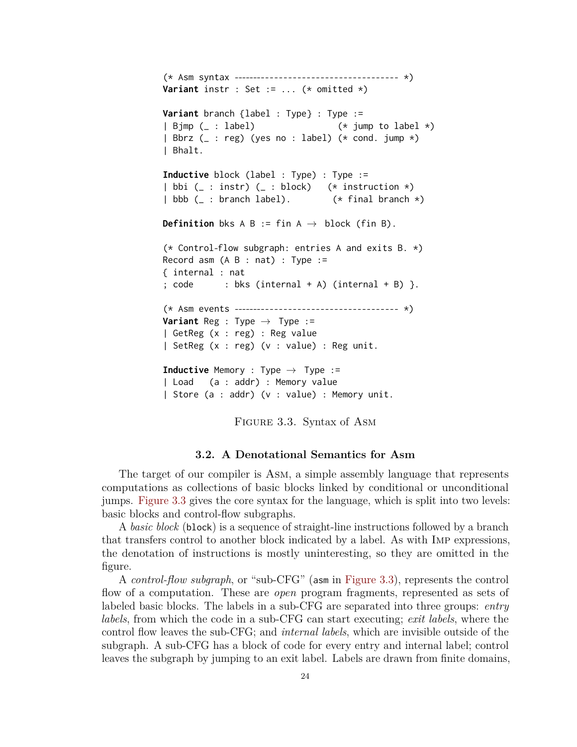```
(* Asm syntax ------------------------------------ *)
Variant instr : Set := ... (* omitted *)

Variant branch {label : Type} : Type :=
| Bjmp (_ : label)                (* jump to label *)
| Bbrz (_ : reg) (yes no : label) (* cond. jump *)
| Bhalt.

Inductive block (label : Type) : Type :=
| bbi (_ : instr) (_ : block)   (* instruction *)
| bbb (_ : branch label).        (* final branch *)

Definition bks A B := fin A → block (fin B).

(* Control-flow subgraph: entries A and exits B. *)
Record asm (A B : nat) : Type :=
{ internal : nat
; code      : bks (internal + A) (internal + B) }.

(* Asm events ------------------------------------ *)
Variant Reg : Type → Type :=
| GetReg (x : reg) : Reg value
| SetReg (x : reg) (v : value) : Reg unit.

Inductive Memory : Type → Type :=
| Load   (a : addr) : Memory value
| Store (a : addr) (v : value) : Memory unit.
```

Figure 3.3. Syntax of Asm

### 3.2. A Denotational Semantics for Asm

The target of our compiler is Asm, a simple assembly language that represents computations as collections of basic blocks linked by conditional or unconditional jumps. Figure 3.3 gives the core syntax for the language, which is split into two levels: basic blocks and control-flow subgraphs.

A *basic block* (`block`) is a sequence of straight-line instructions followed by a branch that transfers control to another block indicated by a label. As with Imp expressions, the denotation of instructions is mostly uninteresting, so they are omitted in the figure.

A *control-flow subgraph*, or "sub-CFG" (`asm` in Figure 3.3), represents the control flow of a computation. These are *open* program fragments, represented as sets of labeled basic blocks. The labels in a sub-CFG are separated into three groups: *entry labels*, from which the code in a sub-CFG can start executing; *exit labels*, where the control flow leaves the sub-CFG; and *internal labels*, which are invisible outside of the subgraph. A sub-CFG has a block of code for every entry and internal label; control leaves the subgraph by jumping to an exit label. Labels are drawn from finite domains,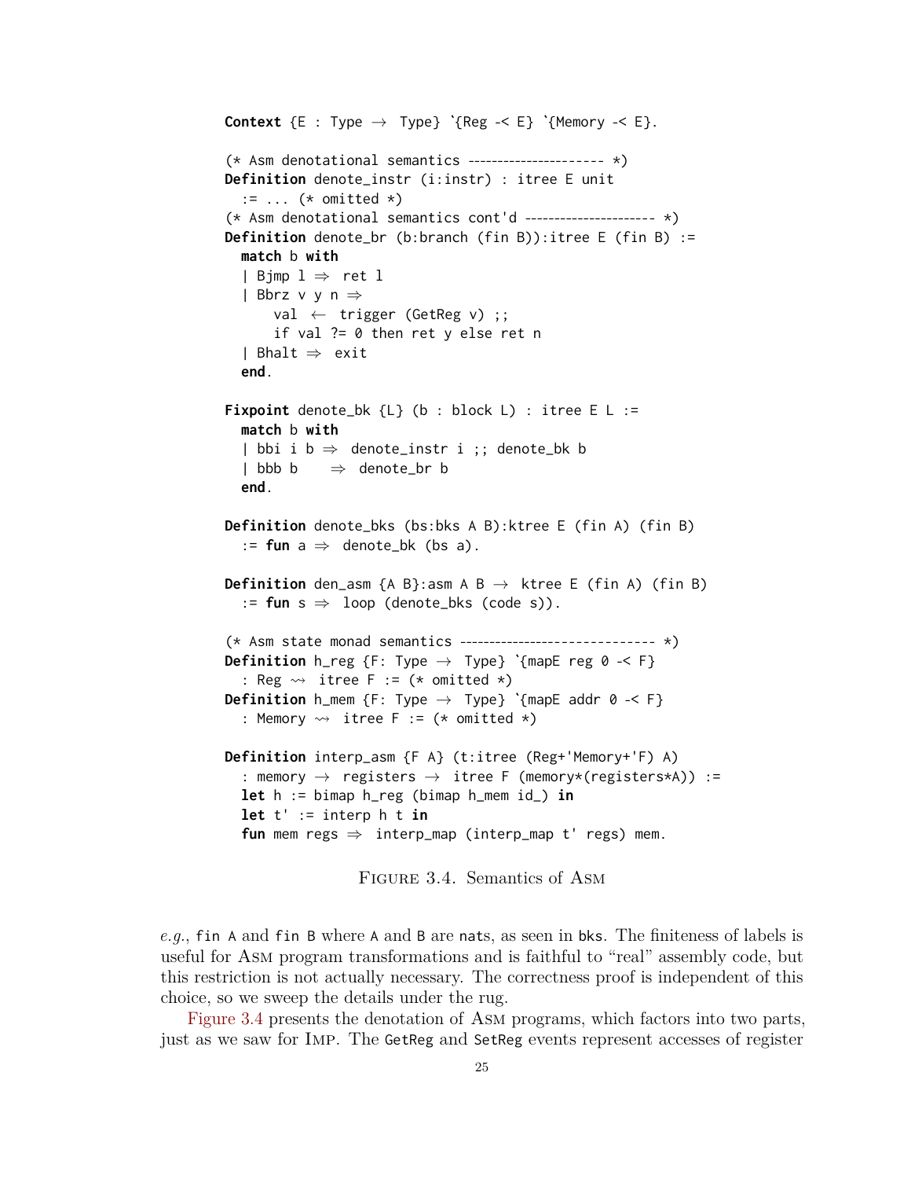```
Context {E : Type → Type} `{Reg -< E} `{Memory -< E}.

(* Asm denotational semantics --------------------- *)
Definition denote_instr (i:instr) : itree E unit
  := ... (* omitted *)
(* Asm denotational semantics cont'd --------------------- *)
Definition denote_br (b:branch (fin B)):itree E (fin B) :=
  match b with
  | Bjmp l ⇒ ret l
  | Bbrz v y n ⇒
      val ← trigger (GetReg v) ;;
      if val ?= 0 then ret y else ret n
  | Bhalt ⇒ exit
  end.

Fixpoint denote_bk {L} (b : block L) : itree E L :=
  match b with
  | bbi i b ⇒ denote_instr i ;; denote_bk b
  | bbb b    ⇒ denote_br b
  end.

Definition denote_bks (bs:bks A B):ktree E (fin A) (fin B)
  := fun a ⇒ denote_bk (bs a).

Definition den_asm {A B}:asm A B → ktree E (fin A) (fin B)
  := fun s ⇒ loop (denote_bks (code s)).

(* Asm state monad semantics ----------------------------- *)
Definition h_reg {F: Type → Type} `{mapE reg 0 -< F}
  : Reg ⇝ itree F := (* omitted *)
Definition h_mem {F: Type → Type} `{mapE addr 0 -< F}
  : Memory ⇝ itree F := (* omitted *)

Definition interp_asm {F A} (t:itree (Reg+'Memory+'F) A)
  : memory → registers → itree F (memory*(registers*A)) :=
  let h := bimap h_reg (bimap h_mem id_) in
  let t' := interp h t in
  fun mem regs ⇒ interp_map (interp_map t' regs) mem.
```

Figure 3.4. Semantics of Asm

*e.g.*, `fin A` and `fin B` where `A` and `B` are `nats`, as seen in `bks`. The finiteness of labels is useful for Asm program transformations and is faithful to "real" assembly code, but this restriction is not actually necessary. The correctness proof is independent of this choice, so we sweep the details under the rug.

Figure 3.4 presents the denotation of Asm programs, which factors into two parts, just as we saw for Imp. The `GetReg` and `SetReg` events represent accesses of register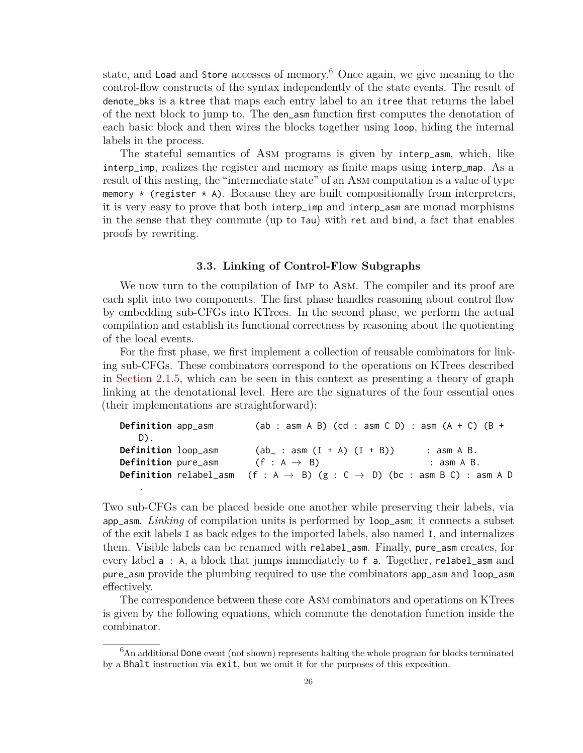state, and Load and Store accesses of memory.[6] Once again, we give meaning to the control-flow constructs of the syntax independently of the state events. The result of denote_bks is a ktree that maps each entry label to an itree that returns the label of the next block to jump to. The den_asm function first computes the denotation of each basic block and then wires the blocks together using loop, hiding the internal labels in the process.

The stateful semantics of Asm programs is given by interp_asm, which, like interp_imp, realizes the register and memory as finite maps using interp_map. As a result of this nesting, the "intermediate state" of an Asm computation is a value of type memory * (register * A). Because they are built compositionally from interpreters, it is very easy to prove that both interp_imp and interp_asm are monad morphisms in the sense that they commute (up to Tau) with ret and bind, a fact that enables proofs by rewriting.

### 3.3. Linking of Control-Flow Subgraphs

We now turn to the compilation of Imp to Asm. The compiler and its proof are each split into two components. The first phase handles reasoning about control flow by embedding sub-CFGs into KTrees. In the second phase, we perform the actual compilation and establish its functional correctness by reasoning about the quotienting of the local events.

For the first phase, we first implement a collection of reusable combinators for linking sub-CFGs. These combinators correspond to the operations on KTrees described in Section 2.1.5, which can be seen in this context as presenting a theory of graph linking at the denotational level. Here are the signatures of the four essential ones (their implementations are straightforward):

```
Definition app_asm       (ab : asm A B) (cd : asm C D) : asm (A + C) (B +
   D).
Definition loop_asm      (ab_ : asm (I + A) (I + B))      : asm A B.
Definition pure_asm      (f : A → B)                      : asm A B.
Definition relabel_asm  (f : A → B) (g : C → D) (bc : asm B C) : asm A D
   .
```

Two sub-CFGs can be placed beside one another while preserving their labels, via app_asm. *Linking* of compilation units is performed by loop_asm: it connects a subset of the exit labels I as back edges to the imported labels, also named I, and internalizes them. Visible labels can be renamed with relabel_asm. Finally, pure_asm creates, for every label a : A, a block that jumps immediately to f a. Together, relabel_asm and pure_asm provide the plumbing required to use the combinators app_asm and loop_asm effectively.

The correspondence between these core Asm combinators and operations on KTrees is given by the following equations, which commute the denotation function inside the combinator.

[6] An additional Done event (not shown) represents halting the whole program for blocks terminated by a Bhalt instruction via exit, but we omit it for the purposes of this exposition.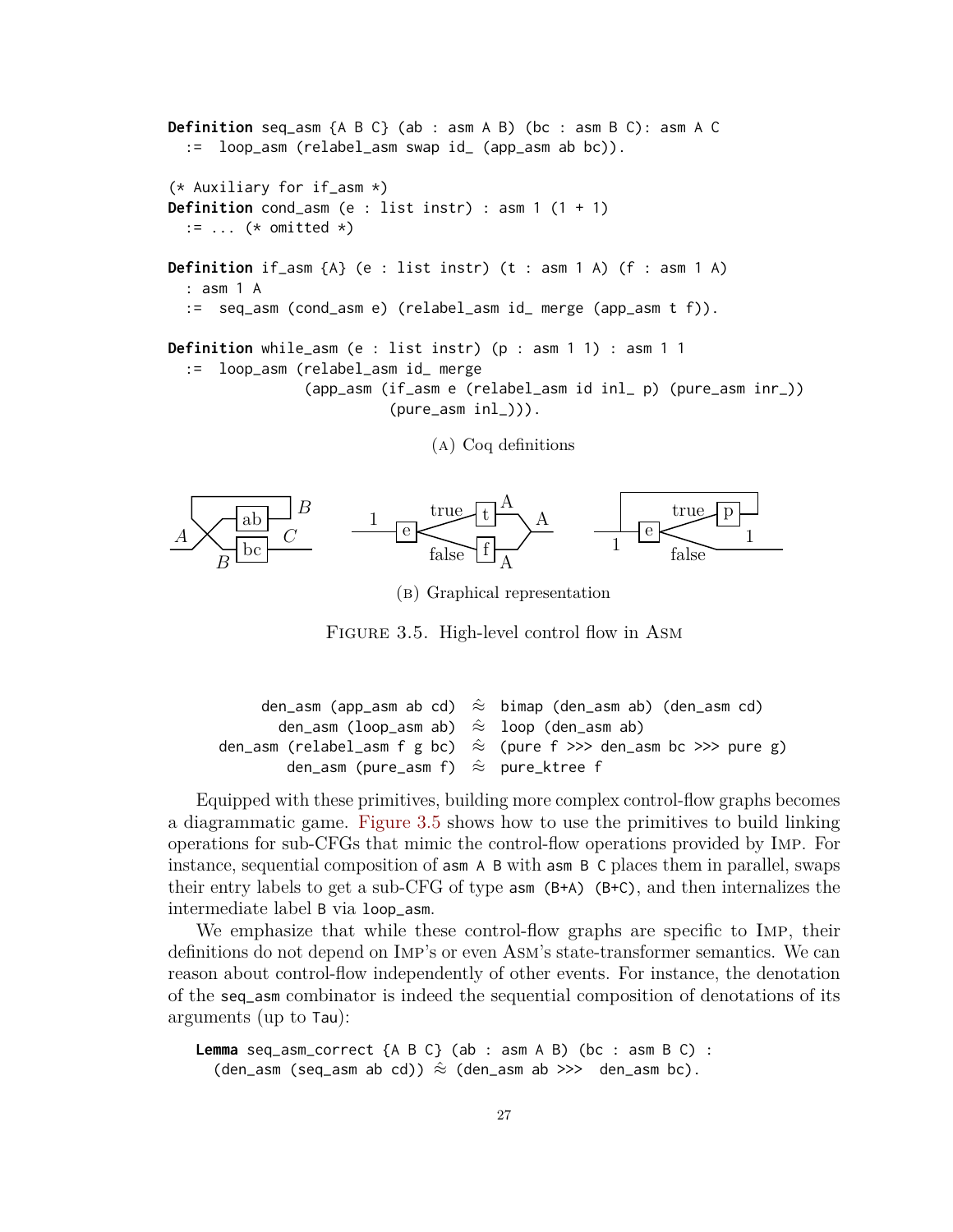```
Definition seq_asm {A B C} (ab : asm A B) (bc : asm B C): asm A C
  :=  loop_asm (relabel_asm swap id_ (app_asm ab bc)).

(* Auxiliary for if_asm *)
Definition cond_asm (e : list instr) : asm 1 (1 + 1)
  := ... (* omitted *)

Definition if_asm {A} (e : list instr) (t : asm 1 A) (f : asm 1 A)
  : asm 1 A
  :=  seq_asm (cond_asm e) (relabel_asm id_ merge (app_asm t f)).

Definition while_asm (e : list instr) (p : asm 1 1) : asm 1 1
  :=  loop_asm (relabel_asm id_ merge
              (app_asm (if_asm e (relabel_asm id inl_ p) (pure_asm inr_))
                       (pure_asm inl_))).
```

(A) Coq definitions

(B) Graphical representation

Figure 3.5. High-level control flow in Asm

```
    den_asm (app_asm ab cd)  ≈  bimap (den_asm ab) (den_asm cd)
      den_asm (loop_asm ab)  ≈  loop (den_asm ab)
den_asm (relabel_asm f g bc)  ≈  (pure f >>> den_asm bc >>> pure g)
       den_asm (pure_asm f)  ≈  pure_ktree f
```

Equipped with these primitives, building more complex control-flow graphs becomes a diagrammatic game. Figure 3.5 shows how to use the primitives to build linking operations for sub-CFGs that mimic the control-flow operations provided by Imp. For instance, sequential composition of `asm A B` with `asm B C` places them in parallel, swaps their entry labels to get a sub-CFG of type `asm (B+A) (B+C)`, and then internalizes the intermediate label `B` via `loop_asm`.

We emphasize that while these control-flow graphs are specific to Imp, their definitions do not depend on Imp's or even Asm's state-transformer semantics. We can reason about control-flow independently of other events. For instance, the denotation of the `seq_asm` combinator is indeed the sequential composition of denotations of its arguments (up to `Tau`):

```
Lemma seq_asm_correct {A B C} (ab : asm A B) (bc : asm B C) :
  (den_asm (seq_asm ab cd)) ≈ (den_asm ab >>>  den_asm bc).
```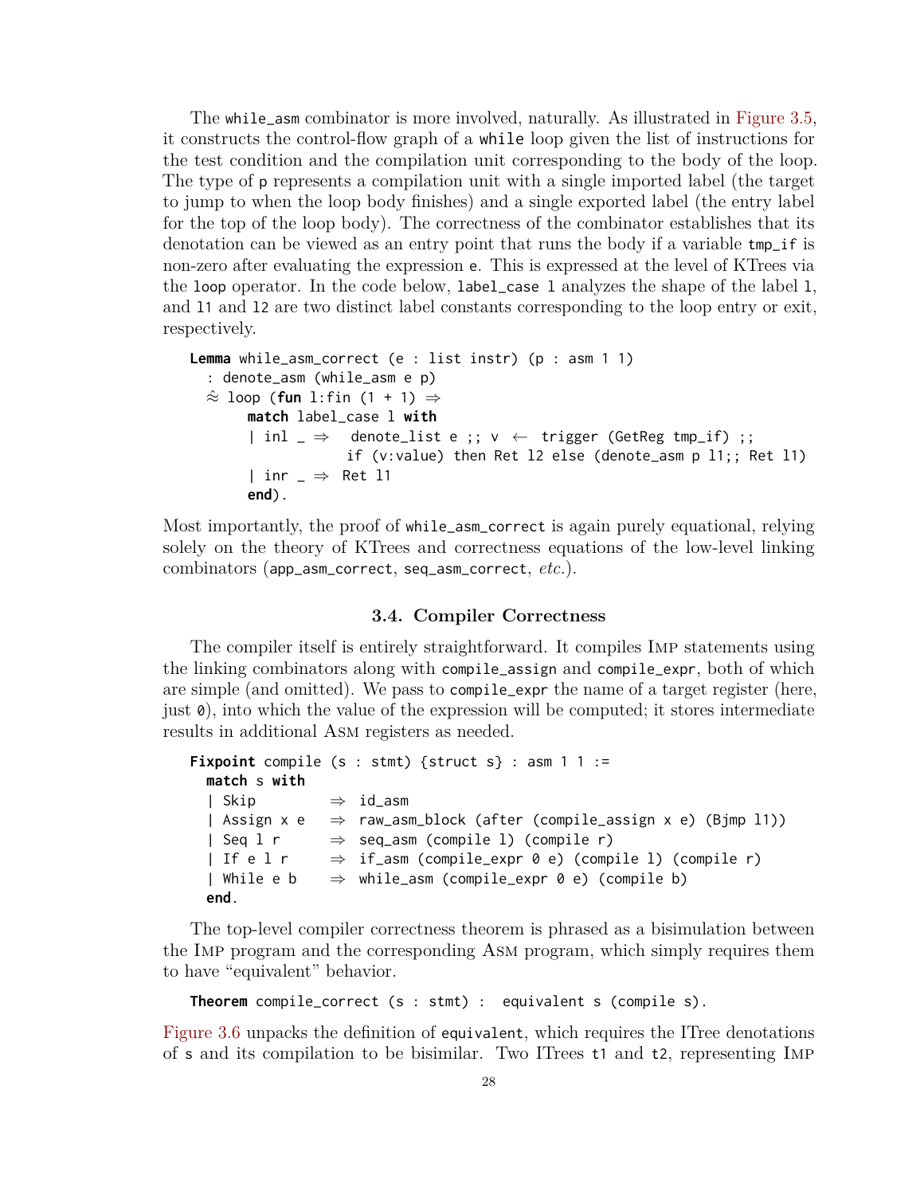The `while_asm` combinator is more involved, naturally. As illustrated in Figure 3.5, it constructs the control-flow graph of a `while` loop given the list of instructions for the test condition and the compilation unit corresponding to the body of the loop. The type of `p` represents a compilation unit with a single imported label (the target to jump to when the loop body finishes) and a single exported label (the entry label for the top of the loop body). The correctness of the combinator establishes that its denotation can be viewed as an entry point that runs the body if a variable `tmp_if` is non-zero after evaluating the expression `e`. This is expressed at the level of KTrees via the `loop` operator. In the code below, `label_case l` analyzes the shape of the label `l`, and `l1` and `l2` are two distinct label constants corresponding to the loop entry or exit, respectively.

```
Lemma while_asm_correct (e : list instr) (p : asm 1 1)
  : denote_asm (while_asm e p)
  ≈ loop (fun l:fin (1 + 1) ⇒
      match label_case l with
      | inl _ ⇒  denote_list e ;; v ← trigger (GetReg tmp_if) ;;
                 if (v:value) then Ret l2 else (denote_asm p l1;; Ret l1)
      | inr _ ⇒ Ret l1
      end).
```

Most importantly, the proof of `while_asm_correct` is again purely equational, relying solely on the theory of KTrees and correctness equations of the low-level linking combinators (`app_asm_correct`, `seq_asm_correct`, *etc.*).

### 3.4. Compiler Correctness

The compiler itself is entirely straightforward. It compiles Imp statements using the linking combinators along with `compile_assign` and `compile_expr`, both of which are simple (and omitted). We pass to `compile_expr` the name of a target register (here, just `0`), into which the value of the expression will be computed; it stores intermediate results in additional Asm registers as needed.

```
Fixpoint compile (s : stmt) {struct s} : asm 1 1 :=
  match s with
  | Skip       ⇒ id_asm
  | Assign x e ⇒ raw_asm_block (after (compile_assign x e) (Bjmp l1))
  | Seq l r    ⇒ seq_asm (compile l) (compile r)
  | If e l r   ⇒ if_asm (compile_expr 0 e) (compile l) (compile r)
  | While e b  ⇒ while_asm (compile_expr 0 e) (compile b)
  end.
```

The top-level compiler correctness theorem is phrased as a bisimulation between the Imp program and the corresponding Asm program, which simply requires them to have "equivalent" behavior.

```
Theorem compile_correct (s : stmt) :  equivalent s (compile s).
```

Figure 3.6 unpacks the definition of `equivalent`, which requires the ITree denotations of `s` and its compilation to be bisimilar. Two ITrees `t1` and `t2`, representing Imp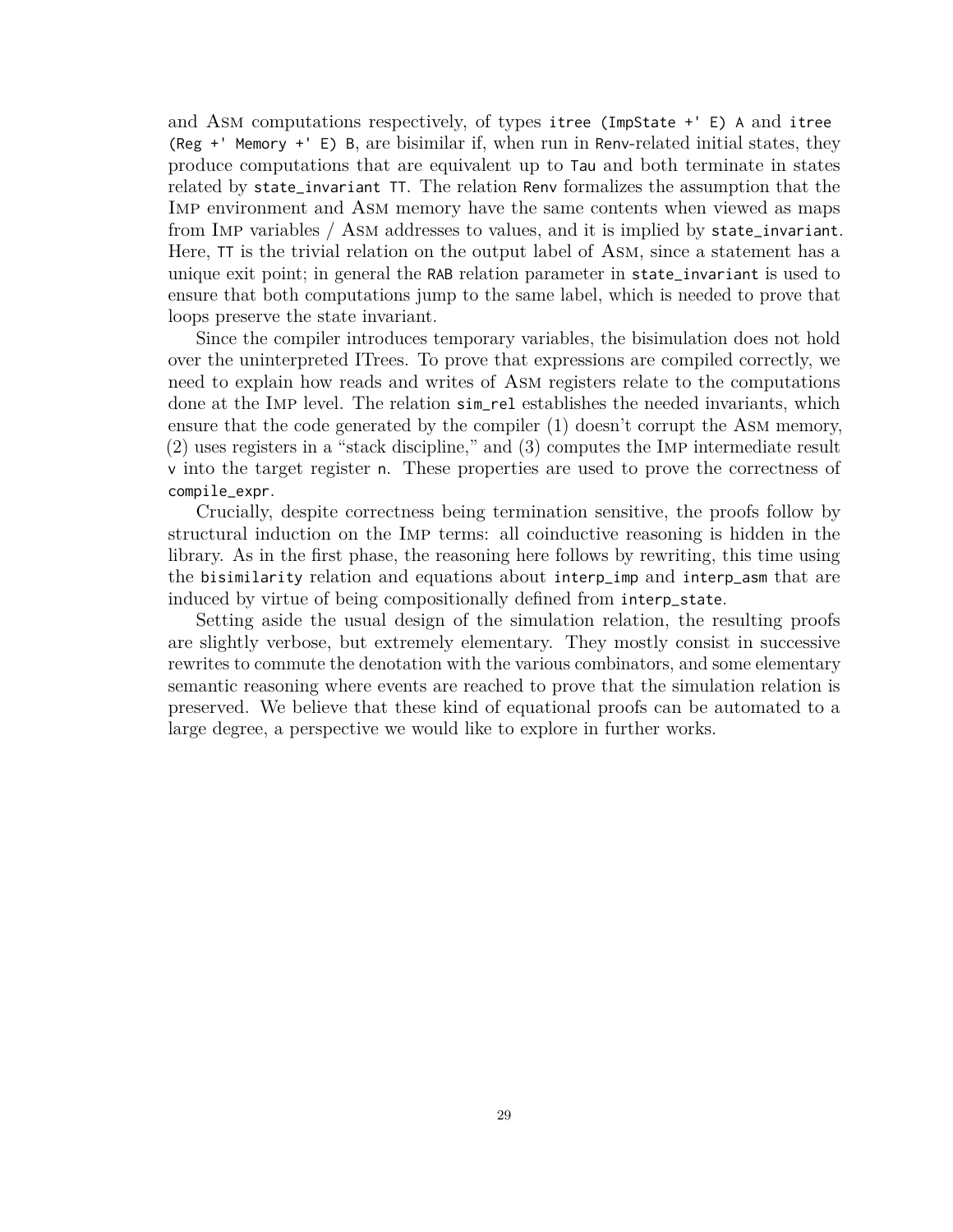and Asm computations respectively, of types `itree (ImpState +' E) A` and `itree (Reg +' Memory +' E) B`, are bisimilar if, when run in `Renv`-related initial states, they produce computations that are equivalent up to `Tau` and both terminate in states related by `state_invariant TT`. The relation `Renv` formalizes the assumption that the Imp environment and Asm memory have the same contents when viewed as maps from Imp variables / Asm addresses to values, and it is implied by `state_invariant`. Here, `TT` is the trivial relation on the output label of Asm, since a statement has a unique exit point; in general the `RAB` relation parameter in `state_invariant` is used to ensure that both computations jump to the same label, which is needed to prove that loops preserve the state invariant.

Since the compiler introduces temporary variables, the bisimulation does not hold over the uninterpreted ITrees. To prove that expressions are compiled correctly, we need to explain how reads and writes of Asm registers relate to the computations done at the Imp level. The relation `sim_rel` establishes the needed invariants, which ensure that the code generated by the compiler (1) doesn't corrupt the Asm memory, (2) uses registers in a "stack discipline," and (3) computes the Imp intermediate result `v` into the target register `n`. These properties are used to prove the correctness of `compile_expr`.

Crucially, despite correctness being termination sensitive, the proofs follow by structural induction on the Imp terms: all coinductive reasoning is hidden in the library. As in the first phase, the reasoning here follows by rewriting, this time using the `bisimilarity` relation and equations about `interp_imp` and `interp_asm` that are induced by virtue of being compositionally defined from `interp_state`.

Setting aside the usual design of the simulation relation, the resulting proofs are slightly verbose, but extremely elementary. They mostly consist in successive rewrites to commute the denotation with the various combinators, and some elementary semantic reasoning where events are reached to prove that the simulation relation is preserved. We believe that these kind of equational proofs can be automated to a large degree, a perspective we would like to explore in further works.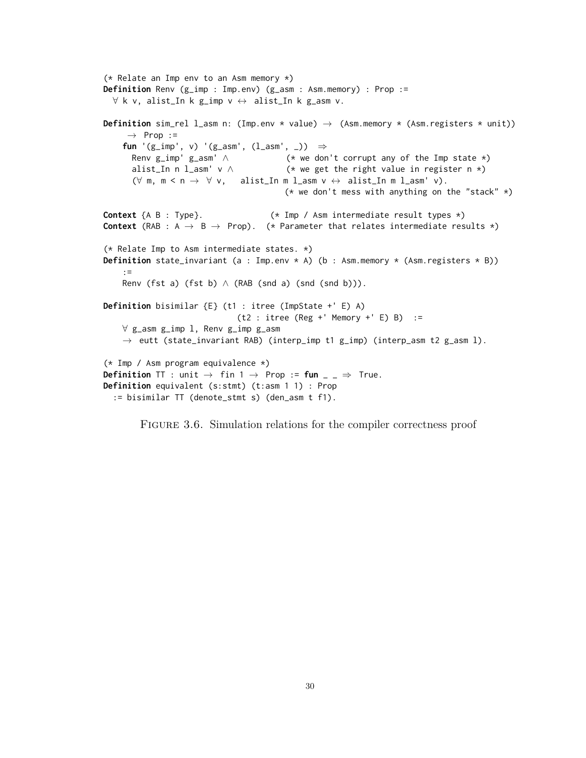```
(* Relate an Imp env to an Asm memory *)
Definition Renv (g_imp : Imp.env) (g_asm : Asm.memory) : Prop :=
  ∀ k v, alist_In k g_imp v ↔ alist_In k g_asm v.

Definition sim_rel l_asm n: (Imp.env * value) → (Asm.memory * (Asm.registers * unit))
     → Prop :=
    fun '(g_imp', v) '(g_asm', (l_asm', _)) ⇒
      Renv g_imp' g_asm' ∧            (* we don't corrupt any of the Imp state *)
      alist_In n l_asm' v ∧           (* we get the right value in register n *)
      (∀ m, m < n → ∀ v,   alist_In m l_asm v ↔ alist_In m l_asm' v).
                                      (* we don't mess with anything on the "stack" *)

Context {A B : Type}.              (* Imp / Asm intermediate result types *)
Context (RAB : A → B → Prop).  (* Parameter that relates intermediate results *)

(* Relate Imp to Asm intermediate states. *)
Definition state_invariant (a : Imp.env * A) (b : Asm.memory * (Asm.registers * B))
    :=
    Renv (fst a) (fst b) ∧ (RAB (snd a) (snd (snd b))).

Definition bisimilar {E} (t1 : itree (ImpState +' E) A)
                          (t2 : itree (Reg +' Memory +' E) B)  :=
    ∀ g_asm g_imp l, Renv g_imp g_asm
    → eutt (state_invariant RAB) (interp_imp t1 g_imp) (interp_asm t2 g_asm l).

(* Imp / Asm program equivalence *)
Definition TT : unit → fin 1 → Prop := fun _ _ ⇒ True.
Definition equivalent (s:stmt) (t:asm 1 1) : Prop
  := bisimilar TT (denote_stmt s) (den_asm t f1).
```

FIGURE 3.6. Simulation relations for the compiler correctness proof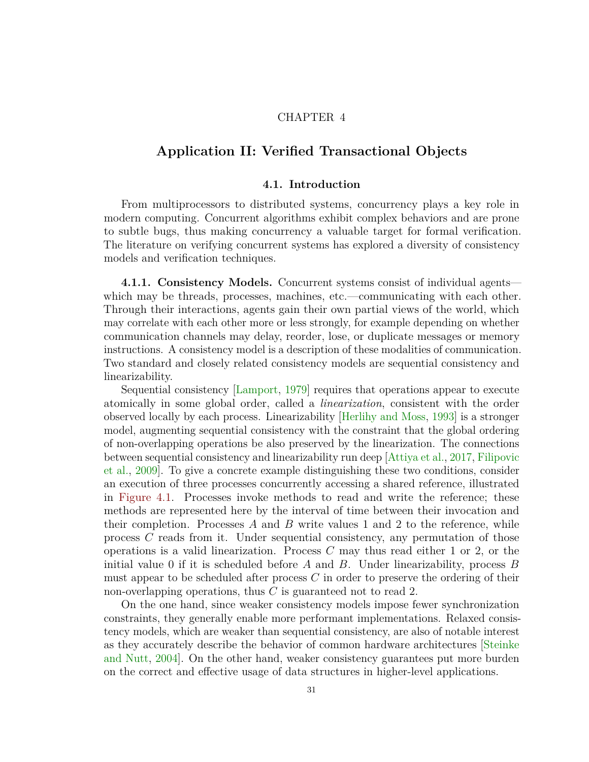CHAPTER 4

# Application II: Verified Transactional Objects

## 4.1. Introduction

From multiprocessors to distributed systems, concurrency plays a key role in modern computing. Concurrent algorithms exhibit complex behaviors and are prone to subtle bugs, thus making concurrency a valuable target for formal verification. The literature on verifying concurrent systems has explored a diversity of consistency models and verification techniques.

**4.1.1. Consistency Models.** Concurrent systems consist of individual agents—which may be threads, processes, machines, etc.—communicating with each other. Through their interactions, agents gain their own partial views of the world, which may correlate with each other more or less strongly, for example depending on whether communication channels may delay, reorder, lose, or duplicate messages or memory instructions. A consistency model is a description of these modalities of communication. Two standard and closely related consistency models are sequential consistency and linearizability.

Sequential consistency [Lamport, 1979] requires that operations appear to execute atomically in some global order, called a *linearization*, consistent with the order observed locally by each process. Linearizability [Herlihy and Moss, 1993] is a stronger model, augmenting sequential consistency with the constraint that the global ordering of non-overlapping operations be also preserved by the linearization. The connections between sequential consistency and linearizability run deep [Attiya et al., 2017, Filipovic et al., 2009]. To give a concrete example distinguishing these two conditions, consider an execution of three processes concurrently accessing a shared reference, illustrated in Figure 4.1. Processes invoke methods to read and write the reference; these methods are represented here by the interval of time between their invocation and their completion. Processes $A$ and $B$ write values 1 and 2 to the reference, while process $C$ reads from it. Under sequential consistency, any permutation of those operations is a valid linearization. Process $C$ may thus read either 1 or 2, or the initial value 0 if it is scheduled before $A$ and $B$. Under linearizability, process $B$ must appear to be scheduled after process $C$ in order to preserve the ordering of their non-overlapping operations, thus $C$ is guaranteed not to read 2.

On the one hand, since weaker consistency models impose fewer synchronization constraints, they generally enable more performant implementations. Relaxed consistency models, which are weaker than sequential consistency, are also of notable interest as they accurately describe the behavior of common hardware architectures [Steinke and Nutt, 2004]. On the other hand, weaker consistency guarantees put more burden on the correct and effective usage of data structures in higher-level applications.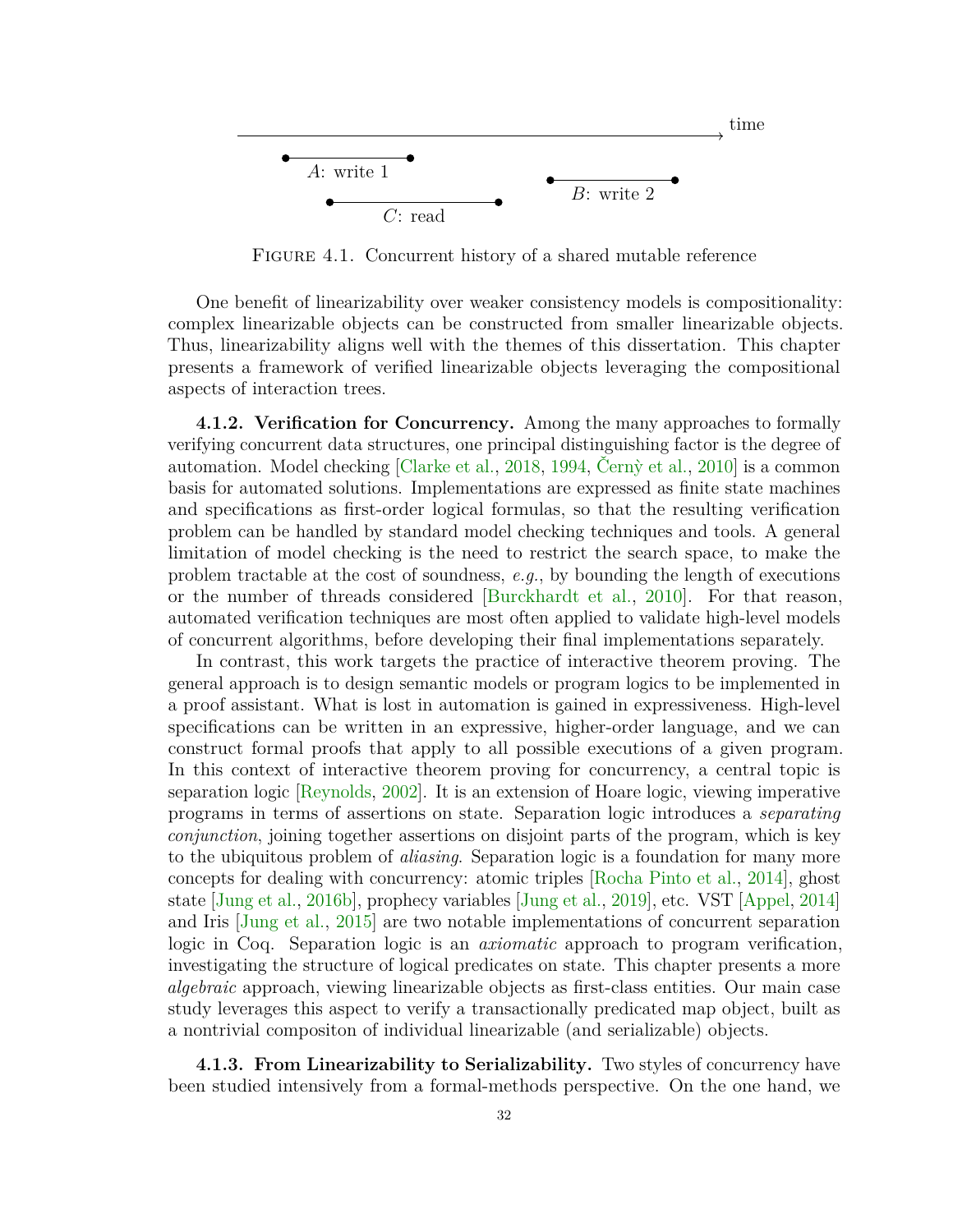FIGURE 4.1. Concurrent history of a shared mutable reference

One benefit of linearizability over weaker consistency models is compositionality: complex linearizable objects can be constructed from smaller linearizable objects. Thus, linearizability aligns well with the themes of this dissertation. This chapter presents a framework of verified linearizable objects leveraging the compositional aspects of interaction trees.

**4.1.2. Verification for Concurrency.** Among the many approaches to formally verifying concurrent data structures, one principal distinguishing factor is the degree of automation. Model checking [Clarke et al., 2018, 1994, Černỳ et al., 2010] is a common basis for automated solutions. Implementations are expressed as finite state machines and specifications as first-order logical formulas, so that the resulting verification problem can be handled by standard model checking techniques and tools. A general limitation of model checking is the need to restrict the search space, to make the problem tractable at the cost of soundness, *e.g.*, by bounding the length of executions or the number of threads considered [Burckhardt et al., 2010]. For that reason, automated verification techniques are most often applied to validate high-level models of concurrent algorithms, before developing their final implementations separately.

In contrast, this work targets the practice of interactive theorem proving. The general approach is to design semantic models or program logics to be implemented in a proof assistant. What is lost in automation is gained in expressiveness. High-level specifications can be written in an expressive, higher-order language, and we can construct formal proofs that apply to all possible executions of a given program. In this context of interactive theorem proving for concurrency, a central topic is separation logic [Reynolds, 2002]. It is an extension of Hoare logic, viewing imperative programs in terms of assertions on state. Separation logic introduces a *separating conjunction*, joining together assertions on disjoint parts of the program, which is key to the ubiquitous problem of *aliasing*. Separation logic is a foundation for many more concepts for dealing with concurrency: atomic triples [Rocha Pinto et al., 2014], ghost state [Jung et al., 2016b], prophecy variables [Jung et al., 2019], etc. VST [Appel, 2014] and Iris [Jung et al., 2015] are two notable implementations of concurrent separation logic in Coq. Separation logic is an *axiomatic* approach to program verification, investigating the structure of logical predicates on state. This chapter presents a more *algebraic* approach, viewing linearizable objects as first-class entities. Our main case study leverages this aspect to verify a transactionally predicated map object, built as a nontrivial compositon of individual linearizable (and serializable) objects.

**4.1.3. From Linearizability to Serializability.** Two styles of concurrency have been studied intensively from a formal-methods perspective. On the one hand, we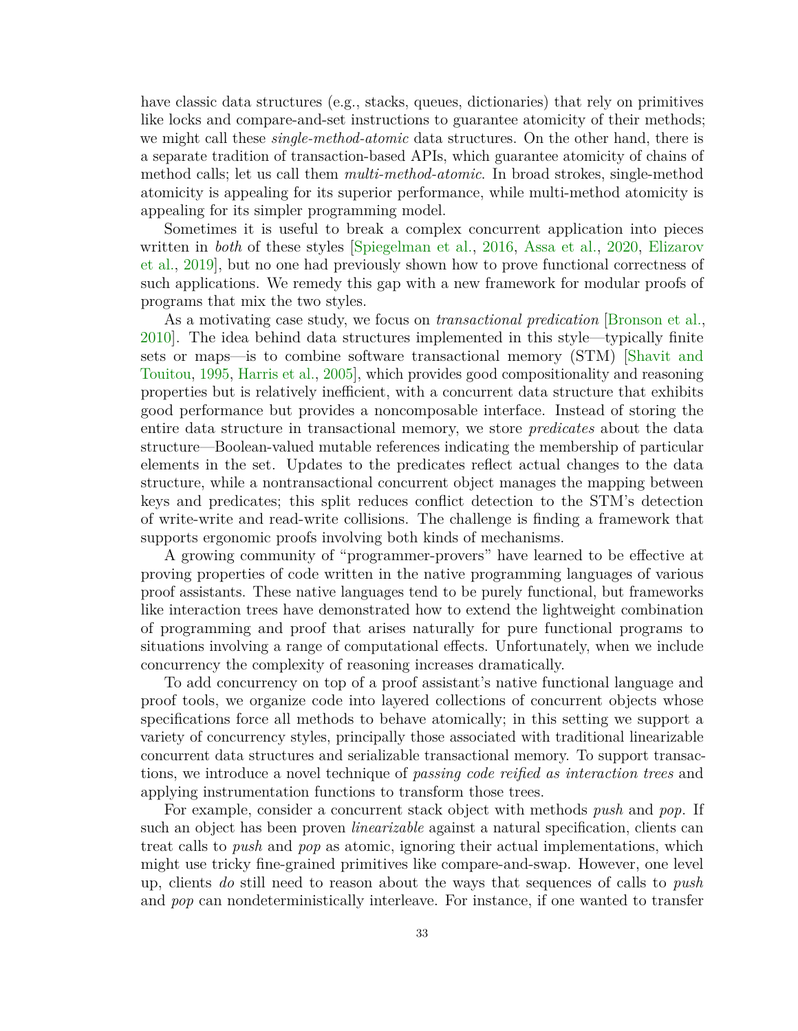have classic data structures (e.g., stacks, queues, dictionaries) that rely on primitives like locks and compare-and-set instructions to guarantee atomicity of their methods; we might call these *single-method-atomic* data structures. On the other hand, there is a separate tradition of transaction-based APIs, which guarantee atomicity of chains of method calls; let us call them *multi-method-atomic*. In broad strokes, single-method atomicity is appealing for its superior performance, while multi-method atomicity is appealing for its simpler programming model.

Sometimes it is useful to break a complex concurrent application into pieces written in *both* of these styles [Spiegelman et al., 2016, Assa et al., 2020, Elizarov et al., 2019], but no one had previously shown how to prove functional correctness of such applications. We remedy this gap with a new framework for modular proofs of programs that mix the two styles.

As a motivating case study, we focus on *transactional predication* [Bronson et al., 2010]. The idea behind data structures implemented in this style—typically finite sets or maps—is to combine software transactional memory (STM) [Shavit and Touitou, 1995, Harris et al., 2005], which provides good compositionality and reasoning properties but is relatively inefficient, with a concurrent data structure that exhibits good performance but provides a noncomposable interface. Instead of storing the entire data structure in transactional memory, we store *predicates* about the data structure—Boolean-valued mutable references indicating the membership of particular elements in the set. Updates to the predicates reflect actual changes to the data structure, while a nontransactional concurrent object manages the mapping between keys and predicates; this split reduces conflict detection to the STM's detection of write-write and read-write collisions. The challenge is finding a framework that supports ergonomic proofs involving both kinds of mechanisms.

A growing community of "programmer-provers" have learned to be effective at proving properties of code written in the native programming languages of various proof assistants. These native languages tend to be purely functional, but frameworks like interaction trees have demonstrated how to extend the lightweight combination of programming and proof that arises naturally for pure functional programs to situations involving a range of computational effects. Unfortunately, when we include concurrency the complexity of reasoning increases dramatically.

To add concurrency on top of a proof assistant's native functional language and proof tools, we organize code into layered collections of concurrent objects whose specifications force all methods to behave atomically; in this setting we support a variety of concurrency styles, principally those associated with traditional linearizable concurrent data structures and serializable transactional memory. To support transactions, we introduce a novel technique of *passing code reified as interaction trees* and applying instrumentation functions to transform those trees.

For example, consider a concurrent stack object with methods *push* and *pop*. If such an object has been proven *linearizable* against a natural specification, clients can treat calls to *push* and *pop* as atomic, ignoring their actual implementations, which might use tricky fine-grained primitives like compare-and-swap. However, one level up, clients *do* still need to reason about the ways that sequences of calls to *push* and *pop* can nondeterministically interleave. For instance, if one wanted to transfer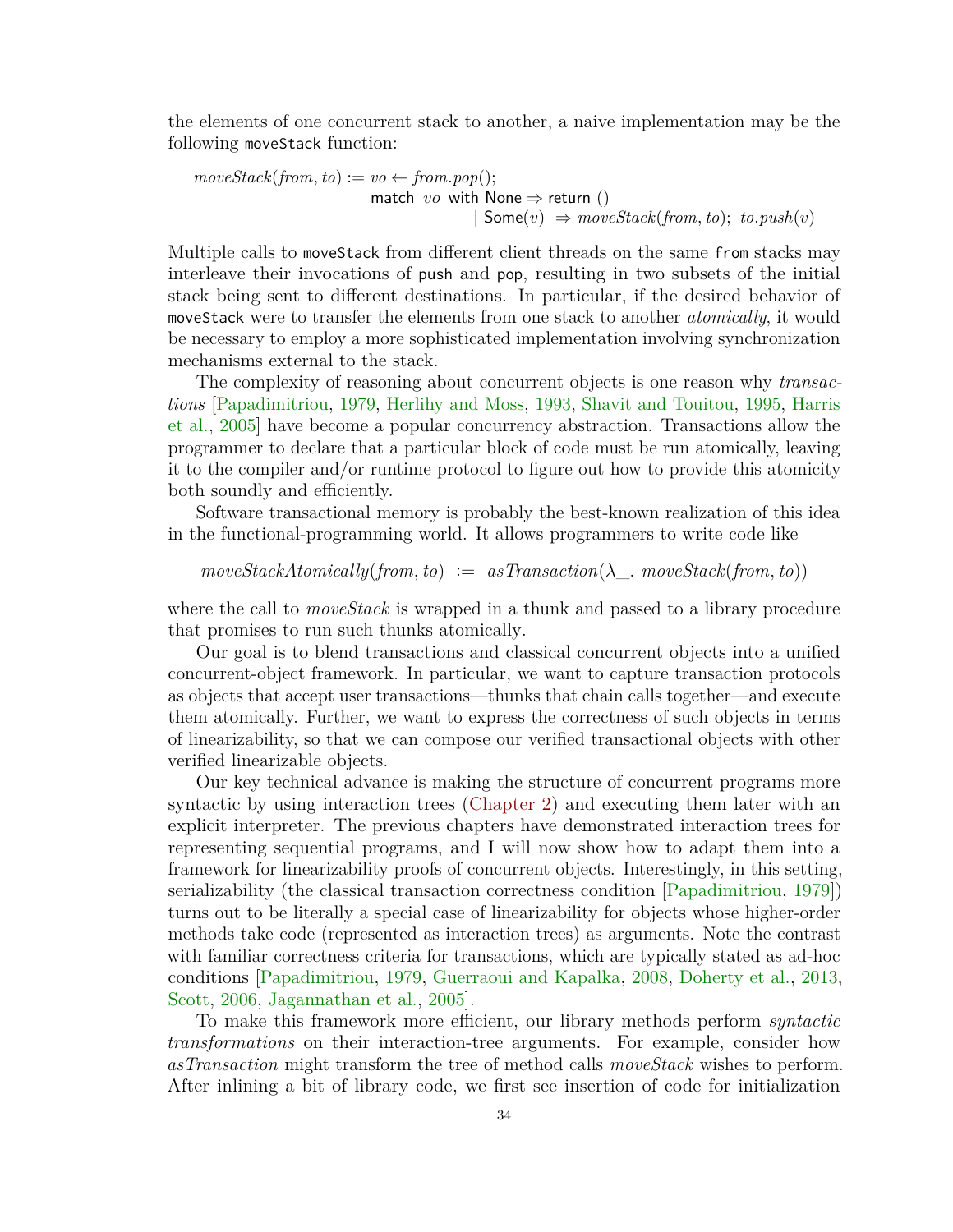the elements of one concurrent stack to another, a naive implementation may be the following `moveStack` function:

$$
\begin{aligned}
\mathit{moveStack}(\mathit{from}, \mathit{to}) := \;& \mathit{vo} \leftarrow \mathit{from}.\mathit{pop}(); \\
& \textsf{match}\ \ \mathit{vo}\ \ \textsf{with None} \Rightarrow \textsf{return}\ () \\
& \qquad\qquad\qquad \mid \textsf{Some}(v)\ \ \Rightarrow \mathit{moveStack}(\mathit{from}, \mathit{to});\ \ \mathit{to}.\mathit{push}(v)
\end{aligned}
$$

Multiple calls to `moveStack` from different client threads on the same `from` stacks may interleave their invocations of `push` and `pop`, resulting in two subsets of the initial stack being sent to different destinations. In particular, if the desired behavior of `moveStack` were to transfer the elements from one stack to another *atomically*, it would be necessary to employ a more sophisticated implementation involving synchronization mechanisms external to the stack.

The complexity of reasoning about concurrent objects is one reason why *transactions* [Papadimitriou, 1979, Herlihy and Moss, 1993, Shavit and Touitou, 1995, Harris et al., 2005] have become a popular concurrency abstraction. Transactions allow the programmer to declare that a particular block of code must be run atomically, leaving it to the compiler and/or runtime protocol to figure out how to provide this atomicity both soundly and efficiently.

Software transactional memory is probably the best-known realization of this idea in the functional-programming world. It allows programmers to write code like

$$
\mathit{moveStackAtomically}(\mathit{from}, \mathit{to}) \ := \ \mathit{asTransaction}(\lambda\_.\ \mathit{moveStack}(\mathit{from}, \mathit{to}))
$$

where the call to *moveStack* is wrapped in a thunk and passed to a library procedure that promises to run such thunks atomically.

Our goal is to blend transactions and classical concurrent objects into a unified concurrent-object framework. In particular, we want to capture transaction protocols as objects that accept user transactions—thunks that chain calls together—and execute them atomically. Further, we want to express the correctness of such objects in terms of linearizability, so that we can compose our verified transactional objects with other verified linearizable objects.

Our key technical advance is making the structure of concurrent programs more syntactic by using interaction trees (Chapter 2) and executing them later with an explicit interpreter. The previous chapters have demonstrated interaction trees for representing sequential programs, and I will now show how to adapt them into a framework for linearizability proofs of concurrent objects. Interestingly, in this setting, serializability (the classical transaction correctness condition [Papadimitriou, 1979]) turns out to be literally a special case of linearizability for objects whose higher-order methods take code (represented as interaction trees) as arguments. Note the contrast with familiar correctness criteria for transactions, which are typically stated as ad-hoc conditions [Papadimitriou, 1979, Guerraoui and Kapalka, 2008, Doherty et al., 2013, Scott, 2006, Jagannathan et al., 2005].

To make this framework more efficient, our library methods perform *syntactic transformations* on their interaction-tree arguments. For example, consider how *asTransaction* might transform the tree of method calls *moveStack* wishes to perform. After inlining a bit of library code, we first see insertion of code for initialization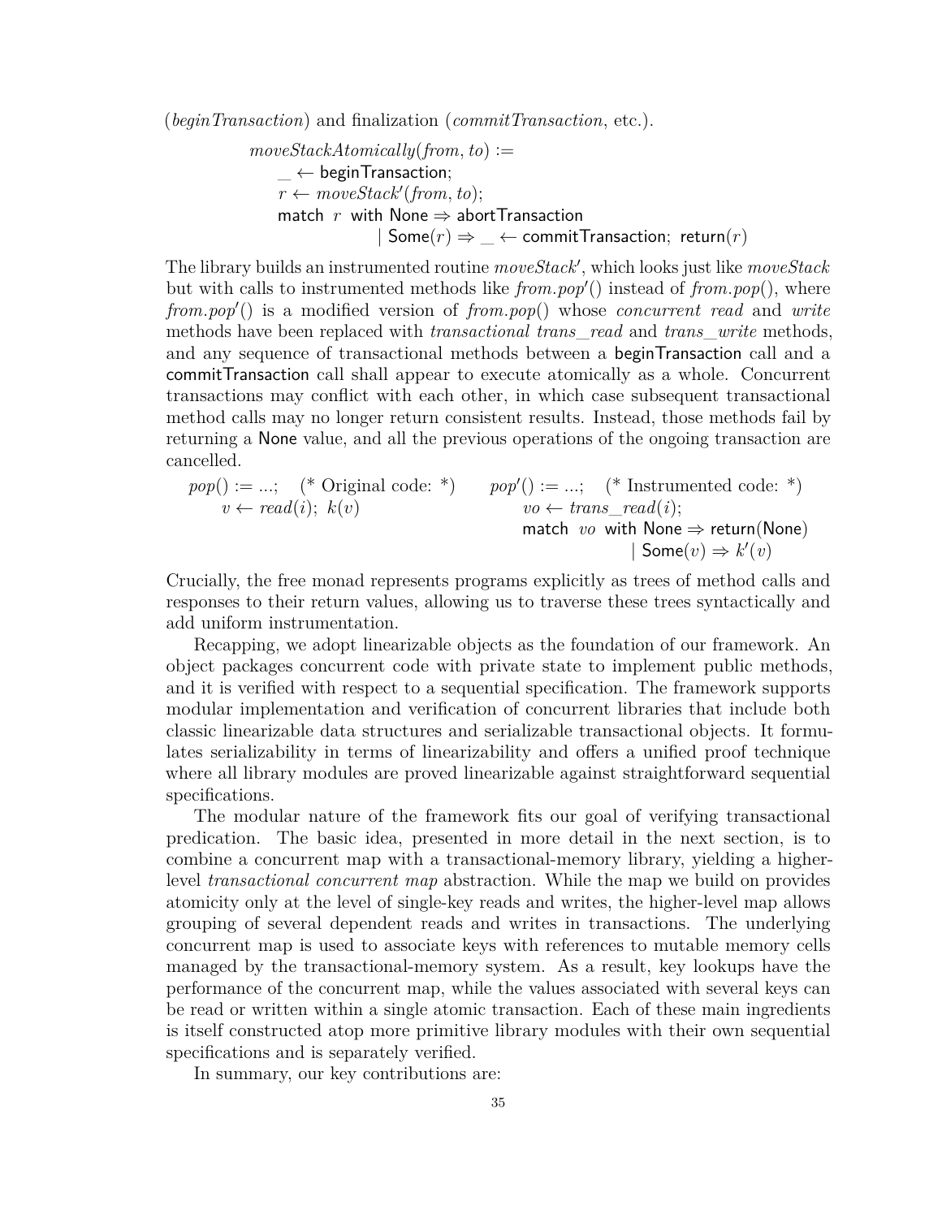(*beginTransaction*) and finalization (*commitTransaction*, etc.).

$$
\begin{array}{l}
\mathit{moveStackAtomically}(\mathit{from}, \mathit{to}) := \\
\quad \_ \leftarrow \mathsf{beginTransaction}; \\
\quad r \leftarrow \mathit{moveStack}'(\mathit{from}, \mathit{to}); \\
\quad \mathsf{match}\ \ r\ \ \mathsf{with\ None} \Rightarrow \mathsf{abortTransaction} \\
\qquad\qquad\qquad \mid \mathsf{Some}(r) \Rightarrow \_ \leftarrow \mathsf{commitTransaction};\ \mathsf{return}(r)
\end{array}
$$

The library builds an instrumented routine $\mathit{moveStack}'$, which looks just like *moveStack* but with calls to instrumented methods like $\mathit{from}.\mathit{pop}'()$ instead of $\mathit{from}.\mathit{pop}()$, where $\mathit{from}.\mathit{pop}'()$ is a modified version of $\mathit{from}.\mathit{pop}()$ whose *concurrent read* and *write* methods have been replaced with *transactional trans_read* and *trans_write* methods, and any sequence of transactional methods between a beginTransaction call and a commitTransaction call shall appear to execute atomically as a whole. Concurrent transactions may conflict with each other, in which case subsequent transactional method calls may no longer return consistent results. Instead, those methods fail by returning a None value, and all the previous operations of the ongoing transaction are cancelled.

$$
\begin{array}{ll}
\mathit{pop}() := ...; \quad (\text{* Original code: *}) & \mathit{pop}'() := ...; \quad (\text{* Instrumented code: *}) \\
\quad v \leftarrow \mathit{read}(i);\ k(v) & \quad \mathit{vo} \leftarrow \mathit{trans\_read}(i); \\
& \quad \mathsf{match}\ \ \mathit{vo}\ \ \mathsf{with\ None} \Rightarrow \mathsf{return(None)} \\
& \qquad\qquad\qquad \mid \mathsf{Some}(v) \Rightarrow k'(v)
\end{array}
$$

Crucially, the free monad represents programs explicitly as trees of method calls and responses to their return values, allowing us to traverse these trees syntactically and add uniform instrumentation.

Recapping, we adopt linearizable objects as the foundation of our framework. An object packages concurrent code with private state to implement public methods, and it is verified with respect to a sequential specification. The framework supports modular implementation and verification of concurrent libraries that include both classic linearizable data structures and serializable transactional objects. It formulates serializability in terms of linearizability and offers a unified proof technique where all library modules are proved linearizable against straightforward sequential specifications.

The modular nature of the framework fits our goal of verifying transactional predication. The basic idea, presented in more detail in the next section, is to combine a concurrent map with a transactional-memory library, yielding a higher-level *transactional concurrent map* abstraction. While the map we build on provides atomicity only at the level of single-key reads and writes, the higher-level map allows grouping of several dependent reads and writes in transactions. The underlying concurrent map is used to associate keys with references to mutable memory cells managed by the transactional-memory system. As a result, key lookups have the performance of the concurrent map, while the values associated with several keys can be read or written within a single atomic transaction. Each of these main ingredients is itself constructed atop more primitive library modules with their own sequential specifications and is separately verified.

In summary, our key contributions are: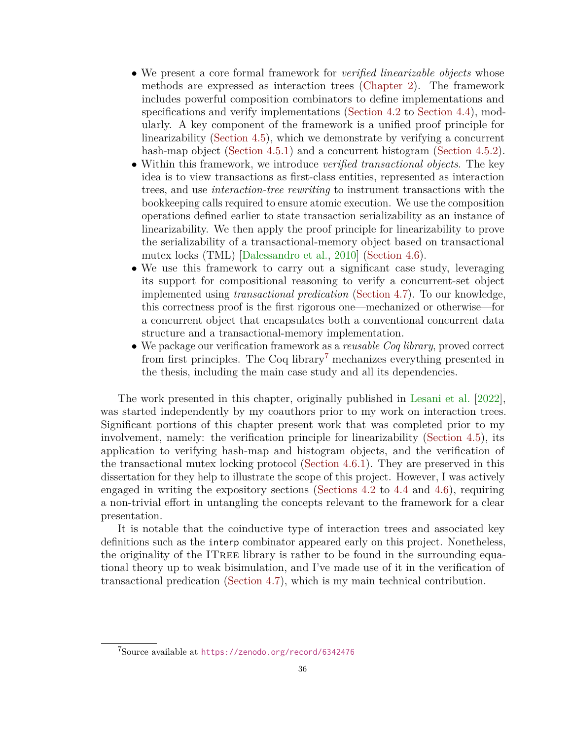- We present a core formal framework for *verified linearizable objects* whose methods are expressed as interaction trees (Chapter 2). The framework includes powerful composition combinators to define implementations and specifications and verify implementations (Section 4.2 to Section 4.4), modularly. A key component of the framework is a unified proof principle for linearizability (Section 4.5), which we demonstrate by verifying a concurrent hash-map object (Section 4.5.1) and a concurrent histogram (Section 4.5.2).
- Within this framework, we introduce *verified transactional objects*. The key idea is to view transactions as first-class entities, represented as interaction trees, and use *interaction-tree rewriting* to instrument transactions with the bookkeeping calls required to ensure atomic execution. We use the composition operations defined earlier to state transaction serializability as an instance of linearizability. We then apply the proof principle for linearizability to prove the serializability of a transactional-memory object based on transactional mutex locks (TML) [Dalessandro et al., 2010] (Section 4.6).
- We use this framework to carry out a significant case study, leveraging its support for compositional reasoning to verify a concurrent-set object implemented using *transactional predication* (Section 4.7). To our knowledge, this correctness proof is the first rigorous one—mechanized or otherwise—for a concurrent object that encapsulates both a conventional concurrent data structure and a transactional-memory implementation.
- We package our verification framework as a *reusable Coq library*, proved correct from first principles. The Coq library[7] mechanizes everything presented in the thesis, including the main case study and all its dependencies.

The work presented in this chapter, originally published in Lesani et al. [2022], was started independently by my coauthors prior to my work on interaction trees. Significant portions of this chapter present work that was completed prior to my involvement, namely: the verification principle for linearizability (Section 4.5), its application to verifying hash-map and histogram objects, and the verification of the transactional mutex locking protocol (Section 4.6.1). They are preserved in this dissertation for they help to illustrate the scope of this project. However, I was actively engaged in writing the expository sections (Sections 4.2 to 4.4 and 4.6), requiring a non-trivial effort in untangling the concepts relevant to the framework for a clear presentation.

It is notable that the coinductive type of interaction trees and associated key definitions such as the `interp` combinator appeared early on this project. Nonetheless, the originality of the ITree library is rather to be found in the surrounding equational theory up to weak bisimulation, and I've made use of it in the verification of transactional predication (Section 4.7), which is my main technical contribution.

[7] Source available at https://zenodo.org/record/6342476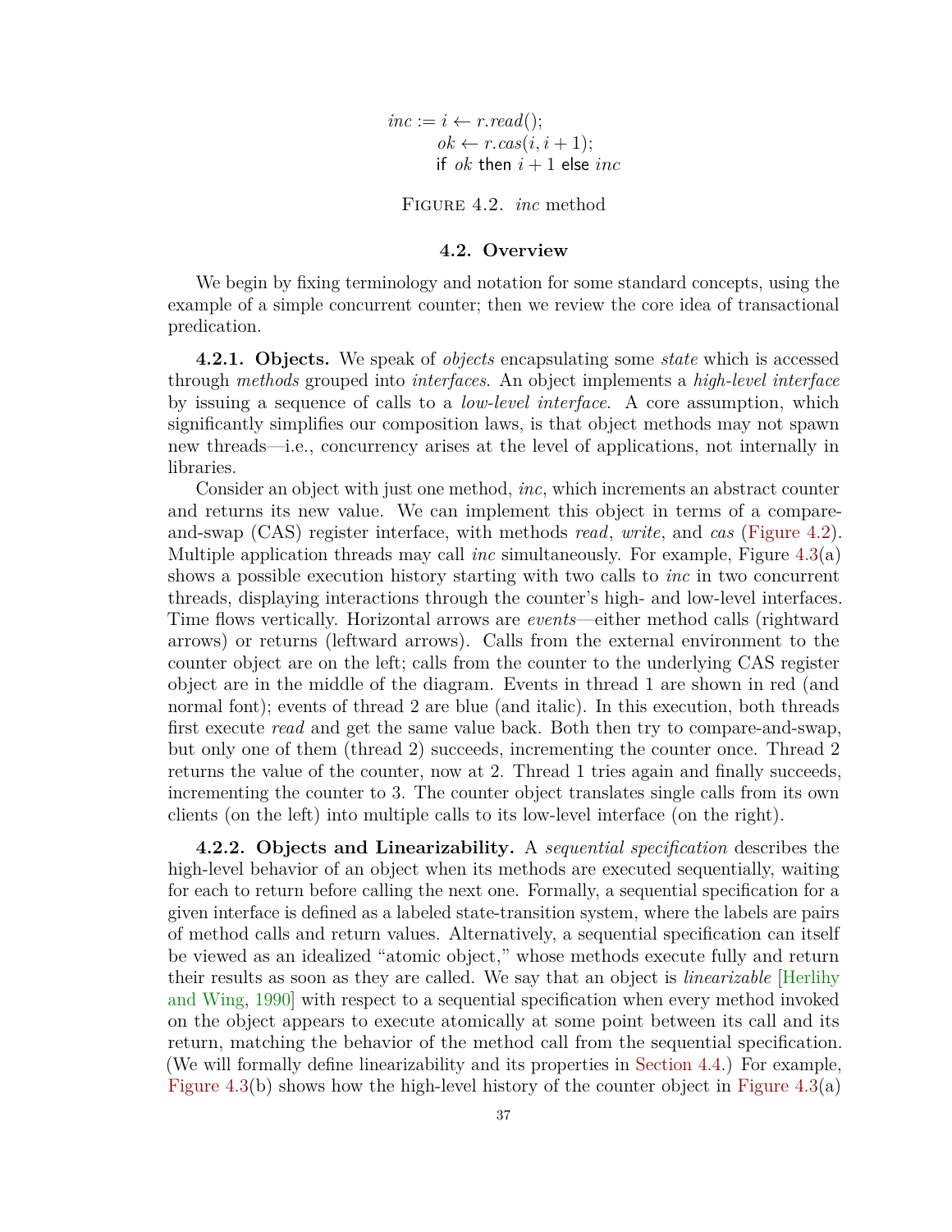$$
\begin{aligned}
inc := \; & i \leftarrow r.read(); \\
& ok \leftarrow r.cas(i, i+1); \\
& \textsf{if } ok \textsf{ then } i+1 \textsf{ else } inc
\end{aligned}
$$

Figure 4.2. *inc* method

## 4.2. Overview

We begin by fixing terminology and notation for some standard concepts, using the example of a simple concurrent counter; then we review the core idea of transactional predication.

**4.2.1. Objects.** We speak of *objects* encapsulating some *state* which is accessed through *methods* grouped into *interfaces*. An object implements a *high-level interface* by issuing a sequence of calls to a *low-level interface*. A core assumption, which significantly simplifies our composition laws, is that object methods may not spawn new threads—i.e., concurrency arises at the level of applications, not internally in libraries.

Consider an object with just one method, *inc*, which increments an abstract counter and returns its new value. We can implement this object in terms of a compare-and-swap (CAS) register interface, with methods *read*, *write*, and *cas* (Figure 4.2). Multiple application threads may call *inc* simultaneously. For example, Figure 4.3(a) shows a possible execution history starting with two calls to *inc* in two concurrent threads, displaying interactions through the counter's high- and low-level interfaces. Time flows vertically. Horizontal arrows are *events*—either method calls (rightward arrows) or returns (leftward arrows). Calls from the external environment to the counter object are on the left; calls from the counter to the underlying CAS register object are in the middle of the diagram. Events in thread 1 are shown in red (and normal font); events of thread 2 are blue (and italic). In this execution, both threads first execute *read* and get the same value back. Both then try to compare-and-swap, but only one of them (thread 2) succeeds, incrementing the counter once. Thread 2 returns the value of the counter, now at 2. Thread 1 tries again and finally succeeds, incrementing the counter to 3. The counter object translates single calls from its own clients (on the left) into multiple calls to its low-level interface (on the right).

**4.2.2. Objects and Linearizability.** A *sequential specification* describes the high-level behavior of an object when its methods are executed sequentially, waiting for each to return before calling the next one. Formally, a sequential specification for a given interface is defined as a labeled state-transition system, where the labels are pairs of method calls and return values. Alternatively, a sequential specification can itself be viewed as an idealized "atomic object," whose methods execute fully and return their results as soon as they are called. We say that an object is *linearizable* [Herlihy and Wing, 1990] with respect to a sequential specification when every method invoked on the object appears to execute atomically at some point between its call and its return, matching the behavior of the method call from the sequential specification. (We will formally define linearizability and its properties in Section 4.4.) For example, Figure 4.3(b) shows how the high-level history of the counter object in Figure 4.3(a)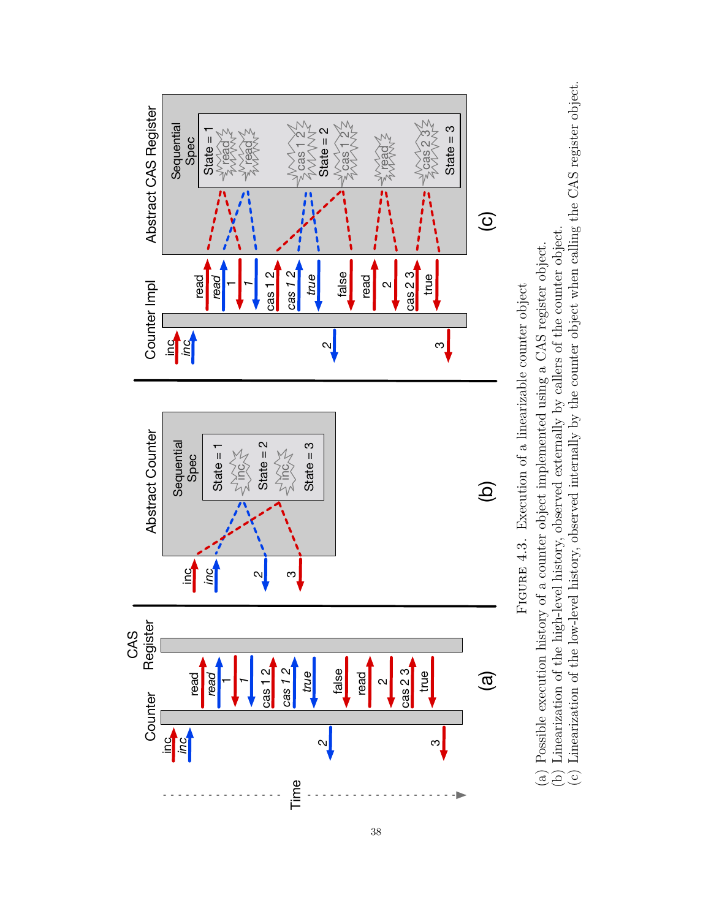Figure 4.3. Execution of a linearizable counter object

(a) Possible execution history of a counter object implemented using a CAS register object.
(b) Linearization of the high-level history, observed externally by callers of the counter object.
(c) Linearization of the low-level history, observed internally by the counter object when calling the CAS register object.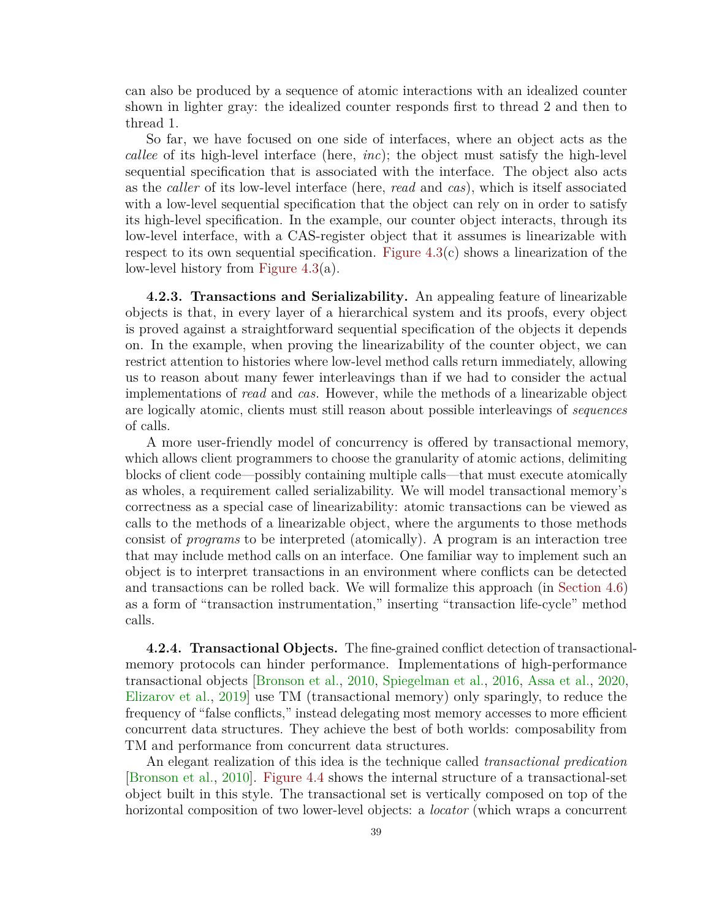can also be produced by a sequence of atomic interactions with an idealized counter shown in lighter gray: the idealized counter responds first to thread 2 and then to thread 1.

So far, we have focused on one side of interfaces, where an object acts as the *callee* of its high-level interface (here, *inc*); the object must satisfy the high-level sequential specification that is associated with the interface. The object also acts as the *caller* of its low-level interface (here, *read* and *cas*), which is itself associated with a low-level sequential specification that the object can rely on in order to satisfy its high-level specification. In the example, our counter object interacts, through its low-level interface, with a CAS-register object that it assumes is linearizable with respect to its own sequential specification. Figure 4.3(c) shows a linearization of the low-level history from Figure 4.3(a).

**4.2.3. Transactions and Serializability.** An appealing feature of linearizable objects is that, in every layer of a hierarchical system and its proofs, every object is proved against a straightforward sequential specification of the objects it depends on. In the example, when proving the linearizability of the counter object, we can restrict attention to histories where low-level method calls return immediately, allowing us to reason about many fewer interleavings than if we had to consider the actual implementations of *read* and *cas*. However, while the methods of a linearizable object are logically atomic, clients must still reason about possible interleavings of *sequences* of calls.

A more user-friendly model of concurrency is offered by transactional memory, which allows client programmers to choose the granularity of atomic actions, delimiting blocks of client code—possibly containing multiple calls—that must execute atomically as wholes, a requirement called serializability. We will model transactional memory's correctness as a special case of linearizability: atomic transactions can be viewed as calls to the methods of a linearizable object, where the arguments to those methods consist of *programs* to be interpreted (atomically). A program is an interaction tree that may include method calls on an interface. One familiar way to implement such an object is to interpret transactions in an environment where conflicts can be detected and transactions can be rolled back. We will formalize this approach (in Section 4.6) as a form of "transaction instrumentation," inserting "transaction life-cycle" method calls.

**4.2.4. Transactional Objects.** The fine-grained conflict detection of transactional-memory protocols can hinder performance. Implementations of high-performance transactional objects [Bronson et al., 2010, Spiegelman et al., 2016, Assa et al., 2020, Elizarov et al., 2019] use TM (transactional memory) only sparingly, to reduce the frequency of "false conflicts," instead delegating most memory accesses to more efficient concurrent data structures. They achieve the best of both worlds: composability from TM and performance from concurrent data structures.

An elegant realization of this idea is the technique called *transactional predication* [Bronson et al., 2010]. Figure 4.4 shows the internal structure of a transactional-set object built in this style. The transactional set is vertically composed on top of the horizontal composition of two lower-level objects: a *locator* (which wraps a concurrent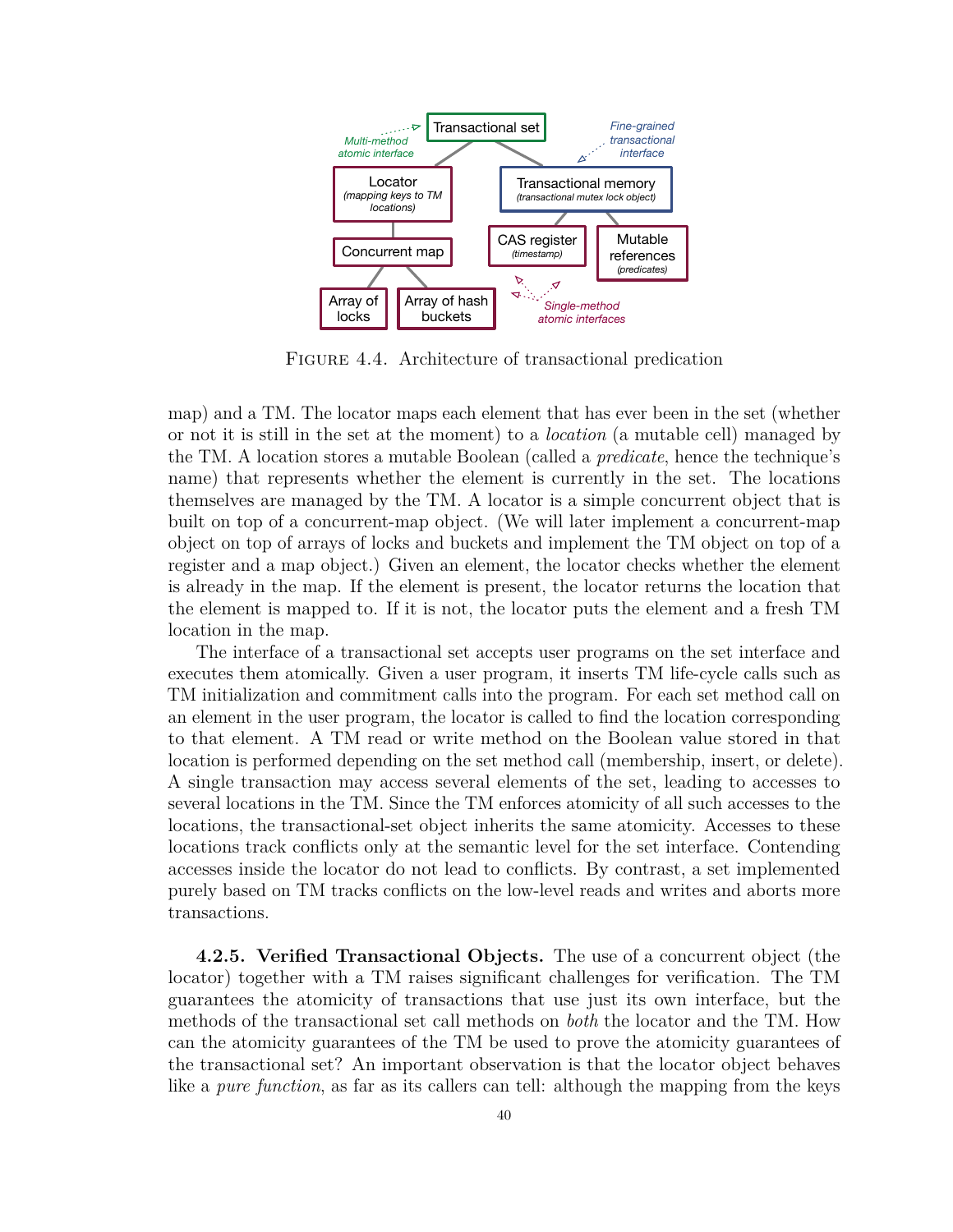FIGURE 4.4. Architecture of transactional predication

map) and a TM. The locator maps each element that has ever been in the set (whether or not it is still in the set at the moment) to a *location* (a mutable cell) managed by the TM. A location stores a mutable Boolean (called a *predicate*, hence the technique's name) that represents whether the element is currently in the set. The locations themselves are managed by the TM. A locator is a simple concurrent object that is built on top of a concurrent-map object. (We will later implement a concurrent-map object on top of arrays of locks and buckets and implement the TM object on top of a register and a map object.) Given an element, the locator checks whether the element is already in the map. If the element is present, the locator returns the location that the element is mapped to. If it is not, the locator puts the element and a fresh TM location in the map.

The interface of a transactional set accepts user programs on the set interface and executes them atomically. Given a user program, it inserts TM life-cycle calls such as TM initialization and commitment calls into the program. For each set method call on an element in the user program, the locator is called to find the location corresponding to that element. A TM read or write method on the Boolean value stored in that location is performed depending on the set method call (membership, insert, or delete). A single transaction may access several elements of the set, leading to accesses to several locations in the TM. Since the TM enforces atomicity of all such accesses to the locations, the transactional-set object inherits the same atomicity. Accesses to these locations track conflicts only at the semantic level for the set interface. Contending accesses inside the locator do not lead to conflicts. By contrast, a set implemented purely based on TM tracks conflicts on the low-level reads and writes and aborts more transactions.

**4.2.5. Verified Transactional Objects.** The use of a concurrent object (the locator) together with a TM raises significant challenges for verification. The TM guarantees the atomicity of transactions that use just its own interface, but the methods of the transactional set call methods on *both* the locator and the TM. How can the atomicity guarantees of the TM be used to prove the atomicity guarantees of the transactional set? An important observation is that the locator object behaves like a *pure function*, as far as its callers can tell: although the mapping from the keys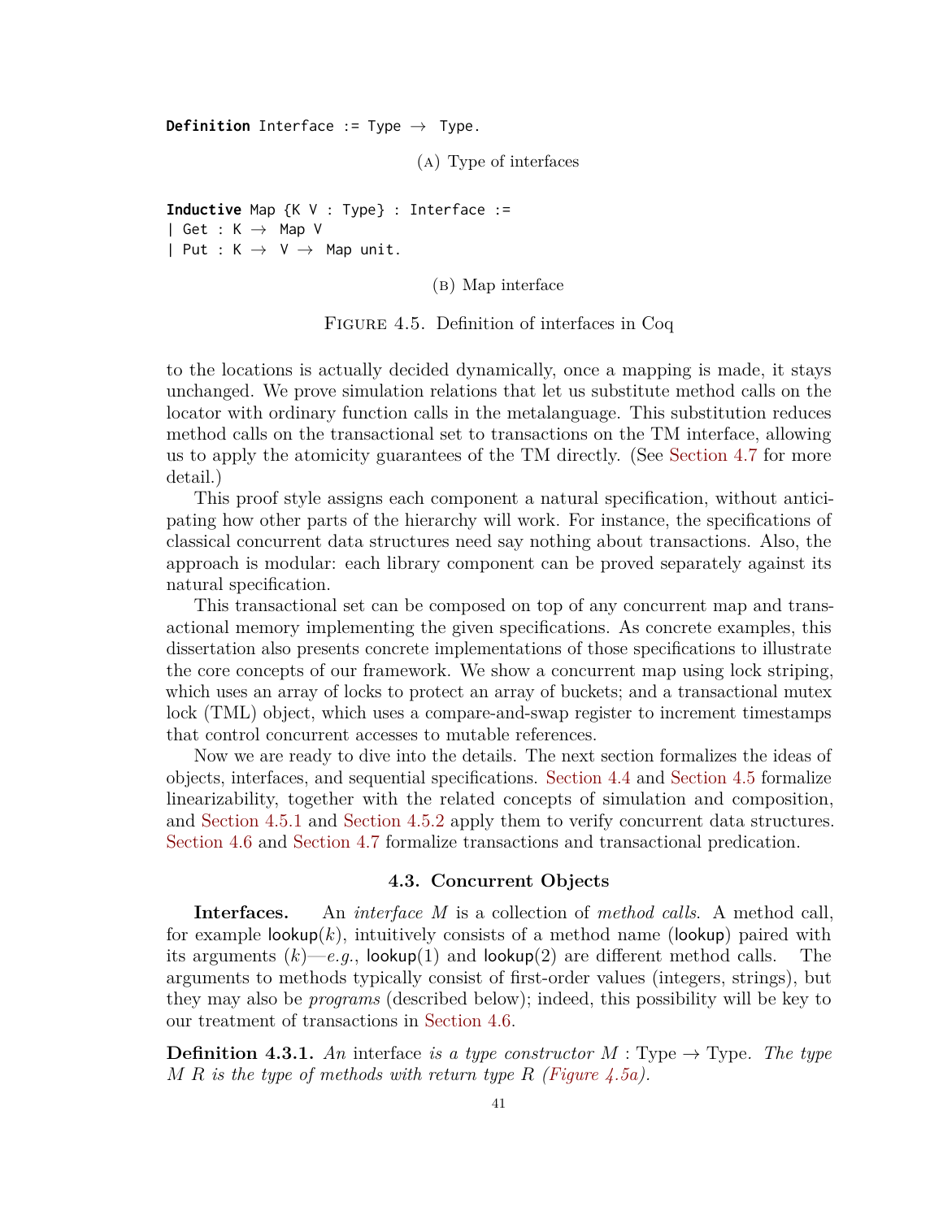```
Definition Interface := Type → Type.
```

(A) Type of interfaces

```
Inductive Map {K V : Type} : Interface :=
| Get : K → Map V
| Put : K → V → Map unit.
```

(B) Map interface

Figure 4.5. Definition of interfaces in Coq

to the locations is actually decided dynamically, once a mapping is made, it stays unchanged. We prove simulation relations that let us substitute method calls on the locator with ordinary function calls in the metalanguage. This substitution reduces method calls on the transactional set to transactions on the TM interface, allowing us to apply the atomicity guarantees of the TM directly. (See Section 4.7 for more detail.)

This proof style assigns each component a natural specification, without anticipating how other parts of the hierarchy will work. For instance, the specifications of classical concurrent data structures need say nothing about transactions. Also, the approach is modular: each library component can be proved separately against its natural specification.

This transactional set can be composed on top of any concurrent map and transactional memory implementing the given specifications. As concrete examples, this dissertation also presents concrete implementations of those specifications to illustrate the core concepts of our framework. We show a concurrent map using lock striping, which uses an array of locks to protect an array of buckets; and a transactional mutex lock (TML) object, which uses a compare-and-swap register to increment timestamps that control concurrent accesses to mutable references.

Now we are ready to dive into the details. The next section formalizes the ideas of objects, interfaces, and sequential specifications. Section 4.4 and Section 4.5 formalize linearizability, together with the related concepts of simulation and composition, and Section 4.5.1 and Section 4.5.2 apply them to verify concurrent data structures. Section 4.6 and Section 4.7 formalize transactions and transactional predication.

### 4.3. Concurrent Objects

**Interfaces.** An *interface* $M$ is a collection of *method calls*. A method call, for example $\mathsf{lookup}(k)$, intuitively consists of a method name ($\mathsf{lookup}$) paired with its arguments ($k$)—*e.g.*, $\mathsf{lookup}(1)$ and $\mathsf{lookup}(2)$ are different method calls. The arguments to methods typically consist of first-order values (integers, strings), but they may also be *programs* (described below); indeed, this possibility will be key to our treatment of transactions in Section 4.6.

**Definition 4.3.1.** *An* interface *is a type constructor* $M : \mathrm{Type} \to \mathrm{Type}$. *The type* $M\ R$ *is the type of methods with return type* $R$ *(Figure 4.5a).*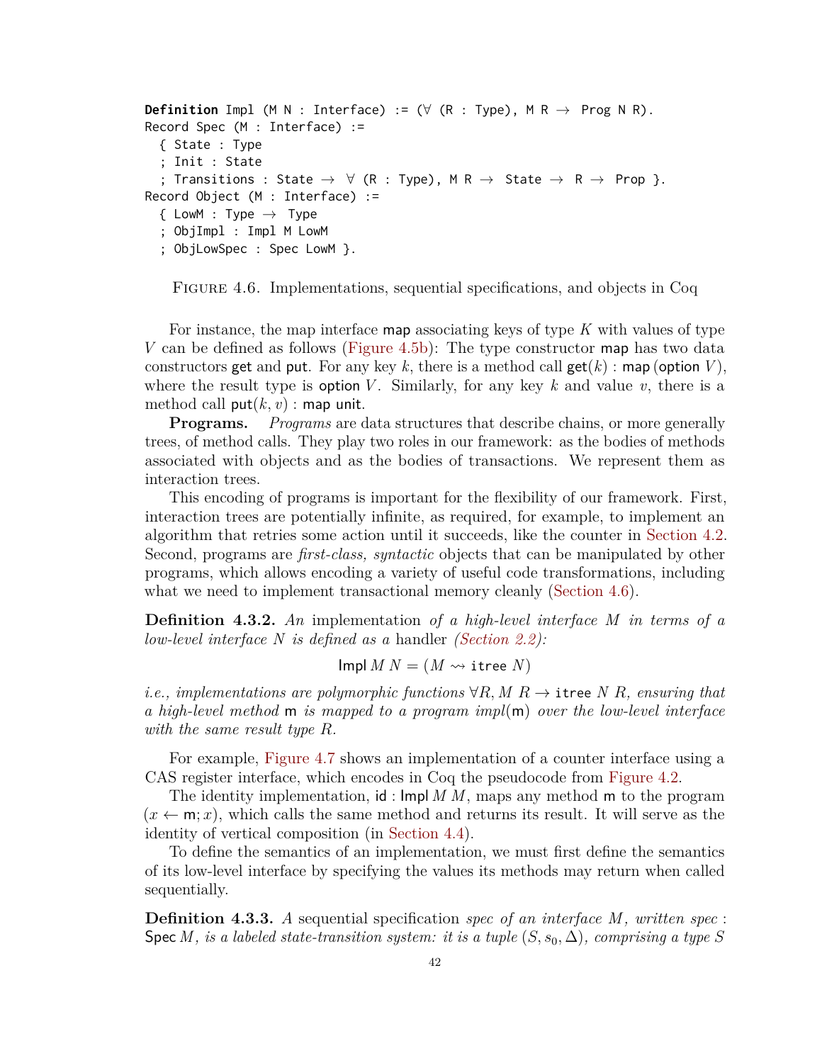```
Definition Impl (M N : Interface) := (∀ (R : Type), M R → Prog N R).
Record Spec (M : Interface) :=
  { State : Type
  ; Init : State
  ; Transitions : State → ∀ (R : Type), M R → State → R → Prop }.
Record Object (M : Interface) :=
  { LowM : Type → Type
  ; ObjImpl : Impl M LowM
  ; ObjLowSpec : Spec LowM }.
```

Figure 4.6. Implementations, sequential specifications, and objects in Coq

For instance, the map interface $\mathsf{map}$ associating keys of type $K$ with values of type $V$ can be defined as follows (Figure 4.5b): The type constructor $\mathsf{map}$ has two data constructors $\mathsf{get}$ and $\mathsf{put}$. For any key $k$, there is a method call $\mathsf{get}(k) : \mathsf{map}\,(\mathsf{option}\ V)$, where the result type is $\mathsf{option}\ V$. Similarly, for any key $k$ and value $v$, there is a method call $\mathsf{put}(k, v) : \mathsf{map}\ \mathsf{unit}$.

**Programs.** *Programs* are data structures that describe chains, or more generally trees, of method calls. They play two roles in our framework: as the bodies of methods associated with objects and as the bodies of transactions. We represent them as interaction trees.

This encoding of programs is important for the flexibility of our framework. First, interaction trees are potentially infinite, as required, for example, to implement an algorithm that retries some action until it succeeds, like the counter in Section 4.2. Second, programs are *first-class, syntactic* objects that can be manipulated by other programs, which allows encoding a variety of useful code transformations, including what we need to implement transactional memory cleanly (Section 4.6).

**Definition 4.3.2.** *An* implementation *of a high-level interface $M$ in terms of a low-level interface $N$ is defined as a* handler *(Section 2.2):*

$$\mathsf{Impl}\ M\ N = (M \rightsquigarrow \mathtt{itree}\ N)$$

*i.e., implementations are polymorphic functions $\forall R, M\ R \to \mathtt{itree}\ N\ R$, ensuring that a high-level method $\mathsf{m}$ is mapped to a program $impl(\mathsf{m})$ over the low-level interface with the same result type $R$.*

For example, Figure 4.7 shows an implementation of a counter interface using a CAS register interface, which encodes in Coq the pseudocode from Figure 4.2.

The identity implementation, $\mathsf{id} : \mathsf{Impl}\ M\ M$, maps any method $\mathsf{m}$ to the program $(x \leftarrow \mathsf{m}; x)$, which calls the same method and returns its result. It will serve as the identity of vertical composition (in Section 4.4).

To define the semantics of an implementation, we must first define the semantics of its low-level interface by specifying the values its methods may return when called sequentially.

**Definition 4.3.3.** *A* sequential specification *spec of an interface $M$, written spec : $\mathsf{Spec}\ M$, is a labeled state-transition system: it is a tuple $(S, s_0, \Delta)$, comprising a type $S$*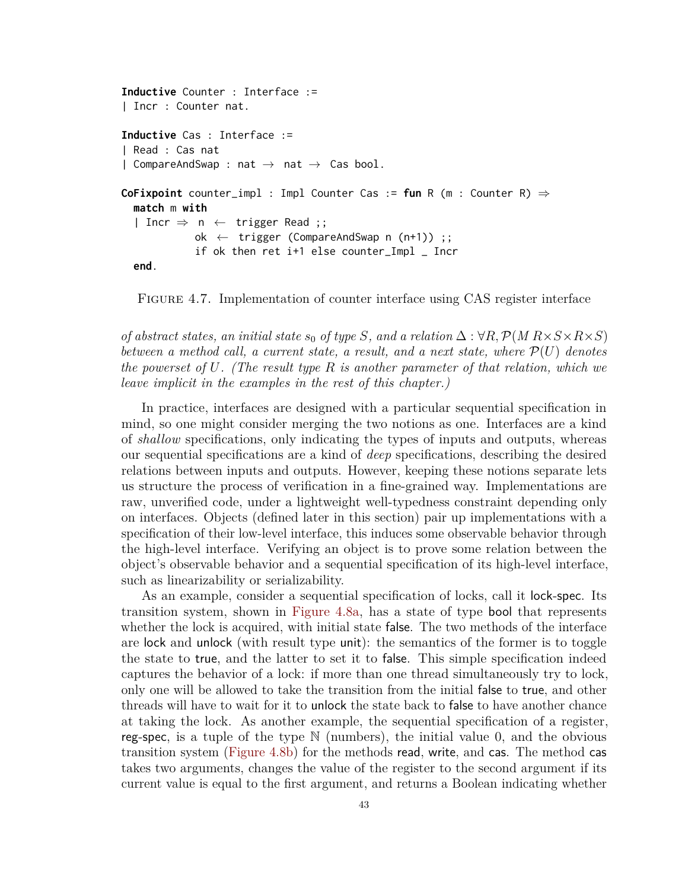```
Inductive Counter : Interface :=
| Incr : Counter nat.

Inductive Cas : Interface :=
| Read : Cas nat
| CompareAndSwap : nat → nat → Cas bool.

CoFixpoint counter_impl : Impl Counter Cas := fun R (m : Counter R) ⇒
  match m with
  | Incr ⇒  n ← trigger Read ;;
            ok ← trigger (CompareAndSwap n (n+1)) ;;
            if ok then ret i+1 else counter_Impl _ Incr
  end.
```

Figure 4.7. Implementation of counter interface using CAS register interface

*of abstract states, an initial state $s_0$ of type $S$, and a relation $\Delta : \forall R, \mathcal{P}(M\ R \times S \times R \times S)$ between a method call, a current state, a result, and a next state, where $\mathcal{P}(U)$ denotes the powerset of $U$. (The result type $R$ is another parameter of that relation, which we leave implicit in the examples in the rest of this chapter.)*

In practice, interfaces are designed with a particular sequential specification in mind, so one might consider merging the two notions as one. Interfaces are a kind of *shallow* specifications, only indicating the types of inputs and outputs, whereas our sequential specifications are a kind of *deep* specifications, describing the desired relations between inputs and outputs. However, keeping these notions separate lets us structure the process of verification in a fine-grained way. Implementations are raw, unverified code, under a lightweight well-typedness constraint depending only on interfaces. Objects (defined later in this section) pair up implementations with a specification of their low-level interface, this induces some observable behavior through the high-level interface. Verifying an object is to prove some relation between the object's observable behavior and a sequential specification of its high-level interface, such as linearizability or serializability.

As an example, consider a sequential specification of locks, call it lock-spec. Its transition system, shown in Figure 4.8a, has a state of type bool that represents whether the lock is acquired, with initial state false. The two methods of the interface are lock and unlock (with result type unit): the semantics of the former is to toggle the state to true, and the latter to set it to false. This simple specification indeed captures the behavior of a lock: if more than one thread simultaneously try to lock, only one will be allowed to take the transition from the initial false to true, and other threads will have to wait for it to unlock the state back to false to have another chance at taking the lock. As another example, the sequential specification of a register, reg-spec, is a tuple of the type $\mathbb{N}$ (numbers), the initial value 0, and the obvious transition system (Figure 4.8b) for the methods read, write, and cas. The method cas takes two arguments, changes the value of the register to the second argument if its current value is equal to the first argument, and returns a Boolean indicating whether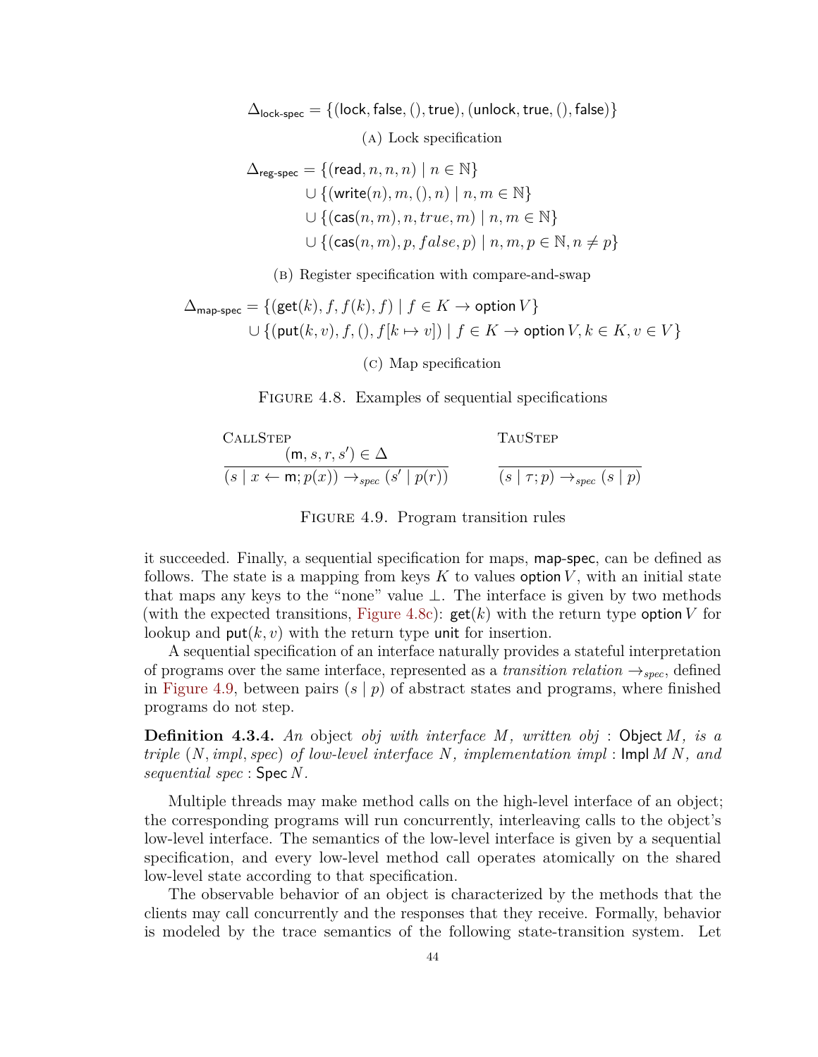$$\Delta_{\textsf{lock-spec}} = \{(\textsf{lock}, \textsf{false}, (), \textsf{true}), (\textsf{unlock}, \textsf{true}, (), \textsf{false})\}$$

(A) Lock specification

$$\begin{aligned}
\Delta_{\textsf{reg-spec}} = \;& \{(\textsf{read}, n, n, n) \mid n \in \mathbb{N}\} \\
& \cup \{(\textsf{write}(n), m, (), n) \mid n, m \in \mathbb{N}\} \\
& \cup \{(\textsf{cas}(n, m), n, true, m) \mid n, m \in \mathbb{N}\} \\
& \cup \{(\textsf{cas}(n, m), p, false, p) \mid n, m, p \in \mathbb{N}, n \neq p\}
\end{aligned}$$

(B) Register specification with compare-and-swap

$$\begin{aligned}
\Delta_{\textsf{map-spec}} = \;& \{(\textsf{get}(k), f, f(k), f) \mid f \in K \to \textsf{option}\, V\} \\
& \cup \{(\textsf{put}(k, v), f, (), f[k \mapsto v]) \mid f \in K \to \textsf{option}\, V, k \in K, v \in V\}
\end{aligned}$$

(C) Map specification

Figure 4.8. Examples of sequential specifications

$$\textsc{CallStep}\quad \frac{(\textsf{m}, s, r, s') \in \Delta}{(s \mid x \leftarrow \textsf{m}; p(x)) \to_{spec} (s' \mid p(r))} \qquad\qquad \textsc{TauStep}\quad \frac{}{(s \mid \tau; p) \to_{spec} (s \mid p)}$$

Figure 4.9. Program transition rules

it succeeded. Finally, a sequential specification for maps, map-spec, can be defined as follows. The state is a mapping from keys $K$ to values $\textsf{option}\, V$, with an initial state that maps any keys to the "none" value $\bot$. The interface is given by two methods (with the expected transitions, Figure 4.8c): $\textsf{get}(k)$ with the return type $\textsf{option}\, V$ for lookup and $\textsf{put}(k, v)$ with the return type unit for insertion.

A sequential specification of an interface naturally provides a stateful interpretation of programs over the same interface, represented as a *transition relation* $\to_{spec}$, defined in Figure 4.9, between pairs $(s \mid p)$ of abstract states and programs, where finished programs do not step.

**Definition 4.3.4.** *An* object *obj with interface $M$, written obj* : $\textsf{Object}\, M$*, is a triple* $(N, impl, spec)$ *of low-level interface $N$, implementation impl* : $\textsf{Impl}\, M\, N$*, and sequential spec* : $\textsf{Spec}\, N$.

Multiple threads may make method calls on the high-level interface of an object; the corresponding programs will run concurrently, interleaving calls to the object's low-level interface. The semantics of the low-level interface is given by a sequential specification, and every low-level method call operates atomically on the shared low-level state according to that specification.

The observable behavior of an object is characterized by the methods that the clients may call concurrently and the responses that they receive. Formally, behavior is modeled by the trace semantics of the following state-transition system. Let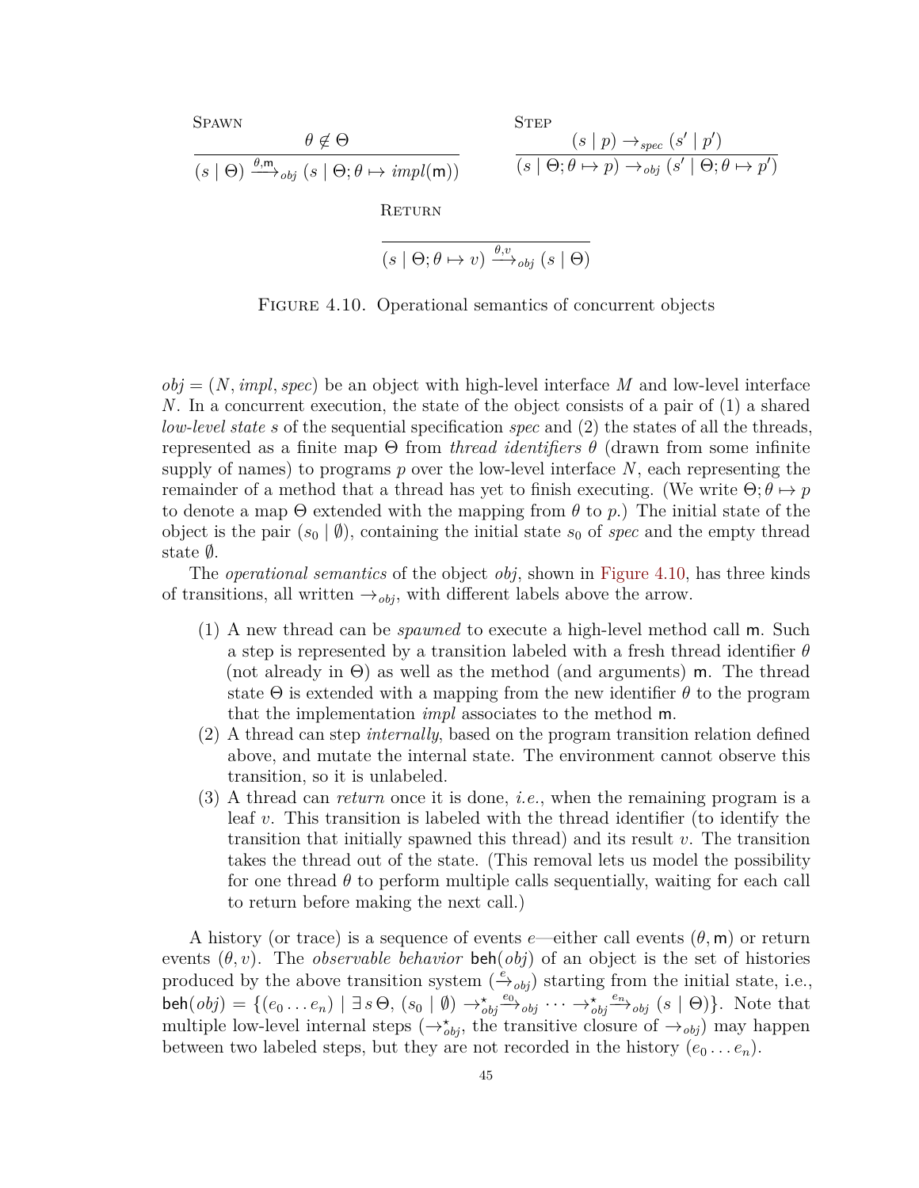$$\textsc{Spawn}\ \frac{\theta \notin \Theta}{(s \mid \Theta) \xrightarrow{\theta,\mathsf{m}}_{obj} (s \mid \Theta; \theta \mapsto impl(\mathsf{m}))} \qquad \textsc{Step}\ \frac{(s \mid p) \rightarrow_{spec} (s' \mid p')}{(s \mid \Theta; \theta \mapsto p) \rightarrow_{obj} (s' \mid \Theta; \theta \mapsto p')}$$

$$\textsc{Return}\ \frac{}{(s \mid \Theta; \theta \mapsto v) \xrightarrow{\theta, v}_{obj} (s \mid \Theta)}$$

Figure 4.10. Operational semantics of concurrent objects

$obj = (N, impl, spec)$ be an object with high-level interface $M$ and low-level interface $N$. In a concurrent execution, the state of the object consists of a pair of (1) a shared *low-level state* $s$ of the sequential specification *spec* and (2) the states of all the threads, represented as a finite map $\Theta$ from *thread identifiers* $\theta$ (drawn from some infinite supply of names) to programs $p$ over the low-level interface $N$, each representing the remainder of a method that a thread has yet to finish executing. (We write $\Theta; \theta \mapsto p$ to denote a map $\Theta$ extended with the mapping from $\theta$ to $p$.) The initial state of the object is the pair $(s_0 \mid \emptyset)$, containing the initial state $s_0$ of *spec* and the empty thread state $\emptyset$.

The *operational semantics* of the object *obj*, shown in Figure 4.10, has three kinds of transitions, all written $\rightarrow_{obj}$, with different labels above the arrow.

1. A new thread can be *spawned* to execute a high-level method call $\mathsf{m}$. Such a step is represented by a transition labeled with a fresh thread identifier $\theta$ (not already in $\Theta$) as well as the method (and arguments) $\mathsf{m}$. The thread state $\Theta$ is extended with a mapping from the new identifier $\theta$ to the program that the implementation *impl* associates to the method $\mathsf{m}$.
2. A thread can step *internally*, based on the program transition relation defined above, and mutate the internal state. The environment cannot observe this transition, so it is unlabeled.
3. A thread can *return* once it is done, *i.e.*, when the remaining program is a leaf $v$. This transition is labeled with the thread identifier (to identify the transition that initially spawned this thread) and its result $v$. The transition takes the thread out of the state. (This removal lets us model the possibility for one thread $\theta$ to perform multiple calls sequentially, waiting for each call to return before making the next call.)

A history (or trace) is a sequence of events $e$—either call events $(\theta, \mathsf{m})$ or return events $(\theta, v)$. The *observable behavior* $\mathsf{beh}(obj)$ of an object is the set of histories produced by the above transition system ($\xrightarrow{e}_{obj}$) starting from the initial state, i.e., $\mathsf{beh}(obj) = \{(e_0 \ldots e_n) \mid \exists\, s\, \Theta,\ (s_0 \mid \emptyset) \rightarrow^{\star}_{obj} \xrightarrow{e_0}_{obj} \cdots \rightarrow^{\star}_{obj} \xrightarrow{e_n}_{obj} (s \mid \Theta)\}$. Note that multiple low-level internal steps ($\rightarrow^{\star}_{obj}$, the transitive closure of $\rightarrow_{obj}$) may happen between two labeled steps, but they are not recorded in the history $(e_0 \ldots e_n)$.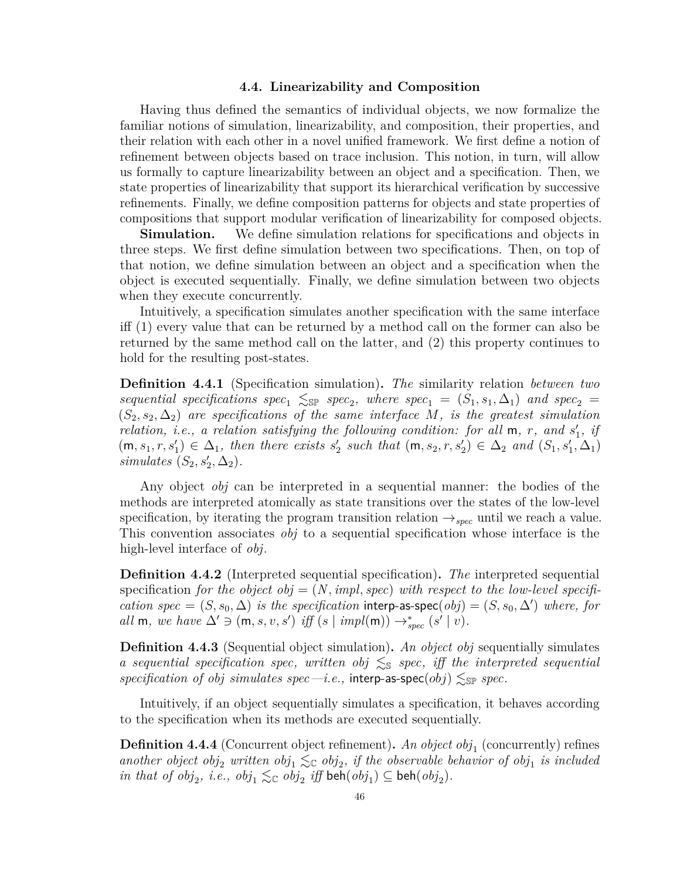### 4.4. Linearizability and Composition

Having thus defined the semantics of individual objects, we now formalize the familiar notions of simulation, linearizability, and composition, their properties, and their relation with each other in a novel unified framework. We first define a notion of refinement between objects based on trace inclusion. This notion, in turn, will allow us formally to capture linearizability between an object and a specification. Then, we state properties of linearizability that support its hierarchical verification by successive refinements. Finally, we define composition patterns for objects and state properties of compositions that support modular verification of linearizability for composed objects.

**Simulation.** We define simulation relations for specifications and objects in three steps. We first define simulation between two specifications. Then, on top of that notion, we define simulation between an object and a specification when the object is executed sequentially. Finally, we define simulation between two objects when they execute concurrently.

Intuitively, a specification simulates another specification with the same interface iff (1) every value that can be returned by a method call on the former can also be returned by the same method call on the latter, and (2) this property continues to hold for the resulting post-states.

**Definition 4.4.1** (Specification simulation)**.** *The* similarity relation *between two sequential specifications $spec_1 \lesssim_{\mathbb{SP}} spec_2$, where $spec_1 = (S_1, s_1, \Delta_1)$ and $spec_2 = (S_2, s_2, \Delta_2)$ are specifications of the same interface $M$, is the greatest simulation relation, i.e., a relation satisfying the following condition: for all $\mathsf{m}$, $r$, and $s_1'$, if $(\mathsf{m}, s_1, r, s_1') \in \Delta_1$, then there exists $s_2'$ such that $(\mathsf{m}, s_2, r, s_2') \in \Delta_2$ and $(S_1, s_1', \Delta_1)$ simulates $(S_2, s_2', \Delta_2)$.*

Any object *obj* can be interpreted in a sequential manner: the bodies of the methods are interpreted atomically as state transitions over the states of the low-level specification, by iterating the program transition relation $\rightarrow_{spec}$ until we reach a value. This convention associates *obj* to a sequential specification whose interface is the high-level interface of *obj*.

**Definition 4.4.2** (Interpreted sequential specification)**.** *The* interpreted sequential specification *for the object $obj = (N, impl, spec)$ with respect to the low-level specification $spec = (S, s_0, \Delta)$ is the specification $\mathsf{interp\text{-}as\text{-}spec}(obj) = (S, s_0, \Delta')$ where, for all $\mathsf{m}$, we have $\Delta' \ni (\mathsf{m}, s, v, s')$ iff $(s \mid impl(\mathsf{m})) \rightarrow^*_{spec} (s' \mid v)$.*

**Definition 4.4.3** (Sequential object simulation)**.** *An object obj* sequentially simulates *a sequential specification spec, written $obj \lesssim_{\mathbb{S}} spec$, iff the interpreted sequential specification of obj simulates spec—i.e., $\mathsf{interp\text{-}as\text{-}spec}(obj) \lesssim_{\mathbb{SP}} spec$.*

Intuitively, if an object sequentially simulates a specification, it behaves according to the specification when its methods are executed sequentially.

**Definition 4.4.4** (Concurrent object refinement)**.** *An object $obj_1$* (concurrently) refines *another object $obj_2$ written $obj_1 \lesssim_{\mathbb{C}} obj_2$, if the observable behavior of $obj_1$ is included in that of $obj_2$, i.e., $obj_1 \lesssim_{\mathbb{C}} obj_2$ iff $\mathsf{beh}(obj_1) \subseteq \mathsf{beh}(obj_2)$.*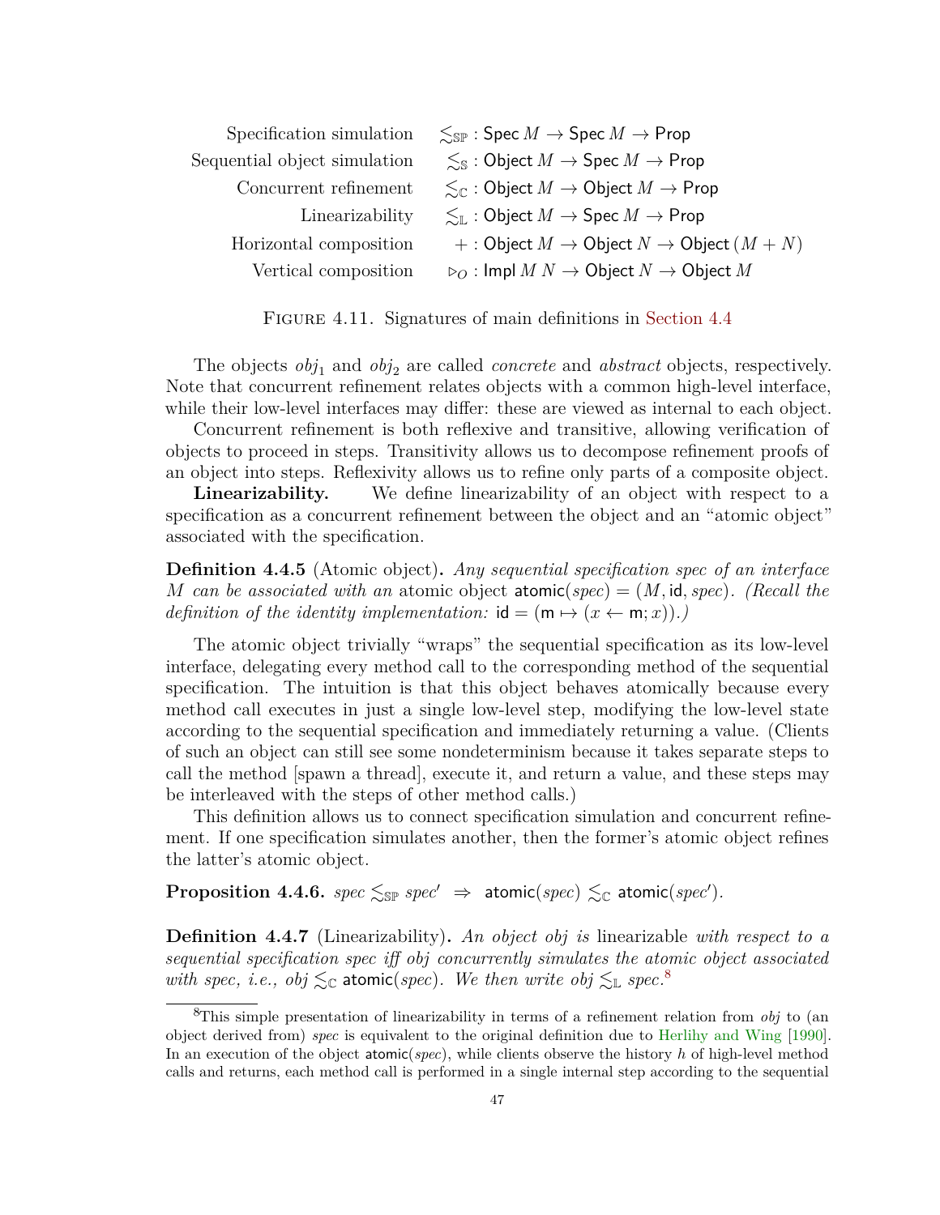| | |
|---|---|
| Specification simulation | $\lesssim_{\mathbb{SP}} : \mathsf{Spec}\ M \to \mathsf{Spec}\ M \to \mathsf{Prop}$ |
| Sequential object simulation | $\lesssim_{\mathbb{S}} : \mathsf{Object}\ M \to \mathsf{Spec}\ M \to \mathsf{Prop}$ |
| Concurrent refinement | $\lesssim_{\mathbb{C}} : \mathsf{Object}\ M \to \mathsf{Object}\ M \to \mathsf{Prop}$ |
| Linearizability | $\lesssim_{\mathbb{L}} : \mathsf{Object}\ M \to \mathsf{Spec}\ M \to \mathsf{Prop}$ |
| Horizontal composition | $+ : \mathsf{Object}\ M \to \mathsf{Object}\ N \to \mathsf{Object}\ (M + N)$ |
| Vertical composition | $\triangleright_O : \mathsf{Impl}\ M\ N \to \mathsf{Object}\ N \to \mathsf{Object}\ M$ |

FIGURE 4.11. Signatures of main definitions in Section 4.4

The objects $obj_1$ and $obj_2$ are called *concrete* and *abstract* objects, respectively. Note that concurrent refinement relates objects with a common high-level interface, while their low-level interfaces may differ: these are viewed as internal to each object.

Concurrent refinement is both reflexive and transitive, allowing verification of objects to proceed in steps. Transitivity allows us to decompose refinement proofs of an object into steps. Reflexivity allows us to refine only parts of a composite object.

**Linearizability.** We define linearizability of an object with respect to a specification as a concurrent refinement between the object and an "atomic object" associated with the specification.

**Definition 4.4.5** (Atomic object)**.** *Any sequential specification spec of an interface $M$ can be associated with an* atomic object $\mathsf{atomic}(spec) = (M, \mathsf{id}, spec)$. *(Recall the definition of the identity implementation:* $\mathsf{id} = (\mathsf{m} \mapsto (x \leftarrow \mathsf{m}; x))$.*)*

The atomic object trivially "wraps" the sequential specification as its low-level interface, delegating every method call to the corresponding method of the sequential specification. The intuition is that this object behaves atomically because every method call executes in just a single low-level step, modifying the low-level state according to the sequential specification and immediately returning a value. (Clients of such an object can still see some nondeterminism because it takes separate steps to call the method [spawn a thread], execute it, and return a value, and these steps may be interleaved with the steps of other method calls.)

This definition allows us to connect specification simulation and concurrent refinement. If one specification simulates another, then the former's atomic object refines the latter's atomic object.

**Proposition 4.4.6.** $spec \lesssim_{\mathbb{SP}} spec' \ \Rightarrow\ \mathsf{atomic}(spec) \lesssim_{\mathbb{C}} \mathsf{atomic}(spec')$.

**Definition 4.4.7** (Linearizability)**.** *An object obj is* linearizable *with respect to a sequential specification spec iff obj concurrently simulates the atomic object associated with spec, i.e., obj* $\lesssim_{\mathbb{C}} \mathsf{atomic}(spec)$. *We then write obj* $\lesssim_{\mathbb{L}}$ *spec.*[8]

[8]This simple presentation of linearizability in terms of a refinement relation from *obj* to (an object derived from) *spec* is equivalent to the original definition due to Herlihy and Wing [1990]. In an execution of the object $\mathsf{atomic}(spec)$, while clients observe the history $h$ of high-level method calls and returns, each method call is performed in a single internal step according to the sequential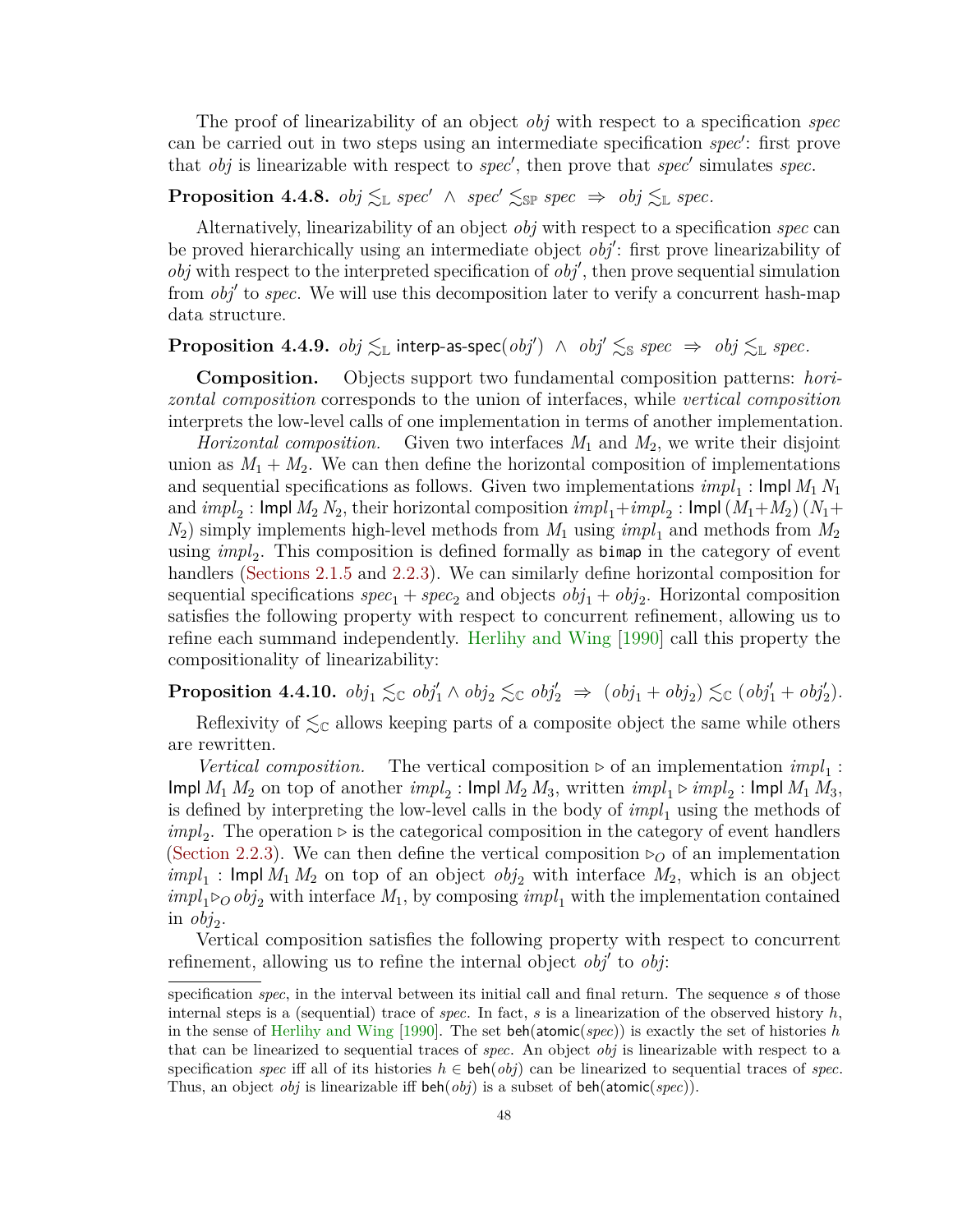The proof of linearizability of an object *obj* with respect to a specification *spec* can be carried out in two steps using an intermediate specification *spec′*: first prove that *obj* is linearizable with respect to *spec′*, then prove that *spec′* simulates *spec*.

**Proposition 4.4.8.** $obj \lesssim_{\mathbb{L}} spec' \;\wedge\; spec' \lesssim_{\mathbb{SP}} spec \;\Rightarrow\; obj \lesssim_{\mathbb{L}} spec.$

Alternatively, linearizability of an object *obj* with respect to a specification *spec* can be proved hierarchically using an intermediate object *obj′*: first prove linearizability of *obj* with respect to the interpreted specification of *obj′*, then prove sequential simulation from *obj′* to *spec*. We will use this decomposition later to verify a concurrent hash-map data structure.

**Proposition 4.4.9.** $obj \lesssim_{\mathbb{L}} \mathsf{interp\text{-}as\text{-}spec}(obj') \;\wedge\; obj' \lesssim_{\mathbb{S}} spec \;\Rightarrow\; obj \lesssim_{\mathbb{L}} spec.$

**Composition.** Objects support two fundamental composition patterns: *horizontal composition* corresponds to the union of interfaces, while *vertical composition* interprets the low-level calls of one implementation in terms of another implementation.

*Horizontal composition.* Given two interfaces $M_1$ and $M_2$, we write their disjoint union as $M_1 + M_2$. We can then define the horizontal composition of implementations and sequential specifications as follows. Given two implementations $impl_1 : \mathsf{Impl}\, M_1\, N_1$ and $impl_2 : \mathsf{Impl}\, M_2\, N_2$, their horizontal composition $impl_1 + impl_2 : \mathsf{Impl}\,(M_1 + M_2)\,(N_1 + N_2)$ simply implements high-level methods from $M_1$ using $impl_1$ and methods from $M_2$ using $impl_2$. This composition is defined formally as `bimap` in the category of event handlers (Sections 2.1.5 and 2.2.3). We can similarly define horizontal composition for sequential specifications $spec_1 + spec_2$ and objects $obj_1 + obj_2$. Horizontal composition satisfies the following property with respect to concurrent refinement, allowing us to refine each summand independently. Herlihy and Wing [1990] call this property the compositionality of linearizability:

**Proposition 4.4.10.** $obj_1 \lesssim_{\mathbb{C}} obj_1' \wedge obj_2 \lesssim_{\mathbb{C}} obj_2' \;\Rightarrow\; (obj_1 + obj_2) \lesssim_{\mathbb{C}} (obj_1' + obj_2').$

Reflexivity of $\lesssim_{\mathbb{C}}$ allows keeping parts of a composite object the same while others are rewritten.

*Vertical composition.* The vertical composition $\triangleright$ of an implementation $impl_1 : \mathsf{Impl}\, M_1\, M_2$ on top of another $impl_2 : \mathsf{Impl}\, M_2\, M_3$, written $impl_1 \triangleright impl_2 : \mathsf{Impl}\, M_1\, M_3$, is defined by interpreting the low-level calls in the body of $impl_1$ using the methods of $impl_2$. The operation $\triangleright$ is the categorical composition in the category of event handlers (Section 2.2.3). We can then define the vertical composition $\triangleright_O$ of an implementation $impl_1 : \mathsf{Impl}\, M_1\, M_2$ on top of an object $obj_2$ with interface $M_2$, which is an object $impl_1 \triangleright_O obj_2$ with interface $M_1$, by composing $impl_1$ with the implementation contained in $obj_2$.

Vertical composition satisfies the following property with respect to concurrent refinement, allowing us to refine the internal object *obj′* to *obj*:

---

specification *spec*, in the interval between its initial call and final return. The sequence $s$ of those internal steps is a (sequential) trace of *spec*. In fact, $s$ is a linearization of the observed history $h$, in the sense of Herlihy and Wing [1990]. The set $\mathsf{beh}(\mathsf{atomic}(spec))$ is exactly the set of histories $h$ that can be linearized to sequential traces of *spec*. An object *obj* is linearizable with respect to a specification *spec* iff all of its histories $h \in \mathsf{beh}(obj)$ can be linearized to sequential traces of *spec*. Thus, an object *obj* is linearizable iff $\mathsf{beh}(obj)$ is a subset of $\mathsf{beh}(\mathsf{atomic}(spec))$.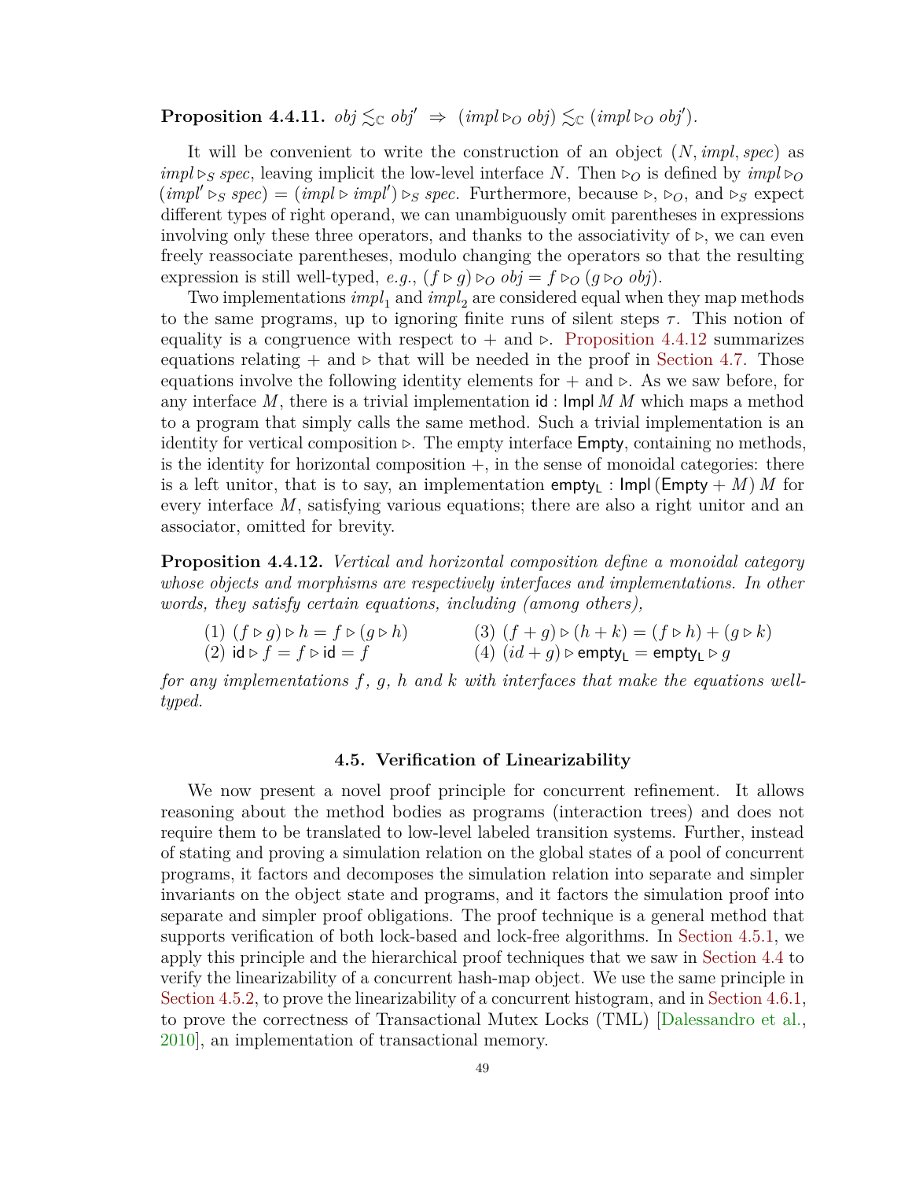**Proposition 4.4.11.** $obj \lesssim_{\mathbb{C}} obj' \;\Rightarrow\; (impl \rhd_O obj) \lesssim_{\mathbb{C}} (impl \rhd_O obj')$.

It will be convenient to write the construction of an object $(N, impl, spec)$ as $impl \rhd_S spec$, leaving implicit the low-level interface $N$. Then $\rhd_O$ is defined by $impl \rhd_O (impl' \rhd_S spec) = (impl \rhd impl') \rhd_S spec$. Furthermore, because $\rhd$, $\rhd_O$, and $\rhd_S$ expect different types of right operand, we can unambiguously omit parentheses in expressions involving only these three operators, and thanks to the associativity of $\rhd$, we can even freely reassociate parentheses, modulo changing the operators so that the resulting expression is still well-typed, *e.g.*, $(f \rhd g) \rhd_O obj = f \rhd_O (g \rhd_O obj)$.

Two implementations $impl_1$ and $impl_2$ are considered equal when they map methods to the same programs, up to ignoring finite runs of silent steps $\tau$. This notion of equality is a congruence with respect to $+$ and $\rhd$. Proposition 4.4.12 summarizes equations relating $+$ and $\rhd$ that will be needed in the proof in Section 4.7. Those equations involve the following identity elements for $+$ and $\rhd$. As we saw before, for any interface $M$, there is a trivial implementation $\mathsf{id} : \mathsf{Impl}\, M\, M$ which maps a method to a program that simply calls the same method. Such a trivial implementation is an identity for vertical composition $\rhd$. The empty interface $\mathsf{Empty}$, containing no methods, is the identity for horizontal composition $+$, in the sense of monoidal categories: there is a left unitor, that is to say, an implementation $\mathsf{empty_L} : \mathsf{Impl}\,(\mathsf{Empty} + M)\, M$ for every interface $M$, satisfying various equations; there are also a right unitor and an associator, omitted for brevity.

**Proposition 4.4.12.** *Vertical and horizontal composition define a monoidal category whose objects and morphisms are respectively interfaces and implementations. In other words, they satisfy certain equations, including (among others),*

(1) $(f \rhd g) \rhd h = f \rhd (g \rhd h)$

(2) $\mathsf{id} \rhd f = f \rhd \mathsf{id} = f$

(3) $(f + g) \rhd (h + k) = (f \rhd h) + (g \rhd k)$

(4) $(id + g) \rhd \mathsf{empty_L} = \mathsf{empty_L} \rhd g$

*for any implementations $f$, $g$, $h$ and $k$ with interfaces that make the equations well-typed.*

### 4.5. Verification of Linearizability

We now present a novel proof principle for concurrent refinement. It allows reasoning about the method bodies as programs (interaction trees) and does not require them to be translated to low-level labeled transition systems. Further, instead of stating and proving a simulation relation on the global states of a pool of concurrent programs, it factors and decomposes the simulation relation into separate and simpler invariants on the object state and programs, and it factors the simulation proof into separate and simpler proof obligations. The proof technique is a general method that supports verification of both lock-based and lock-free algorithms. In Section 4.5.1, we apply this principle and the hierarchical proof techniques that we saw in Section 4.4 to verify the linearizability of a concurrent hash-map object. We use the same principle in Section 4.5.2, to prove the linearizability of a concurrent histogram, and in Section 4.6.1, to prove the correctness of Transactional Mutex Locks (TML) [Dalessandro et al., 2010], an implementation of transactional memory.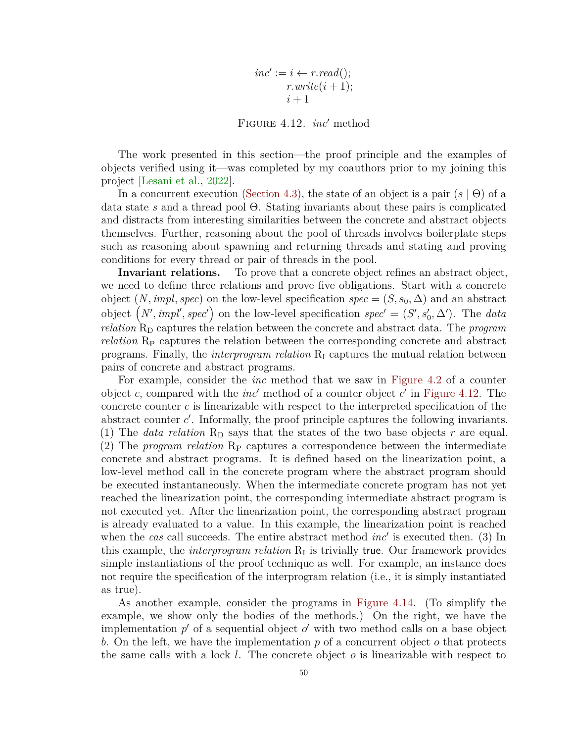$$
\begin{aligned}
\mathit{inc}' := \; & i \leftarrow r.\mathit{read}(); \\
& r.\mathit{write}(i+1); \\
& i+1
\end{aligned}
$$

Figure 4.12. $\mathit{inc}'$ method

The work presented in this section—the proof principle and the examples of objects verified using it—was completed by my coauthors prior to my joining this project [Lesani et al., 2022].

In a concurrent execution (Section 4.3), the state of an object is a pair $(s \mid \Theta)$ of a data state $s$ and a thread pool $\Theta$. Stating invariants about these pairs is complicated and distracts from interesting similarities between the concrete and abstract objects themselves. Further, reasoning about the pool of threads involves boilerplate steps such as reasoning about spawning and returning threads and stating and proving conditions for every thread or pair of threads in the pool.

**Invariant relations.** To prove that a concrete object refines an abstract object, we need to define three relations and prove five obligations. Start with a concrete object $(N, \mathit{impl}, \mathit{spec})$ on the low-level specification $\mathit{spec} = (S, s_0, \Delta)$ and an abstract object $\left(N', \mathit{impl}', \mathit{spec}'\right)$ on the low-level specification $\mathit{spec}' = (S', s_0', \Delta')$. The *data relation* $\mathrm{R_D}$ captures the relation between the concrete and abstract data. The *program relation* $\mathrm{R_P}$ captures the relation between the corresponding concrete and abstract programs. Finally, the *interprogram relation* $\mathrm{R_I}$ captures the mutual relation between pairs of concrete and abstract programs.

For example, consider the *inc* method that we saw in Figure 4.2 of a counter object $c$, compared with the $\mathit{inc}'$ method of a counter object $c'$ in Figure 4.12. The concrete counter $c$ is linearizable with respect to the interpreted specification of the abstract counter $c'$. Informally, the proof principle captures the following invariants. (1) The *data relation* $\mathrm{R_D}$ says that the states of the two base objects $r$ are equal. (2) The *program relation* $\mathrm{R_P}$ captures a correspondence between the intermediate concrete and abstract programs. It is defined based on the linearization point, a low-level method call in the concrete program where the abstract program should be executed instantaneously. When the intermediate concrete program has not yet reached the linearization point, the corresponding intermediate abstract program is not executed yet. After the linearization point, the corresponding abstract program is already evaluated to a value. In this example, the linearization point is reached when the *cas* call succeeds. The entire abstract method $\mathit{inc}'$ is executed then. (3) In this example, the *interprogram relation* $\mathrm{R_I}$ is trivially `true`. Our framework provides simple instantiations of the proof technique as well. For example, an instance does not require the specification of the interprogram relation (i.e., it is simply instantiated as true).

As another example, consider the programs in Figure 4.14. (To simplify the example, we show only the bodies of the methods.) On the right, we have the implementation $p'$ of a sequential object $o'$ with two method calls on a base object $b$. On the left, we have the implementation $p$ of a concurrent object $o$ that protects the same calls with a lock $l$. The concrete object $o$ is linearizable with respect to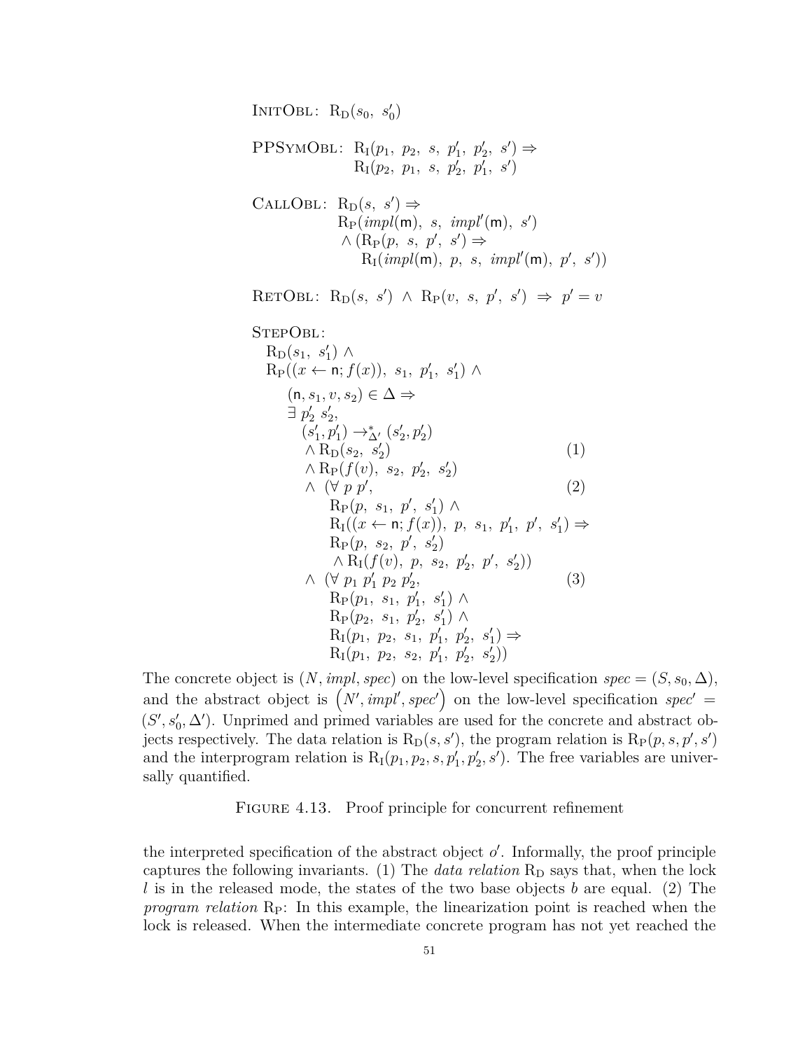$$\textsc{InitObl}: \ \mathrm{R_D}(s_0,\ s'_0)$$

$$\begin{aligned}\textsc{PPSymObl}: \ & \mathrm{R_I}(p_1,\ p_2,\ s,\ p'_1,\ p'_2,\ s') \Rightarrow \\ & \mathrm{R_I}(p_2,\ p_1,\ s,\ p'_2,\ p'_1,\ s')\end{aligned}$$

$$\begin{aligned}\textsc{CallObl}: \ & \mathrm{R_D}(s,\ s') \Rightarrow \\ & \mathrm{R_P}(\mathit{impl}(\mathsf{m}),\ s,\ \mathit{impl}'(\mathsf{m}),\ s') \\ & \wedge (\mathrm{R_P}(p,\ s,\ p',\ s') \Rightarrow \\ & \quad \mathrm{R_I}(\mathit{impl}(\mathsf{m}),\ p,\ s,\ \mathit{impl}'(\mathsf{m}),\ p',\ s'))\end{aligned}$$

$$\textsc{RetObl}: \ \mathrm{R_D}(s,\ s') \ \wedge\ \mathrm{R_P}(v,\ s,\ p',\ s') \ \Rightarrow\ p' = v$$

$$\begin{aligned}
&\textsc{StepObl}: \\
&\quad \mathrm{R_D}(s_1,\ s'_1) \wedge \\
&\quad \mathrm{R_P}((x \leftarrow \mathsf{n}; f(x)),\ s_1,\ p'_1,\ s'_1) \wedge \\
&\qquad (\mathsf{n}, s_1, v, s_2) \in \Delta \Rightarrow \\
&\qquad \exists\ p'_2\ s'_2, \\
&\qquad\quad (s'_1, p'_1) \rightarrow^*_{\Delta'} (s'_2, p'_2) \\
&\qquad\quad \wedge \mathrm{R_D}(s_2,\ s'_2) && (1) \\
&\qquad\quad \wedge \mathrm{R_P}(f(v),\ s_2,\ p'_2,\ s'_2) \\
&\qquad\quad \wedge\ (\forall\ p\ p', && (2) \\
&\qquad\qquad \mathrm{R_P}(p,\ s_1,\ p',\ s'_1) \wedge \\
&\qquad\qquad \mathrm{R_I}((x \leftarrow \mathsf{n}; f(x)),\ p,\ s_1,\ p'_1,\ p',\ s'_1) \Rightarrow \\
&\qquad\qquad \mathrm{R_P}(p,\ s_2,\ p',\ s'_2) \\
&\qquad\qquad \wedge \mathrm{R_I}(f(v),\ p,\ s_2,\ p'_2,\ p',\ s'_2)) \\
&\qquad\quad \wedge\ (\forall\ p_1\ p'_1\ p_2\ p'_2, && (3) \\
&\qquad\qquad \mathrm{R_P}(p_1,\ s_1,\ p'_1,\ s'_1) \wedge \\
&\qquad\qquad \mathrm{R_P}(p_2,\ s_1,\ p'_2,\ s'_1) \wedge \\
&\qquad\qquad \mathrm{R_I}(p_1,\ p_2,\ s_1,\ p'_1,\ p'_2,\ s'_1) \Rightarrow \\
&\qquad\qquad \mathrm{R_I}(p_1,\ p_2,\ s_2,\ p'_1,\ p'_2,\ s'_2))
\end{aligned}$$

The concrete object is $(N, \mathit{impl}, \mathit{spec})$ on the low-level specification $\mathit{spec} = (S, s_0, \Delta)$, and the abstract object is $\left(N', \mathit{impl}', \mathit{spec}'\right)$ on the low-level specification $\mathit{spec}' = (S', s'_0, \Delta')$. Unprimed and primed variables are used for the concrete and abstract objects respectively. The data relation is $\mathrm{R_D}(s, s')$, the program relation is $\mathrm{R_P}(p, s, p', s')$ and the interprogram relation is $\mathrm{R_I}(p_1, p_2, s, p'_1, p'_2, s')$. The free variables are universally quantified.

Figure 4.13. Proof principle for concurrent refinement

the interpreted specification of the abstract object $o'$. Informally, the proof principle captures the following invariants. (1) The *data relation* $\mathrm{R_D}$ says that, when the lock $l$ is in the released mode, the states of the two base objects $b$ are equal. (2) The *program relation* $\mathrm{R_P}$: In this example, the linearization point is reached when the lock is released. When the intermediate concrete program has not yet reached the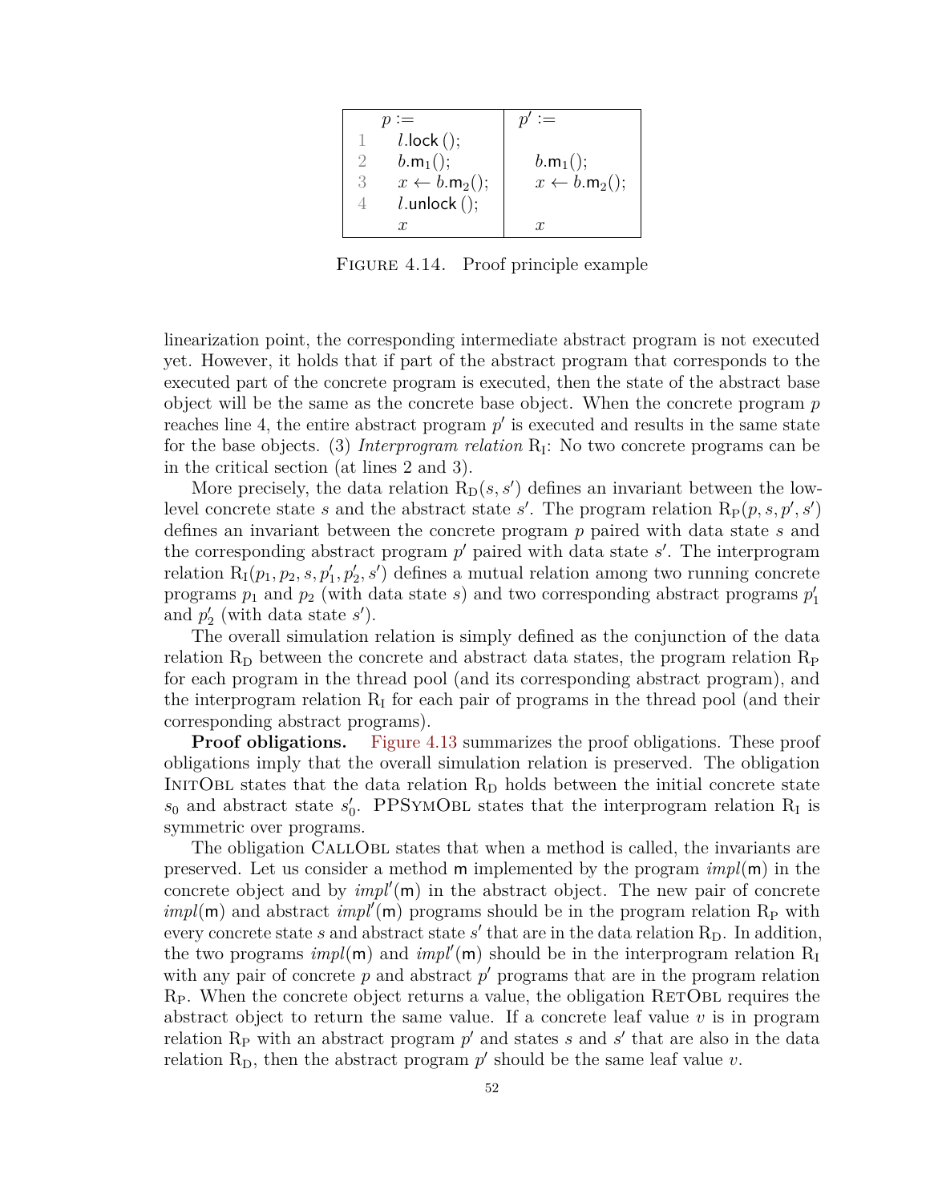| | $p :=$ | $p' :=$ |
|---|---|---|
| 1 | $l.\mathsf{lock}\,()$; | |
| 2 | $b.\mathsf{m}_1()$; | $b.\mathsf{m}_1()$; |
| 3 | $x \leftarrow b.\mathsf{m}_2()$; | $x \leftarrow b.\mathsf{m}_2()$; |
| 4 | $l.\mathsf{unlock}\,()$; | |
| | $x$ | $x$ |

FIGURE 4.14. Proof principle example

linearization point, the corresponding intermediate abstract program is not executed yet. However, it holds that if part of the abstract program that corresponds to the executed part of the concrete program is executed, then the state of the abstract base object will be the same as the concrete base object. When the concrete program $p$ reaches line 4, the entire abstract program $p'$ is executed and results in the same state for the base objects. (3) *Interprogram relation* $\mathrm{R_I}$: No two concrete programs can be in the critical section (at lines 2 and 3).

More precisely, the data relation $\mathrm{R_D}(s, s')$ defines an invariant between the low-level concrete state $s$ and the abstract state $s'$. The program relation $\mathrm{R_P}(p, s, p', s')$ defines an invariant between the concrete program $p$ paired with data state $s$ and the corresponding abstract program $p'$ paired with data state $s'$. The interprogram relation $\mathrm{R_I}(p_1, p_2, s, p'_1, p'_2, s')$ defines a mutual relation among two running concrete programs $p_1$ and $p_2$ (with data state $s$) and two corresponding abstract programs $p'_1$ and $p'_2$ (with data state $s'$).

The overall simulation relation is simply defined as the conjunction of the data relation $\mathrm{R_D}$ between the concrete and abstract data states, the program relation $\mathrm{R_P}$ for each program in the thread pool (and its corresponding abstract program), and the interprogram relation $\mathrm{R_I}$ for each pair of programs in the thread pool (and their corresponding abstract programs).

**Proof obligations.** Figure 4.13 summarizes the proof obligations. These proof obligations imply that the overall simulation relation is preserved. The obligation InitObl states that the data relation $\mathrm{R_D}$ holds between the initial concrete state $s_0$ and abstract state $s'_0$. PPSymObl states that the interprogram relation $\mathrm{R_I}$ is symmetric over programs.

The obligation CallObl states that when a method is called, the invariants are preserved. Let us consider a method $\mathsf{m}$ implemented by the program *impl*($\mathsf{m}$) in the concrete object and by *impl'*($\mathsf{m}$) in the abstract object. The new pair of concrete *impl*($\mathsf{m}$) and abstract *impl'*($\mathsf{m}$) programs should be in the program relation $\mathrm{R_P}$ with every concrete state $s$ and abstract state $s'$ that are in the data relation $\mathrm{R_D}$. In addition, the two programs *impl*($\mathsf{m}$) and *impl'*($\mathsf{m}$) should be in the interprogram relation $\mathrm{R_I}$ with any pair of concrete $p$ and abstract $p'$ programs that are in the program relation $\mathrm{R_P}$. When the concrete object returns a value, the obligation RetObl requires the abstract object to return the same value. If a concrete leaf value $v$ is in program relation $\mathrm{R_P}$ with an abstract program $p'$ and states $s$ and $s'$ that are also in the data relation $\mathrm{R_D}$, then the abstract program $p'$ should be the same leaf value $v$.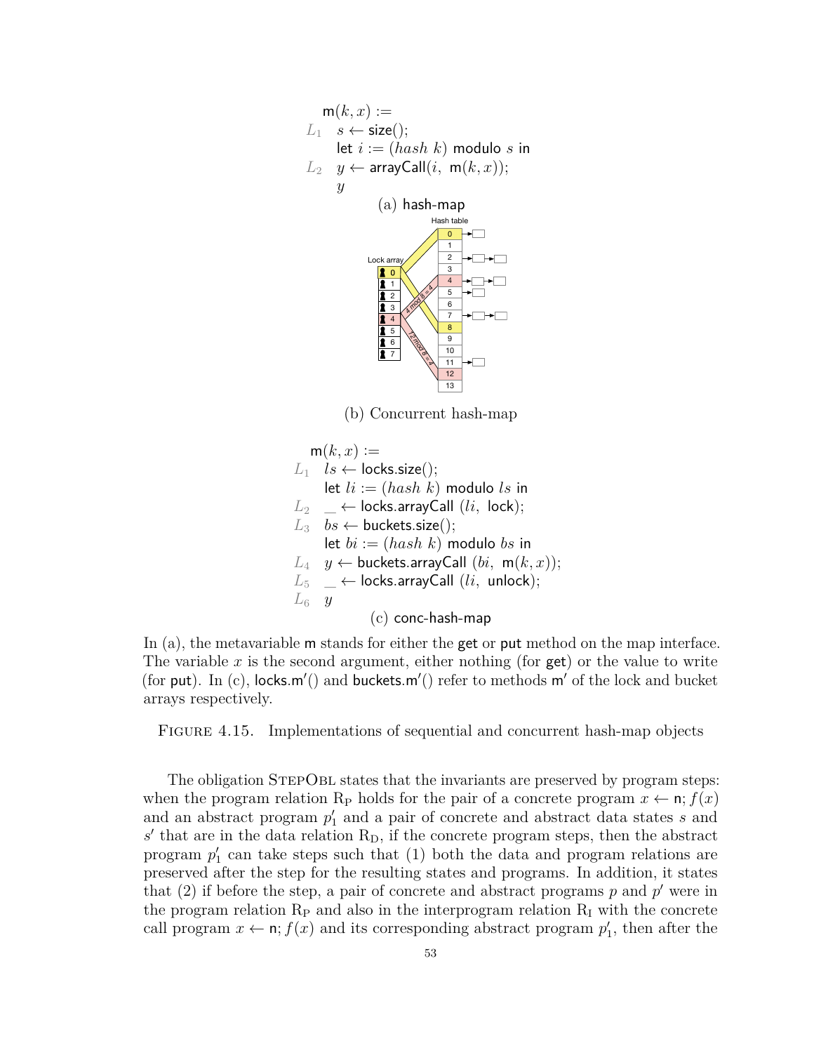$$
\begin{array}{ll}
 & \mathsf{m}(k, x) := \\
L_1 & s \leftarrow \mathsf{size}(); \\
 & \mathsf{let}\ i := (hash\ k)\ \mathsf{modulo}\ s\ \mathsf{in} \\
L_2 & y \leftarrow \mathsf{arrayCall}(i,\ \mathsf{m}(k, x)); \\
 & y
\end{array}
$$

(a) hash-map

(b) Concurrent hash-map

$$
\begin{array}{ll}
 & \mathsf{m}(k, x) := \\
L_1 & ls \leftarrow \mathsf{locks.size}(); \\
 & \mathsf{let}\ li := (hash\ k)\ \mathsf{modulo}\ ls\ \mathsf{in} \\
L_2 & \_ \leftarrow \mathsf{locks.arrayCall}\ (li,\ \mathsf{lock}); \\
L_3 & bs \leftarrow \mathsf{buckets.size}(); \\
 & \mathsf{let}\ bi := (hash\ k)\ \mathsf{modulo}\ bs\ \mathsf{in} \\
L_4 & y \leftarrow \mathsf{buckets.arrayCall}\ (bi,\ \mathsf{m}(k, x)); \\
L_5 & \_ \leftarrow \mathsf{locks.arrayCall}\ (li,\ \mathsf{unlock}); \\
L_6 & y
\end{array}
$$

(c) conc-hash-map

In (a), the metavariable $\mathsf{m}$ stands for either the get or put method on the map interface. The variable $x$ is the second argument, either nothing (for get) or the value to write (for put). In (c), $\mathsf{locks.m}'()$ and $\mathsf{buckets.m}'()$ refer to methods $\mathsf{m}'$ of the lock and bucket arrays respectively.

FIGURE 4.15. Implementations of sequential and concurrent hash-map objects

The obligation StepObl states that the invariants are preserved by program steps: when the program relation $\mathrm{R_P}$ holds for the pair of a concrete program $x \leftarrow \mathsf{n}; f(x)$ and an abstract program $p'_1$ and a pair of concrete and abstract data states $s$ and $s'$ that are in the data relation $\mathrm{R_D}$, if the concrete program steps, then the abstract program $p'_1$ can take steps such that (1) both the data and program relations are preserved after the step for the resulting states and programs. In addition, it states that (2) if before the step, a pair of concrete and abstract programs $p$ and $p'$ were in the program relation $\mathrm{R_P}$ and also in the interprogram relation $\mathrm{R_I}$ with the concrete call program $x \leftarrow \mathsf{n}; f(x)$ and its corresponding abstract program $p'_1$, then after the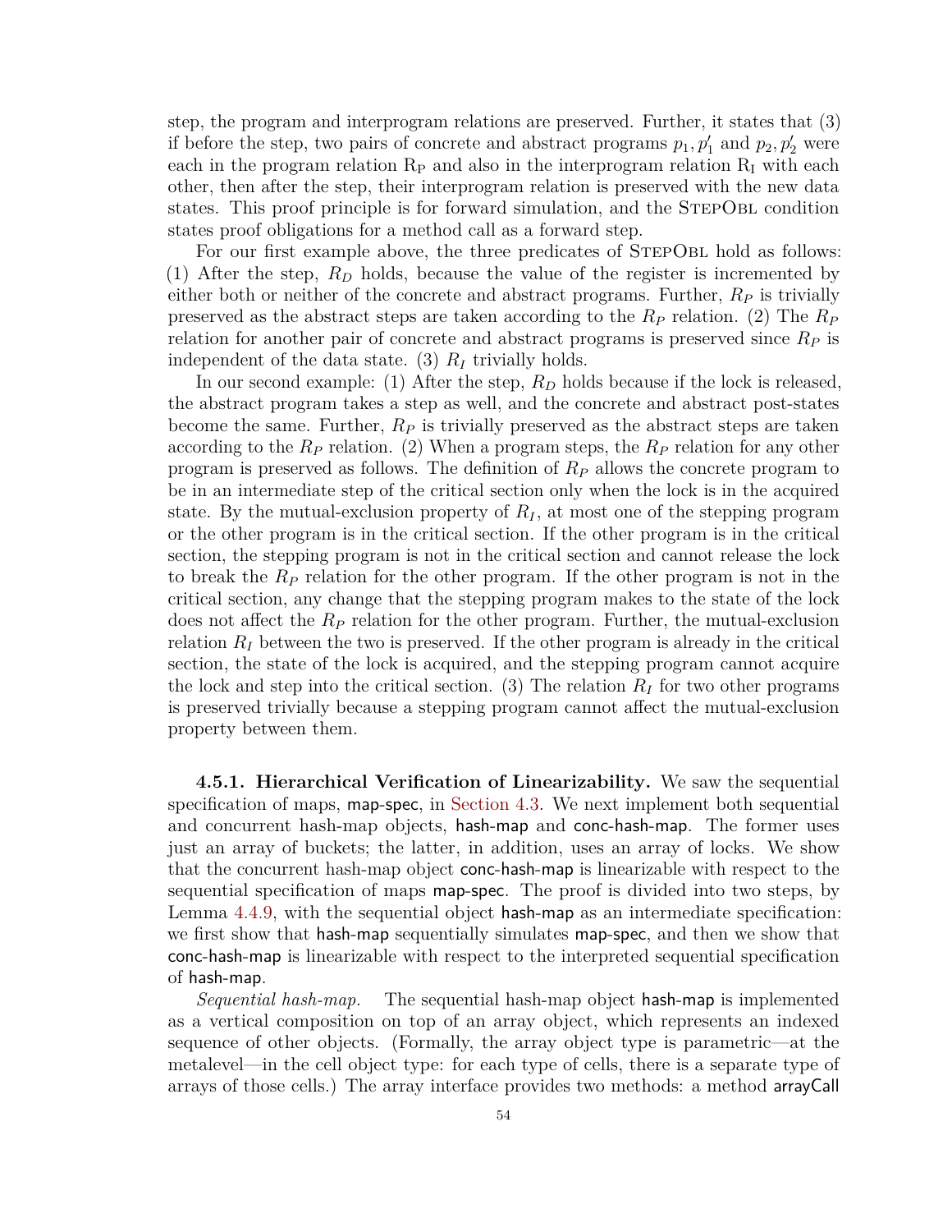step, the program and interprogram relations are preserved. Further, it states that (3) if before the step, two pairs of concrete and abstract programs $p_1, p_1'$ and $p_2, p_2'$ were each in the program relation $\mathrm{R_P}$ and also in the interprogram relation $\mathrm{R_I}$ with each other, then after the step, their interprogram relation is preserved with the new data states. This proof principle is for forward simulation, and the StepObl condition states proof obligations for a method call as a forward step.

For our first example above, the three predicates of StepObl hold as follows: (1) After the step, $R_D$ holds, because the value of the register is incremented by either both or neither of the concrete and abstract programs. Further, $R_P$ is trivially preserved as the abstract steps are taken according to the $R_P$ relation. (2) The $R_P$ relation for another pair of concrete and abstract programs is preserved since $R_P$ is independent of the data state. (3) $R_I$ trivially holds.

In our second example: (1) After the step, $R_D$ holds because if the lock is released, the abstract program takes a step as well, and the concrete and abstract post-states become the same. Further, $R_P$ is trivially preserved as the abstract steps are taken according to the $R_P$ relation. (2) When a program steps, the $R_P$ relation for any other program is preserved as follows. The definition of $R_P$ allows the concrete program to be in an intermediate step of the critical section only when the lock is in the acquired state. By the mutual-exclusion property of $R_I$, at most one of the stepping program or the other program is in the critical section. If the other program is in the critical section, the stepping program is not in the critical section and cannot release the lock to break the $R_P$ relation for the other program. If the other program is not in the critical section, any change that the stepping program makes to the state of the lock does not affect the $R_P$ relation for the other program. Further, the mutual-exclusion relation $R_I$ between the two is preserved. If the other program is already in the critical section, the state of the lock is acquired, and the stepping program cannot acquire the lock and step into the critical section. (3) The relation $R_I$ for two other programs is preserved trivially because a stepping program cannot affect the mutual-exclusion property between them.

**4.5.1. Hierarchical Verification of Linearizability.** We saw the sequential specification of maps, map-spec, in Section 4.3. We next implement both sequential and concurrent hash-map objects, hash-map and conc-hash-map. The former uses just an array of buckets; the latter, in addition, uses an array of locks. We show that the concurrent hash-map object conc-hash-map is linearizable with respect to the sequential specification of maps map-spec. The proof is divided into two steps, by Lemma 4.4.9, with the sequential object hash-map as an intermediate specification: we first show that hash-map sequentially simulates map-spec, and then we show that conc-hash-map is linearizable with respect to the interpreted sequential specification of hash-map.

*Sequential hash-map.* The sequential hash-map object hash-map is implemented as a vertical composition on top of an array object, which represents an indexed sequence of other objects. (Formally, the array object type is parametric—at the metalevel—in the cell object type: for each type of cells, there is a separate type of arrays of those cells.) The array interface provides two methods: a method arrayCall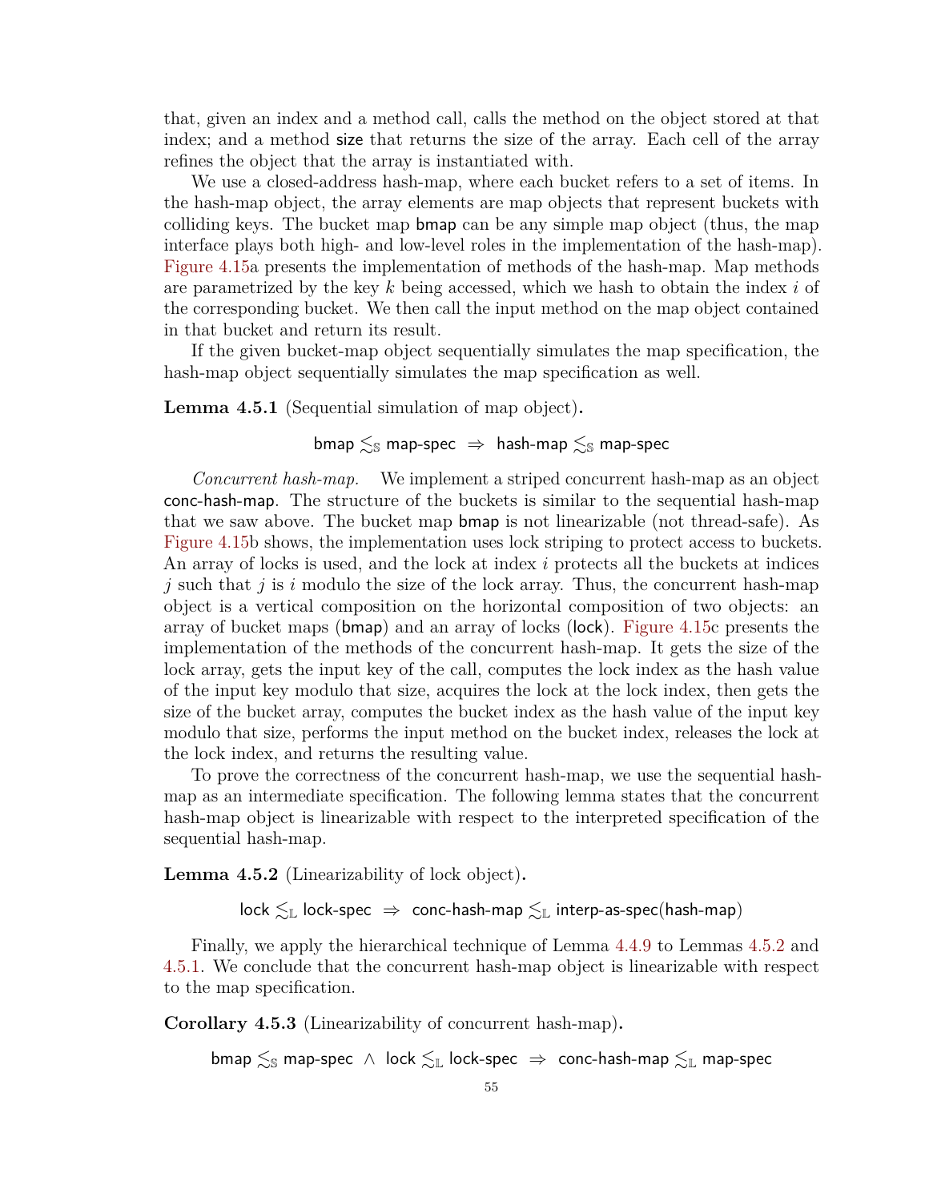that, given an index and a method call, calls the method on the object stored at that index; and a method size that returns the size of the array. Each cell of the array refines the object that the array is instantiated with.

We use a closed-address hash-map, where each bucket refers to a set of items. In the hash-map object, the array elements are map objects that represent buckets with colliding keys. The bucket map bmap can be any simple map object (thus, the map interface plays both high- and low-level roles in the implementation of the hash-map). Figure 4.15a presents the implementation of methods of the hash-map. Map methods are parametrized by the key $k$ being accessed, which we hash to obtain the index $i$ of the corresponding bucket. We then call the input method on the map object contained in that bucket and return its result.

If the given bucket-map object sequentially simulates the map specification, the hash-map object sequentially simulates the map specification as well.

**Lemma 4.5.1** (Sequential simulation of map object)**.**

$$\textsf{bmap} \lesssim_{\mathbb{S}} \textsf{map-spec} \ \Rightarrow\ \textsf{hash-map} \lesssim_{\mathbb{S}} \textsf{map-spec}$$

*Concurrent hash-map.* We implement a striped concurrent hash-map as an object conc-hash-map. The structure of the buckets is similar to the sequential hash-map that we saw above. The bucket map bmap is not linearizable (not thread-safe). As Figure 4.15b shows, the implementation uses lock striping to protect access to buckets. An array of locks is used, and the lock at index $i$ protects all the buckets at indices $j$ such that $j$ is $i$ modulo the size of the lock array. Thus, the concurrent hash-map object is a vertical composition on the horizontal composition of two objects: an array of bucket maps (bmap) and an array of locks (lock). Figure 4.15c presents the implementation of the methods of the concurrent hash-map. It gets the size of the lock array, gets the input key of the call, computes the lock index as the hash value of the input key modulo that size, acquires the lock at the lock index, then gets the size of the bucket array, computes the bucket index as the hash value of the input key modulo that size, performs the input method on the bucket index, releases the lock at the lock index, and returns the resulting value.

To prove the correctness of the concurrent hash-map, we use the sequential hash-map as an intermediate specification. The following lemma states that the concurrent hash-map object is linearizable with respect to the interpreted specification of the sequential hash-map.

**Lemma 4.5.2** (Linearizability of lock object)**.**

$$\textsf{lock} \lesssim_{\mathbb{L}} \textsf{lock-spec} \ \Rightarrow\ \textsf{conc-hash-map} \lesssim_{\mathbb{L}} \textsf{interp-as-spec}(\textsf{hash-map})$$

Finally, we apply the hierarchical technique of Lemma 4.4.9 to Lemmas 4.5.2 and 4.5.1. We conclude that the concurrent hash-map object is linearizable with respect to the map specification.

**Corollary 4.5.3** (Linearizability of concurrent hash-map)**.**

$$\textsf{bmap} \lesssim_{\mathbb{S}} \textsf{map-spec} \ \wedge\ \textsf{lock} \lesssim_{\mathbb{L}} \textsf{lock-spec} \ \Rightarrow\ \textsf{conc-hash-map} \lesssim_{\mathbb{L}} \textsf{map-spec}$$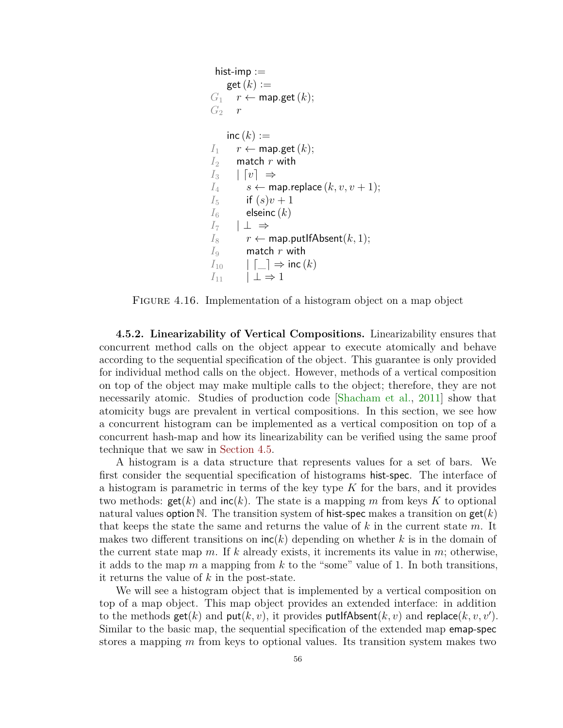```
hist-imp :=
     get (k) :=
G1     r ← map.get (k);
G2     r

     inc (k) :=
I1     r ← map.get (k);
I2     match r with
I3     | ⌈v⌉ ⇒
I4        s ← map.replace (k, v, v + 1);
I5        if (s)v + 1
I6        elseinc (k)
I7     | ⊥ ⇒
I8        r ← map.putIfAbsent(k, 1);
I9        match r with
I10         | ⌈_⌉ ⇒ inc (k)
I11         | ⊥ ⇒ 1
```

Figure 4.16. Implementation of a histogram object on a map object

**4.5.2. Linearizability of Vertical Compositions.** Linearizability ensures that concurrent method calls on the object appear to execute atomically and behave according to the sequential specification of the object. This guarantee is only provided for individual method calls on the object. However, methods of a vertical composition on top of the object may make multiple calls to the object; therefore, they are not necessarily atomic. Studies of production code [Shacham et al., 2011] show that atomicity bugs are prevalent in vertical compositions. In this section, we see how a concurrent histogram can be implemented as a vertical composition on top of a concurrent hash-map and how its linearizability can be verified using the same proof technique that we saw in Section 4.5.

A histogram is a data structure that represents values for a set of bars. We first consider the sequential specification of histograms hist-spec. The interface of a histogram is parametric in terms of the key type $K$ for the bars, and it provides two methods: $\mathsf{get}(k)$ and $\mathsf{inc}(k)$. The state is a mapping $m$ from keys $K$ to optional natural values $\mathsf{option}\ \mathbb{N}$. The transition system of hist-spec makes a transition on $\mathsf{get}(k)$ that keeps the state the same and returns the value of $k$ in the current state $m$. It makes two different transitions on $\mathsf{inc}(k)$ depending on whether $k$ is in the domain of the current state map $m$. If $k$ already exists, it increments its value in $m$; otherwise, it adds to the map $m$ a mapping from $k$ to the "some" value of 1. In both transitions, it returns the value of $k$ in the post-state.

We will see a histogram object that is implemented by a vertical composition on top of a map object. This map object provides an extended interface: in addition to the methods $\mathsf{get}(k)$ and $\mathsf{put}(k, v)$, it provides $\mathsf{putIfAbsent}(k, v)$ and $\mathsf{replace}(k, v, v')$. Similar to the basic map, the sequential specification of the extended map emap-spec stores a mapping $m$ from keys to optional values. Its transition system makes two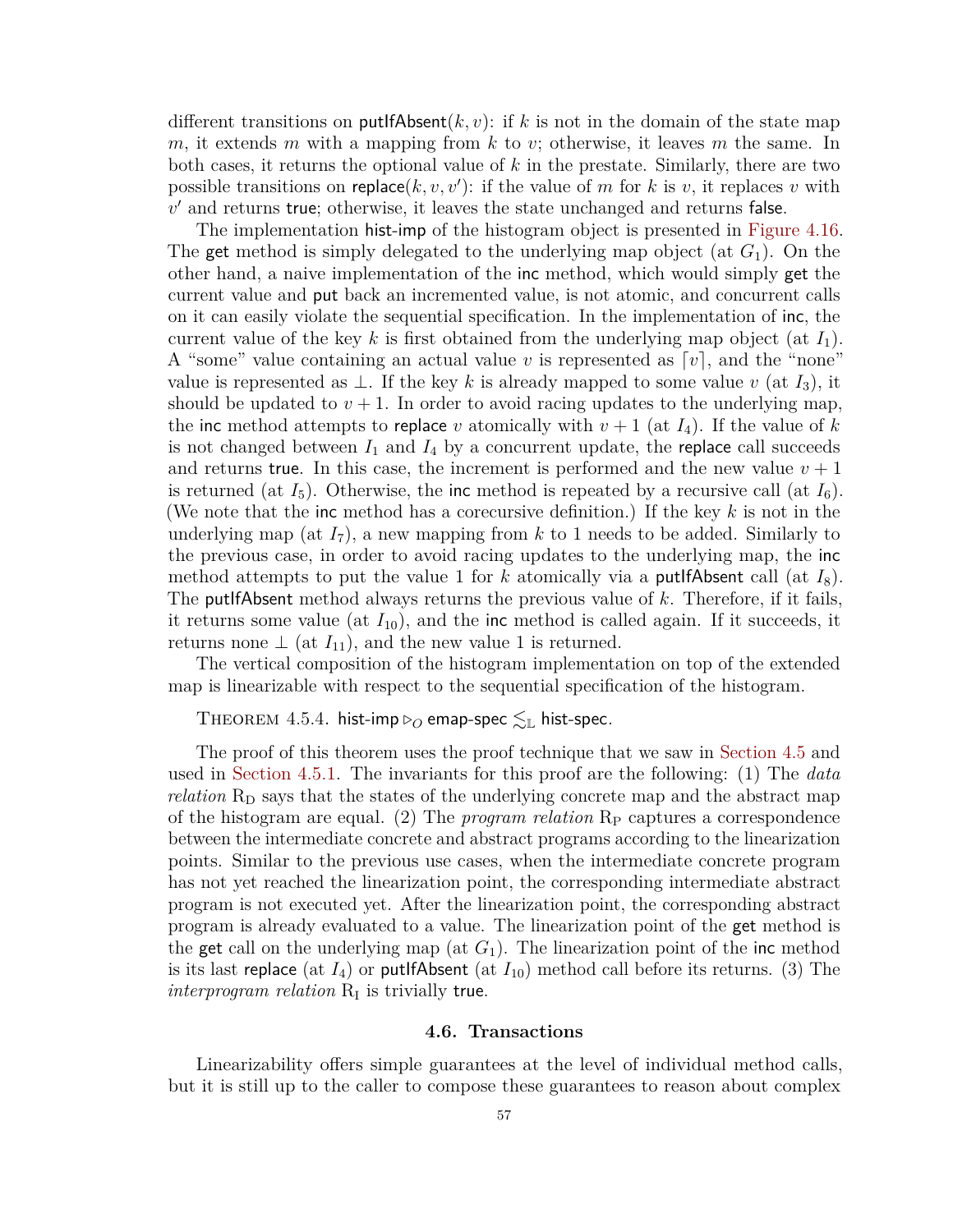different transitions on putIfAbsent$(k, v)$: if $k$ is not in the domain of the state map $m$, it extends $m$ with a mapping from $k$ to $v$; otherwise, it leaves $m$ the same. In both cases, it returns the optional value of $k$ in the prestate. Similarly, there are two possible transitions on replace$(k, v, v')$: if the value of $m$ for $k$ is $v$, it replaces $v$ with $v'$ and returns true; otherwise, it leaves the state unchanged and returns false.

The implementation hist-imp of the histogram object is presented in Figure 4.16. The get method is simply delegated to the underlying map object (at $G_1$). On the other hand, a naive implementation of the inc method, which would simply get the current value and put back an incremented value, is not atomic, and concurrent calls on it can easily violate the sequential specification. In the implementation of inc, the current value of the key $k$ is first obtained from the underlying map object (at $I_1$). A "some" value containing an actual value $v$ is represented as $\lceil v \rceil$, and the "none" value is represented as $\perp$. If the key $k$ is already mapped to some value $v$ (at $I_3$), it should be updated to $v + 1$. In order to avoid racing updates to the underlying map, the inc method attempts to replace $v$ atomically with $v + 1$ (at $I_4$). If the value of $k$ is not changed between $I_1$ and $I_4$ by a concurrent update, the replace call succeeds and returns true. In this case, the increment is performed and the new value $v + 1$ is returned (at $I_5$). Otherwise, the inc method is repeated by a recursive call (at $I_6$). (We note that the inc method has a corecursive definition.) If the key $k$ is not in the underlying map (at $I_7$), a new mapping from $k$ to 1 needs to be added. Similarly to the previous case, in order to avoid racing updates to the underlying map, the inc method attempts to put the value 1 for $k$ atomically via a putIfAbsent call (at $I_8$). The putIfAbsent method always returns the previous value of $k$. Therefore, if it fails, it returns some value (at $I_{10}$), and the inc method is called again. If it succeeds, it returns none $\perp$ (at $I_{11}$), and the new value 1 is returned.

The vertical composition of the histogram implementation on top of the extended map is linearizable with respect to the sequential specification of the histogram.

Theorem 4.5.4. *hist-imp $\triangleright_O$ emap-spec $\lesssim_{\mathbb{L}}$ hist-spec.*

The proof of this theorem uses the proof technique that we saw in Section 4.5 and used in Section 4.5.1. The invariants for this proof are the following: (1) The *data relation* $\mathrm{R_D}$ says that the states of the underlying concrete map and the abstract map of the histogram are equal. (2) The *program relation* $\mathrm{R_P}$ captures a correspondence between the intermediate concrete and abstract programs according to the linearization points. Similar to the previous use cases, when the intermediate concrete program has not yet reached the linearization point, the corresponding intermediate abstract program is not executed yet. After the linearization point, the corresponding abstract program is already evaluated to a value. The linearization point of the get method is the get call on the underlying map (at $G_1$). The linearization point of the inc method is its last replace (at $I_4$) or putIfAbsent (at $I_{10}$) method call before its returns. (3) The *interprogram relation* $\mathrm{R_I}$ is trivially true.

## 4.6. Transactions

Linearizability offers simple guarantees at the level of individual method calls, but it is still up to the caller to compose these guarantees to reason about complex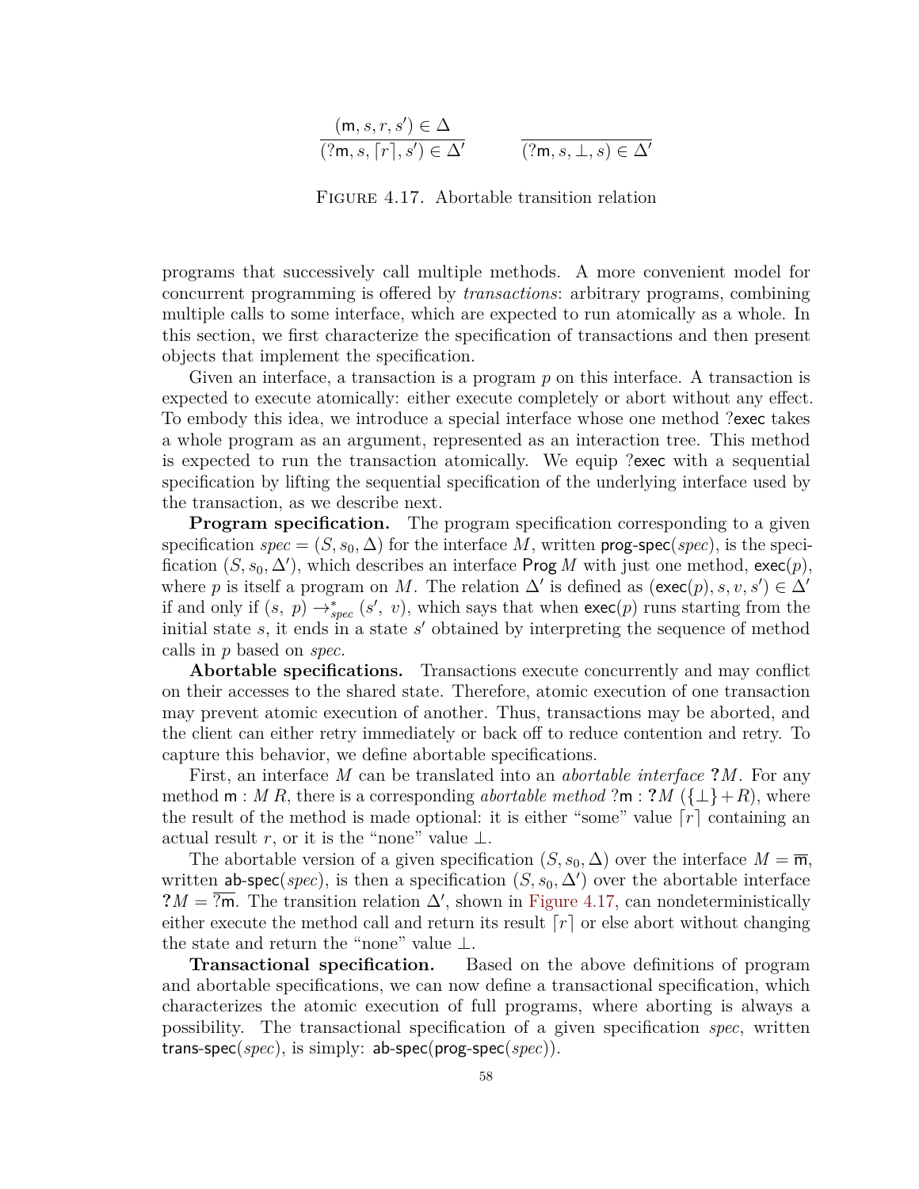$$\frac{(\mathsf{m}, s, r, s') \in \Delta}{(?\mathsf{m}, s, \lceil r \rceil, s') \in \Delta'} \qquad \frac{}{(?\mathsf{m}, s, \bot, s) \in \Delta'}$$

Figure 4.17. Abortable transition relation

programs that successively call multiple methods. A more convenient model for concurrent programming is offered by *transactions*: arbitrary programs, combining multiple calls to some interface, which are expected to run atomically as a whole. In this section, we first characterize the specification of transactions and then present objects that implement the specification.

Given an interface, a transaction is a program $p$ on this interface. A transaction is expected to execute atomically: either execute completely or abort without any effect. To embody this idea, we introduce a special interface whose one method ?exec takes a whole program as an argument, represented as an interaction tree. This method is expected to run the transaction atomically. We equip ?exec with a sequential specification by lifting the sequential specification of the underlying interface used by the transaction, as we describe next.

**Program specification.** The program specification corresponding to a given specification $spec = (S, s_0, \Delta)$ for the interface $M$, written prog-spec($spec$), is the specification $(S, s_0, \Delta')$, which describes an interface $\mathsf{Prog}\, M$ with just one method, exec($p$), where $p$ is itself a program on $M$. The relation $\Delta'$ is defined as $(\mathsf{exec}(p), s, v, s') \in \Delta'$ if and only if $(s,\ p) \rightarrow^{*}_{spec} (s',\ v)$, which says that when exec($p$) runs starting from the initial state $s$, it ends in a state $s'$ obtained by interpreting the sequence of method calls in $p$ based on $spec$.

**Abortable specifications.** Transactions execute concurrently and may conflict on their accesses to the shared state. Therefore, atomic execution of one transaction may prevent atomic execution of another. Thus, transactions may be aborted, and the client can either retry immediately or back off to reduce contention and retry. To capture this behavior, we define abortable specifications.

First, an interface $M$ can be translated into an *abortable interface* $\mathbf{?}M$. For any method $\mathsf{m} : M\, R$, there is a corresponding *abortable method* $?\mathsf{m} : \mathbf{?}M\ (\{\bot\} + R)$, where the result of the method is made optional: it is either "some" value $\lceil r \rceil$ containing an actual result $r$, or it is the "none" value $\bot$.

The abortable version of a given specification $(S, s_0, \Delta)$ over the interface $M = \overline{\mathsf{m}}$, written ab-spec($spec$), is then a specification $(S, s_0, \Delta')$ over the abortable interface $\mathbf{?}M = \overline{?\mathsf{m}}$. The transition relation $\Delta'$, shown in Figure 4.17, can nondeterministically either execute the method call and return its result $\lceil r \rceil$ or else abort without changing the state and return the "none" value $\bot$.

**Transactional specification.** Based on the above definitions of program and abortable specifications, we can now define a transactional specification, which characterizes the atomic execution of full programs, where aborting is always a possibility. The transactional specification of a given specification $spec$, written trans-spec($spec$), is simply: ab-spec(prog-spec($spec$)).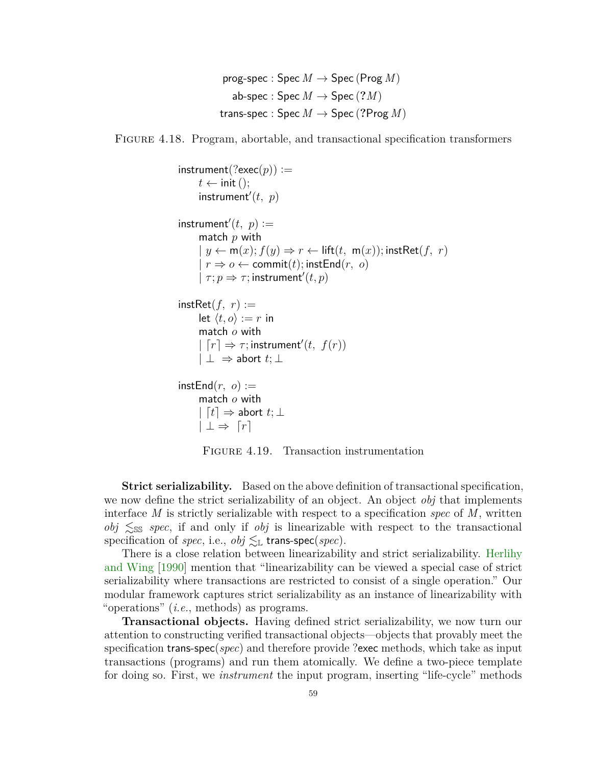$$
\begin{aligned}
\mathsf{prog\text{-}spec} &: \mathsf{Spec}\ M \to \mathsf{Spec}\ (\mathsf{Prog}\ M) \\
\mathsf{ab\text{-}spec} &: \mathsf{Spec}\ M \to \mathsf{Spec}\ (?M) \\
\mathsf{trans\text{-}spec} &: \mathsf{Spec}\ M \to \mathsf{Spec}\ (?\mathsf{Prog}\ M)
\end{aligned}
$$

Figure 4.18. Program, abortable, and transactional specification transformers

$$
\begin{array}{l}
\mathsf{instrument}(?\mathsf{exec}(p)) := \\
\quad t \leftarrow \mathsf{init}\ (); \\
\quad \mathsf{instrument}'(t,\ p) \\
\\
\mathsf{instrument}'(t,\ p) := \\
\quad \mathsf{match}\ p\ \mathsf{with} \\
\quad \mid y \leftarrow \mathsf{m}(x); f(y) \Rightarrow r \leftarrow \mathsf{lift}(t,\ \mathsf{m}(x)); \mathsf{instRet}(f,\ r) \\
\quad \mid r \Rightarrow o \leftarrow \mathsf{commit}(t); \mathsf{instEnd}(r,\ o) \\
\quad \mid \tau; p \Rightarrow \tau; \mathsf{instrument}'(t, p) \\
\\
\mathsf{instRet}(f,\ r) := \\
\quad \mathsf{let}\ \langle t, o \rangle := r\ \mathsf{in} \\
\quad \mathsf{match}\ o\ \mathsf{with} \\
\quad \mid \lceil r \rceil \Rightarrow \tau; \mathsf{instrument}'(t,\ f(r)) \\
\quad \mid \bot\ \Rightarrow \mathsf{abort}\ t; \bot \\
\\
\mathsf{instEnd}(r,\ o) := \\
\quad \mathsf{match}\ o\ \mathsf{with} \\
\quad \mid \lceil t \rceil \Rightarrow \mathsf{abort}\ t; \bot \\
\quad \mid \bot \Rightarrow\ \lceil r \rceil
\end{array}
$$

Figure 4.19. Transaction instrumentation

**Strict serializability.** Based on the above definition of transactional specification, we now define the strict serializability of an object. An object *obj* that implements interface $M$ is strictly serializable with respect to a specification *spec* of $M$, written $obj \lesssim_{\mathbb{SS}} spec$, if and only if *obj* is linearizable with respect to the transactional specification of *spec*, i.e., $obj \lesssim_{\mathbb{L}} \mathsf{trans\text{-}spec}(spec)$.

There is a close relation between linearizability and strict serializability. Herlihy and Wing [1990] mention that "linearizability can be viewed a special case of strict serializability where transactions are restricted to consist of a single operation." Our modular framework captures strict serializability as an instance of linearizability with "operations" (*i.e.*, methods) as programs.

**Transactional objects.** Having defined strict serializability, we now turn our attention to constructing verified transactional objects—objects that provably meet the specification $\mathsf{trans\text{-}spec}(spec)$ and therefore provide ?exec methods, which take as input transactions (programs) and run them atomically. We define a two-piece template for doing so. First, we *instrument* the input program, inserting "life-cycle" methods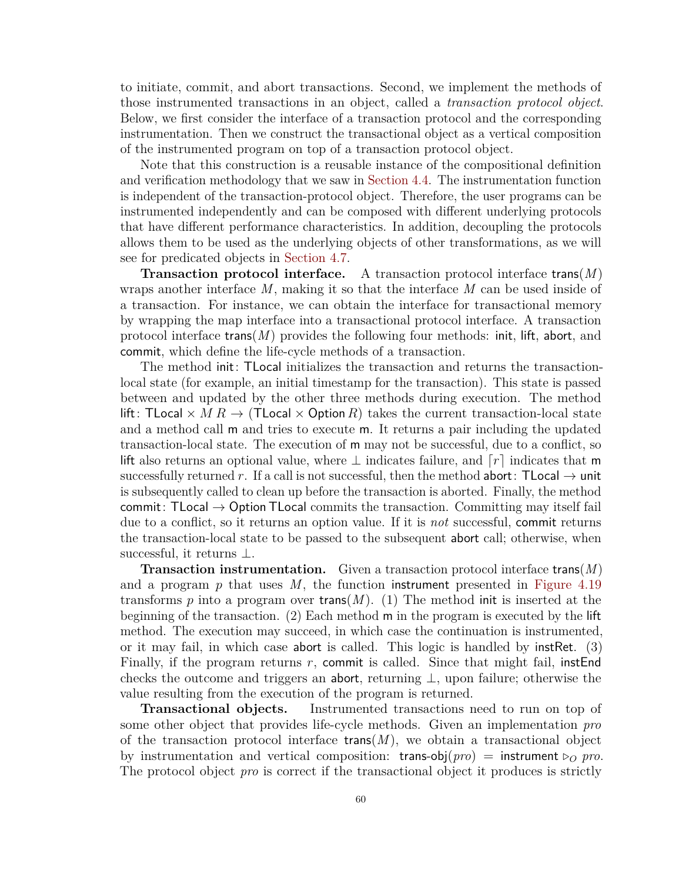to initiate, commit, and abort transactions. Second, we implement the methods of those instrumented transactions in an object, called a *transaction protocol object*. Below, we first consider the interface of a transaction protocol and the corresponding instrumentation. Then we construct the transactional object as a vertical composition of the instrumented program on top of a transaction protocol object.

Note that this construction is a reusable instance of the compositional definition and verification methodology that we saw in Section 4.4. The instrumentation function is independent of the transaction-protocol object. Therefore, the user programs can be instrumented independently and can be composed with different underlying protocols that have different performance characteristics. In addition, decoupling the protocols allows them to be used as the underlying objects of other transformations, as we will see for predicated objects in Section 4.7.

**Transaction protocol interface.** A transaction protocol interface $\mathsf{trans}(M)$ wraps another interface $M$, making it so that the interface $M$ can be used inside of a transaction. For instance, we can obtain the interface for transactional memory by wrapping the map interface into a transactional protocol interface. A transaction protocol interface $\mathsf{trans}(M)$ provides the following four methods: $\mathsf{init}$, $\mathsf{lift}$, $\mathsf{abort}$, and $\mathsf{commit}$, which define the life-cycle methods of a transaction.

The method $\mathsf{init}\colon \mathsf{TLocal}$ initializes the transaction and returns the transaction-local state (for example, an initial timestamp for the transaction). This state is passed between and updated by the other three methods during execution. The method $\mathsf{lift}\colon \mathsf{TLocal} \times M\, R \to (\mathsf{TLocal} \times \mathsf{Option}\, R)$ takes the current transaction-local state and a method call $\mathsf{m}$ and tries to execute $\mathsf{m}$. It returns a pair including the updated transaction-local state. The execution of $\mathsf{m}$ may not be successful, due to a conflict, so $\mathsf{lift}$ also returns an optional value, where $\perp$ indicates failure, and $\lceil r \rceil$ indicates that $\mathsf{m}$ successfully returned $r$. If a call is not successful, then the method $\mathsf{abort}\colon \mathsf{TLocal} \to \mathsf{unit}$ is subsequently called to clean up before the transaction is aborted. Finally, the method $\mathsf{commit}\colon \mathsf{TLocal} \to \mathsf{Option}\,\mathsf{TLocal}$ commits the transaction. Committing may itself fail due to a conflict, so it returns an option value. If it is *not* successful, $\mathsf{commit}$ returns the transaction-local state to be passed to the subsequent $\mathsf{abort}$ call; otherwise, when successful, it returns $\perp$.

**Transaction instrumentation.** Given a transaction protocol interface $\mathsf{trans}(M)$ and a program $p$ that uses $M$, the function $\mathsf{instrument}$ presented in Figure 4.19 transforms $p$ into a program over $\mathsf{trans}(M)$. (1) The method $\mathsf{init}$ is inserted at the beginning of the transaction. (2) Each method $\mathsf{m}$ in the program is executed by the $\mathsf{lift}$ method. The execution may succeed, in which case the continuation is instrumented, or it may fail, in which case $\mathsf{abort}$ is called. This logic is handled by $\mathsf{instRet}$. (3) Finally, if the program returns $r$, $\mathsf{commit}$ is called. Since that might fail, $\mathsf{instEnd}$ checks the outcome and triggers an $\mathsf{abort}$, returning $\perp$, upon failure; otherwise the value resulting from the execution of the program is returned.

**Transactional objects.** Instrumented transactions need to run on top of some other object that provides life-cycle methods. Given an implementation *pro* of the transaction protocol interface $\mathsf{trans}(M)$, we obtain a transactional object by instrumentation and vertical composition: $\mathsf{trans\text{-}obj}(\mathit{pro}) = \mathsf{instrument} \triangleright_O \mathit{pro}$. The protocol object *pro* is correct if the transactional object it produces is strictly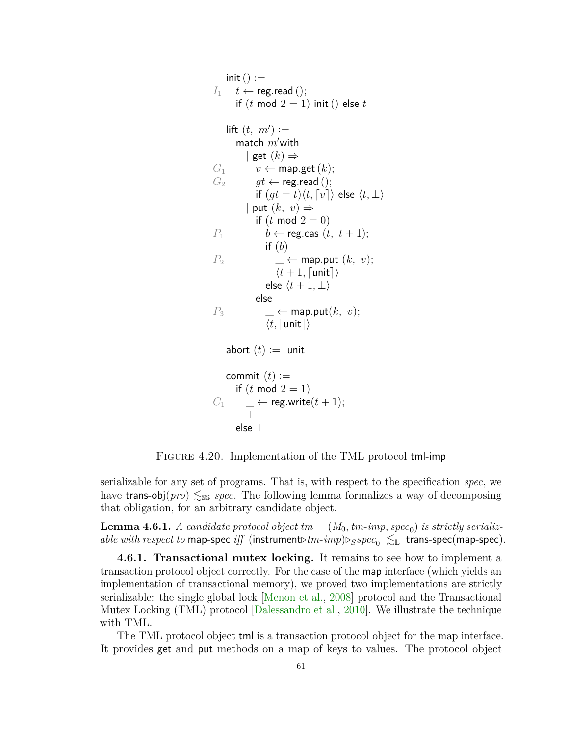```
    init () :=
I1    t ← reg.read ();
      if (t mod 2 = 1) init () else t

    lift (t, m') :=
      match m' with
        | get (k) ⇒
G1        v ← map.get (k);
G2        gt ← reg.read ();
          if (gt = t)⟨t, ⌈v⌉⟩ else ⟨t, ⊥⟩
        | put (k, v) ⇒
          if (t mod 2 = 0)
P1          b ← reg.cas (t, t + 1);
            if (b)
P2            _ ← map.put (k, v);
              ⟨t + 1, ⌈unit⌉⟩
            else ⟨t + 1, ⊥⟩
          else
P3          _ ← map.put(k, v);
            ⟨t, ⌈unit⌉⟩

    abort (t) := unit

    commit (t) :=
      if (t mod 2 = 1)
C1      _ ← reg.write(t + 1);
        ⊥
      else ⊥
```

Figure 4.20. Implementation of the TML protocol tml-imp

serializable for any set of programs. That is, with respect to the specification *spec*, we have trans-obj(*pro*) $\lesssim_{\mathbb{SS}}$ *spec*. The following lemma formalizes a way of decomposing that obligation, for an arbitrary candidate object.

**Lemma 4.6.1.** *A candidate protocol object* $tm = (M_0, tm\text{-}imp, spec_0)$ *is strictly serializable with respect to* map-spec *iff* $(\mathsf{instrument} \triangleright tm\text{-}imp) \triangleright_S spec_0 \lesssim_{\mathbb{L}}$ trans-spec(map-spec).

**4.6.1. Transactional mutex locking.** It remains to see how to implement a transaction protocol object correctly. For the case of the map interface (which yields an implementation of transactional memory), we proved two implementations are strictly serializable: the single global lock [Menon et al., 2008] protocol and the Transactional Mutex Locking (TML) protocol [Dalessandro et al., 2010]. We illustrate the technique with TML.

The TML protocol object tml is a transaction protocol object for the map interface. It provides get and put methods on a map of keys to values. The protocol object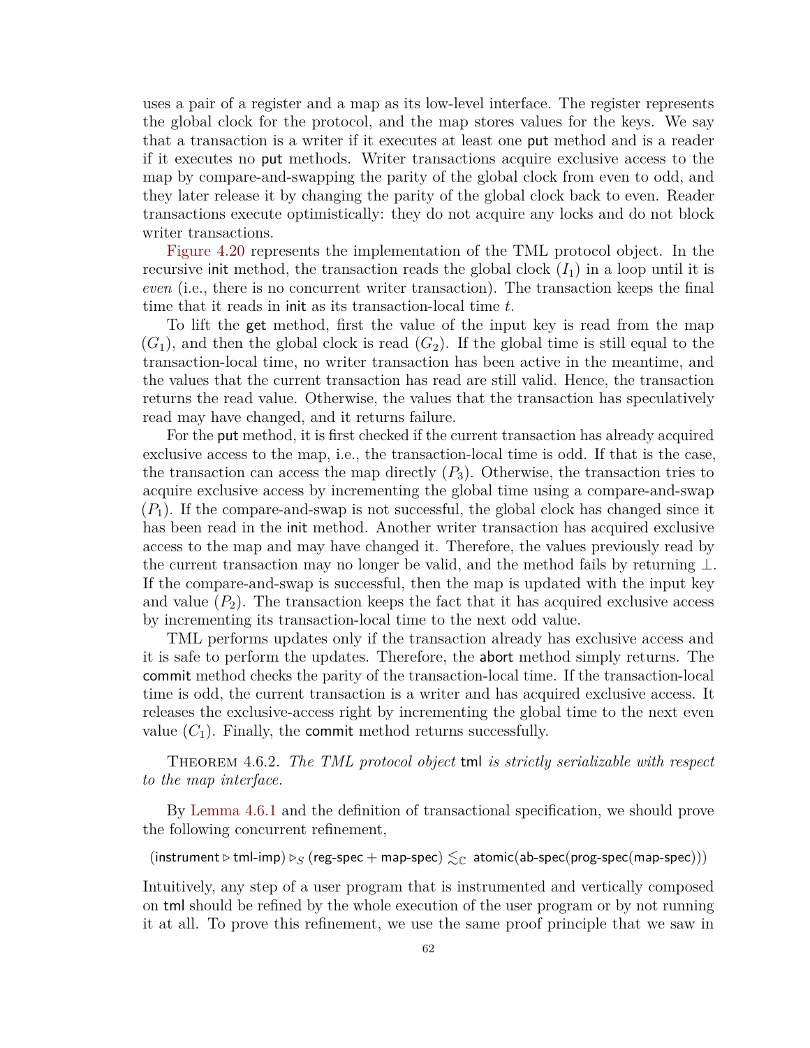uses a pair of a register and a map as its low-level interface. The register represents the global clock for the protocol, and the map stores values for the keys. We say that a transaction is a writer if it executes at least one put method and is a reader if it executes no put methods. Writer transactions acquire exclusive access to the map by compare-and-swapping the parity of the global clock from even to odd, and they later release it by changing the parity of the global clock back to even. Reader transactions execute optimistically: they do not acquire any locks and do not block writer transactions.

Figure 4.20 represents the implementation of the TML protocol object. In the recursive init method, the transaction reads the global clock ($I_1$) in a loop until it is *even* (i.e., there is no concurrent writer transaction). The transaction keeps the final time that it reads in init as its transaction-local time $t$.

To lift the get method, first the value of the input key is read from the map ($G_1$), and then the global clock is read ($G_2$). If the global time is still equal to the transaction-local time, no writer transaction has been active in the meantime, and the values that the current transaction has read are still valid. Hence, the transaction returns the read value. Otherwise, the values that the transaction has speculatively read may have changed, and it returns failure.

For the put method, it is first checked if the current transaction has already acquired exclusive access to the map, i.e., the transaction-local time is odd. If that is the case, the transaction can access the map directly ($P_3$). Otherwise, the transaction tries to acquire exclusive access by incrementing the global time using a compare-and-swap ($P_1$). If the compare-and-swap is not successful, the global clock has changed since it has been read in the init method. Another writer transaction has acquired exclusive access to the map and may have changed it. Therefore, the values previously read by the current transaction may no longer be valid, and the method fails by returning $\bot$. If the compare-and-swap is successful, then the map is updated with the input key and value ($P_2$). The transaction keeps the fact that it has acquired exclusive access by incrementing its transaction-local time to the next odd value.

TML performs updates only if the transaction already has exclusive access and it is safe to perform the updates. Therefore, the abort method simply returns. The commit method checks the parity of the transaction-local time. If the transaction-local time is odd, the current transaction is a writer and has acquired exclusive access. It releases the exclusive-access right by incrementing the global time to the next even value ($C_1$). Finally, the commit method returns successfully.

Theorem 4.6.2. *The TML protocol object* tml *is strictly serializable with respect to the map interface.*

By Lemma 4.6.1 and the definition of transactional specification, we should prove the following concurrent refinement,

$$(\mathsf{instrument} \triangleright \mathsf{tml\text{-}imp}) \triangleright_S (\mathsf{reg\text{-}spec} + \mathsf{map\text{-}spec}) \lesssim_{\mathbb{C}} \mathsf{atomic}(\mathsf{ab\text{-}spec}(\mathsf{prog\text{-}spec}(\mathsf{map\text{-}spec})))$$

Intuitively, any step of a user program that is instrumented and vertically composed on tml should be refined by the whole execution of the user program or by not running it at all. To prove this refinement, we use the same proof principle that we saw in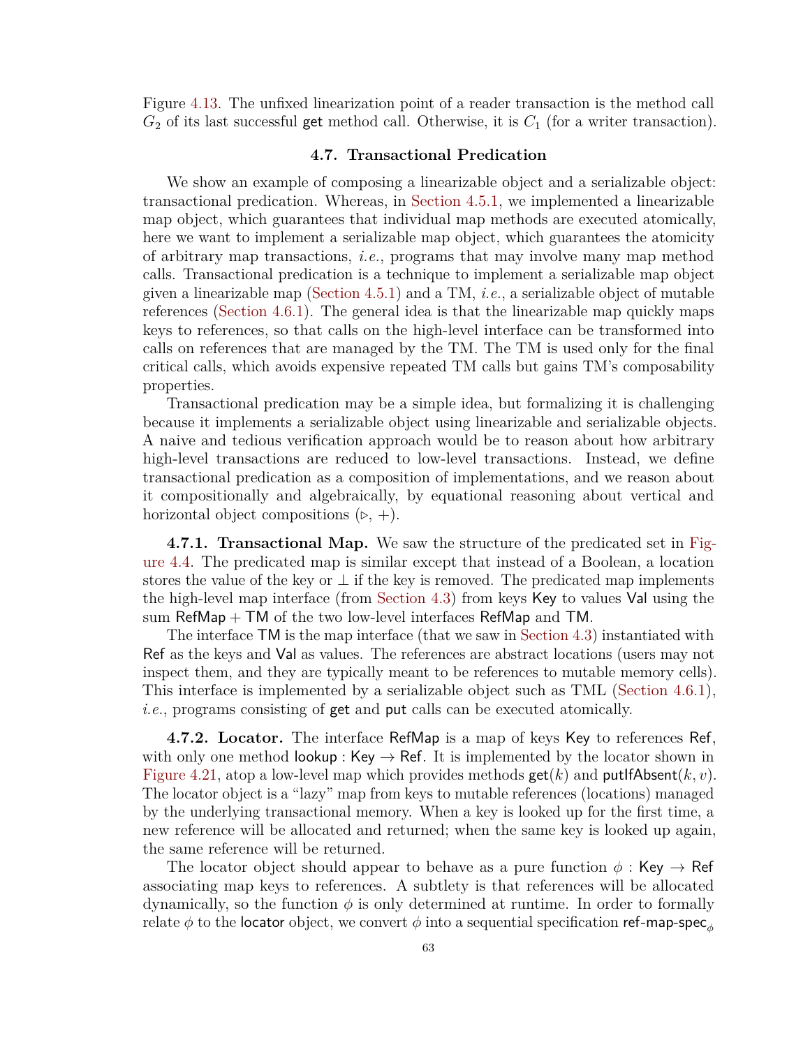Figure 4.13. The unfixed linearization point of a reader transaction is the method call $G_2$ of its last successful get method call. Otherwise, it is $C_1$ (for a writer transaction).

### 4.7. Transactional Predication

We show an example of composing a linearizable object and a serializable object: transactional predication. Whereas, in Section 4.5.1, we implemented a linearizable map object, which guarantees that individual map methods are executed atomically, here we want to implement a serializable map object, which guarantees the atomicity of arbitrary map transactions, *i.e.*, programs that may involve many map method calls. Transactional predication is a technique to implement a serializable map object given a linearizable map (Section 4.5.1) and a TM, *i.e.*, a serializable object of mutable references (Section 4.6.1). The general idea is that the linearizable map quickly maps keys to references, so that calls on the high-level interface can be transformed into calls on references that are managed by the TM. The TM is used only for the final critical calls, which avoids expensive repeated TM calls but gains TM's composability properties.

Transactional predication may be a simple idea, but formalizing it is challenging because it implements a serializable object using linearizable and serializable objects. A naive and tedious verification approach would be to reason about how arbitrary high-level transactions are reduced to low-level transactions. Instead, we define transactional predication as a composition of implementations, and we reason about it compositionally and algebraically, by equational reasoning about vertical and horizontal object compositions ($\triangleright$, $+$).

**4.7.1. Transactional Map.** We saw the structure of the predicated set in Figure 4.4. The predicated map is similar except that instead of a Boolean, a location stores the value of the key or $\perp$ if the key is removed. The predicated map implements the high-level map interface (from Section 4.3) from keys Key to values Val using the sum RefMap + TM of the two low-level interfaces RefMap and TM.

The interface TM is the map interface (that we saw in Section 4.3) instantiated with Ref as the keys and Val as values. The references are abstract locations (users may not inspect them, and they are typically meant to be references to mutable memory cells). This interface is implemented by a serializable object such as TML (Section 4.6.1), *i.e.*, programs consisting of get and put calls can be executed atomically.

**4.7.2. Locator.** The interface RefMap is a map of keys Key to references Ref, with only one method lookup : Key $\rightarrow$ Ref. It is implemented by the locator shown in Figure 4.21, atop a low-level map which provides methods get($k$) and putIfAbsent($k, v$). The locator object is a "lazy" map from keys to mutable references (locations) managed by the underlying transactional memory. When a key is looked up for the first time, a new reference will be allocated and returned; when the same key is looked up again, the same reference will be returned.

The locator object should appear to behave as a pure function $\phi$ : Key $\rightarrow$ Ref associating map keys to references. A subtlety is that references will be allocated dynamically, so the function $\phi$ is only determined at runtime. In order to formally relate $\phi$ to the locator object, we convert $\phi$ into a sequential specification ref-map-spec$_\phi$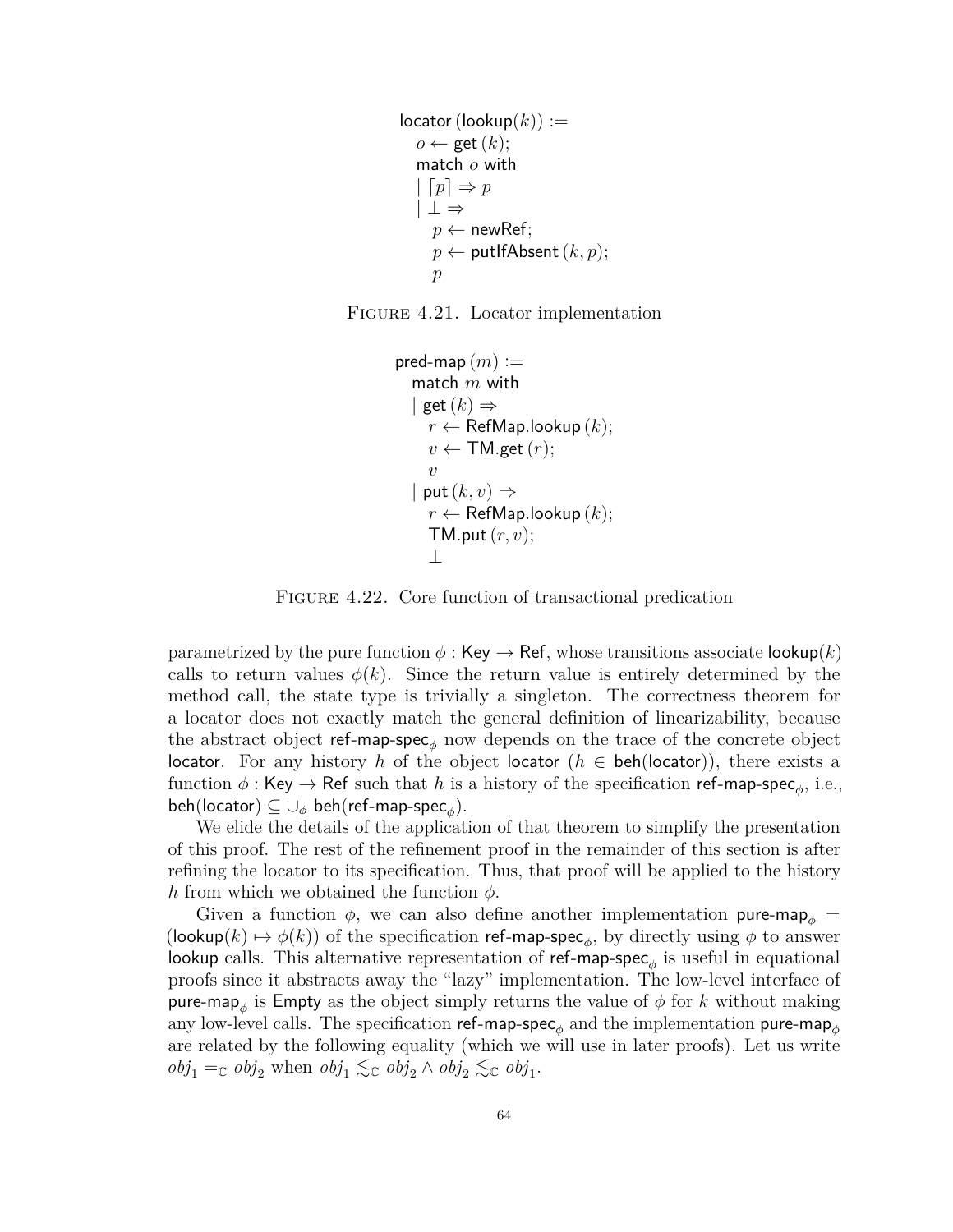```
locator (lookup(k)) :=
  o ← get (k);
  match o with
  | ⌈p⌉ ⇒ p
  | ⊥ ⇒
    p ← newRef;
    p ← putIfAbsent (k, p);
    p
```

Figure 4.21. Locator implementation

```
pred-map (m) :=
  match m with
  | get (k) ⇒
    r ← RefMap.lookup (k);
    v ← TM.get (r);
    v
  | put (k, v) ⇒
    r ← RefMap.lookup (k);
    TM.put (r, v);
    ⊥
```

Figure 4.22. Core function of transactional predication

parametrized by the pure function $\phi : \mathsf{Key} \to \mathsf{Ref}$, whose transitions associate $\mathsf{lookup}(k)$ calls to return values $\phi(k)$. Since the return value is entirely determined by the method call, the state type is trivially a singleton. The correctness theorem for a locator does not exactly match the general definition of linearizability, because the abstract object $\mathsf{ref\text{-}map\text{-}spec}_\phi$ now depends on the trace of the concrete object $\mathsf{locator}$. For any history $h$ of the object $\mathsf{locator}$ ($h \in \mathsf{beh}(\mathsf{locator})$), there exists a function $\phi : \mathsf{Key} \to \mathsf{Ref}$ such that $h$ is a history of the specification $\mathsf{ref\text{-}map\text{-}spec}_\phi$, i.e., $\mathsf{beh}(\mathsf{locator}) \subseteq \cup_\phi \, \mathsf{beh}(\mathsf{ref\text{-}map\text{-}spec}_\phi)$.

We elide the details of the application of that theorem to simplify the presentation of this proof. The rest of the refinement proof in the remainder of this section is after refining the locator to its specification. Thus, that proof will be applied to the history $h$ from which we obtained the function $\phi$.

Given a function $\phi$, we can also define another implementation $\mathsf{pure\text{-}map}_\phi = (\mathsf{lookup}(k) \mapsto \phi(k))$ of the specification $\mathsf{ref\text{-}map\text{-}spec}_\phi$, by directly using $\phi$ to answer $\mathsf{lookup}$ calls. This alternative representation of $\mathsf{ref\text{-}map\text{-}spec}_\phi$ is useful in equational proofs since it abstracts away the "lazy" implementation. The low-level interface of $\mathsf{pure\text{-}map}_\phi$ is $\mathsf{Empty}$ as the object simply returns the value of $\phi$ for $k$ without making any low-level calls. The specification $\mathsf{ref\text{-}map\text{-}spec}_\phi$ and the implementation $\mathsf{pure\text{-}map}_\phi$ are related by the following equality (which we will use in later proofs). Let us write $obj_1 =_{\mathbb{C}} obj_2$ when $obj_1 \lesssim_{\mathbb{C}} obj_2 \wedge obj_2 \lesssim_{\mathbb{C}} obj_1$.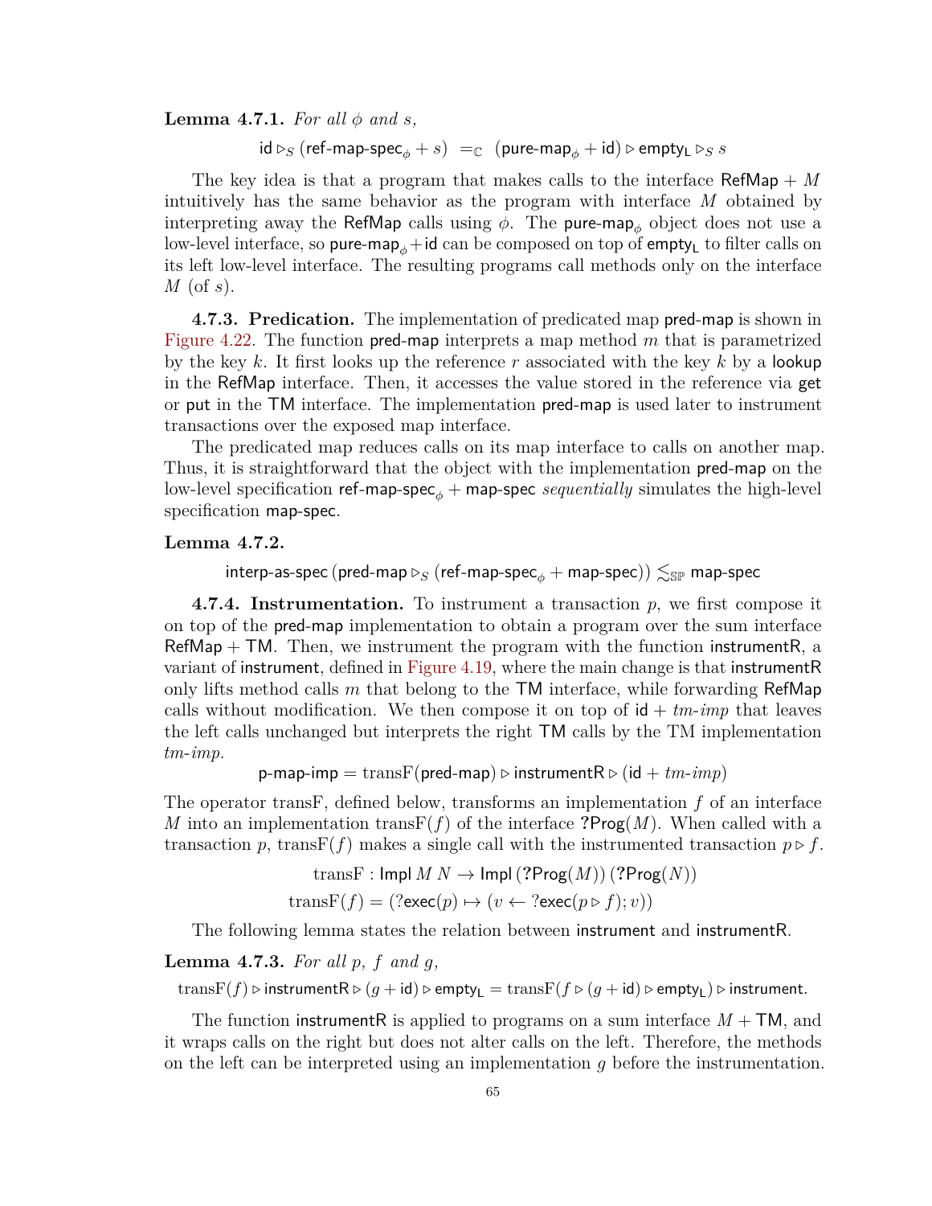**Lemma 4.7.1.** *For all $\phi$ and $s$,*

$$\mathsf{id} \triangleright_S (\mathsf{ref\text{-}map\text{-}spec}_\phi + s) \;=_{\mathbb{C}}\; (\mathsf{pure\text{-}map}_\phi + \mathsf{id}) \triangleright \mathsf{empty_L} \triangleright_S s$$

The key idea is that a program that makes calls to the interface $\mathsf{RefMap} + M$ intuitively has the same behavior as the program with interface $M$ obtained by interpreting away the $\mathsf{RefMap}$ calls using $\phi$. The $\mathsf{pure\text{-}map}_\phi$ object does not use a low-level interface, so $\mathsf{pure\text{-}map}_\phi + \mathsf{id}$ can be composed on top of $\mathsf{empty_L}$ to filter calls on its left low-level interface. The resulting programs call methods only on the interface $M$ (of $s$).

**4.7.3. Predication.** The implementation of predicated map pred-map is shown in Figure 4.22. The function pred-map interprets a map method $m$ that is parametrized by the key $k$. It first looks up the reference $r$ associated with the key $k$ by a lookup in the RefMap interface. Then, it accesses the value stored in the reference via get or put in the TM interface. The implementation pred-map is used later to instrument transactions over the exposed map interface.

The predicated map reduces calls on its map interface to calls on another map. Thus, it is straightforward that the object with the implementation pred-map on the low-level specification $\mathsf{ref\text{-}map\text{-}spec}_\phi + \mathsf{map\text{-}spec}$ *sequentially* simulates the high-level specification map-spec.

**Lemma 4.7.2.**

$$\mathsf{interp\text{-}as\text{-}spec}\,(\mathsf{pred\text{-}map} \triangleright_S (\mathsf{ref\text{-}map\text{-}spec}_\phi + \mathsf{map\text{-}spec})) \lesssim_{\mathbb{SP}} \mathsf{map\text{-}spec}$$

**4.7.4. Instrumentation.** To instrument a transaction $p$, we first compose it on top of the pred-map implementation to obtain a program over the sum interface $\mathsf{RefMap} + \mathsf{TM}$. Then, we instrument the program with the function instrumentR, a variant of instrument, defined in Figure 4.19, where the main change is that instrumentR only lifts method calls $m$ that belong to the TM interface, while forwarding RefMap calls without modification. We then compose it on top of $\mathsf{id} + \mathit{tm\text{-}imp}$ that leaves the left calls unchanged but interprets the right TM calls by the TM implementation *tm-imp*.

$$\mathsf{p\text{-}map\text{-}imp} = \mathrm{transF}(\mathsf{pred\text{-}map}) \triangleright \mathsf{instrumentR} \triangleright (\mathsf{id} + \mathit{tm\text{-}imp})$$

The operator transF, defined below, transforms an implementation $f$ of an interface $M$ into an implementation $\mathrm{transF}(f)$ of the interface $\mathsf{?Prog}(M)$. When called with a transaction $p$, $\mathrm{transF}(f)$ makes a single call with the instrumented transaction $p \triangleright f$.

$$\mathrm{transF} : \mathsf{Impl}\; M\; N \to \mathsf{Impl}\,(\mathsf{?Prog}(M))\,(\mathsf{?Prog}(N))$$
$$\mathrm{transF}(f) = (?\mathsf{exec}(p) \mapsto (v \leftarrow ?\mathsf{exec}(p \triangleright f); v))$$

The following lemma states the relation between instrument and instrumentR.

**Lemma 4.7.3.** *For all $p$, $f$ and $g$,*

$$\mathrm{transF}(f) \triangleright \mathsf{instrumentR} \triangleright (g + \mathsf{id}) \triangleright \mathsf{empty_L} = \mathrm{transF}(f \triangleright (g + \mathsf{id}) \triangleright \mathsf{empty_L}) \triangleright \mathsf{instrument}.$$

The function instrumentR is applied to programs on a sum interface $M + \mathsf{TM}$, and it wraps calls on the right but does not alter calls on the left. Therefore, the methods on the left can be interpreted using an implementation $g$ before the instrumentation.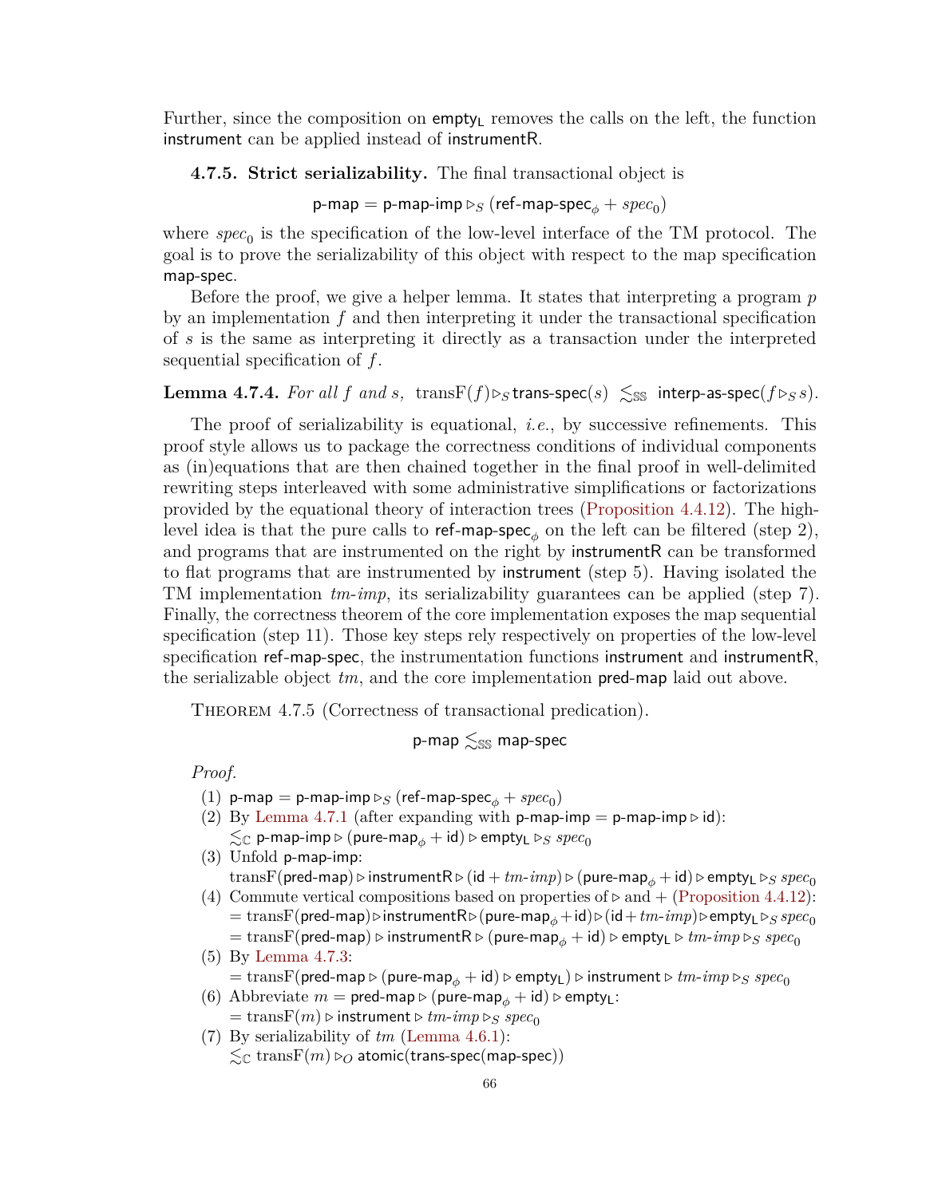Further, since the composition on $\mathsf{empty_L}$ removes the calls on the left, the function $\mathsf{instrument}$ can be applied instead of $\mathsf{instrumentR}$.

**4.7.5. Strict serializability.** The final transactional object is

$$\mathsf{p\text{-}map} = \mathsf{p\text{-}map\text{-}imp} \rhd_S (\mathsf{ref\text{-}map\text{-}spec}_\phi + \mathit{spec}_0)$$

where $\mathit{spec}_0$ is the specification of the low-level interface of the TM protocol. The goal is to prove the serializability of this object with respect to the map specification $\mathsf{map\text{-}spec}$.

Before the proof, we give a helper lemma. It states that interpreting a program $p$ by an implementation $f$ and then interpreting it under the transactional specification of $s$ is the same as interpreting it directly as a transaction under the interpreted sequential specification of $f$.

**Lemma 4.7.4.** *For all $f$ and $s$,* $\mathrm{transF}(f) \rhd_S \mathsf{trans\text{-}spec}(s) \lesssim_{\mathbb{SS}} \mathsf{interp\text{-}as\text{-}spec}(f \rhd_S s)$.

The proof of serializability is equational, *i.e.*, by successive refinements. This proof style allows us to package the correctness conditions of individual components as (in)equations that are then chained together in the final proof in well-delimited rewriting steps interleaved with some administrative simplifications or factorizations provided by the equational theory of interaction trees (Proposition 4.4.12). The high-level idea is that the pure calls to $\mathsf{ref\text{-}map\text{-}spec}_\phi$ on the left can be filtered (step 2), and programs that are instrumented on the right by $\mathsf{instrumentR}$ can be transformed to flat programs that are instrumented by $\mathsf{instrument}$ (step 5). Having isolated the TM implementation $\mathit{tm\text{-}imp}$, its serializability guarantees can be applied (step 7). Finally, the correctness theorem of the core implementation exposes the map sequential specification (step 11). Those key steps rely respectively on properties of the low-level specification $\mathsf{ref\text{-}map\text{-}spec}$, the instrumentation functions $\mathsf{instrument}$ and $\mathsf{instrumentR}$, the serializable object $\mathit{tm}$, and the core implementation $\mathsf{pred\text{-}map}$ laid out above.

Theorem 4.7.5 (Correctness of transactional predication).

$$\mathsf{p\text{-}map} \lesssim_{\mathbb{SS}} \mathsf{map\text{-}spec}$$

*Proof.*

(1) $\mathsf{p\text{-}map} = \mathsf{p\text{-}map\text{-}imp} \rhd_S (\mathsf{ref\text{-}map\text{-}spec}_\phi + \mathit{spec}_0)$

(2) By Lemma 4.7.1 (after expanding with $\mathsf{p\text{-}map\text{-}imp} = \mathsf{p\text{-}map\text{-}imp} \rhd \mathsf{id}$):
$\lesssim_{\mathbb{C}} \mathsf{p\text{-}map\text{-}imp} \rhd (\mathsf{pure\text{-}map}_\phi + \mathsf{id}) \rhd \mathsf{empty_L} \rhd_S \mathit{spec}_0$

(3) Unfold $\mathsf{p\text{-}map\text{-}imp}$:
$\mathrm{transF}(\mathsf{pred\text{-}map}) \rhd \mathsf{instrumentR} \rhd (\mathsf{id} + \mathit{tm\text{-}imp}) \rhd (\mathsf{pure\text{-}map}_\phi + \mathsf{id}) \rhd \mathsf{empty_L} \rhd_S \mathit{spec}_0$

(4) Commute vertical compositions based on properties of $\rhd$ and $+$ (Proposition 4.4.12):
$= \mathrm{transF}(\mathsf{pred\text{-}map}) \rhd \mathsf{instrumentR} \rhd (\mathsf{pure\text{-}map}_\phi + \mathsf{id}) \rhd (\mathsf{id} + \mathit{tm\text{-}imp}) \rhd \mathsf{empty_L} \rhd_S \mathit{spec}_0$
$= \mathrm{transF}(\mathsf{pred\text{-}map}) \rhd \mathsf{instrumentR} \rhd (\mathsf{pure\text{-}map}_\phi + \mathsf{id}) \rhd \mathsf{empty_L} \rhd \mathit{tm\text{-}imp} \rhd_S \mathit{spec}_0$

(5) By Lemma 4.7.3:
$= \mathrm{transF}(\mathsf{pred\text{-}map} \rhd (\mathsf{pure\text{-}map}_\phi + \mathsf{id}) \rhd \mathsf{empty_L}) \rhd \mathsf{instrument} \rhd \mathit{tm\text{-}imp} \rhd_S \mathit{spec}_0$

(6) Abbreviate $m = \mathsf{pred\text{-}map} \rhd (\mathsf{pure\text{-}map}_\phi + \mathsf{id}) \rhd \mathsf{empty_L}$:
$= \mathrm{transF}(m) \rhd \mathsf{instrument} \rhd \mathit{tm\text{-}imp} \rhd_S \mathit{spec}_0$

(7) By serializability of $\mathit{tm}$ (Lemma 4.6.1):
$\lesssim_{\mathbb{C}} \mathrm{transF}(m) \rhd_O \mathsf{atomic}(\mathsf{trans\text{-}spec}(\mathsf{map\text{-}spec}))$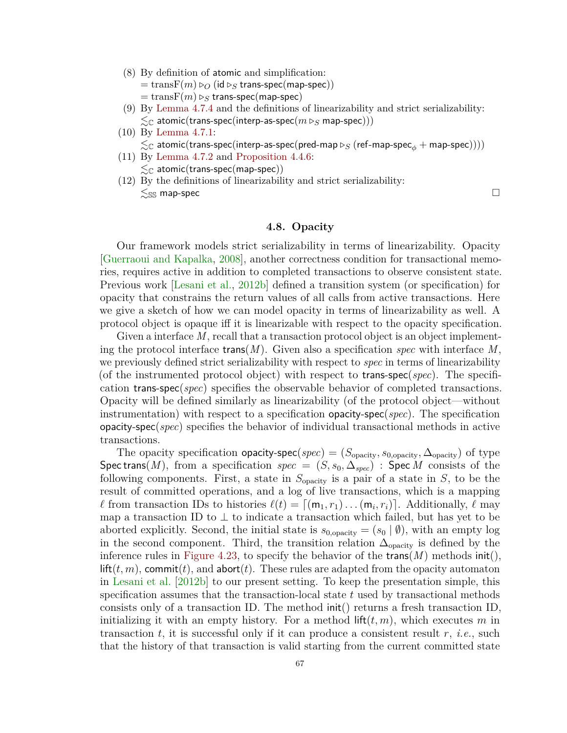(8) By definition of atomic and simplification:
$= \text{transF}(m) \triangleright_O (\mathsf{id} \triangleright_S \mathsf{trans\text{-}spec}(\mathsf{map\text{-}spec}))$
$= \text{transF}(m) \triangleright_S \mathsf{trans\text{-}spec}(\mathsf{map\text{-}spec})$

(9) By Lemma 4.7.4 and the definitions of linearizability and strict serializability:
$\lesssim_{\mathbb{C}} \mathsf{atomic}(\mathsf{trans\text{-}spec}(\mathsf{interp\text{-}as\text{-}spec}(m \triangleright_S \mathsf{map\text{-}spec})))$

(10) By Lemma 4.7.1:
$\lesssim_{\mathbb{C}} \mathsf{atomic}(\mathsf{trans\text{-}spec}(\mathsf{interp\text{-}as\text{-}spec}(\mathsf{pred\text{-}map} \triangleright_S (\mathsf{ref\text{-}map\text{-}spec}_\phi + \mathsf{map\text{-}spec}))))$

(11) By Lemma 4.7.2 and Proposition 4.4.6:
$\lesssim_{\mathbb{C}} \mathsf{atomic}(\mathsf{trans\text{-}spec}(\mathsf{map\text{-}spec}))$

(12) By the definitions of linearizability and strict serializability:
$\lesssim_{\mathbb{SS}} \mathsf{map\text{-}spec}$ □

## 4.8. Opacity

Our framework models strict serializability in terms of linearizability. Opacity [Guerraoui and Kapalka, 2008], another correctness condition for transactional memories, requires active in addition to completed transactions to observe consistent state. Previous work [Lesani et al., 2012b] defined a transition system (or specification) for opacity that constrains the return values of all calls from active transactions. Here we give a sketch of how we can model opacity in terms of linearizability as well. A protocol object is opaque iff it is linearizable with respect to the opacity specification.

Given a interface $M$, recall that a transaction protocol object is an object implementing the protocol interface $\mathsf{trans}(M)$. Given also a specification *spec* with interface $M$, we previously defined strict serializability with respect to *spec* in terms of linearizability (of the instrumented protocol object) with respect to $\mathsf{trans\text{-}spec}(\mathit{spec})$. The specification $\mathsf{trans\text{-}spec}(\mathit{spec})$ specifies the observable behavior of completed transactions. Opacity will be defined similarly as linearizability (of the protocol object—without instrumentation) with respect to a specification $\mathsf{opacity\text{-}spec}(\mathit{spec})$. The specification $\mathsf{opacity\text{-}spec}(\mathit{spec})$ specifies the behavior of individual transactional methods in active transactions.

The opacity specification $\mathsf{opacity\text{-}spec}(\mathit{spec}) = (S_{\text{opacity}}, s_{0,\text{opacity}}, \Delta_{\text{opacity}})$ of type $\mathsf{Spec}\,\mathsf{trans}(M)$, from a specification $\mathit{spec} = (S, s_0, \Delta_{\mathit{spec}}) : \mathsf{Spec}\,M$ consists of the following components. First, a state in $S_{\text{opacity}}$ is a pair of a state in $S$, to be the result of committed operations, and a log of live transactions, which is a mapping $\ell$ from transaction IDs to histories $\ell(t) = \lceil(\mathsf{m}_1, r_1)\ldots(\mathsf{m}_i, r_i)\rceil$. Additionally, $\ell$ may map a transaction ID to $\perp$ to indicate a transaction which failed, but has yet to be aborted explicitly. Second, the initial state is $s_{0,\text{opacity}} = (s_0 \mid \emptyset)$, with an empty log in the second component. Third, the transition relation $\Delta_{\text{opacity}}$ is defined by the inference rules in Figure 4.23, to specify the behavior of the $\mathsf{trans}(M)$ methods $\mathsf{init}()$, $\mathsf{lift}(t, m)$, $\mathsf{commit}(t)$, and $\mathsf{abort}(t)$. These rules are adapted from the opacity automaton in Lesani et al. [2012b] to our present setting. To keep the presentation simple, this specification assumes that the transaction-local state $t$ used by transactional methods consists only of a transaction ID. The method $\mathsf{init}()$ returns a fresh transaction ID, initializing it with an empty history. For a method $\mathsf{lift}(t, m)$, which executes $m$ in transaction $t$, it is successful only if it can produce a consistent result $r$, *i.e.*, such that the history of that transaction is valid starting from the current committed state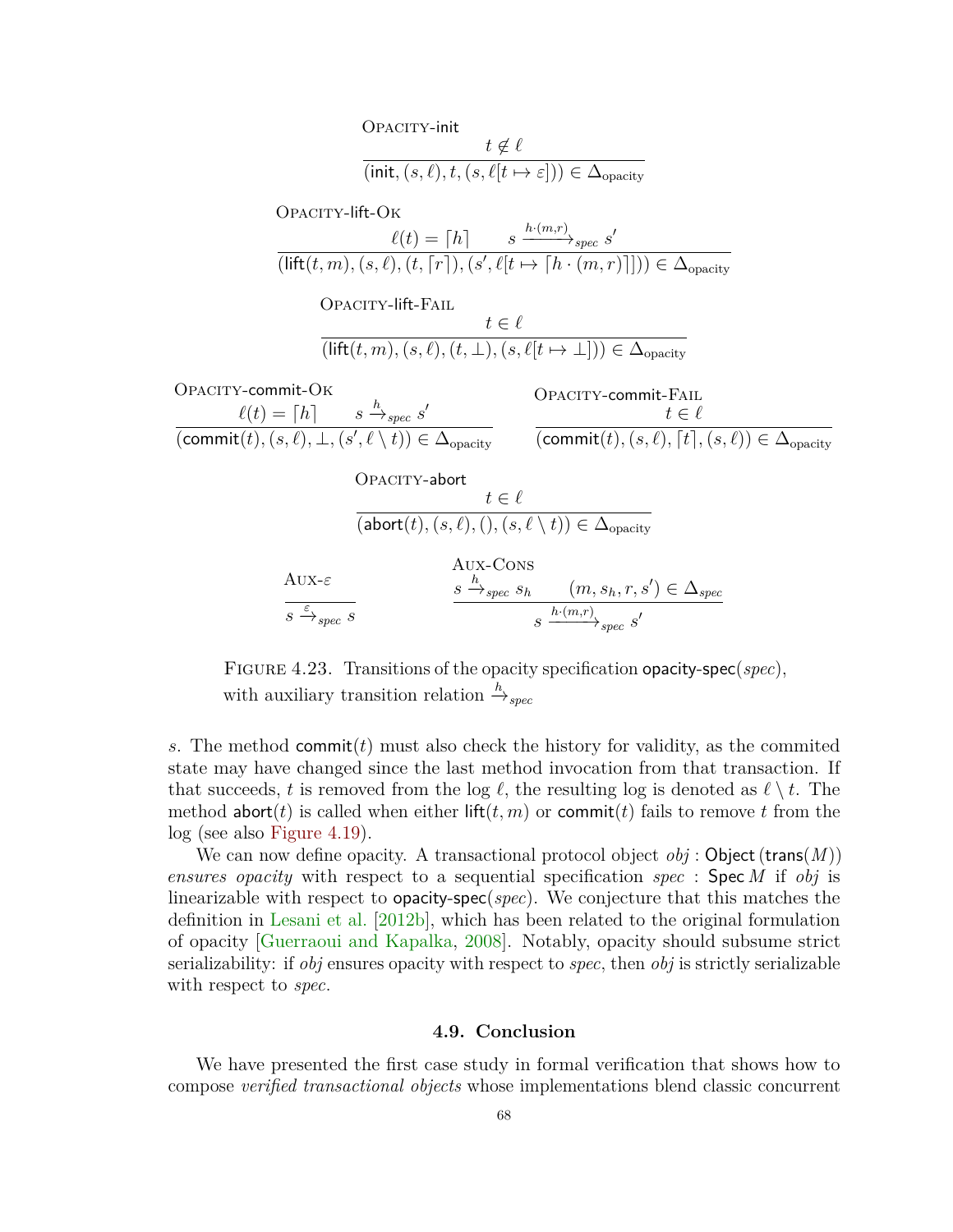$$\textsc{Opacity-init}\quad \frac{t \notin \ell}{(\mathsf{init}, (s, \ell), t, (s, \ell[t \mapsto \varepsilon])) \in \Delta_{\text{opacity}}}$$

$$\textsc{Opacity-lift-Ok}\quad \frac{\ell(t) = \lceil h \rceil \qquad s \xrightarrow{h \cdot (m,r)}_{spec} s'}{(\mathsf{lift}(t, m), (s, \ell), (t, \lceil r \rceil), (s', \ell[t \mapsto \lceil h \cdot (m, r) \rceil])) \in \Delta_{\text{opacity}}}$$

$$\textsc{Opacity-lift-Fail}\quad \frac{t \in \ell}{(\mathsf{lift}(t, m), (s, \ell), (t, \bot), (s, \ell[t \mapsto \bot])) \in \Delta_{\text{opacity}}}$$

$$\textsc{Opacity-commit-Ok}\quad \frac{\ell(t) = \lceil h \rceil \qquad s \xrightarrow{h}_{spec} s'}{(\mathsf{commit}(t), (s, \ell), \bot, (s', \ell \setminus t)) \in \Delta_{\text{opacity}}}$$

$$\textsc{Opacity-commit-Fail}\quad \frac{t \in \ell}{(\mathsf{commit}(t), (s, \ell), \lceil t \rceil, (s, \ell)) \in \Delta_{\text{opacity}}}$$

$$\textsc{Opacity-abort}\quad \frac{t \in \ell}{(\mathsf{abort}(t), (s, \ell), (), (s, \ell \setminus t)) \in \Delta_{\text{opacity}}}$$

$$\textsc{Aux-}\varepsilon\quad \frac{}{s \xrightarrow{\varepsilon}_{spec} s}$$

$$\textsc{Aux-Cons}\quad \frac{s \xrightarrow{h}_{spec} s_h \qquad (m, s_h, r, s') \in \Delta_{spec}}{s \xrightarrow{h \cdot (m,r)}_{spec} s'}$$

Figure 4.23. Transitions of the opacity specification $\mathsf{opacity\text{-}spec}(spec)$, with auxiliary transition relation $\xrightarrow{h}_{spec}$

$s$. The method $\mathsf{commit}(t)$ must also check the history for validity, as the commited state may have changed since the last method invocation from that transaction. If that succeeds, $t$ is removed from the log $\ell$, the resulting log is denoted as $\ell \setminus t$. The method $\mathsf{abort}(t)$ is called when either $\mathsf{lift}(t, m)$ or $\mathsf{commit}(t)$ fails to remove $t$ from the log (see also Figure 4.19).

We can now define opacity. A transactional protocol object $obj : \mathsf{Object}\,(\mathsf{trans}(M))$ *ensures opacity* with respect to a sequential specification $spec : \mathsf{Spec}\,M$ if $obj$ is linearizable with respect to $\mathsf{opacity\text{-}spec}(spec)$. We conjecture that this matches the definition in Lesani et al. [2012b], which has been related to the original formulation of opacity [Guerraoui and Kapalka, 2008]. Notably, opacity should subsume strict serializability: if $obj$ ensures opacity with respect to $spec$, then $obj$ is strictly serializable with respect to $spec$.

## 4.9. Conclusion

We have presented the first case study in formal verification that shows how to compose *verified transactional objects* whose implementations blend classic concurrent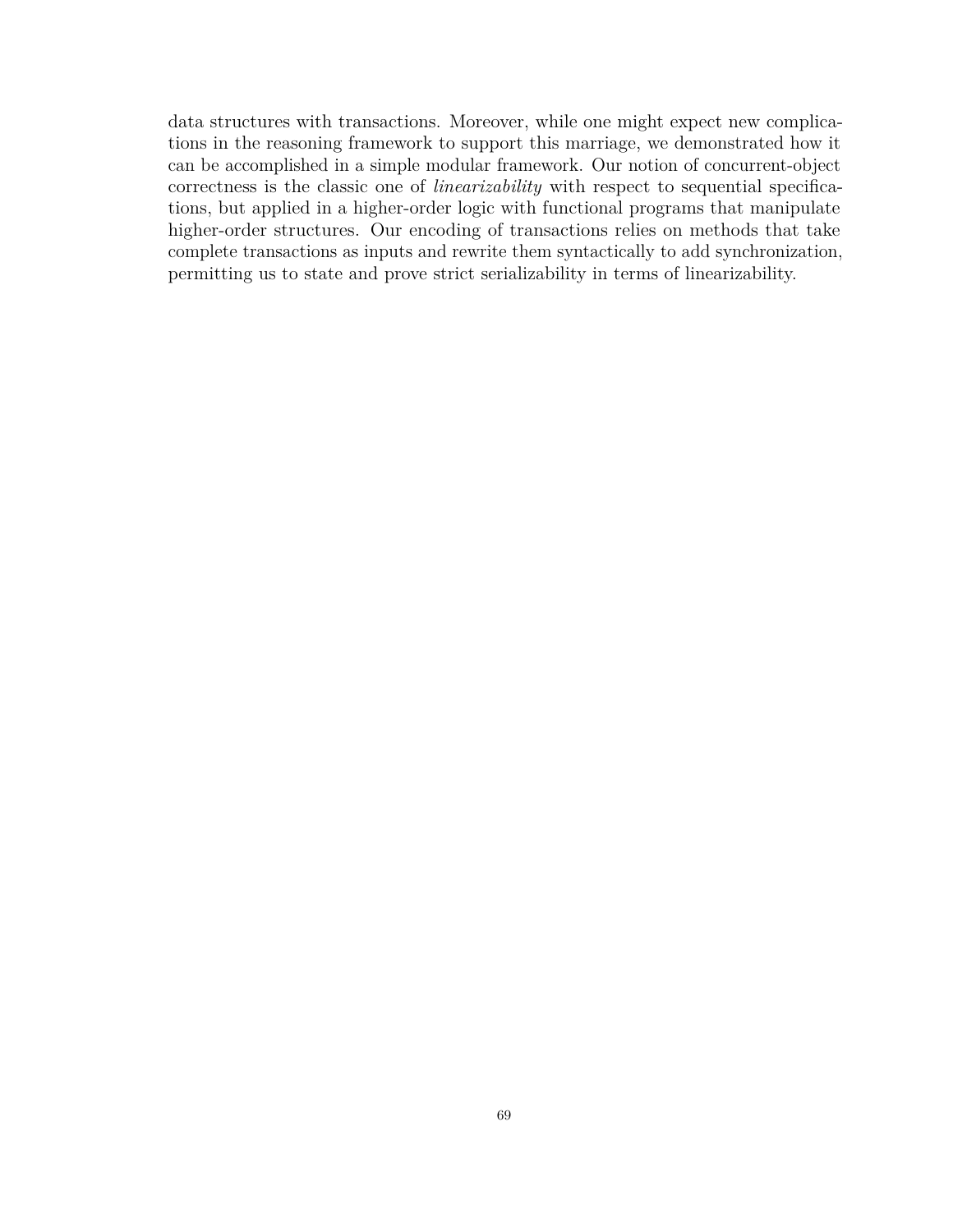data structures with transactions. Moreover, while one might expect new complications in the reasoning framework to support this marriage, we demonstrated how it can be accomplished in a simple modular framework. Our notion of concurrent-object correctness is the classic one of *linearizability* with respect to sequential specifications, but applied in a higher-order logic with functional programs that manipulate higher-order structures. Our encoding of transactions relies on methods that take complete transactions as inputs and rewrite them syntactically to add synchronization, permitting us to state and prove strict serializability in terms of linearizability.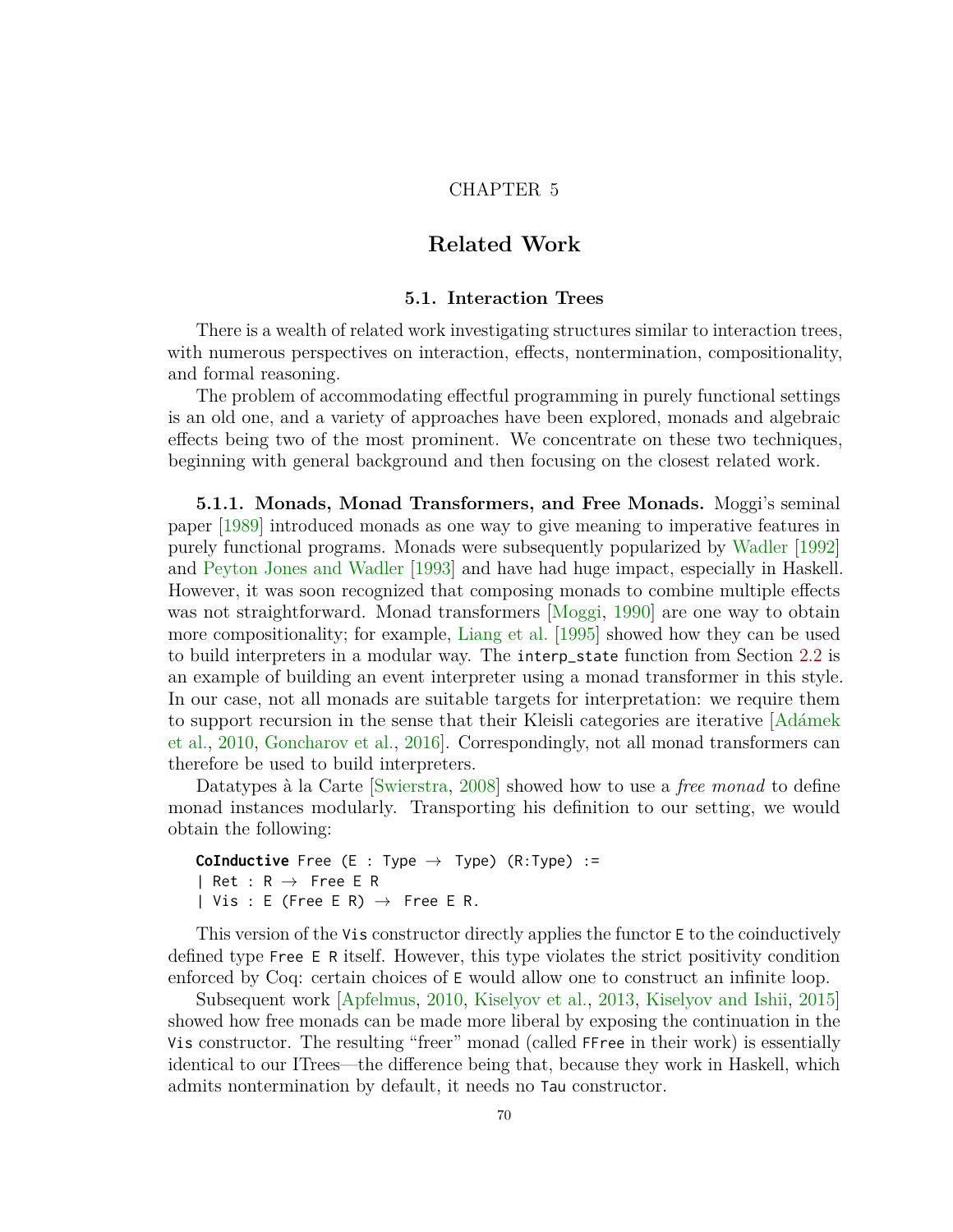# CHAPTER 5

# Related Work

## 5.1. Interaction Trees

There is a wealth of related work investigating structures similar to interaction trees, with numerous perspectives on interaction, effects, nontermination, compositionality, and formal reasoning.

The problem of accommodating effectful programming in purely functional settings is an old one, and a variety of approaches have been explored, monads and algebraic effects being two of the most prominent. We concentrate on these two techniques, beginning with general background and then focusing on the closest related work.

**5.1.1. Monads, Monad Transformers, and Free Monads.** Moggi's seminal paper [1989] introduced monads as one way to give meaning to imperative features in purely functional programs. Monads were subsequently popularized by Wadler [1992] and Peyton Jones and Wadler [1993] and have had huge impact, especially in Haskell. However, it was soon recognized that composing monads to combine multiple effects was not straightforward. Monad transformers [Moggi, 1990] are one way to obtain more compositionality; for example, Liang et al. [1995] showed how they can be used to build interpreters in a modular way. The `interp_state` function from Section 2.2 is an example of building an event interpreter using a monad transformer in this style. In our case, not all monads are suitable targets for interpretation: we require them to support recursion in the sense that their Kleisli categories are iterative [Adámek et al., 2010, Goncharov et al., 2016]. Correspondingly, not all monad transformers can therefore be used to build interpreters.

Datatypes à la Carte [Swierstra, 2008] showed how to use a *free monad* to define monad instances modularly. Transporting his definition to our setting, we would obtain the following:

```
CoInductive Free (E : Type → Type) (R:Type) :=
| Ret : R → Free E R
| Vis : E (Free E R) → Free E R.
```

This version of the `Vis` constructor directly applies the functor `E` to the coinductively defined type `Free E R` itself. However, this type violates the strict positivity condition enforced by Coq: certain choices of `E` would allow one to construct an infinite loop.

Subsequent work [Apfelmus, 2010, Kiselyov et al., 2013, Kiselyov and Ishii, 2015] showed how free monads can be made more liberal by exposing the continuation in the `Vis` constructor. The resulting "freer" monad (called `FFree` in their work) is essentially identical to our ITrees—the difference being that, because they work in Haskell, which admits nontermination by default, it needs no `Tau` constructor.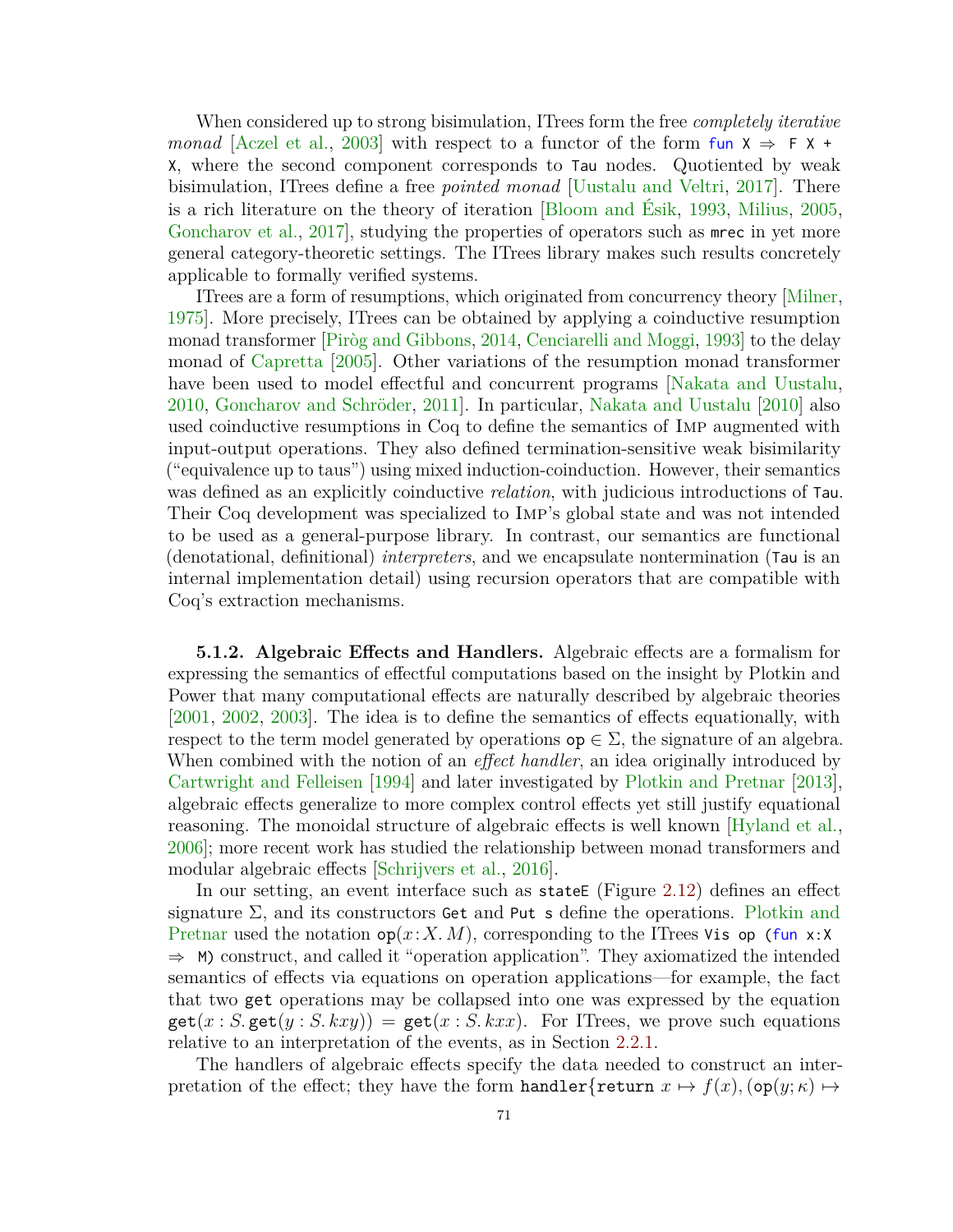When considered up to strong bisimulation, ITrees form the free *completely iterative monad* [Aczel et al., 2003] with respect to a functor of the form `fun X ⇒ F X + X`, where the second component corresponds to `Tau` nodes. Quotiented by weak bisimulation, ITrees define a free *pointed monad* [Uustalu and Veltri, 2017]. There is a rich literature on the theory of iteration [Bloom and Ésik, 1993, Milius, 2005, Goncharov et al., 2017], studying the properties of operators such as `mrec` in yet more general category-theoretic settings. The ITrees library makes such results concretely applicable to formally verified systems.

ITrees are a form of resumptions, which originated from concurrency theory [Milner, 1975]. More precisely, ITrees can be obtained by applying a coinductive resumption monad transformer [Piròg and Gibbons, 2014, Cenciarelli and Moggi, 1993] to the delay monad of Capretta [2005]. Other variations of the resumption monad transformer have been used to model effectful and concurrent programs [Nakata and Uustalu, 2010, Goncharov and Schröder, 2011]. In particular, Nakata and Uustalu [2010] also used coinductive resumptions in Coq to define the semantics of Imp augmented with input-output operations. They also defined termination-sensitive weak bisimilarity ("equivalence up to taus") using mixed induction-coinduction. However, their semantics was defined as an explicitly coinductive *relation*, with judicious introductions of `Tau`. Their Coq development was specialized to Imp's global state and was not intended to be used as a general-purpose library. In contrast, our semantics are functional (denotational, definitional) *interpreters*, and we encapsulate nontermination (`Tau` is an internal implementation detail) using recursion operators that are compatible with Coq's extraction mechanisms.

**5.1.2. Algebraic Effects and Handlers.** Algebraic effects are a formalism for expressing the semantics of effectful computations based on the insight by Plotkin and Power that many computational effects are naturally described by algebraic theories [2001, 2002, 2003]. The idea is to define the semantics of effects equationally, with respect to the term model generated by operations $\mathtt{op} \in \Sigma$, the signature of an algebra. When combined with the notion of an *effect handler*, an idea originally introduced by Cartwright and Felleisen [1994] and later investigated by Plotkin and Pretnar [2013], algebraic effects generalize to more complex control effects yet still justify equational reasoning. The monoidal structure of algebraic effects is well known [Hyland et al., 2006]; more recent work has studied the relationship between monad transformers and modular algebraic effects [Schrijvers et al., 2016].

In our setting, an event interface such as `stateE` (Figure 2.12) defines an effect signature $\Sigma$, and its constructors `Get` and `Put s` define the operations. Plotkin and Pretnar used the notation $\mathtt{op}(x\colon X.\, M)$, corresponding to the ITrees `Vis op (fun x:X ⇒ M)` construct, and called it "operation application". They axiomatized the intended semantics of effects via equations on operation applications—for example, the fact that two `get` operations may be collapsed into one was expressed by the equation $\mathtt{get}(x : S.\, \mathtt{get}(y : S.\, kxy)) = \mathtt{get}(x : S.\, kxx)$. For ITrees, we prove such equations relative to an interpretation of the events, as in Section 2.2.1.

The handlers of algebraic effects specify the data needed to construct an interpretation of the effect; they have the form $\mathtt{handler}\{\mathtt{return}\ x \mapsto f(x), (\mathtt{op}(y;\kappa) \mapsto$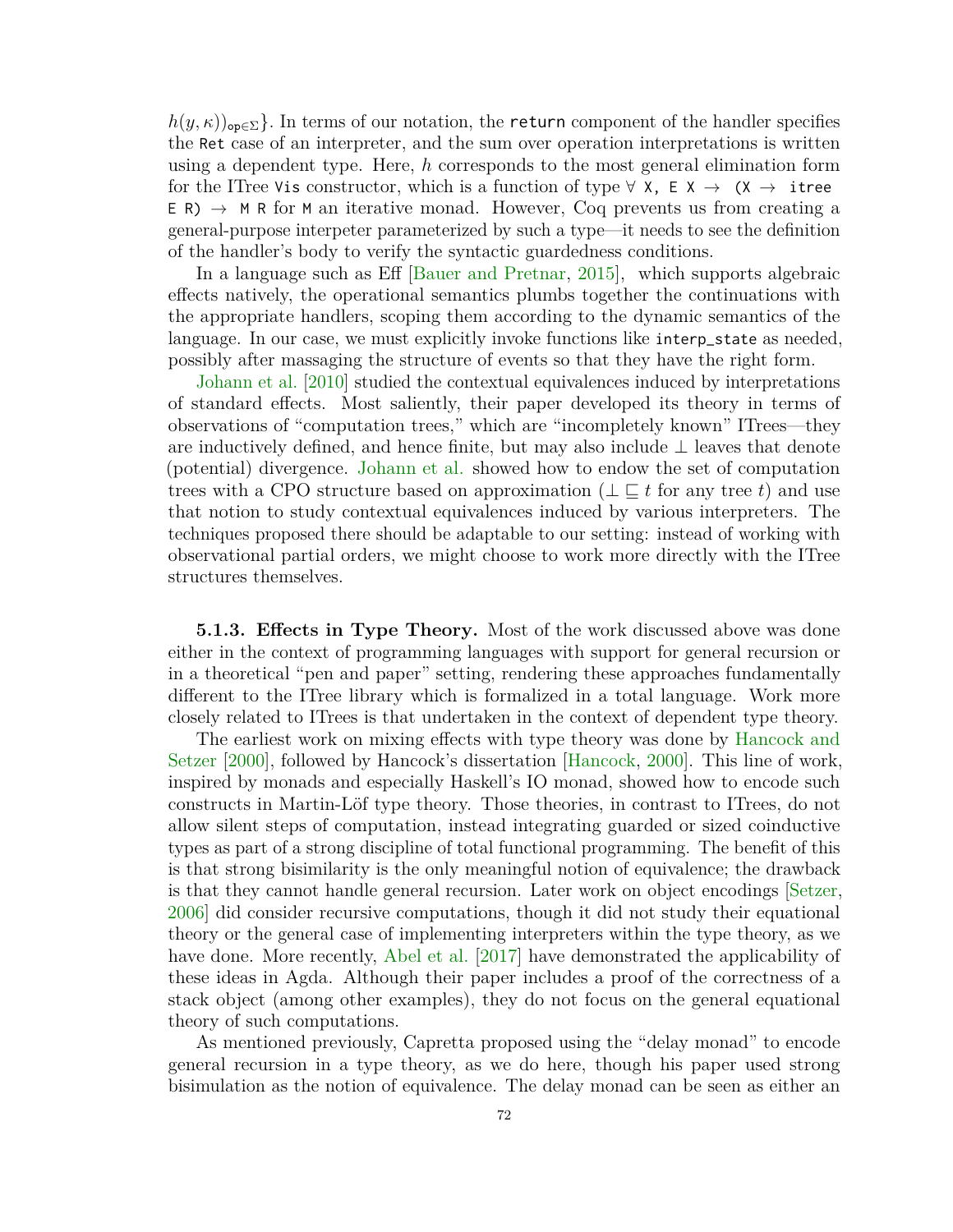$h(y, \kappa))_{\mathsf{op}\in\Sigma}\}$. In terms of our notation, the `return` component of the handler specifies the `Ret` case of an interpreter, and the sum over operation interpretations is written using a dependent type. Here, $h$ corresponds to the most general elimination form for the ITree `Vis` constructor, which is a function of type `∀ X, E X → (X → itree E R) → M R` for `M` an iterative monad. However, Coq prevents us from creating a general-purpose interpeter parameterized by such a type—it needs to see the definition of the handler's body to verify the syntactic guardedness conditions.

In a language such as Eff [Bauer and Pretnar, 2015], which supports algebraic effects natively, the operational semantics plumbs together the continuations with the appropriate handlers, scoping them according to the dynamic semantics of the language. In our case, we must explicitly invoke functions like `interp_state` as needed, possibly after massaging the structure of events so that they have the right form.

Johann et al. [2010] studied the contextual equivalences induced by interpretations of standard effects. Most saliently, their paper developed its theory in terms of observations of "computation trees," which are "incompletely known" ITrees—they are inductively defined, and hence finite, but may also include $\perp$ leaves that denote (potential) divergence. Johann et al. showed how to endow the set of computation trees with a CPO structure based on approximation ($\perp \sqsubseteq t$ for any tree $t$) and use that notion to study contextual equivalences induced by various interpreters. The techniques proposed there should be adaptable to our setting: instead of working with observational partial orders, we might choose to work more directly with the ITree structures themselves.

**5.1.3. Effects in Type Theory.** Most of the work discussed above was done either in the context of programming languages with support for general recursion or in a theoretical "pen and paper" setting, rendering these approaches fundamentally different to the ITree library which is formalized in a total language. Work more closely related to ITrees is that undertaken in the context of dependent type theory.

The earliest work on mixing effects with type theory was done by Hancock and Setzer [2000], followed by Hancock's dissertation [Hancock, 2000]. This line of work, inspired by monads and especially Haskell's IO monad, showed how to encode such constructs in Martin-Löf type theory. Those theories, in contrast to ITrees, do not allow silent steps of computation, instead integrating guarded or sized coinductive types as part of a strong discipline of total functional programming. The benefit of this is that strong bisimilarity is the only meaningful notion of equivalence; the drawback is that they cannot handle general recursion. Later work on object encodings [Setzer, 2006] did consider recursive computations, though it did not study their equational theory or the general case of implementing interpreters within the type theory, as we have done. More recently, Abel et al. [2017] have demonstrated the applicability of these ideas in Agda. Although their paper includes a proof of the correctness of a stack object (among other examples), they do not focus on the general equational theory of such computations.

As mentioned previously, Capretta proposed using the "delay monad" to encode general recursion in a type theory, as we do here, though his paper used strong bisimulation as the notion of equivalence. The delay monad can be seen as either an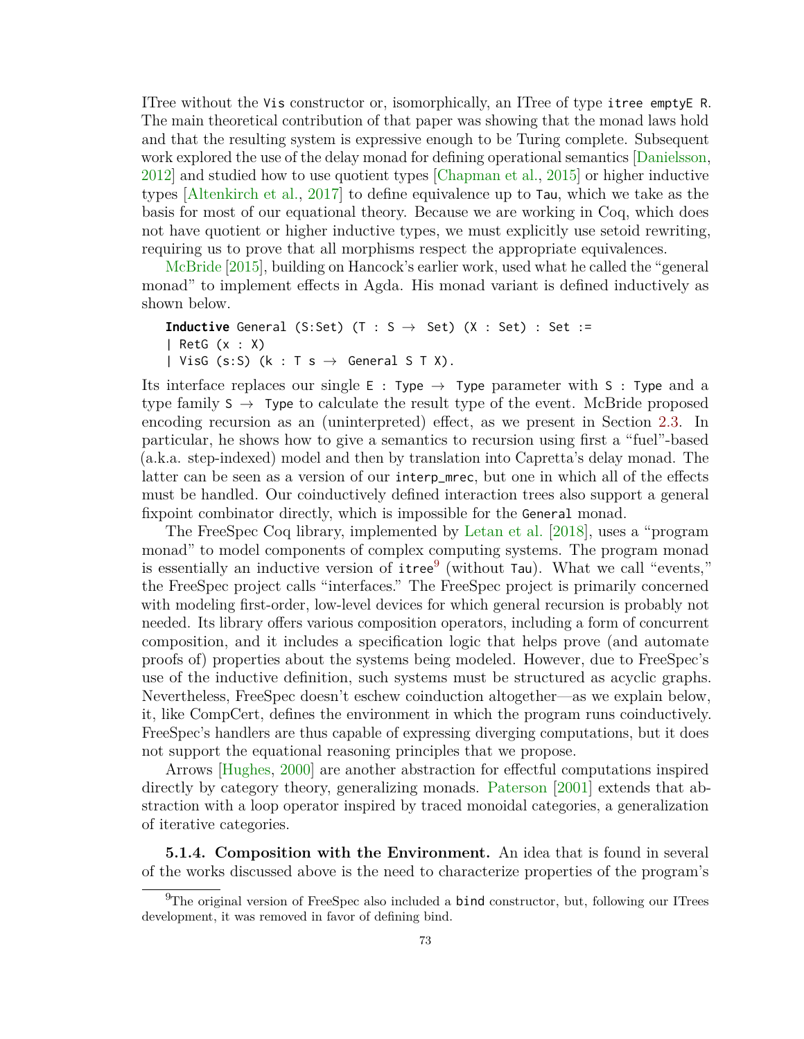ITree without the `Vis` constructor or, isomorphically, an ITree of type `itree emptyE R`. The main theoretical contribution of that paper was showing that the monad laws hold and that the resulting system is expressive enough to be Turing complete. Subsequent work explored the use of the delay monad for defining operational semantics [Danielsson, 2012] and studied how to use quotient types [Chapman et al., 2015] or higher inductive types [Altenkirch et al., 2017] to define equivalence up to `Tau`, which we take as the basis for most of our equational theory. Because we are working in Coq, which does not have quotient or higher inductive types, we must explicitly use setoid rewriting, requiring us to prove that all morphisms respect the appropriate equivalences.

McBride [2015], building on Hancock's earlier work, used what he called the "general monad" to implement effects in Agda. His monad variant is defined inductively as shown below.

```
Inductive General (S:Set) (T : S → Set) (X : Set) : Set :=
| RetG (x : X)
| VisG (s:S) (k : T s → General S T X).
```

Its interface replaces our single `E : Type → Type` parameter with `S : Type` and a type family `S → Type` to calculate the result type of the event. McBride proposed encoding recursion as an (uninterpreted) effect, as we present in Section 2.3. In particular, he shows how to give a semantics to recursion using first a "fuel"-based (a.k.a. step-indexed) model and then by translation into Capretta's delay monad. The latter can be seen as a version of our `interp_mrec`, but one in which all of the effects must be handled. Our coinductively defined interaction trees also support a general fixpoint combinator directly, which is impossible for the `General` monad.

The FreeSpec Coq library, implemented by Letan et al. [2018], uses a "program monad" to model components of complex computing systems. The program monad is essentially an inductive version of `itree`[9] (without `Tau`). What we call "events," the FreeSpec project calls "interfaces." The FreeSpec project is primarily concerned with modeling first-order, low-level devices for which general recursion is probably not needed. Its library offers various composition operators, including a form of concurrent composition, and it includes a specification logic that helps prove (and automate proofs of) properties about the systems being modeled. However, due to FreeSpec's use of the inductive definition, such systems must be structured as acyclic graphs. Nevertheless, FreeSpec doesn't eschew coinduction altogether—as we explain below, it, like CompCert, defines the environment in which the program runs coinductively. FreeSpec's handlers are thus capable of expressing diverging computations, but it does not support the equational reasoning principles that we propose.

Arrows [Hughes, 2000] are another abstraction for effectful computations inspired directly by category theory, generalizing monads. Paterson [2001] extends that abstraction with a loop operator inspired by traced monoidal categories, a generalization of iterative categories.

**5.1.4. Composition with the Environment.** An idea that is found in several of the works discussed above is the need to characterize properties of the program's

[9] The original version of FreeSpec also included a `bind` constructor, but, following our ITrees development, it was removed in favor of defining bind.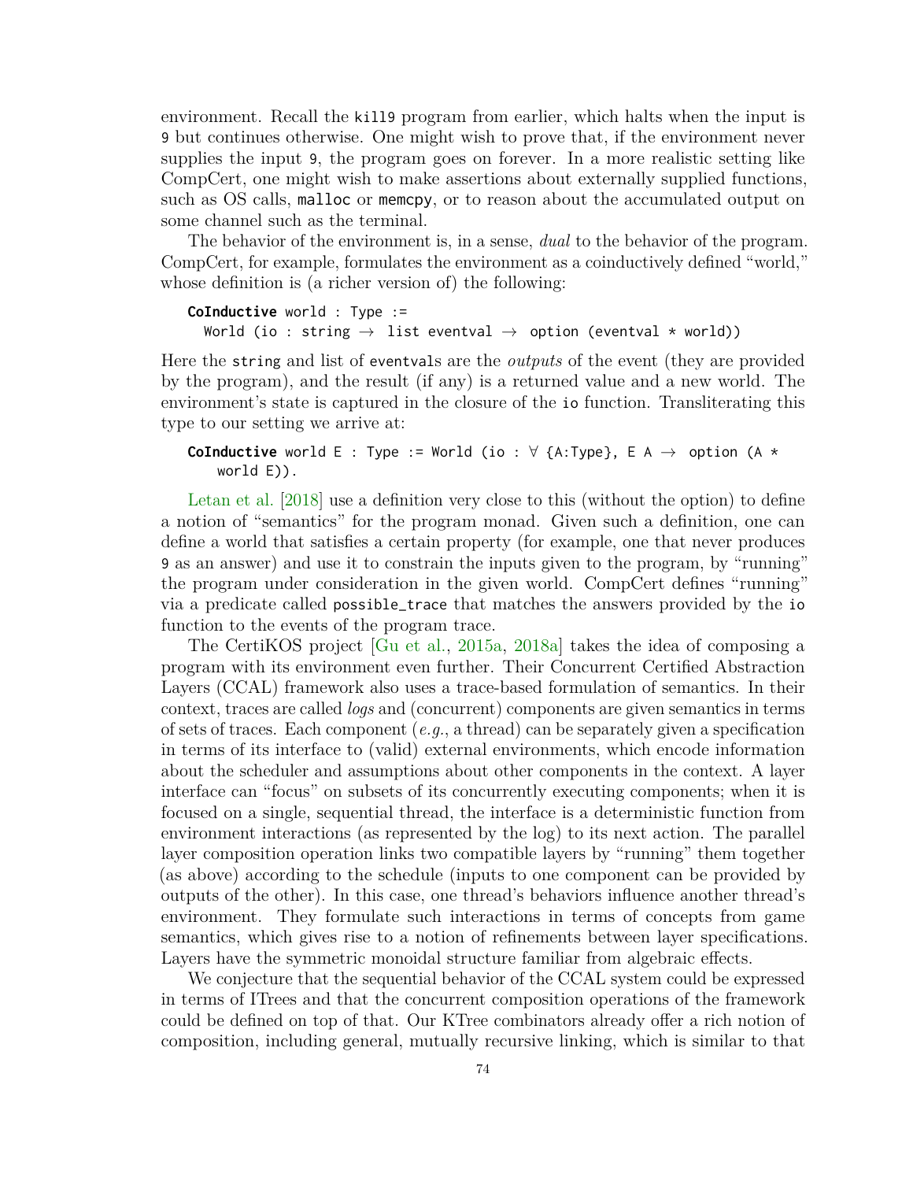environment. Recall the `kill9` program from earlier, which halts when the input is `9` but continues otherwise. One might wish to prove that, if the environment never supplies the input `9`, the program goes on forever. In a more realistic setting like CompCert, one might wish to make assertions about externally supplied functions, such as OS calls, `malloc` or `memcpy`, or to reason about the accumulated output on some channel such as the terminal.

The behavior of the environment is, in a sense, *dual* to the behavior of the program. CompCert, for example, formulates the environment as a coinductively defined "world," whose definition is (a richer version of) the following:

```
CoInductive world : Type :=
  World (io : string → list eventval → option (eventval * world))
```

Here the `string` and list of `eventval`s are the *outputs* of the event (they are provided by the program), and the result (if any) is a returned value and a new world. The environment's state is captured in the closure of the `io` function. Transliterating this type to our setting we arrive at:

```
CoInductive world E : Type := World (io : ∀ {A:Type}, E A → option (A *
    world E)).
```

Letan et al. [2018] use a definition very close to this (without the option) to define a notion of "semantics" for the program monad. Given such a definition, one can define a world that satisfies a certain property (for example, one that never produces `9` as an answer) and use it to constrain the inputs given to the program, by "running" the program under consideration in the given world. CompCert defines "running" via a predicate called `possible_trace` that matches the answers provided by the `io` function to the events of the program trace.

The CertiKOS project [Gu et al., 2015a, 2018a] takes the idea of composing a program with its environment even further. Their Concurrent Certified Abstraction Layers (CCAL) framework also uses a trace-based formulation of semantics. In their context, traces are called *logs* and (concurrent) components are given semantics in terms of sets of traces. Each component (*e.g.*, a thread) can be separately given a specification in terms of its interface to (valid) external environments, which encode information about the scheduler and assumptions about other components in the context. A layer interface can "focus" on subsets of its concurrently executing components; when it is focused on a single, sequential thread, the interface is a deterministic function from environment interactions (as represented by the log) to its next action. The parallel layer composition operation links two compatible layers by "running" them together (as above) according to the schedule (inputs to one component can be provided by outputs of the other). In this case, one thread's behaviors influence another thread's environment. They formulate such interactions in terms of concepts from game semantics, which gives rise to a notion of refinements between layer specifications. Layers have the symmetric monoidal structure familiar from algebraic effects.

We conjecture that the sequential behavior of the CCAL system could be expressed in terms of ITrees and that the concurrent composition operations of the framework could be defined on top of that. Our KTree combinators already offer a rich notion of composition, including general, mutually recursive linking, which is similar to that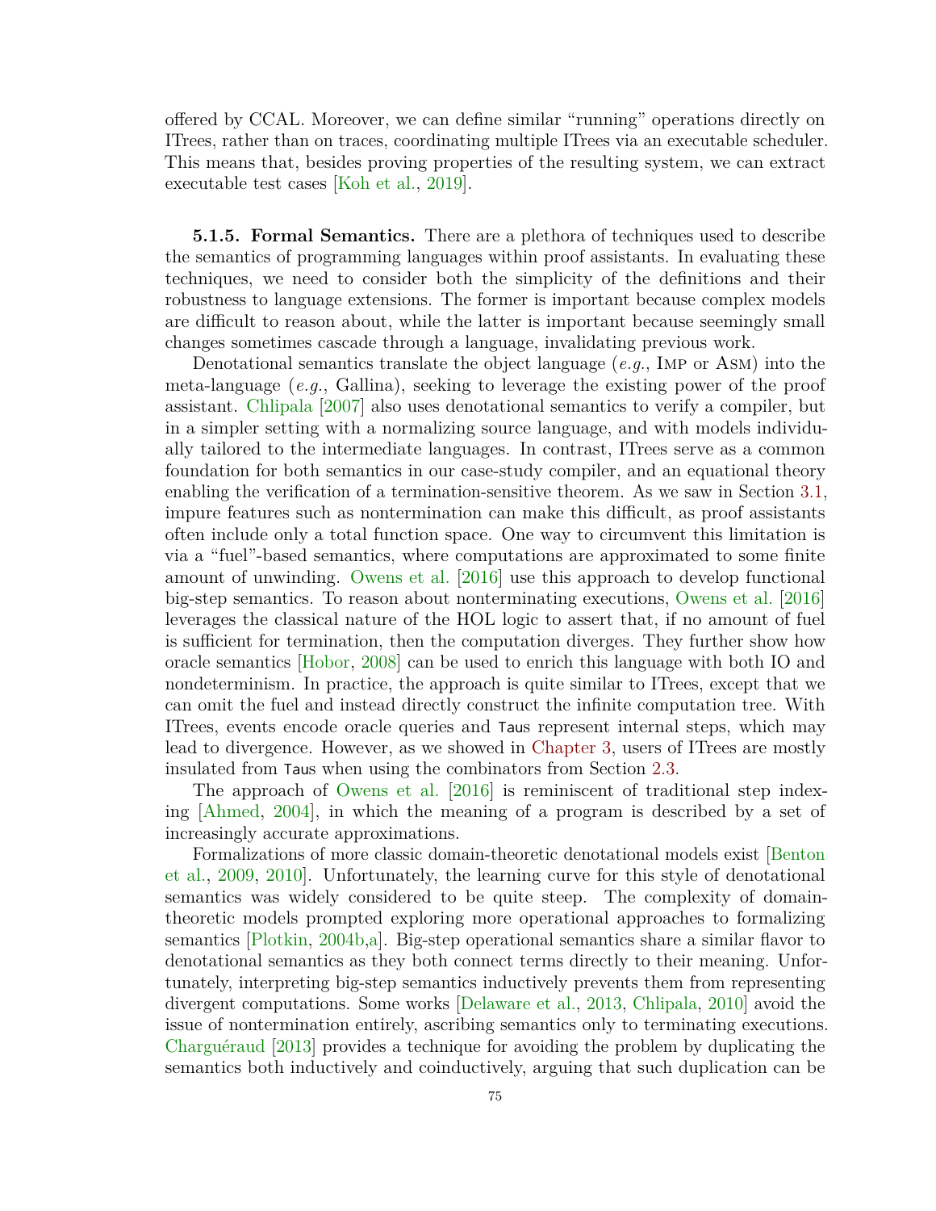offered by CCAL. Moreover, we can define similar "running" operations directly on ITrees, rather than on traces, coordinating multiple ITrees via an executable scheduler. This means that, besides proving properties of the resulting system, we can extract executable test cases [Koh et al., 2019].

**5.1.5. Formal Semantics.** There are a plethora of techniques used to describe the semantics of programming languages within proof assistants. In evaluating these techniques, we need to consider both the simplicity of the definitions and their robustness to language extensions. The former is important because complex models are difficult to reason about, while the latter is important because seemingly small changes sometimes cascade through a language, invalidating previous work.

Denotational semantics translate the object language (*e.g.*, Imp or Asm) into the meta-language (*e.g.*, Gallina), seeking to leverage the existing power of the proof assistant. Chlipala [2007] also uses denotational semantics to verify a compiler, but in a simpler setting with a normalizing source language, and with models individually tailored to the intermediate languages. In contrast, ITrees serve as a common foundation for both semantics in our case-study compiler, and an equational theory enabling the verification of a termination-sensitive theorem. As we saw in Section 3.1, impure features such as nontermination can make this difficult, as proof assistants often include only a total function space. One way to circumvent this limitation is via a "fuel"-based semantics, where computations are approximated to some finite amount of unwinding. Owens et al. [2016] use this approach to develop functional big-step semantics. To reason about nonterminating executions, Owens et al. [2016] leverages the classical nature of the HOL logic to assert that, if no amount of fuel is sufficient for termination, then the computation diverges. They further show how oracle semantics [Hobor, 2008] can be used to enrich this language with both IO and nondeterminism. In practice, the approach is quite similar to ITrees, except that we can omit the fuel and instead directly construct the infinite computation tree. With ITrees, events encode oracle queries and `Tau`s represent internal steps, which may lead to divergence. However, as we showed in Chapter 3, users of ITrees are mostly insulated from `Tau`s when using the combinators from Section 2.3.

The approach of Owens et al. [2016] is reminiscent of traditional step indexing [Ahmed, 2004], in which the meaning of a program is described by a set of increasingly accurate approximations.

Formalizations of more classic domain-theoretic denotational models exist [Benton et al., 2009, 2010]. Unfortunately, the learning curve for this style of denotational semantics was widely considered to be quite steep. The complexity of domain-theoretic models prompted exploring more operational approaches to formalizing semantics [Plotkin, 2004b,a]. Big-step operational semantics share a similar flavor to denotational semantics as they both connect terms directly to their meaning. Unfortunately, interpreting big-step semantics inductively prevents them from representing divergent computations. Some works [Delaware et al., 2013, Chlipala, 2010] avoid the issue of nontermination entirely, ascribing semantics only to terminating executions. Charguéraud [2013] provides a technique for avoiding the problem by duplicating the semantics both inductively and coinductively, arguing that such duplication can be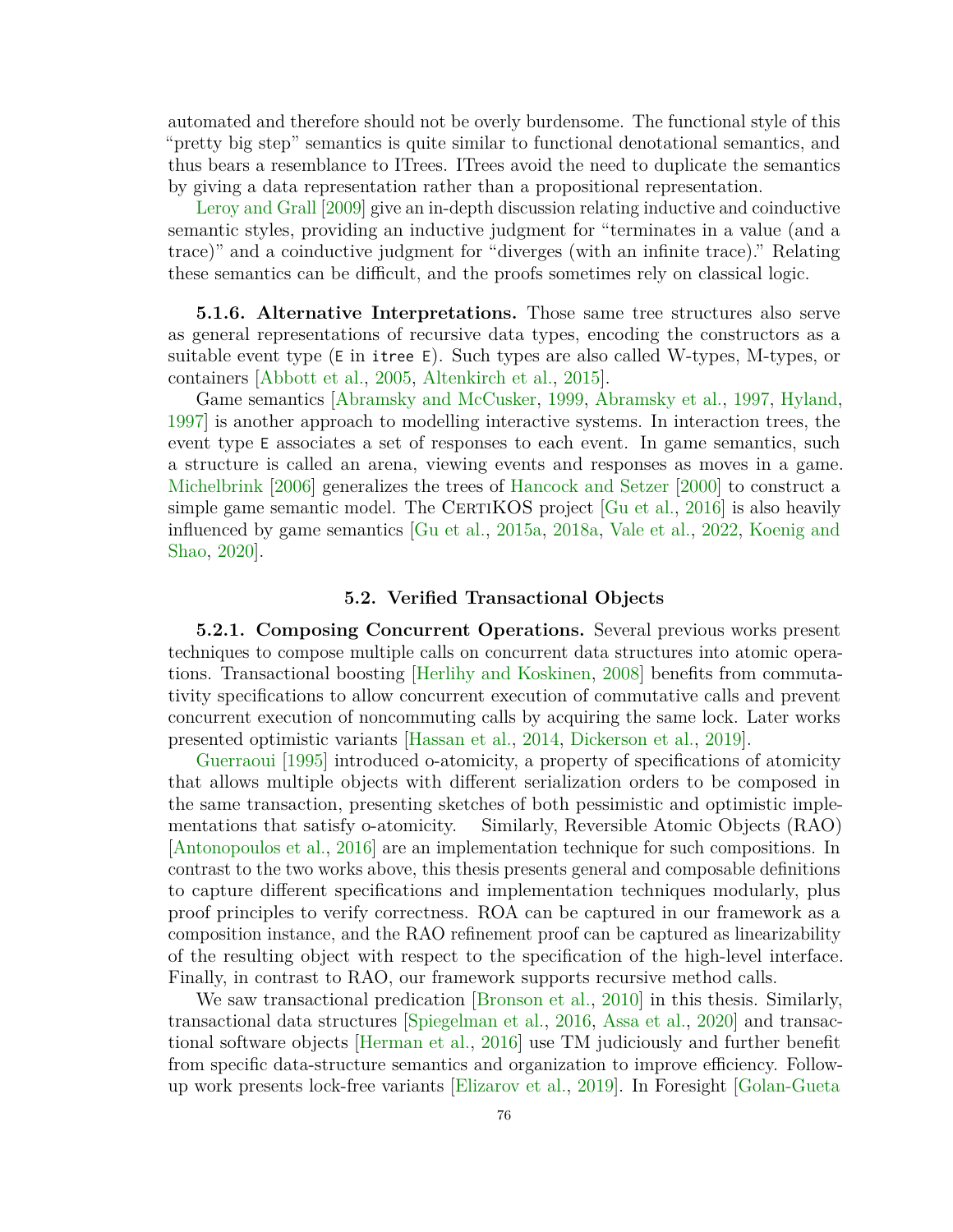automated and therefore should not be overly burdensome. The functional style of this "pretty big step" semantics is quite similar to functional denotational semantics, and thus bears a resemblance to ITrees. ITrees avoid the need to duplicate the semantics by giving a data representation rather than a propositional representation.

Leroy and Grall [2009] give an in-depth discussion relating inductive and coinductive semantic styles, providing an inductive judgment for "terminates in a value (and a trace)" and a coinductive judgment for "diverges (with an infinite trace)." Relating these semantics can be difficult, and the proofs sometimes rely on classical logic.

**5.1.6. Alternative Interpretations.** Those same tree structures also serve as general representations of recursive data types, encoding the constructors as a suitable event type (`E` in `itree E`). Such types are also called W-types, M-types, or containers [Abbott et al., 2005, Altenkirch et al., 2015].

Game semantics [Abramsky and McCusker, 1999, Abramsky et al., 1997, Hyland, 1997] is another approach to modelling interactive systems. In interaction trees, the event type `E` associates a set of responses to each event. In game semantics, such a structure is called an arena, viewing events and responses as moves in a game. Michelbrink [2006] generalizes the trees of Hancock and Setzer [2000] to construct a simple game semantic model. The CertiKOS project [Gu et al., 2016] is also heavily influenced by game semantics [Gu et al., 2015a, 2018a, Vale et al., 2022, Koenig and Shao, 2020].

## 5.2. Verified Transactional Objects

**5.2.1. Composing Concurrent Operations.** Several previous works present techniques to compose multiple calls on concurrent data structures into atomic operations. Transactional boosting [Herlihy and Koskinen, 2008] benefits from commutativity specifications to allow concurrent execution of commutative calls and prevent concurrent execution of noncommuting calls by acquiring the same lock. Later works presented optimistic variants [Hassan et al., 2014, Dickerson et al., 2019].

Guerraoui [1995] introduced o-atomicity, a property of specifications of atomicity that allows multiple objects with different serialization orders to be composed in the same transaction, presenting sketches of both pessimistic and optimistic implementations that satisfy o-atomicity. Similarly, Reversible Atomic Objects (RAO) [Antonopoulos et al., 2016] are an implementation technique for such compositions. In contrast to the two works above, this thesis presents general and composable definitions to capture different specifications and implementation techniques modularly, plus proof principles to verify correctness. ROA can be captured in our framework as a composition instance, and the RAO refinement proof can be captured as linearizability of the resulting object with respect to the specification of the high-level interface. Finally, in contrast to RAO, our framework supports recursive method calls.

We saw transactional predication [Bronson et al., 2010] in this thesis. Similarly, transactional data structures [Spiegelman et al., 2016, Assa et al., 2020] and transactional software objects [Herman et al., 2016] use TM judiciously and further benefit from specific data-structure semantics and organization to improve efficiency. Follow-up work presents lock-free variants [Elizarov et al., 2019]. In Foresight [Golan-Gueta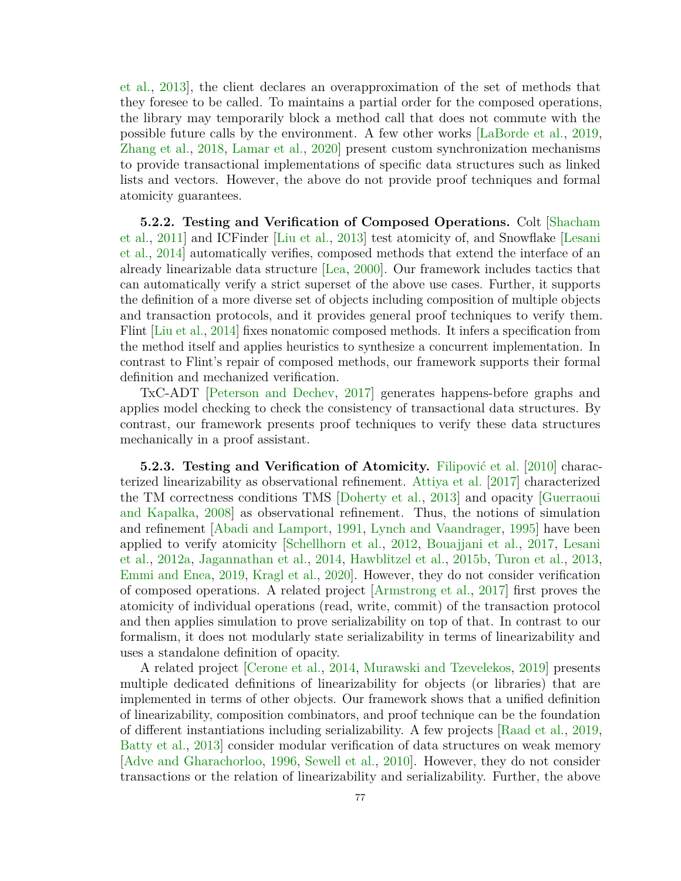et al., 2013], the client declares an overapproximation of the set of methods that they foresee to be called. To maintains a partial order for the composed operations, the library may temporarily block a method call that does not commute with the possible future calls by the environment. A few other works [LaBorde et al., 2019, Zhang et al., 2018, Lamar et al., 2020] present custom synchronization mechanisms to provide transactional implementations of specific data structures such as linked lists and vectors. However, the above do not provide proof techniques and formal atomicity guarantees.

**5.2.2. Testing and Verification of Composed Operations.** Colt [Shacham et al., 2011] and ICFinder [Liu et al., 2013] test atomicity of, and Snowflake [Lesani et al., 2014] automatically verifies, composed methods that extend the interface of an already linearizable data structure [Lea, 2000]. Our framework includes tactics that can automatically verify a strict superset of the above use cases. Further, it supports the definition of a more diverse set of objects including composition of multiple objects and transaction protocols, and it provides general proof techniques to verify them. Flint [Liu et al., 2014] fixes nonatomic composed methods. It infers a specification from the method itself and applies heuristics to synthesize a concurrent implementation. In contrast to Flint's repair of composed methods, our framework supports their formal definition and mechanized verification.

TxC-ADT [Peterson and Dechev, 2017] generates happens-before graphs and applies model checking to check the consistency of transactional data structures. By contrast, our framework presents proof techniques to verify these data structures mechanically in a proof assistant.

**5.2.3. Testing and Verification of Atomicity.** Filipović et al. [2010] characterized linearizability as observational refinement. Attiya et al. [2017] characterized the TM correctness conditions TMS [Doherty et al., 2013] and opacity [Guerraoui and Kapalka, 2008] as observational refinement. Thus, the notions of simulation and refinement [Abadi and Lamport, 1991, Lynch and Vaandrager, 1995] have been applied to verify atomicity [Schellhorn et al., 2012, Bouajjani et al., 2017, Lesani et al., 2012a, Jagannathan et al., 2014, Hawblitzel et al., 2015b, Turon et al., 2013, Emmi and Enea, 2019, Kragl et al., 2020]. However, they do not consider verification of composed operations. A related project [Armstrong et al., 2017] first proves the atomicity of individual operations (read, write, commit) of the transaction protocol and then applies simulation to prove serializability on top of that. In contrast to our formalism, it does not modularly state serializability in terms of linearizability and uses a standalone definition of opacity.

A related project [Cerone et al., 2014, Murawski and Tzevelekos, 2019] presents multiple dedicated definitions of linearizability for objects (or libraries) that are implemented in terms of other objects. Our framework shows that a unified definition of linearizability, composition combinators, and proof technique can be the foundation of different instantiations including serializability. A few projects [Raad et al., 2019, Batty et al., 2013] consider modular verification of data structures on weak memory [Adve and Gharachorloo, 1996, Sewell et al., 2010]. However, they do not consider transactions or the relation of linearizability and serializability. Further, the above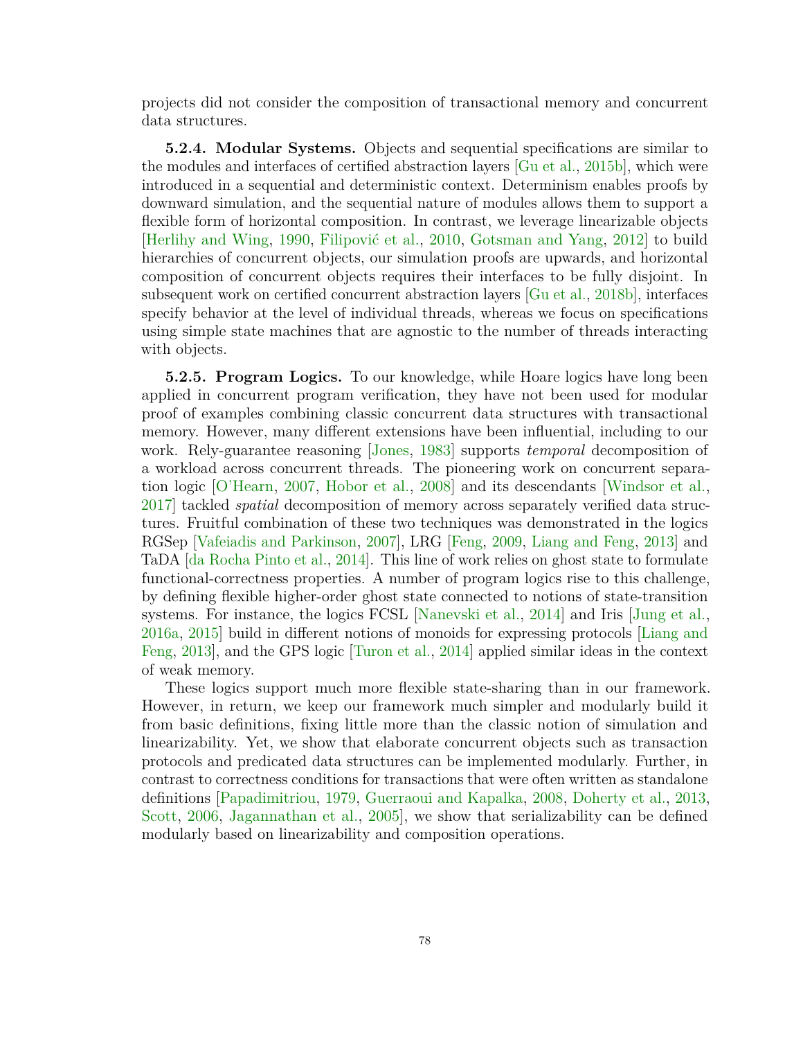projects did not consider the composition of transactional memory and concurrent data structures.

**5.2.4. Modular Systems.** Objects and sequential specifications are similar to the modules and interfaces of certified abstraction layers [Gu et al., 2015b], which were introduced in a sequential and deterministic context. Determinism enables proofs by downward simulation, and the sequential nature of modules allows them to support a flexible form of horizontal composition. In contrast, we leverage linearizable objects [Herlihy and Wing, 1990, Filipović et al., 2010, Gotsman and Yang, 2012] to build hierarchies of concurrent objects, our simulation proofs are upwards, and horizontal composition of concurrent objects requires their interfaces to be fully disjoint. In subsequent work on certified concurrent abstraction layers [Gu et al., 2018b], interfaces specify behavior at the level of individual threads, whereas we focus on specifications using simple state machines that are agnostic to the number of threads interacting with objects.

**5.2.5. Program Logics.** To our knowledge, while Hoare logics have long been applied in concurrent program verification, they have not been used for modular proof of examples combining classic concurrent data structures with transactional memory. However, many different extensions have been influential, including to our work. Rely-guarantee reasoning [Jones, 1983] supports *temporal* decomposition of a workload across concurrent threads. The pioneering work on concurrent separation logic [O'Hearn, 2007, Hobor et al., 2008] and its descendants [Windsor et al., 2017] tackled *spatial* decomposition of memory across separately verified data structures. Fruitful combination of these two techniques was demonstrated in the logics RGSep [Vafeiadis and Parkinson, 2007], LRG [Feng, 2009, Liang and Feng, 2013] and TaDA [da Rocha Pinto et al., 2014]. This line of work relies on ghost state to formulate functional-correctness properties. A number of program logics rise to this challenge, by defining flexible higher-order ghost state connected to notions of state-transition systems. For instance, the logics FCSL [Nanevski et al., 2014] and Iris [Jung et al., 2016a, 2015] build in different notions of monoids for expressing protocols [Liang and Feng, 2013], and the GPS logic [Turon et al., 2014] applied similar ideas in the context of weak memory.

These logics support much more flexible state-sharing than in our framework. However, in return, we keep our framework much simpler and modularly build it from basic definitions, fixing little more than the classic notion of simulation and linearizability. Yet, we show that elaborate concurrent objects such as transaction protocols and predicated data structures can be implemented modularly. Further, in contrast to correctness conditions for transactions that were often written as standalone definitions [Papadimitriou, 1979, Guerraoui and Kapalka, 2008, Doherty et al., 2013, Scott, 2006, Jagannathan et al., 2005], we show that serializability can be defined modularly based on linearizability and composition operations.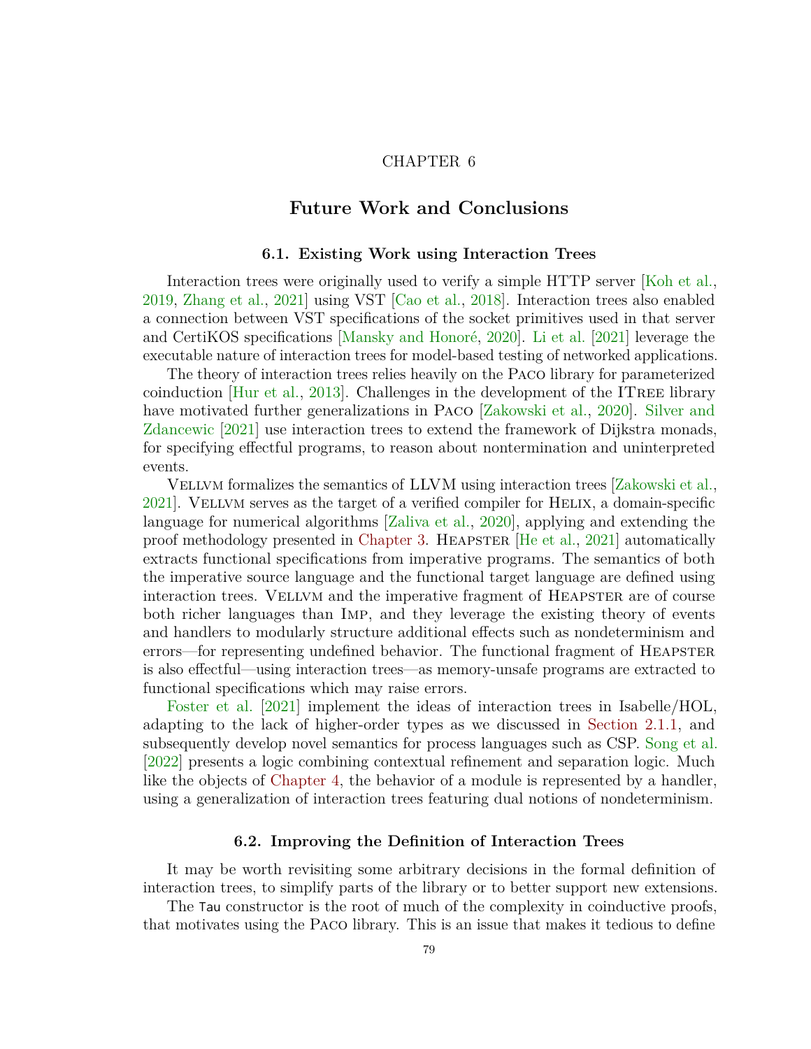CHAPTER 6

# Future Work and Conclusions

## 6.1. Existing Work using Interaction Trees

Interaction trees were originally used to verify a simple HTTP server [Koh et al., 2019, Zhang et al., 2021] using VST [Cao et al., 2018]. Interaction trees also enabled a connection between VST specifications of the socket primitives used in that server and CertiKOS specifications [Mansky and Honoré, 2020]. Li et al. [2021] leverage the executable nature of interaction trees for model-based testing of networked applications.

The theory of interaction trees relies heavily on the Paco library for parameterized coinduction [Hur et al., 2013]. Challenges in the development of the ITree library have motivated further generalizations in Paco [Zakowski et al., 2020]. Silver and Zdancewic [2021] use interaction trees to extend the framework of Dijkstra monads, for specifying effectful programs, to reason about nontermination and uninterpreted events.

Vellvm formalizes the semantics of LLVM using interaction trees [Zakowski et al., 2021]. Vellvm serves as the target of a verified compiler for Helix, a domain-specific language for numerical algorithms [Zaliva et al., 2020], applying and extending the proof methodology presented in Chapter 3. Heapster [He et al., 2021] automatically extracts functional specifications from imperative programs. The semantics of both the imperative source language and the functional target language are defined using interaction trees. Vellvm and the imperative fragment of Heapster are of course both richer languages than Imp, and they leverage the existing theory of events and handlers to modularly structure additional effects such as nondeterminism and errors—for representing undefined behavior. The functional fragment of Heapster is also effectful—using interaction trees—as memory-unsafe programs are extracted to functional specifications which may raise errors.

Foster et al. [2021] implement the ideas of interaction trees in Isabelle/HOL, adapting to the lack of higher-order types as we discussed in Section 2.1.1, and subsequently develop novel semantics for process languages such as CSP. Song et al. [2022] presents a logic combining contextual refinement and separation logic. Much like the objects of Chapter 4, the behavior of a module is represented by a handler, using a generalization of interaction trees featuring dual notions of nondeterminism.

## 6.2. Improving the Definition of Interaction Trees

It may be worth revisiting some arbitrary decisions in the formal definition of interaction trees, to simplify parts of the library or to better support new extensions.

The `Tau` constructor is the root of much of the complexity in coinductive proofs, that motivates using the Paco library. This is an issue that makes it tedious to define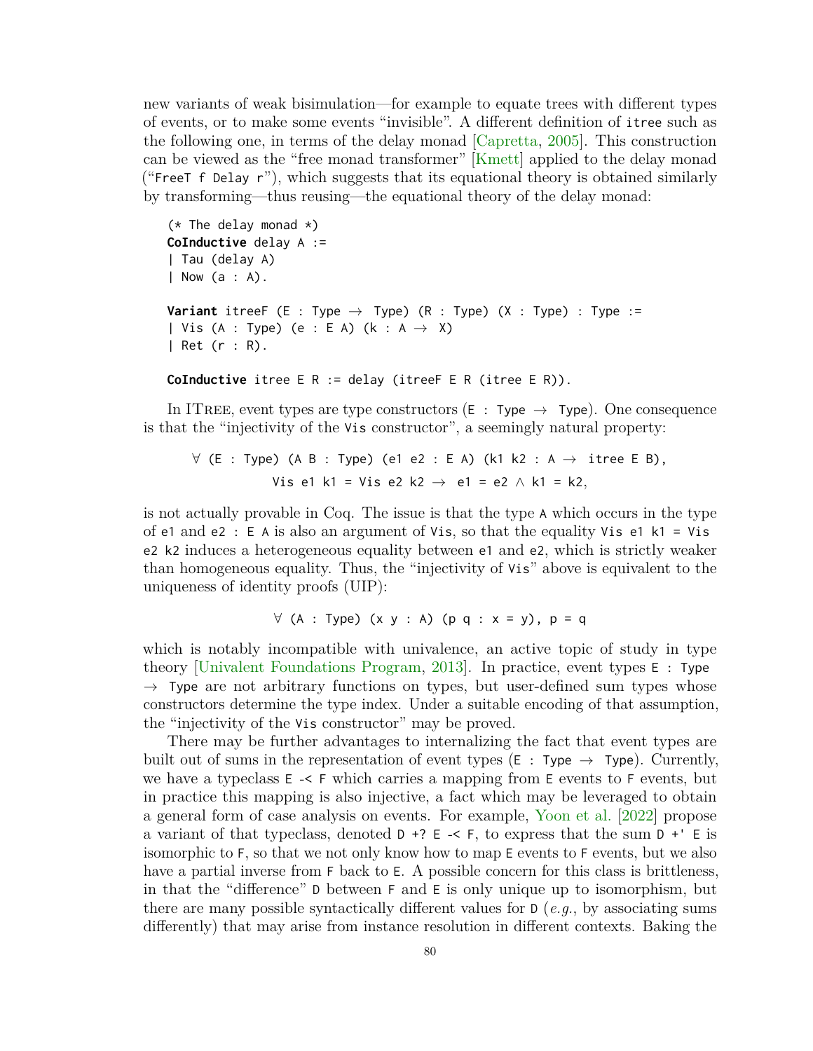new variants of weak bisimulation—for example to equate trees with different types of events, or to make some events "invisible". A different definition of `itree` such as the following one, in terms of the delay monad [Capretta, 2005]. This construction can be viewed as the "free monad transformer" [Kmett] applied to the delay monad ("`FreeT f Delay r`"), which suggests that its equational theory is obtained similarly by transforming—thus reusing—the equational theory of the delay monad:

```
(* The delay monad *)
CoInductive delay A :=
| Tau (delay A)
| Now (a : A).

Variant itreeF (E : Type → Type) (R : Type) (X : Type) : Type :=
| Vis (A : Type) (e : E A) (k : A → X)
| Ret (r : R).

CoInductive itree E R := delay (itreeF E R (itree E R)).
```

In ITree, event types are type constructors (`E : Type → Type`). One consequence is that the "injectivity of the `Vis` constructor", a seemingly natural property:

```
∀ (E : Type) (A B : Type) (e1 e2 : E A) (k1 k2 : A → itree E B),
          Vis e1 k1 = Vis e2 k2 → e1 = e2 ∧ k1 = k2,
```

is not actually provable in Coq. The issue is that the type `A` which occurs in the type of `e1` and `e2 : E A` is also an argument of `Vis`, so that the equality `Vis e1 k1 = Vis e2 k2` induces a heterogeneous equality between `e1` and `e2`, which is strictly weaker than homogeneous equality. Thus, the "injectivity of `Vis`" above is equivalent to the uniqueness of identity proofs (UIP):

```
∀ (A : Type) (x y : A) (p q : x = y), p = q
```

which is notably incompatible with univalence, an active topic of study in type theory [Univalent Foundations Program, 2013]. In practice, event types `E : Type → Type` are not arbitrary functions on types, but user-defined sum types whose constructors determine the type index. Under a suitable encoding of that assumption, the "injectivity of the `Vis` constructor" may be proved.

There may be further advantages to internalizing the fact that event types are built out of sums in the representation of event types (`E : Type → Type`). Currently, we have a typeclass `E -< F` which carries a mapping from `E` events to `F` events, but in practice this mapping is also injective, a fact which may be leveraged to obtain a general form of case analysis on events. For example, Yoon et al. [2022] propose a variant of that typeclass, denoted `D +? E -< F`, to express that the sum `D +' E` is isomorphic to `F`, so that we not only know how to map `E` events to `F` events, but we also have a partial inverse from `F` back to `E`. A possible concern for this class is brittleness, in that the "difference" `D` between `F` and `E` is only unique up to isomorphism, but there are many possible syntactically different values for `D` (*e.g.*, by associating sums differently) that may arise from instance resolution in different contexts. Baking the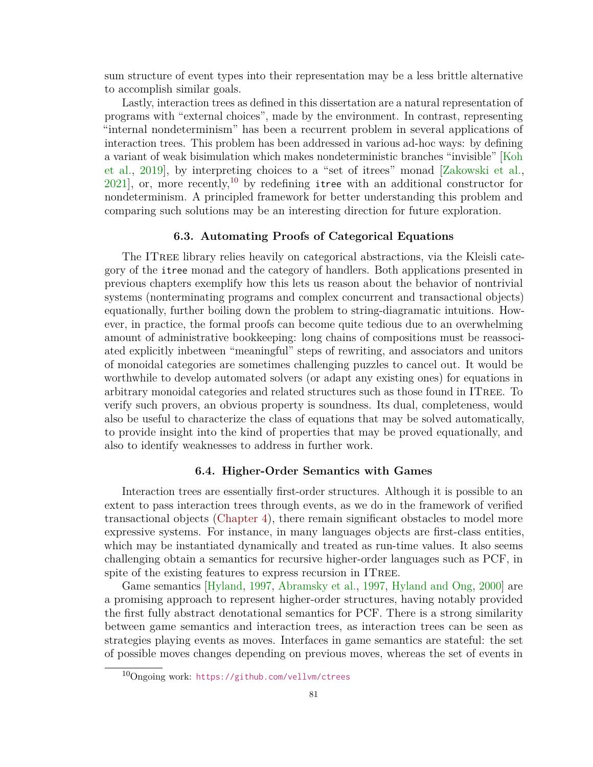sum structure of event types into their representation may be a less brittle alternative to accomplish similar goals.

Lastly, interaction trees as defined in this dissertation are a natural representation of programs with "external choices", made by the environment. In contrast, representing "internal nondeterminism" has been a recurrent problem in several applications of interaction trees. This problem has been addressed in various ad-hoc ways: by defining a variant of weak bisimulation which makes nondeterministic branches "invisible" [Koh et al., 2019], by interpreting choices to a "set of itrees" monad [Zakowski et al., 2021], or, more recently,[10] by redefining `itree` with an additional constructor for nondeterminism. A principled framework for better understanding this problem and comparing such solutions may be an interesting direction for future exploration.

### 6.3. Automating Proofs of Categorical Equations

The ITree library relies heavily on categorical abstractions, via the Kleisli category of the `itree` monad and the category of handlers. Both applications presented in previous chapters exemplify how this lets us reason about the behavior of nontrivial systems (nonterminating programs and complex concurrent and transactional objects) equationally, further boiling down the problem to string-diagramatic intuitions. However, in practice, the formal proofs can become quite tedious due to an overwhelming amount of administrative bookkeeping: long chains of compositions must be reassociated explicitly inbetween "meaningful" steps of rewriting, and associators and unitors of monoidal categories are sometimes challenging puzzles to cancel out. It would be worthwhile to develop automated solvers (or adapt any existing ones) for equations in arbitrary monoidal categories and related structures such as those found in ITree. To verify such provers, an obvious property is soundness. Its dual, completeness, would also be useful to characterize the class of equations that may be solved automatically, to provide insight into the kind of properties that may be proved equationally, and also to identify weaknesses to address in further work.

### 6.4. Higher-Order Semantics with Games

Interaction trees are essentially first-order structures. Although it is possible to an extent to pass interaction trees through events, as we do in the framework of verified transactional objects (Chapter 4), there remain significant obstacles to model more expressive systems. For instance, in many languages objects are first-class entities, which may be instantiated dynamically and treated as run-time values. It also seems challenging obtain a semantics for recursive higher-order languages such as PCF, in spite of the existing features to express recursion in ITree.

Game semantics [Hyland, 1997, Abramsky et al., 1997, Hyland and Ong, 2000] are a promising approach to represent higher-order structures, having notably provided the first fully abstract denotational semantics for PCF. There is a strong similarity between game semantics and interaction trees, as interaction trees can be seen as strategies playing events as moves. Interfaces in game semantics are stateful: the set of possible moves changes depending on previous moves, whereas the set of events in

[10] Ongoing work: https://github.com/vellvm/ctrees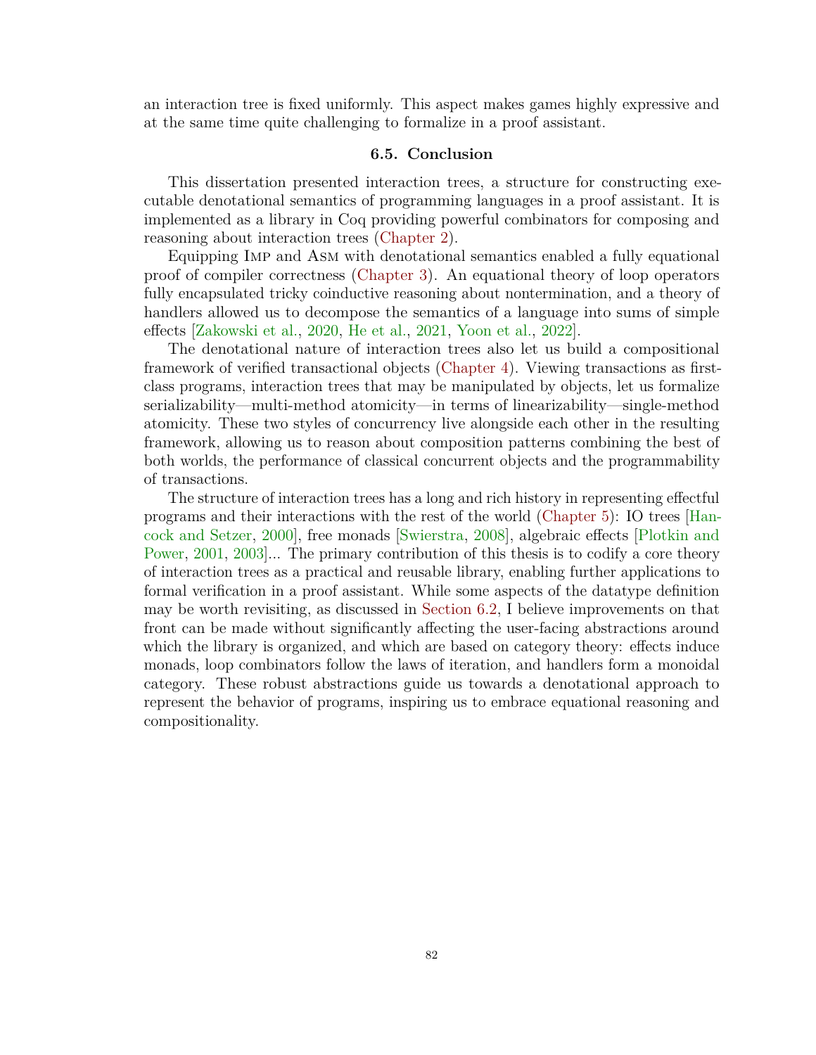an interaction tree is fixed uniformly. This aspect makes games highly expressive and at the same time quite challenging to formalize in a proof assistant.

### 6.5. Conclusion

This dissertation presented interaction trees, a structure for constructing executable denotational semantics of programming languages in a proof assistant. It is implemented as a library in Coq providing powerful combinators for composing and reasoning about interaction trees (Chapter 2).

Equipping Imp and Asm with denotational semantics enabled a fully equational proof of compiler correctness (Chapter 3). An equational theory of loop operators fully encapsulated tricky coinductive reasoning about nontermination, and a theory of handlers allowed us to decompose the semantics of a language into sums of simple effects [Zakowski et al., 2020, He et al., 2021, Yoon et al., 2022].

The denotational nature of interaction trees also let us build a compositional framework of verified transactional objects (Chapter 4). Viewing transactions as first-class programs, interaction trees that may be manipulated by objects, let us formalize serializability—multi-method atomicity—in terms of linearizability—single-method atomicity. These two styles of concurrency live alongside each other in the resulting framework, allowing us to reason about composition patterns combining the best of both worlds, the performance of classical concurrent objects and the programmability of transactions.

The structure of interaction trees has a long and rich history in representing effectful programs and their interactions with the rest of the world (Chapter 5): IO trees [Hancock and Setzer, 2000], free monads [Swierstra, 2008], algebraic effects [Plotkin and Power, 2001, 2003]... The primary contribution of this thesis is to codify a core theory of interaction trees as a practical and reusable library, enabling further applications to formal verification in a proof assistant. While some aspects of the datatype definition may be worth revisiting, as discussed in Section 6.2, I believe improvements on that front can be made without significantly affecting the user-facing abstractions around which the library is organized, and which are based on category theory: effects induce monads, loop combinators follow the laws of iteration, and handlers form a monoidal category. These robust abstractions guide us towards a denotational approach to represent the behavior of programs, inspiring us to embrace equational reasoning and compositionality.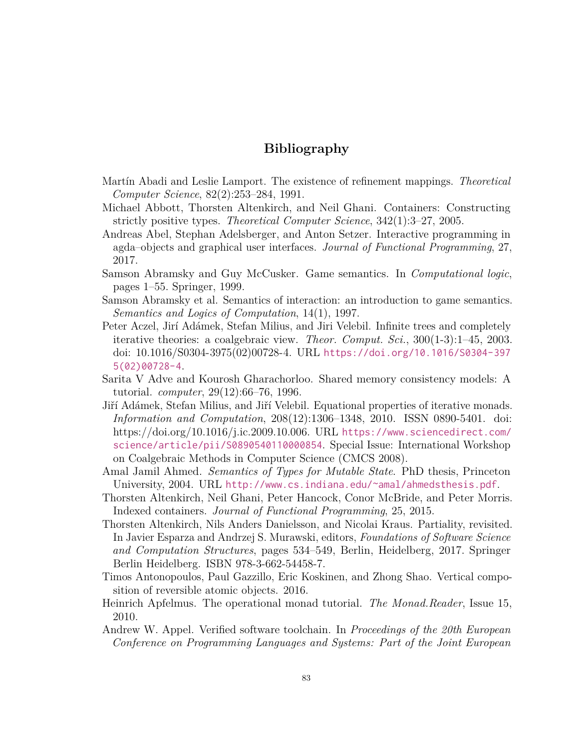# Bibliography

Martín Abadi and Leslie Lamport. The existence of refinement mappings. *Theoretical Computer Science*, 82(2):253–284, 1991.

Michael Abbott, Thorsten Altenkirch, and Neil Ghani. Containers: Constructing strictly positive types. *Theoretical Computer Science*, 342(1):3–27, 2005.

Andreas Abel, Stephan Adelsberger, and Anton Setzer. Interactive programming in agda–objects and graphical user interfaces. *Journal of Functional Programming*, 27, 2017.

Samson Abramsky and Guy McCusker. Game semantics. In *Computational logic*, pages 1–55. Springer, 1999.

Samson Abramsky et al. Semantics of interaction: an introduction to game semantics. *Semantics and Logics of Computation*, 14(1), 1997.

Peter Aczel, Jirí Adámek, Stefan Milius, and Jiri Velebil. Infinite trees and completely iterative theories: a coalgebraic view. *Theor. Comput. Sci.*, 300(1-3):1–45, 2003. doi: 10.1016/S0304-3975(02)00728-4. URL https://doi.org/10.1016/S0304-3975(02)00728-4.

Sarita V Adve and Kourosh Gharachorloo. Shared memory consistency models: A tutorial. *computer*, 29(12):66–76, 1996.

Jiří Adámek, Stefan Milius, and Jiří Velebil. Equational properties of iterative monads. *Information and Computation*, 208(12):1306–1348, 2010. ISSN 0890-5401. doi: https://doi.org/10.1016/j.ic.2009.10.006. URL https://www.sciencedirect.com/science/article/pii/S0890540110000854. Special Issue: International Workshop on Coalgebraic Methods in Computer Science (CMCS 2008).

Amal Jamil Ahmed. *Semantics of Types for Mutable State*. PhD thesis, Princeton University, 2004. URL http://www.cs.indiana.edu/~amal/ahmedsthesis.pdf.

Thorsten Altenkirch, Neil Ghani, Peter Hancock, Conor McBride, and Peter Morris. Indexed containers. *Journal of Functional Programming*, 25, 2015.

Thorsten Altenkirch, Nils Anders Danielsson, and Nicolai Kraus. Partiality, revisited. In Javier Esparza and Andrzej S. Murawski, editors, *Foundations of Software Science and Computation Structures*, pages 534–549, Berlin, Heidelberg, 2017. Springer Berlin Heidelberg. ISBN 978-3-662-54458-7.

Timos Antonopoulos, Paul Gazzillo, Eric Koskinen, and Zhong Shao. Vertical composition of reversible atomic objects. 2016.

Heinrich Apfelmus. The operational monad tutorial. *The Monad.Reader*, Issue 15, 2010.

Andrew W. Appel. Verified software toolchain. In *Proceedings of the 20th European Conference on Programming Languages and Systems: Part of the Joint European*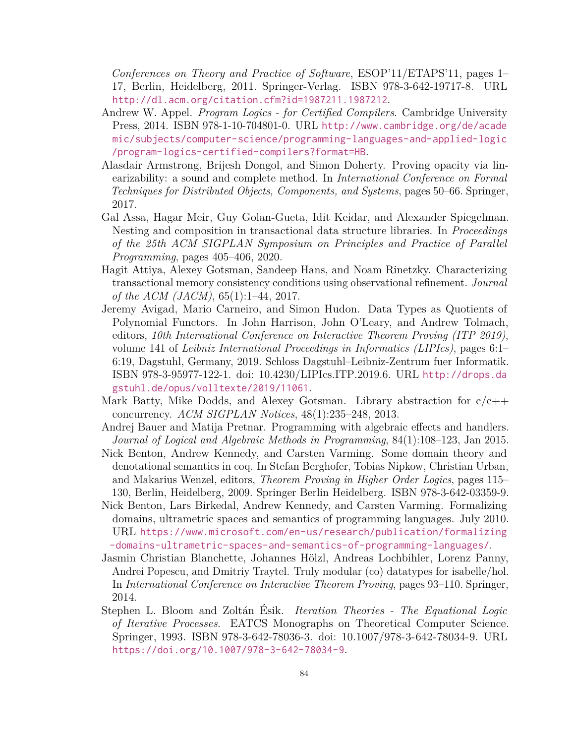*Conferences on Theory and Practice of Software*, ESOP'11/ETAPS'11, pages 1–17, Berlin, Heidelberg, 2011. Springer-Verlag. ISBN 978-3-642-19717-8. URL http://dl.acm.org/citation.cfm?id=1987211.1987212.

Andrew W. Appel. *Program Logics - for Certified Compilers*. Cambridge University Press, 2014. ISBN 978-1-10-704801-0. URL http://www.cambridge.org/de/academic/subjects/computer-science/programming-languages-and-applied-logic/program-logics-certified-compilers?format=HB.

Alasdair Armstrong, Brijesh Dongol, and Simon Doherty. Proving opacity via linearizability: a sound and complete method. In *International Conference on Formal Techniques for Distributed Objects, Components, and Systems*, pages 50–66. Springer, 2017.

Gal Assa, Hagar Meir, Guy Golan-Gueta, Idit Keidar, and Alexander Spiegelman. Nesting and composition in transactional data structure libraries. In *Proceedings of the 25th ACM SIGPLAN Symposium on Principles and Practice of Parallel Programming*, pages 405–406, 2020.

Hagit Attiya, Alexey Gotsman, Sandeep Hans, and Noam Rinetzky. Characterizing transactional memory consistency conditions using observational refinement. *Journal of the ACM (JACM)*, 65(1):1–44, 2017.

Jeremy Avigad, Mario Carneiro, and Simon Hudon. Data Types as Quotients of Polynomial Functors. In John Harrison, John O'Leary, and Andrew Tolmach, editors, *10th International Conference on Interactive Theorem Proving (ITP 2019)*, volume 141 of *Leibniz International Proceedings in Informatics (LIPIcs)*, pages 6:1–6:19, Dagstuhl, Germany, 2019. Schloss Dagstuhl–Leibniz-Zentrum fuer Informatik. ISBN 978-3-95977-122-1. doi: 10.4230/LIPIcs.ITP.2019.6. URL http://drops.dagstuhl.de/opus/volltexte/2019/11061.

Mark Batty, Mike Dodds, and Alexey Gotsman. Library abstraction for c/c++ concurrency. *ACM SIGPLAN Notices*, 48(1):235–248, 2013.

Andrej Bauer and Matija Pretnar. Programming with algebraic effects and handlers. *Journal of Logical and Algebraic Methods in Programming*, 84(1):108–123, Jan 2015.

Nick Benton, Andrew Kennedy, and Carsten Varming. Some domain theory and denotational semantics in coq. In Stefan Berghofer, Tobias Nipkow, Christian Urban, and Makarius Wenzel, editors, *Theorem Proving in Higher Order Logics*, pages 115–130, Berlin, Heidelberg, 2009. Springer Berlin Heidelberg. ISBN 978-3-642-03359-9.

Nick Benton, Lars Birkedal, Andrew Kennedy, and Carsten Varming. Formalizing domains, ultrametric spaces and semantics of programming languages. July 2010. URL https://www.microsoft.com/en-us/research/publication/formalizing-domains-ultrametric-spaces-and-semantics-of-programming-languages/.

Jasmin Christian Blanchette, Johannes Hölzl, Andreas Lochbihler, Lorenz Panny, Andrei Popescu, and Dmitriy Traytel. Truly modular (co) datatypes for isabelle/hol. In *International Conference on Interactive Theorem Proving*, pages 93–110. Springer, 2014.

Stephen L. Bloom and Zoltán Ésik. *Iteration Theories - The Equational Logic of Iterative Processes*. EATCS Monographs on Theoretical Computer Science. Springer, 1993. ISBN 978-3-642-78036-3. doi: 10.1007/978-3-642-78034-9. URL https://doi.org/10.1007/978-3-642-78034-9.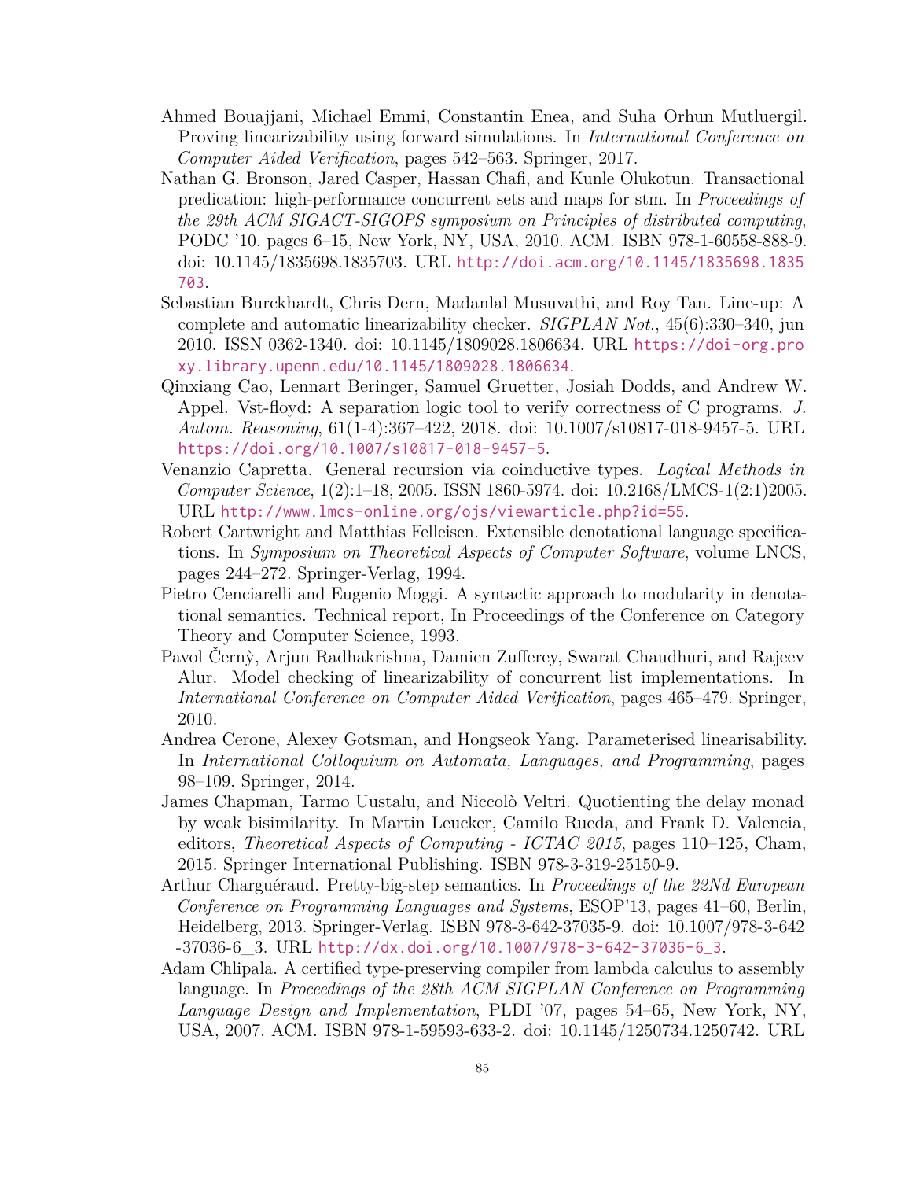Ahmed Bouajjani, Michael Emmi, Constantin Enea, and Suha Orhun Mutluergil. Proving linearizability using forward simulations. In *International Conference on Computer Aided Verification*, pages 542–563. Springer, 2017.

Nathan G. Bronson, Jared Casper, Hassan Chafi, and Kunle Olukotun. Transactional predication: high-performance concurrent sets and maps for stm. In *Proceedings of the 29th ACM SIGACT-SIGOPS symposium on Principles of distributed computing*, PODC '10, pages 6–15, New York, NY, USA, 2010. ACM. ISBN 978-1-60558-888-9. doi: 10.1145/1835698.1835703. URL http://doi.acm.org/10.1145/1835698.1835703.

Sebastian Burckhardt, Chris Dern, Madanlal Musuvathi, and Roy Tan. Line-up: A complete and automatic linearizability checker. *SIGPLAN Not.*, 45(6):330–340, jun 2010. ISSN 0362-1340. doi: 10.1145/1809028.1806634. URL https://doi-org.proxy.library.upenn.edu/10.1145/1809028.1806634.

Qinxiang Cao, Lennart Beringer, Samuel Gruetter, Josiah Dodds, and Andrew W. Appel. Vst-floyd: A separation logic tool to verify correctness of C programs. *J. Autom. Reasoning*, 61(1-4):367–422, 2018. doi: 10.1007/s10817-018-9457-5. URL https://doi.org/10.1007/s10817-018-9457-5.

Venanzio Capretta. General recursion via coinductive types. *Logical Methods in Computer Science*, 1(2):1–18, 2005. ISSN 1860-5974. doi: 10.2168/LMCS-1(2:1)2005. URL http://www.lmcs-online.org/ojs/viewarticle.php?id=55.

Robert Cartwright and Matthias Felleisen. Extensible denotational language specifications. In *Symposium on Theoretical Aspects of Computer Software*, volume LNCS, pages 244–272. Springer-Verlag, 1994.

Pietro Cenciarelli and Eugenio Moggi. A syntactic approach to modularity in denotational semantics. Technical report, In Proceedings of the Conference on Category Theory and Computer Science, 1993.

Pavol Černỳ, Arjun Radhakrishna, Damien Zufferey, Swarat Chaudhuri, and Rajeev Alur. Model checking of linearizability of concurrent list implementations. In *International Conference on Computer Aided Verification*, pages 465–479. Springer, 2010.

Andrea Cerone, Alexey Gotsman, and Hongseok Yang. Parameterised linearisability. In *International Colloquium on Automata, Languages, and Programming*, pages 98–109. Springer, 2014.

James Chapman, Tarmo Uustalu, and Niccolò Veltri. Quotienting the delay monad by weak bisimilarity. In Martin Leucker, Camilo Rueda, and Frank D. Valencia, editors, *Theoretical Aspects of Computing - ICTAC 2015*, pages 110–125, Cham, 2015. Springer International Publishing. ISBN 978-3-319-25150-9.

Arthur Charguéraud. Pretty-big-step semantics. In *Proceedings of the 22Nd European Conference on Programming Languages and Systems*, ESOP'13, pages 41–60, Berlin, Heidelberg, 2013. Springer-Verlag. ISBN 978-3-642-37035-9. doi: 10.1007/978-3-642-37036-6_3. URL http://dx.doi.org/10.1007/978-3-642-37036-6_3.

Adam Chlipala. A certified type-preserving compiler from lambda calculus to assembly language. In *Proceedings of the 28th ACM SIGPLAN Conference on Programming Language Design and Implementation*, PLDI '07, pages 54–65, New York, NY, USA, 2007. ACM. ISBN 978-1-59593-633-2. doi: 10.1145/1250734.1250742. URL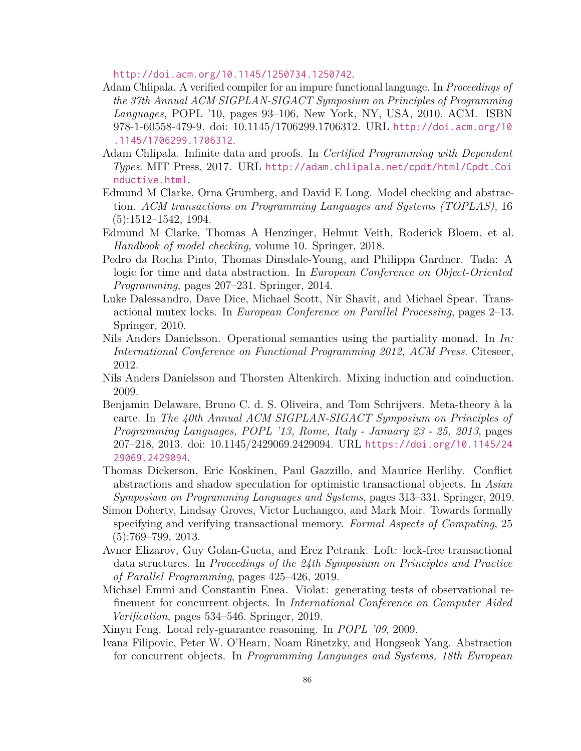http://doi.acm.org/10.1145/1250734.1250742.

Adam Chlipala. A verified compiler for an impure functional language. In *Proceedings of the 37th Annual ACM SIGPLAN-SIGACT Symposium on Principles of Programming Languages*, POPL '10, pages 93–106, New York, NY, USA, 2010. ACM. ISBN 978-1-60558-479-9. doi: 10.1145/1706299.1706312. URL http://doi.acm.org/10.1145/1706299.1706312.

Adam Chlipala. Infinite data and proofs. In *Certified Programming with Dependent Types*. MIT Press, 2017. URL http://adam.chlipala.net/cpdt/html/Cpdt.Coinductive.html.

Edmund M Clarke, Orna Grumberg, and David E Long. Model checking and abstraction. *ACM transactions on Programming Languages and Systems (TOPLAS)*, 16 (5):1512–1542, 1994.

Edmund M Clarke, Thomas A Henzinger, Helmut Veith, Roderick Bloem, et al. *Handbook of model checking*, volume 10. Springer, 2018.

Pedro da Rocha Pinto, Thomas Dinsdale-Young, and Philippa Gardner. Tada: A logic for time and data abstraction. In *European Conference on Object-Oriented Programming*, pages 207–231. Springer, 2014.

Luke Dalessandro, Dave Dice, Michael Scott, Nir Shavit, and Michael Spear. Transactional mutex locks. In *European Conference on Parallel Processing*, pages 2–13. Springer, 2010.

Nils Anders Danielsson. Operational semantics using the partiality monad. In *In: International Conference on Functional Programming 2012, ACM Press*. Citeseer, 2012.

Nils Anders Danielsson and Thorsten Altenkirch. Mixing induction and coinduction. 2009.

Benjamin Delaware, Bruno C. d. S. Oliveira, and Tom Schrijvers. Meta-theory à la carte. In *The 40th Annual ACM SIGPLAN-SIGACT Symposium on Principles of Programming Languages, POPL '13, Rome, Italy - January 23 - 25, 2013*, pages 207–218, 2013. doi: 10.1145/2429069.2429094. URL https://doi.org/10.1145/2429069.2429094.

Thomas Dickerson, Eric Koskinen, Paul Gazzillo, and Maurice Herlihy. Conflict abstractions and shadow speculation for optimistic transactional objects. In *Asian Symposium on Programming Languages and Systems*, pages 313–331. Springer, 2019.

Simon Doherty, Lindsay Groves, Victor Luchangco, and Mark Moir. Towards formally specifying and verifying transactional memory. *Formal Aspects of Computing*, 25 (5):769–799, 2013.

Avner Elizarov, Guy Golan-Gueta, and Erez Petrank. Loft: lock-free transactional data structures. In *Proceedings of the 24th Symposium on Principles and Practice of Parallel Programming*, pages 425–426, 2019.

Michael Emmi and Constantin Enea. Violat: generating tests of observational refinement for concurrent objects. In *International Conference on Computer Aided Verification*, pages 534–546. Springer, 2019.

Xinyu Feng. Local rely-guarantee reasoning. In *POPL '09*, 2009.

Ivana Filipovic, Peter W. O'Hearn, Noam Rinetzky, and Hongseok Yang. Abstraction for concurrent objects. In *Programming Languages and Systems, 18th European*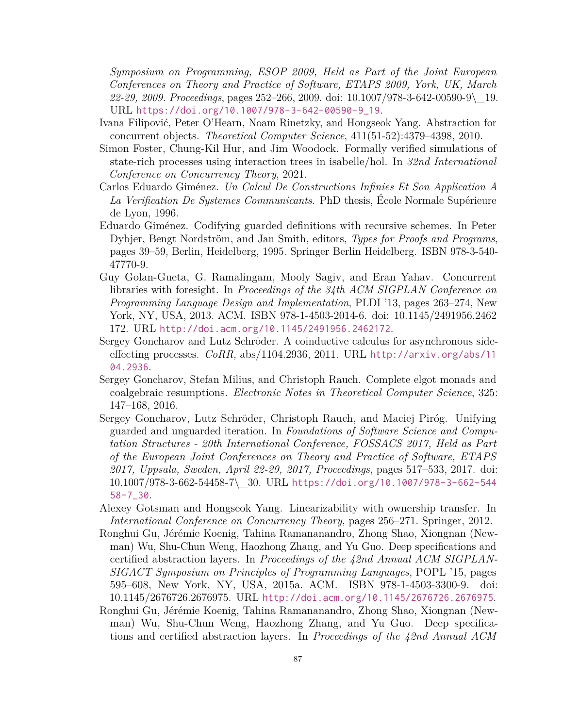*Symposium on Programming, ESOP 2009, Held as Part of the Joint European Conferences on Theory and Practice of Software, ETAPS 2009, York, UK, March 22-29, 2009. Proceedings*, pages 252–266, 2009. doi: 10.1007/978-3-642-00590-9\_19. URL https://doi.org/10.1007/978-3-642-00590-9_19.

Ivana Filipović, Peter O'Hearn, Noam Rinetzky, and Hongseok Yang. Abstraction for concurrent objects. *Theoretical Computer Science*, 411(51-52):4379–4398, 2010.

Simon Foster, Chung-Kil Hur, and Jim Woodock. Formally verified simulations of state-rich processes using interaction trees in isabelle/hol. In *32nd International Conference on Concurrency Theory*, 2021.

Carlos Eduardo Giménez. *Un Calcul De Constructions Infinies Et Son Application A La Verification De Systemes Communicants*. PhD thesis, École Normale Supérieure de Lyon, 1996.

Eduardo Giménez. Codifying guarded definitions with recursive schemes. In Peter Dybjer, Bengt Nordström, and Jan Smith, editors, *Types for Proofs and Programs*, pages 39–59, Berlin, Heidelberg, 1995. Springer Berlin Heidelberg. ISBN 978-3-540-47770-9.

Guy Golan-Gueta, G. Ramalingam, Mooly Sagiv, and Eran Yahav. Concurrent libraries with foresight. In *Proceedings of the 34th ACM SIGPLAN Conference on Programming Language Design and Implementation*, PLDI '13, pages 263–274, New York, NY, USA, 2013. ACM. ISBN 978-1-4503-2014-6. doi: 10.1145/2491956.2462172. URL http://doi.acm.org/10.1145/2491956.2462172.

Sergey Goncharov and Lutz Schröder. A coinductive calculus for asynchronous side-effecting processes. *CoRR*, abs/1104.2936, 2011. URL http://arxiv.org/abs/1104.2936.

Sergey Goncharov, Stefan Milius, and Christoph Rauch. Complete elgot monads and coalgebraic resumptions. *Electronic Notes in Theoretical Computer Science*, 325: 147–168, 2016.

Sergey Goncharov, Lutz Schröder, Christoph Rauch, and Maciej Piróg. Unifying guarded and unguarded iteration. In *Foundations of Software Science and Computation Structures - 20th International Conference, FOSSACS 2017, Held as Part of the European Joint Conferences on Theory and Practice of Software, ETAPS 2017, Uppsala, Sweden, April 22-29, 2017, Proceedings*, pages 517–533, 2017. doi: 10.1007/978-3-662-54458-7\_30. URL https://doi.org/10.1007/978-3-662-54458-7_30.

Alexey Gotsman and Hongseok Yang. Linearizability with ownership transfer. In *International Conference on Concurrency Theory*, pages 256–271. Springer, 2012.

Ronghui Gu, Jérémie Koenig, Tahina Ramananandro, Zhong Shao, Xiongnan (Newman) Wu, Shu-Chun Weng, Haozhong Zhang, and Yu Guo. Deep specifications and certified abstraction layers. In *Proceedings of the 42nd Annual ACM SIGPLAN-SIGACT Symposium on Principles of Programming Languages*, POPL '15, pages 595–608, New York, NY, USA, 2015a. ACM. ISBN 978-1-4503-3300-9. doi: 10.1145/2676726.2676975. URL http://doi.acm.org/10.1145/2676726.2676975.

Ronghui Gu, Jérémie Koenig, Tahina Ramananandro, Zhong Shao, Xiongnan (Newman) Wu, Shu-Chun Weng, Haozhong Zhang, and Yu Guo. Deep specifications and certified abstraction layers. In *Proceedings of the 42nd Annual ACM*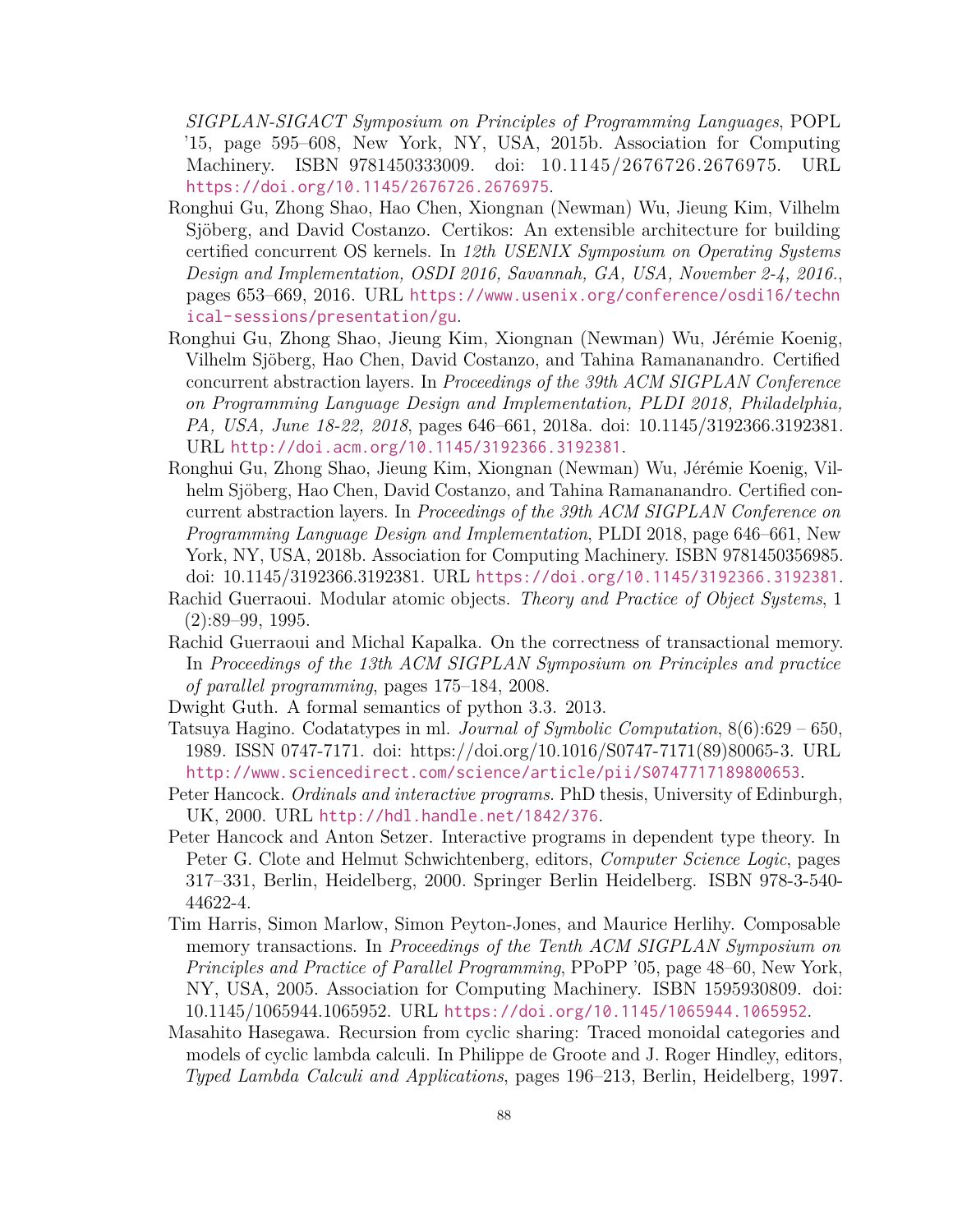*SIGPLAN-SIGACT Symposium on Principles of Programming Languages*, POPL '15, page 595–608, New York, NY, USA, 2015b. Association for Computing Machinery. ISBN 9781450333009. doi: 10.1145/2676726.2676975. URL https://doi.org/10.1145/2676726.2676975.

Ronghui Gu, Zhong Shao, Hao Chen, Xiongnan (Newman) Wu, Jieung Kim, Vilhelm Sjöberg, and David Costanzo. Certikos: An extensible architecture for building certified concurrent OS kernels. In *12th USENIX Symposium on Operating Systems Design and Implementation, OSDI 2016, Savannah, GA, USA, November 2-4, 2016.*, pages 653–669, 2016. URL https://www.usenix.org/conference/osdi16/technical-sessions/presentation/gu.

Ronghui Gu, Zhong Shao, Jieung Kim, Xiongnan (Newman) Wu, Jérémie Koenig, Vilhelm Sjöberg, Hao Chen, David Costanzo, and Tahina Ramananandro. Certified concurrent abstraction layers. In *Proceedings of the 39th ACM SIGPLAN Conference on Programming Language Design and Implementation, PLDI 2018, Philadelphia, PA, USA, June 18-22, 2018*, pages 646–661, 2018a. doi: 10.1145/3192366.3192381. URL http://doi.acm.org/10.1145/3192366.3192381.

Ronghui Gu, Zhong Shao, Jieung Kim, Xiongnan (Newman) Wu, Jérémie Koenig, Vilhelm Sjöberg, Hao Chen, David Costanzo, and Tahina Ramananandro. Certified concurrent abstraction layers. In *Proceedings of the 39th ACM SIGPLAN Conference on Programming Language Design and Implementation*, PLDI 2018, page 646–661, New York, NY, USA, 2018b. Association for Computing Machinery. ISBN 9781450356985. doi: 10.1145/3192366.3192381. URL https://doi.org/10.1145/3192366.3192381.

Rachid Guerraoui. Modular atomic objects. *Theory and Practice of Object Systems*, 1 (2):89–99, 1995.

Rachid Guerraoui and Michal Kapalka. On the correctness of transactional memory. In *Proceedings of the 13th ACM SIGPLAN Symposium on Principles and practice of parallel programming*, pages 175–184, 2008.

Dwight Guth. A formal semantics of python 3.3. 2013.

Tatsuya Hagino. Codatatypes in ml. *Journal of Symbolic Computation*, 8(6):629 – 650, 1989. ISSN 0747-7171. doi: https://doi.org/10.1016/S0747-7171(89)80065-3. URL http://www.sciencedirect.com/science/article/pii/S0747717189800653.

Peter Hancock. *Ordinals and interactive programs*. PhD thesis, University of Edinburgh, UK, 2000. URL http://hdl.handle.net/1842/376.

Peter Hancock and Anton Setzer. Interactive programs in dependent type theory. In Peter G. Clote and Helmut Schwichtenberg, editors, *Computer Science Logic*, pages 317–331, Berlin, Heidelberg, 2000. Springer Berlin Heidelberg. ISBN 978-3-540-44622-4.

Tim Harris, Simon Marlow, Simon Peyton-Jones, and Maurice Herlihy. Composable memory transactions. In *Proceedings of the Tenth ACM SIGPLAN Symposium on Principles and Practice of Parallel Programming*, PPoPP '05, page 48–60, New York, NY, USA, 2005. Association for Computing Machinery. ISBN 1595930809. doi: 10.1145/1065944.1065952. URL https://doi.org/10.1145/1065944.1065952.

Masahito Hasegawa. Recursion from cyclic sharing: Traced monoidal categories and models of cyclic lambda calculi. In Philippe de Groote and J. Roger Hindley, editors, *Typed Lambda Calculi and Applications*, pages 196–213, Berlin, Heidelberg, 1997.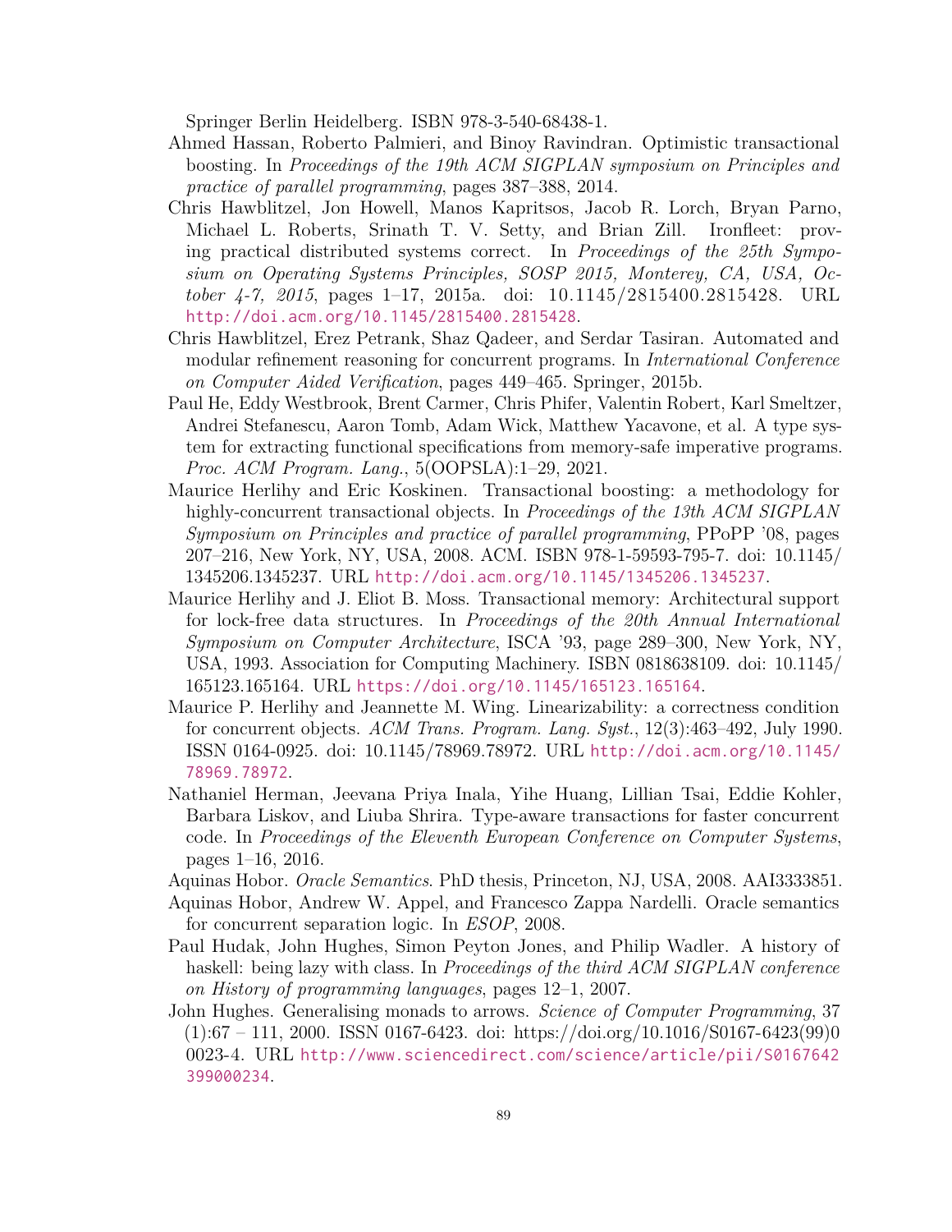Springer Berlin Heidelberg. ISBN 978-3-540-68438-1.

Ahmed Hassan, Roberto Palmieri, and Binoy Ravindran. Optimistic transactional boosting. In *Proceedings of the 19th ACM SIGPLAN symposium on Principles and practice of parallel programming*, pages 387–388, 2014.

Chris Hawblitzel, Jon Howell, Manos Kapritsos, Jacob R. Lorch, Bryan Parno, Michael L. Roberts, Srinath T. V. Setty, and Brian Zill. Ironfleet: proving practical distributed systems correct. In *Proceedings of the 25th Symposium on Operating Systems Principles, SOSP 2015, Monterey, CA, USA, October 4-7, 2015*, pages 1–17, 2015a. doi: 10.1145/2815400.2815428. URL http://doi.acm.org/10.1145/2815400.2815428.

Chris Hawblitzel, Erez Petrank, Shaz Qadeer, and Serdar Tasiran. Automated and modular refinement reasoning for concurrent programs. In *International Conference on Computer Aided Verification*, pages 449–465. Springer, 2015b.

Paul He, Eddy Westbrook, Brent Carmer, Chris Phifer, Valentin Robert, Karl Smeltzer, Andrei Stefanescu, Aaron Tomb, Adam Wick, Matthew Yacavone, et al. A type system for extracting functional specifications from memory-safe imperative programs. *Proc. ACM Program. Lang.*, 5(OOPSLA):1–29, 2021.

Maurice Herlihy and Eric Koskinen. Transactional boosting: a methodology for highly-concurrent transactional objects. In *Proceedings of the 13th ACM SIGPLAN Symposium on Principles and practice of parallel programming*, PPoPP '08, pages 207–216, New York, NY, USA, 2008. ACM. ISBN 978-1-59593-795-7. doi: 10.1145/1345206.1345237. URL http://doi.acm.org/10.1145/1345206.1345237.

Maurice Herlihy and J. Eliot B. Moss. Transactional memory: Architectural support for lock-free data structures. In *Proceedings of the 20th Annual International Symposium on Computer Architecture*, ISCA '93, page 289–300, New York, NY, USA, 1993. Association for Computing Machinery. ISBN 0818638109. doi: 10.1145/165123.165164. URL https://doi.org/10.1145/165123.165164.

Maurice P. Herlihy and Jeannette M. Wing. Linearizability: a correctness condition for concurrent objects. *ACM Trans. Program. Lang. Syst.*, 12(3):463–492, July 1990. ISSN 0164-0925. doi: 10.1145/78969.78972. URL http://doi.acm.org/10.1145/78969.78972.

Nathaniel Herman, Jeevana Priya Inala, Yihe Huang, Lillian Tsai, Eddie Kohler, Barbara Liskov, and Liuba Shrira. Type-aware transactions for faster concurrent code. In *Proceedings of the Eleventh European Conference on Computer Systems*, pages 1–16, 2016.

Aquinas Hobor. *Oracle Semantics*. PhD thesis, Princeton, NJ, USA, 2008. AAI3333851.

Aquinas Hobor, Andrew W. Appel, and Francesco Zappa Nardelli. Oracle semantics for concurrent separation logic. In *ESOP*, 2008.

Paul Hudak, John Hughes, Simon Peyton Jones, and Philip Wadler. A history of haskell: being lazy with class. In *Proceedings of the third ACM SIGPLAN conference on History of programming languages*, pages 12–1, 2007.

John Hughes. Generalising monads to arrows. *Science of Computer Programming*, 37 (1):67 – 111, 2000. ISSN 0167-6423. doi: https://doi.org/10.1016/S0167-6423(99)00023-4. URL http://www.sciencedirect.com/science/article/pii/S0167642399000234.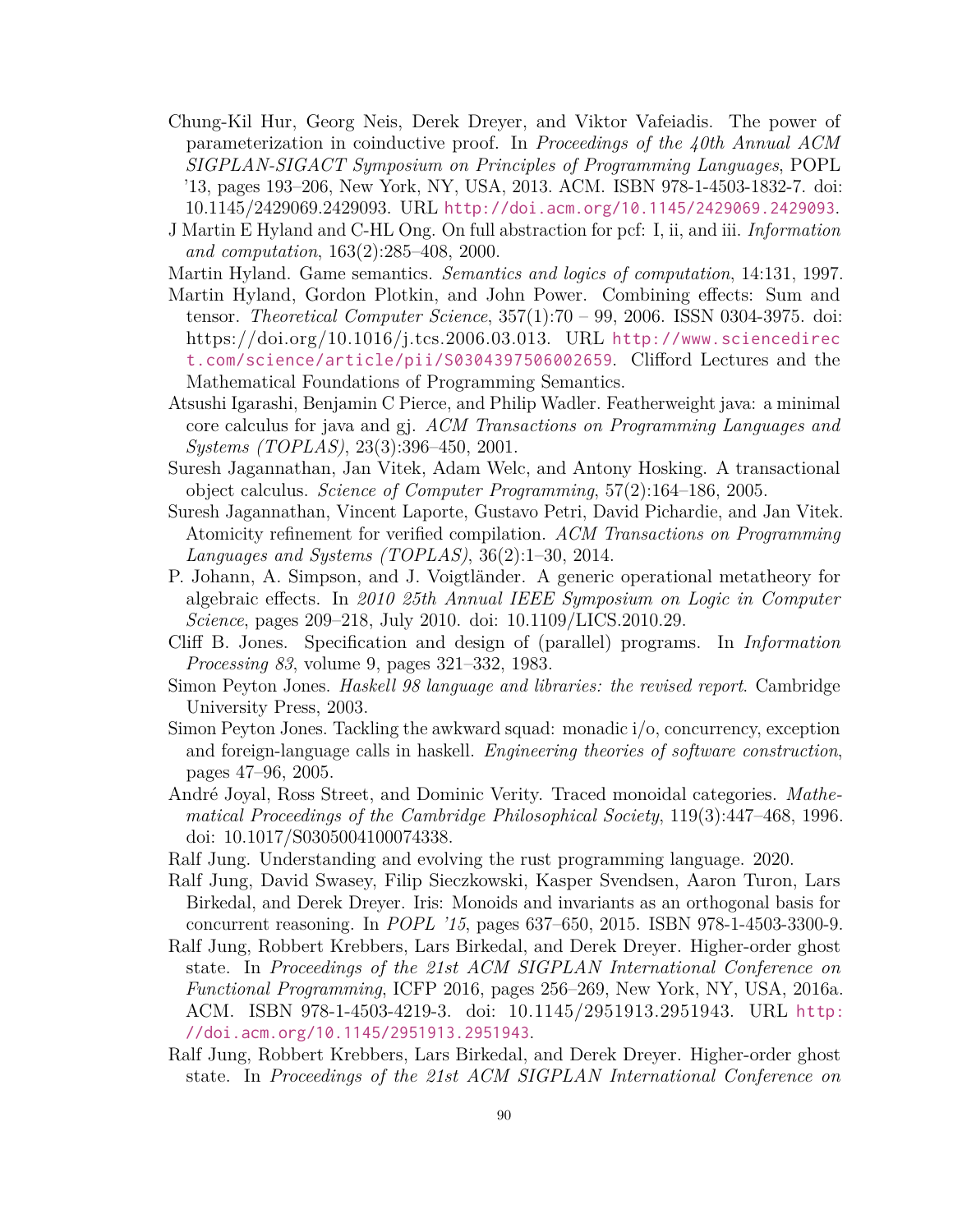Chung-Kil Hur, Georg Neis, Derek Dreyer, and Viktor Vafeiadis. The power of parameterization in coinductive proof. In *Proceedings of the 40th Annual ACM SIGPLAN-SIGACT Symposium on Principles of Programming Languages*, POPL '13, pages 193–206, New York, NY, USA, 2013. ACM. ISBN 978-1-4503-1832-7. doi: 10.1145/2429069.2429093. URL http://doi.acm.org/10.1145/2429069.2429093.

J Martin E Hyland and C-HL Ong. On full abstraction for pcf: I, ii, and iii. *Information and computation*, 163(2):285–408, 2000.

Martin Hyland. Game semantics. *Semantics and logics of computation*, 14:131, 1997.

Martin Hyland, Gordon Plotkin, and John Power. Combining effects: Sum and tensor. *Theoretical Computer Science*, 357(1):70 – 99, 2006. ISSN 0304-3975. doi: https://doi.org/10.1016/j.tcs.2006.03.013. URL http://www.sciencedirect.com/science/article/pii/S0304397506002659. Clifford Lectures and the Mathematical Foundations of Programming Semantics.

Atsushi Igarashi, Benjamin C Pierce, and Philip Wadler. Featherweight java: a minimal core calculus for java and gj. *ACM Transactions on Programming Languages and Systems (TOPLAS)*, 23(3):396–450, 2001.

Suresh Jagannathan, Jan Vitek, Adam Welc, and Antony Hosking. A transactional object calculus. *Science of Computer Programming*, 57(2):164–186, 2005.

Suresh Jagannathan, Vincent Laporte, Gustavo Petri, David Pichardie, and Jan Vitek. Atomicity refinement for verified compilation. *ACM Transactions on Programming Languages and Systems (TOPLAS)*, 36(2):1–30, 2014.

P. Johann, A. Simpson, and J. Voigtländer. A generic operational metatheory for algebraic effects. In *2010 25th Annual IEEE Symposium on Logic in Computer Science*, pages 209–218, July 2010. doi: 10.1109/LICS.2010.29.

Cliff B. Jones. Specification and design of (parallel) programs. In *Information Processing 83*, volume 9, pages 321–332, 1983.

Simon Peyton Jones. *Haskell 98 language and libraries: the revised report*. Cambridge University Press, 2003.

Simon Peyton Jones. Tackling the awkward squad: monadic i/o, concurrency, exception and foreign-language calls in haskell. *Engineering theories of software construction*, pages 47–96, 2005.

André Joyal, Ross Street, and Dominic Verity. Traced monoidal categories. *Mathematical Proceedings of the Cambridge Philosophical Society*, 119(3):447–468, 1996. doi: 10.1017/S0305004100074338.

Ralf Jung. Understanding and evolving the rust programming language. 2020.

Ralf Jung, David Swasey, Filip Sieczkowski, Kasper Svendsen, Aaron Turon, Lars Birkedal, and Derek Dreyer. Iris: Monoids and invariants as an orthogonal basis for concurrent reasoning. In *POPL '15*, pages 637–650, 2015. ISBN 978-1-4503-3300-9.

Ralf Jung, Robbert Krebbers, Lars Birkedal, and Derek Dreyer. Higher-order ghost state. In *Proceedings of the 21st ACM SIGPLAN International Conference on Functional Programming*, ICFP 2016, pages 256–269, New York, NY, USA, 2016a. ACM. ISBN 978-1-4503-4219-3. doi: 10.1145/2951913.2951943. URL http://doi.acm.org/10.1145/2951913.2951943.

Ralf Jung, Robbert Krebbers, Lars Birkedal, and Derek Dreyer. Higher-order ghost state. In *Proceedings of the 21st ACM SIGPLAN International Conference on*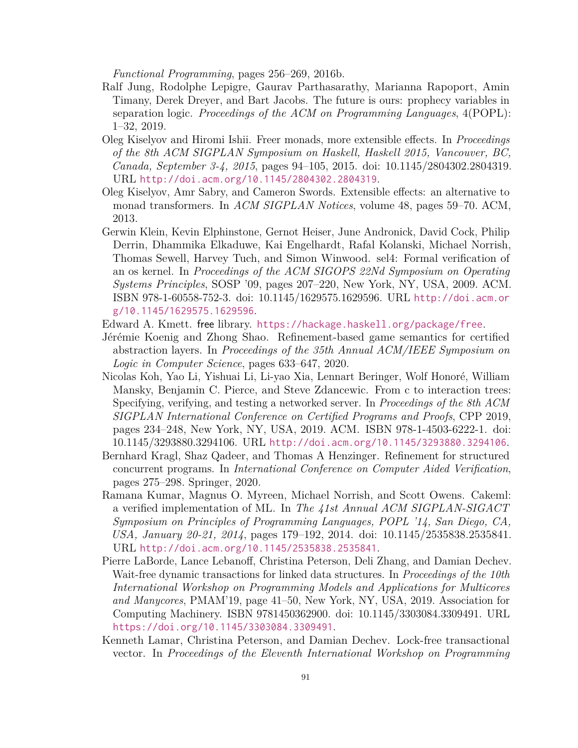*Functional Programming*, pages 256–269, 2016b.

Ralf Jung, Rodolphe Lepigre, Gaurav Parthasarathy, Marianna Rapoport, Amin Timany, Derek Dreyer, and Bart Jacobs. The future is ours: prophecy variables in separation logic. *Proceedings of the ACM on Programming Languages*, 4(POPL): 1–32, 2019.

Oleg Kiselyov and Hiromi Ishii. Freer monads, more extensible effects. In *Proceedings of the 8th ACM SIGPLAN Symposium on Haskell, Haskell 2015, Vancouver, BC, Canada, September 3-4, 2015*, pages 94–105, 2015. doi: 10.1145/2804302.2804319. URL http://doi.acm.org/10.1145/2804302.2804319.

Oleg Kiselyov, Amr Sabry, and Cameron Swords. Extensible effects: an alternative to monad transformers. In *ACM SIGPLAN Notices*, volume 48, pages 59–70. ACM, 2013.

Gerwin Klein, Kevin Elphinstone, Gernot Heiser, June Andronick, David Cock, Philip Derrin, Dhammika Elkaduwe, Kai Engelhardt, Rafal Kolanski, Michael Norrish, Thomas Sewell, Harvey Tuch, and Simon Winwood. sel4: Formal verification of an os kernel. In *Proceedings of the ACM SIGOPS 22Nd Symposium on Operating Systems Principles*, SOSP '09, pages 207–220, New York, NY, USA, 2009. ACM. ISBN 978-1-60558-752-3. doi: 10.1145/1629575.1629596. URL http://doi.acm.org/10.1145/1629575.1629596.

Edward A. Kmett. free library. https://hackage.haskell.org/package/free.

Jérémie Koenig and Zhong Shao. Refinement-based game semantics for certified abstraction layers. In *Proceedings of the 35th Annual ACM/IEEE Symposium on Logic in Computer Science*, pages 633–647, 2020.

Nicolas Koh, Yao Li, Yishuai Li, Li-yao Xia, Lennart Beringer, Wolf Honoré, William Mansky, Benjamin C. Pierce, and Steve Zdancewic. From c to interaction trees: Specifying, verifying, and testing a networked server. In *Proceedings of the 8th ACM SIGPLAN International Conference on Certified Programs and Proofs*, CPP 2019, pages 234–248, New York, NY, USA, 2019. ACM. ISBN 978-1-4503-6222-1. doi: 10.1145/3293880.3294106. URL http://doi.acm.org/10.1145/3293880.3294106.

Bernhard Kragl, Shaz Qadeer, and Thomas A Henzinger. Refinement for structured concurrent programs. In *International Conference on Computer Aided Verification*, pages 275–298. Springer, 2020.

Ramana Kumar, Magnus O. Myreen, Michael Norrish, and Scott Owens. Cakeml: a verified implementation of ML. In *The 41st Annual ACM SIGPLAN-SIGACT Symposium on Principles of Programming Languages, POPL '14, San Diego, CA, USA, January 20-21, 2014*, pages 179–192, 2014. doi: 10.1145/2535838.2535841. URL http://doi.acm.org/10.1145/2535838.2535841.

Pierre LaBorde, Lance Lebanoff, Christina Peterson, Deli Zhang, and Damian Dechev. Wait-free dynamic transactions for linked data structures. In *Proceedings of the 10th International Workshop on Programming Models and Applications for Multicores and Manycores*, PMAM'19, page 41–50, New York, NY, USA, 2019. Association for Computing Machinery. ISBN 9781450362900. doi: 10.1145/3303084.3309491. URL https://doi.org/10.1145/3303084.3309491.

Kenneth Lamar, Christina Peterson, and Damian Dechev. Lock-free transactional vector. In *Proceedings of the Eleventh International Workshop on Programming*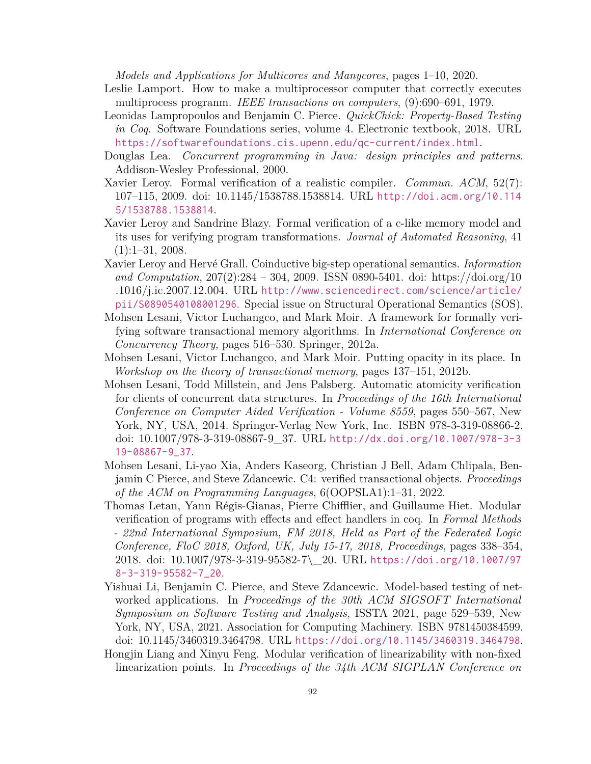*Models and Applications for Multicores and Manycores*, pages 1–10, 2020.

Leslie Lamport. How to make a multiprocessor computer that correctly executes multiprocess progranm. *IEEE transactions on computers*, (9):690–691, 1979.

Leonidas Lampropoulos and Benjamin C. Pierce. *QuickChick: Property-Based Testing in Coq*. Software Foundations series, volume 4. Electronic textbook, 2018. URL https://softwarefoundations.cis.upenn.edu/qc-current/index.html.

Douglas Lea. *Concurrent programming in Java: design principles and patterns*. Addison-Wesley Professional, 2000.

Xavier Leroy. Formal verification of a realistic compiler. *Commun. ACM*, 52(7): 107–115, 2009. doi: 10.1145/1538788.1538814. URL http://doi.acm.org/10.1145/1538788.1538814.

Xavier Leroy and Sandrine Blazy. Formal verification of a c-like memory model and its uses for verifying program transformations. *Journal of Automated Reasoning*, 41 (1):1–31, 2008.

Xavier Leroy and Hervé Grall. Coinductive big-step operational semantics. *Information and Computation*, 207(2):284 – 304, 2009. ISSN 0890-5401. doi: https://doi.org/10.1016/j.ic.2007.12.004. URL http://www.sciencedirect.com/science/article/pii/S0890540108001296. Special issue on Structural Operational Semantics (SOS).

Mohsen Lesani, Victor Luchangco, and Mark Moir. A framework for formally verifying software transactional memory algorithms. In *International Conference on Concurrency Theory*, pages 516–530. Springer, 2012a.

Mohsen Lesani, Victor Luchangco, and Mark Moir. Putting opacity in its place. In *Workshop on the theory of transactional memory*, pages 137–151, 2012b.

Mohsen Lesani, Todd Millstein, and Jens Palsberg. Automatic atomicity verification for clients of concurrent data structures. In *Proceedings of the 16th International Conference on Computer Aided Verification - Volume 8559*, pages 550–567, New York, NY, USA, 2014. Springer-Verlag New York, Inc. ISBN 978-3-319-08866-2. doi: 10.1007/978-3-319-08867-9_37. URL http://dx.doi.org/10.1007/978-3-319-08867-9_37.

Mohsen Lesani, Li-yao Xia, Anders Kaseorg, Christian J Bell, Adam Chlipala, Benjamin C Pierce, and Steve Zdancewic. C4: verified transactional objects. *Proceedings of the ACM on Programming Languages*, 6(OOPSLA1):1–31, 2022.

Thomas Letan, Yann Régis-Gianas, Pierre Chifflier, and Guillaume Hiet. Modular verification of programs with effects and effect handlers in coq. In *Formal Methods - 22nd International Symposium, FM 2018, Held as Part of the Federated Logic Conference, FloC 2018, Oxford, UK, July 15-17, 2018, Proceedings*, pages 338–354, 2018. doi: 10.1007/978-3-319-95582-7\_20. URL https://doi.org/10.1007/978-3-319-95582-7_20.

Yishuai Li, Benjamin C. Pierce, and Steve Zdancewic. Model-based testing of networked applications. In *Proceedings of the 30th ACM SIGSOFT International Symposium on Software Testing and Analysis*, ISSTA 2021, page 529–539, New York, NY, USA, 2021. Association for Computing Machinery. ISBN 9781450384599. doi: 10.1145/3460319.3464798. URL https://doi.org/10.1145/3460319.3464798.

Hongjin Liang and Xinyu Feng. Modular verification of linearizability with non-fixed linearization points. In *Proceedings of the 34th ACM SIGPLAN Conference on*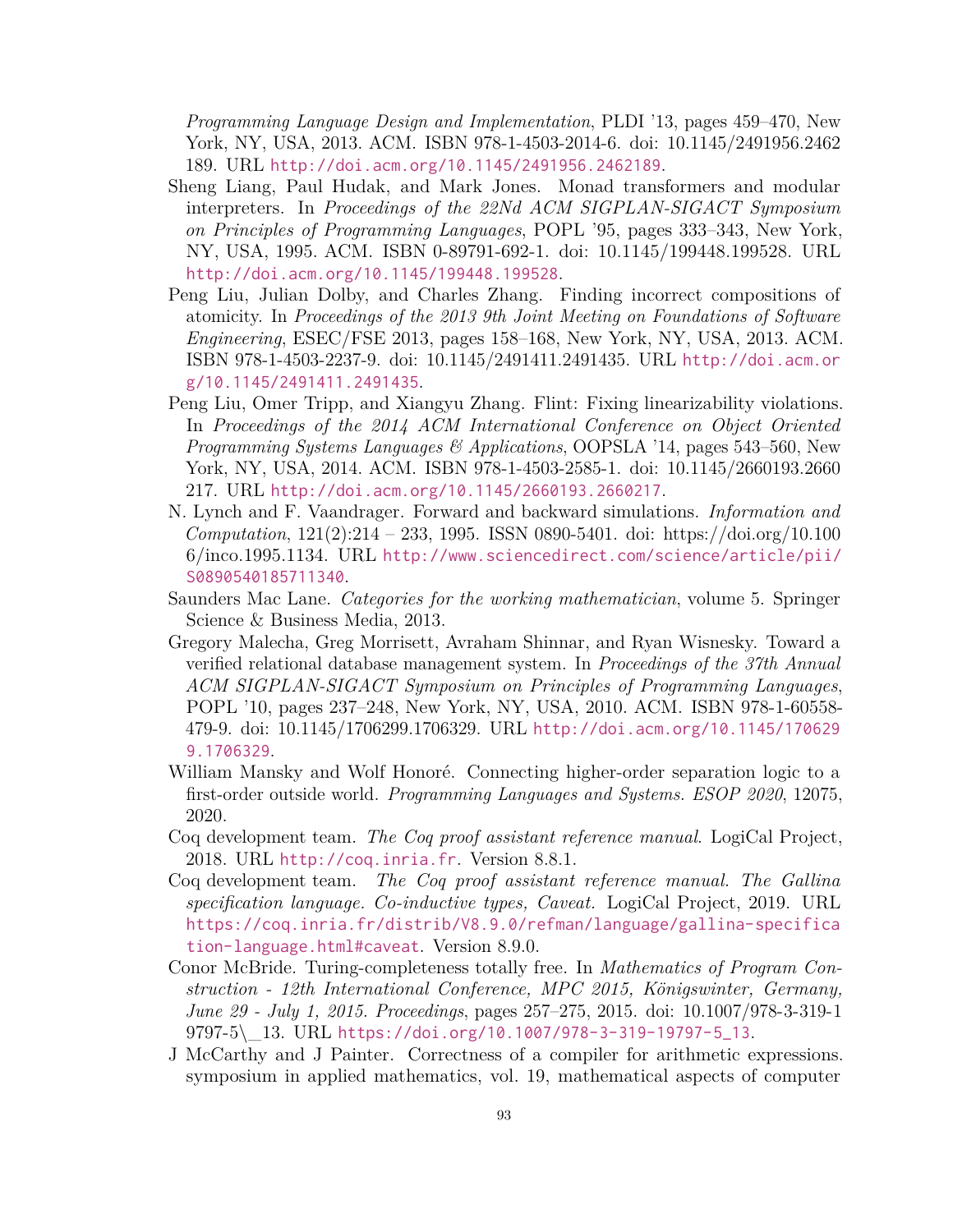*Programming Language Design and Implementation*, PLDI '13, pages 459–470, New York, NY, USA, 2013. ACM. ISBN 978-1-4503-2014-6. doi: 10.1145/2491956.2462189. URL http://doi.acm.org/10.1145/2491956.2462189.

Sheng Liang, Paul Hudak, and Mark Jones. Monad transformers and modular interpreters. In *Proceedings of the 22Nd ACM SIGPLAN-SIGACT Symposium on Principles of Programming Languages*, POPL '95, pages 333–343, New York, NY, USA, 1995. ACM. ISBN 0-89791-692-1. doi: 10.1145/199448.199528. URL http://doi.acm.org/10.1145/199448.199528.

Peng Liu, Julian Dolby, and Charles Zhang. Finding incorrect compositions of atomicity. In *Proceedings of the 2013 9th Joint Meeting on Foundations of Software Engineering*, ESEC/FSE 2013, pages 158–168, New York, NY, USA, 2013. ACM. ISBN 978-1-4503-2237-9. doi: 10.1145/2491411.2491435. URL http://doi.acm.org/10.1145/2491411.2491435.

Peng Liu, Omer Tripp, and Xiangyu Zhang. Flint: Fixing linearizability violations. In *Proceedings of the 2014 ACM International Conference on Object Oriented Programming Systems Languages & Applications*, OOPSLA '14, pages 543–560, New York, NY, USA, 2014. ACM. ISBN 978-1-4503-2585-1. doi: 10.1145/2660193.2660217. URL http://doi.acm.org/10.1145/2660193.2660217.

N. Lynch and F. Vaandrager. Forward and backward simulations. *Information and Computation*, 121(2):214 – 233, 1995. ISSN 0890-5401. doi: https://doi.org/10.1006/inco.1995.1134. URL http://www.sciencedirect.com/science/article/pii/S0890540185711340.

Saunders Mac Lane. *Categories for the working mathematician*, volume 5. Springer Science & Business Media, 2013.

Gregory Malecha, Greg Morrisett, Avraham Shinnar, and Ryan Wisnesky. Toward a verified relational database management system. In *Proceedings of the 37th Annual ACM SIGPLAN-SIGACT Symposium on Principles of Programming Languages*, POPL '10, pages 237–248, New York, NY, USA, 2010. ACM. ISBN 978-1-60558-479-9. doi: 10.1145/1706299.1706329. URL http://doi.acm.org/10.1145/1706299.1706329.

William Mansky and Wolf Honoré. Connecting higher-order separation logic to a first-order outside world. *Programming Languages and Systems. ESOP 2020*, 12075, 2020.

Coq development team. *The Coq proof assistant reference manual*. LogiCal Project, 2018. URL http://coq.inria.fr. Version 8.8.1.

Coq development team. *The Coq proof assistant reference manual. The Gallina specification language. Co-inductive types, Caveat.* LogiCal Project, 2019. URL https://coq.inria.fr/distrib/V8.9.0/refman/language/gallina-specification-language.html#caveat. Version 8.9.0.

Conor McBride. Turing-completeness totally free. In *Mathematics of Program Construction - 12th International Conference, MPC 2015, Königswinter, Germany, June 29 - July 1, 2015. Proceedings*, pages 257–275, 2015. doi: 10.1007/978-3-319-19797-5\_13. URL https://doi.org/10.1007/978-3-319-19797-5_13.

J McCarthy and J Painter. Correctness of a compiler for arithmetic expressions. symposium in applied mathematics, vol. 19, mathematical aspects of computer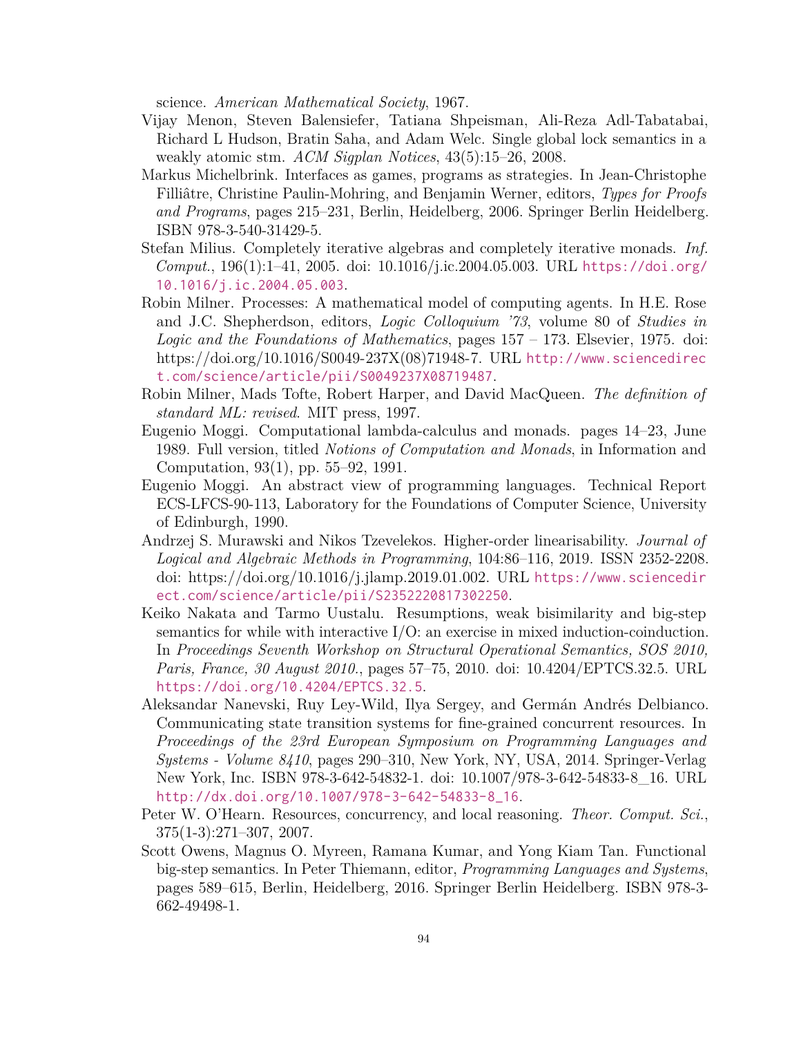science. *American Mathematical Society*, 1967.

Vijay Menon, Steven Balensiefer, Tatiana Shpeisman, Ali-Reza Adl-Tabatabai, Richard L Hudson, Bratin Saha, and Adam Welc. Single global lock semantics in a weakly atomic stm. *ACM Sigplan Notices*, 43(5):15–26, 2008.

Markus Michelbrink. Interfaces as games, programs as strategies. In Jean-Christophe Filliâtre, Christine Paulin-Mohring, and Benjamin Werner, editors, *Types for Proofs and Programs*, pages 215–231, Berlin, Heidelberg, 2006. Springer Berlin Heidelberg. ISBN 978-3-540-31429-5.

Stefan Milius. Completely iterative algebras and completely iterative monads. *Inf. Comput.*, 196(1):1–41, 2005. doi: 10.1016/j.ic.2004.05.003. URL https://doi.org/10.1016/j.ic.2004.05.003.

Robin Milner. Processes: A mathematical model of computing agents. In H.E. Rose and J.C. Shepherdson, editors, *Logic Colloquium '73*, volume 80 of *Studies in Logic and the Foundations of Mathematics*, pages 157 – 173. Elsevier, 1975. doi: https://doi.org/10.1016/S0049-237X(08)71948-7. URL http://www.sciencedirect.com/science/article/pii/S0049237X08719487.

Robin Milner, Mads Tofte, Robert Harper, and David MacQueen. *The definition of standard ML: revised*. MIT press, 1997.

Eugenio Moggi. Computational lambda-calculus and monads. pages 14–23, June 1989. Full version, titled *Notions of Computation and Monads*, in Information and Computation, 93(1), pp. 55–92, 1991.

Eugenio Moggi. An abstract view of programming languages. Technical Report ECS-LFCS-90-113, Laboratory for the Foundations of Computer Science, University of Edinburgh, 1990.

Andrzej S. Murawski and Nikos Tzevelekos. Higher-order linearisability. *Journal of Logical and Algebraic Methods in Programming*, 104:86–116, 2019. ISSN 2352-2208. doi: https://doi.org/10.1016/j.jlamp.2019.01.002. URL https://www.sciencedirect.com/science/article/pii/S2352220817302250.

Keiko Nakata and Tarmo Uustalu. Resumptions, weak bisimilarity and big-step semantics for while with interactive I/O: an exercise in mixed induction-coinduction. In *Proceedings Seventh Workshop on Structural Operational Semantics, SOS 2010, Paris, France, 30 August 2010.*, pages 57–75, 2010. doi: 10.4204/EPTCS.32.5. URL https://doi.org/10.4204/EPTCS.32.5.

Aleksandar Nanevski, Ruy Ley-Wild, Ilya Sergey, and Germán Andrés Delbianco. Communicating state transition systems for fine-grained concurrent resources. In *Proceedings of the 23rd European Symposium on Programming Languages and Systems - Volume 8410*, pages 290–310, New York, NY, USA, 2014. Springer-Verlag New York, Inc. ISBN 978-3-642-54832-1. doi: 10.1007/978-3-642-54833-8_16. URL http://dx.doi.org/10.1007/978-3-642-54833-8_16.

Peter W. O'Hearn. Resources, concurrency, and local reasoning. *Theor. Comput. Sci.*, 375(1-3):271–307, 2007.

Scott Owens, Magnus O. Myreen, Ramana Kumar, and Yong Kiam Tan. Functional big-step semantics. In Peter Thiemann, editor, *Programming Languages and Systems*, pages 589–615, Berlin, Heidelberg, 2016. Springer Berlin Heidelberg. ISBN 978-3-662-49498-1.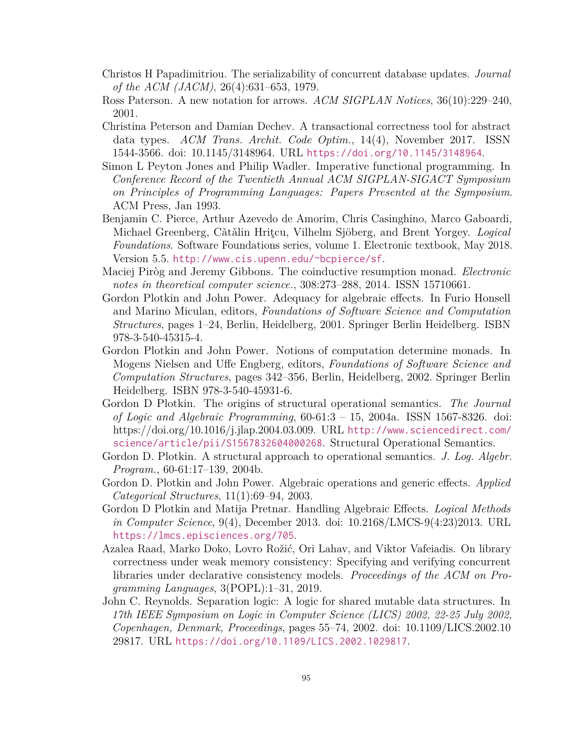Christos H Papadimitriou. The serializability of concurrent database updates. *Journal of the ACM (JACM)*, 26(4):631–653, 1979.

Ross Paterson. A new notation for arrows. *ACM SIGPLAN Notices*, 36(10):229–240, 2001.

Christina Peterson and Damian Dechev. A transactional correctness tool for abstract data types. *ACM Trans. Archit. Code Optim.*, 14(4), November 2017. ISSN 1544-3566. doi: 10.1145/3148964. URL https://doi.org/10.1145/3148964.

Simon L Peyton Jones and Philip Wadler. Imperative functional programming. In *Conference Record of the Twentieth Annual ACM SIGPLAN-SIGACT Symposium on Principles of Programming Languages: Papers Presented at the Symposium*. ACM Press, Jan 1993.

Benjamin C. Pierce, Arthur Azevedo de Amorim, Chris Casinghino, Marco Gaboardi, Michael Greenberg, Cătălin Hriţcu, Vilhelm Sjöberg, and Brent Yorgey. *Logical Foundations*. Software Foundations series, volume 1. Electronic textbook, May 2018. Version 5.5. http://www.cis.upenn.edu/~bcpierce/sf.

Maciej Piròg and Jeremy Gibbons. The coinductive resumption monad. *Electronic notes in theoretical computer science.*, 308:273–288, 2014. ISSN 15710661.

Gordon Plotkin and John Power. Adequacy for algebraic effects. In Furio Honsell and Marino Miculan, editors, *Foundations of Software Science and Computation Structures*, pages 1–24, Berlin, Heidelberg, 2001. Springer Berlin Heidelberg. ISBN 978-3-540-45315-4.

Gordon Plotkin and John Power. Notions of computation determine monads. In Mogens Nielsen and Uffe Engberg, editors, *Foundations of Software Science and Computation Structures*, pages 342–356, Berlin, Heidelberg, 2002. Springer Berlin Heidelberg. ISBN 978-3-540-45931-6.

Gordon D Plotkin. The origins of structural operational semantics. *The Journal of Logic and Algebraic Programming*, 60-61:3 – 15, 2004a. ISSN 1567-8326. doi: https://doi.org/10.1016/j.jlap.2004.03.009. URL http://www.sciencedirect.com/science/article/pii/S1567832604000268. Structural Operational Semantics.

Gordon D. Plotkin. A structural approach to operational semantics. *J. Log. Algebr. Program.*, 60-61:17–139, 2004b.

Gordon D. Plotkin and John Power. Algebraic operations and generic effects. *Applied Categorical Structures*, 11(1):69–94, 2003.

Gordon D Plotkin and Matija Pretnar. Handling Algebraic Effects. *Logical Methods in Computer Science*, 9(4), December 2013. doi: 10.2168/LMCS-9(4:23)2013. URL https://lmcs.episciences.org/705.

Azalea Raad, Marko Doko, Lovro Rožić, Ori Lahav, and Viktor Vafeiadis. On library correctness under weak memory consistency: Specifying and verifying concurrent libraries under declarative consistency models. *Proceedings of the ACM on Programming Languages*, 3(POPL):1–31, 2019.

John C. Reynolds. Separation logic: A logic for shared mutable data structures. In *17th IEEE Symposium on Logic in Computer Science (LICS) 2002, 22-25 July 2002, Copenhagen, Denmark, Proceedings*, pages 55–74, 2002. doi: 10.1109/LICS.2002.1029817. URL https://doi.org/10.1109/LICS.2002.1029817.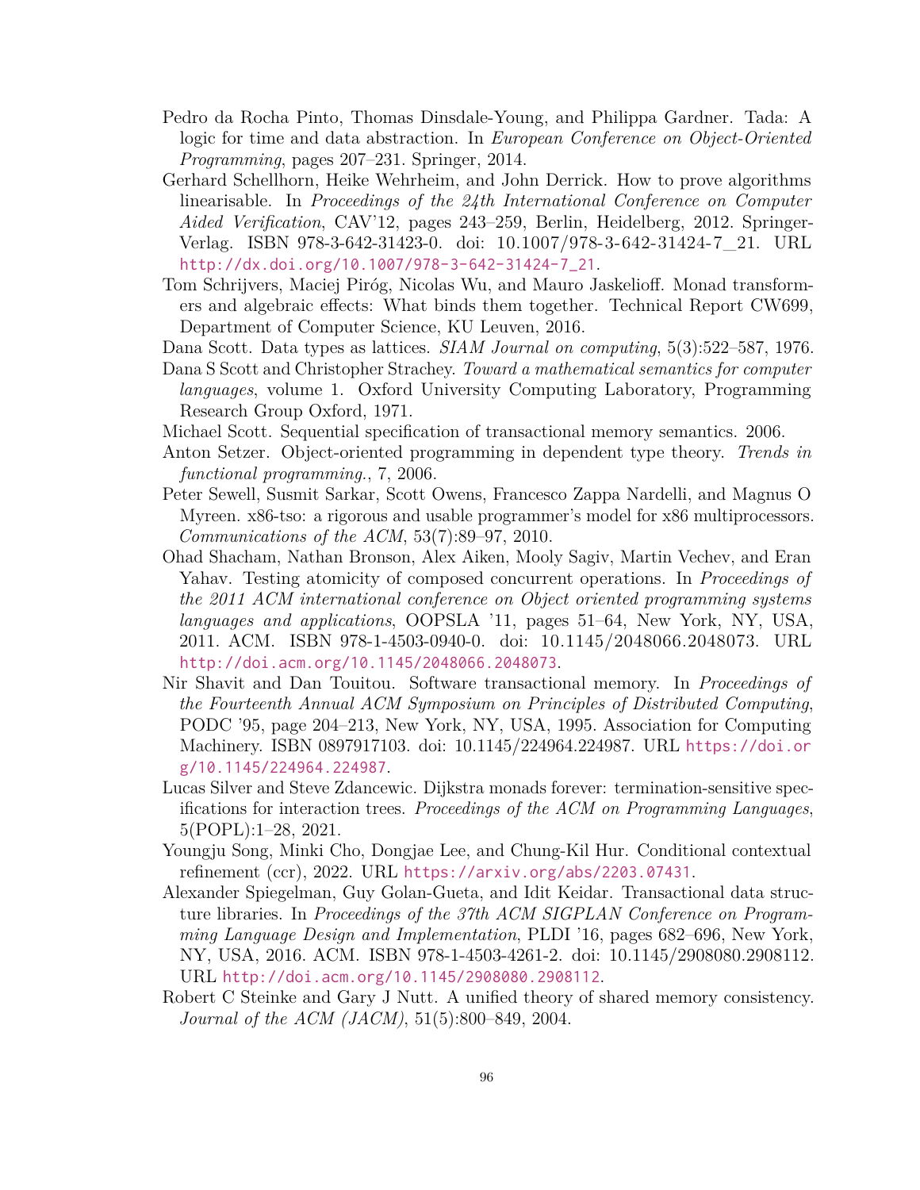Pedro da Rocha Pinto, Thomas Dinsdale-Young, and Philippa Gardner. Tada: A logic for time and data abstraction. In *European Conference on Object-Oriented Programming*, pages 207–231. Springer, 2014.

Gerhard Schellhorn, Heike Wehrheim, and John Derrick. How to prove algorithms linearisable. In *Proceedings of the 24th International Conference on Computer Aided Verification*, CAV'12, pages 243–259, Berlin, Heidelberg, 2012. Springer-Verlag. ISBN 978-3-642-31423-0. doi: 10.1007/978-3-642-31424-7_21. URL http://dx.doi.org/10.1007/978-3-642-31424-7_21.

Tom Schrijvers, Maciej Piróg, Nicolas Wu, and Mauro Jaskelioff. Monad transformers and algebraic effects: What binds them together. Technical Report CW699, Department of Computer Science, KU Leuven, 2016.

Dana Scott. Data types as lattices. *SIAM Journal on computing*, 5(3):522–587, 1976.

Dana S Scott and Christopher Strachey. *Toward a mathematical semantics for computer languages*, volume 1. Oxford University Computing Laboratory, Programming Research Group Oxford, 1971.

Michael Scott. Sequential specification of transactional memory semantics. 2006.

Anton Setzer. Object-oriented programming in dependent type theory. *Trends in functional programming.*, 7, 2006.

Peter Sewell, Susmit Sarkar, Scott Owens, Francesco Zappa Nardelli, and Magnus O Myreen. x86-tso: a rigorous and usable programmer's model for x86 multiprocessors. *Communications of the ACM*, 53(7):89–97, 2010.

Ohad Shacham, Nathan Bronson, Alex Aiken, Mooly Sagiv, Martin Vechev, and Eran Yahav. Testing atomicity of composed concurrent operations. In *Proceedings of the 2011 ACM international conference on Object oriented programming systems languages and applications*, OOPSLA '11, pages 51–64, New York, NY, USA, 2011. ACM. ISBN 978-1-4503-0940-0. doi: 10.1145/2048066.2048073. URL http://doi.acm.org/10.1145/2048066.2048073.

Nir Shavit and Dan Touitou. Software transactional memory. In *Proceedings of the Fourteenth Annual ACM Symposium on Principles of Distributed Computing*, PODC '95, page 204–213, New York, NY, USA, 1995. Association for Computing Machinery. ISBN 0897917103. doi: 10.1145/224964.224987. URL https://doi.org/10.1145/224964.224987.

Lucas Silver and Steve Zdancewic. Dijkstra monads forever: termination-sensitive specifications for interaction trees. *Proceedings of the ACM on Programming Languages*, 5(POPL):1–28, 2021.

Youngju Song, Minki Cho, Dongjae Lee, and Chung-Kil Hur. Conditional contextual refinement (ccr), 2022. URL https://arxiv.org/abs/2203.07431.

Alexander Spiegelman, Guy Golan-Gueta, and Idit Keidar. Transactional data structure libraries. In *Proceedings of the 37th ACM SIGPLAN Conference on Programming Language Design and Implementation*, PLDI '16, pages 682–696, New York, NY, USA, 2016. ACM. ISBN 978-1-4503-4261-2. doi: 10.1145/2908080.2908112. URL http://doi.acm.org/10.1145/2908080.2908112.

Robert C Steinke and Gary J Nutt. A unified theory of shared memory consistency. *Journal of the ACM (JACM)*, 51(5):800–849, 2004.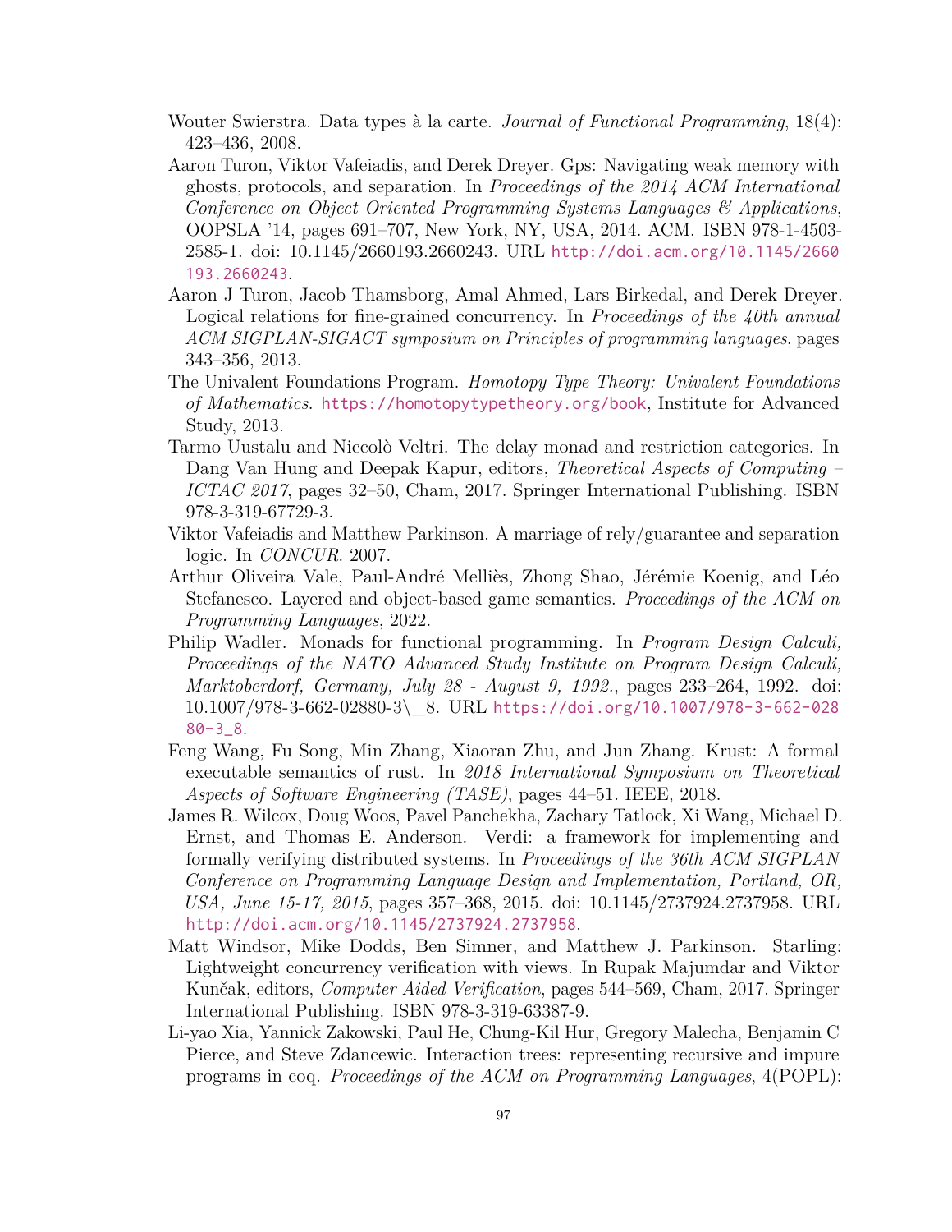Wouter Swierstra. Data types à la carte. *Journal of Functional Programming*, 18(4): 423–436, 2008.

Aaron Turon, Viktor Vafeiadis, and Derek Dreyer. Gps: Navigating weak memory with ghosts, protocols, and separation. In *Proceedings of the 2014 ACM International Conference on Object Oriented Programming Systems Languages & Applications*, OOPSLA '14, pages 691–707, New York, NY, USA, 2014. ACM. ISBN 978-1-4503-2585-1. doi: 10.1145/2660193.2660243. URL http://doi.acm.org/10.1145/2660193.2660243.

Aaron J Turon, Jacob Thamsborg, Amal Ahmed, Lars Birkedal, and Derek Dreyer. Logical relations for fine-grained concurrency. In *Proceedings of the 40th annual ACM SIGPLAN-SIGACT symposium on Principles of programming languages*, pages 343–356, 2013.

The Univalent Foundations Program. *Homotopy Type Theory: Univalent Foundations of Mathematics*. https://homotopytypetheory.org/book, Institute for Advanced Study, 2013.

Tarmo Uustalu and Niccolò Veltri. The delay monad and restriction categories. In Dang Van Hung and Deepak Kapur, editors, *Theoretical Aspects of Computing – ICTAC 2017*, pages 32–50, Cham, 2017. Springer International Publishing. ISBN 978-3-319-67729-3.

Viktor Vafeiadis and Matthew Parkinson. A marriage of rely/guarantee and separation logic. In *CONCUR*. 2007.

Arthur Oliveira Vale, Paul-André Melliès, Zhong Shao, Jérémie Koenig, and Léo Stefanesco. Layered and object-based game semantics. *Proceedings of the ACM on Programming Languages*, 2022.

Philip Wadler. Monads for functional programming. In *Program Design Calculi, Proceedings of the NATO Advanced Study Institute on Program Design Calculi, Marktoberdorf, Germany, July 28 - August 9, 1992.*, pages 233–264, 1992. doi: 10.1007/978-3-662-02880-3_8. URL https://doi.org/10.1007/978-3-662-02880-3_8.

Feng Wang, Fu Song, Min Zhang, Xiaoran Zhu, and Jun Zhang. Krust: A formal executable semantics of rust. In *2018 International Symposium on Theoretical Aspects of Software Engineering (TASE)*, pages 44–51. IEEE, 2018.

James R. Wilcox, Doug Woos, Pavel Panchekha, Zachary Tatlock, Xi Wang, Michael D. Ernst, and Thomas E. Anderson. Verdi: a framework for implementing and formally verifying distributed systems. In *Proceedings of the 36th ACM SIGPLAN Conference on Programming Language Design and Implementation, Portland, OR, USA, June 15-17, 2015*, pages 357–368, 2015. doi: 10.1145/2737924.2737958. URL http://doi.acm.org/10.1145/2737924.2737958.

Matt Windsor, Mike Dodds, Ben Simner, and Matthew J. Parkinson. Starling: Lightweight concurrency verification with views. In Rupak Majumdar and Viktor Kunčak, editors, *Computer Aided Verification*, pages 544–569, Cham, 2017. Springer International Publishing. ISBN 978-3-319-63387-9.

Li-yao Xia, Yannick Zakowski, Paul He, Chung-Kil Hur, Gregory Malecha, Benjamin C Pierce, and Steve Zdancewic. Interaction trees: representing recursive and impure programs in coq. *Proceedings of the ACM on Programming Languages*, 4(POPL):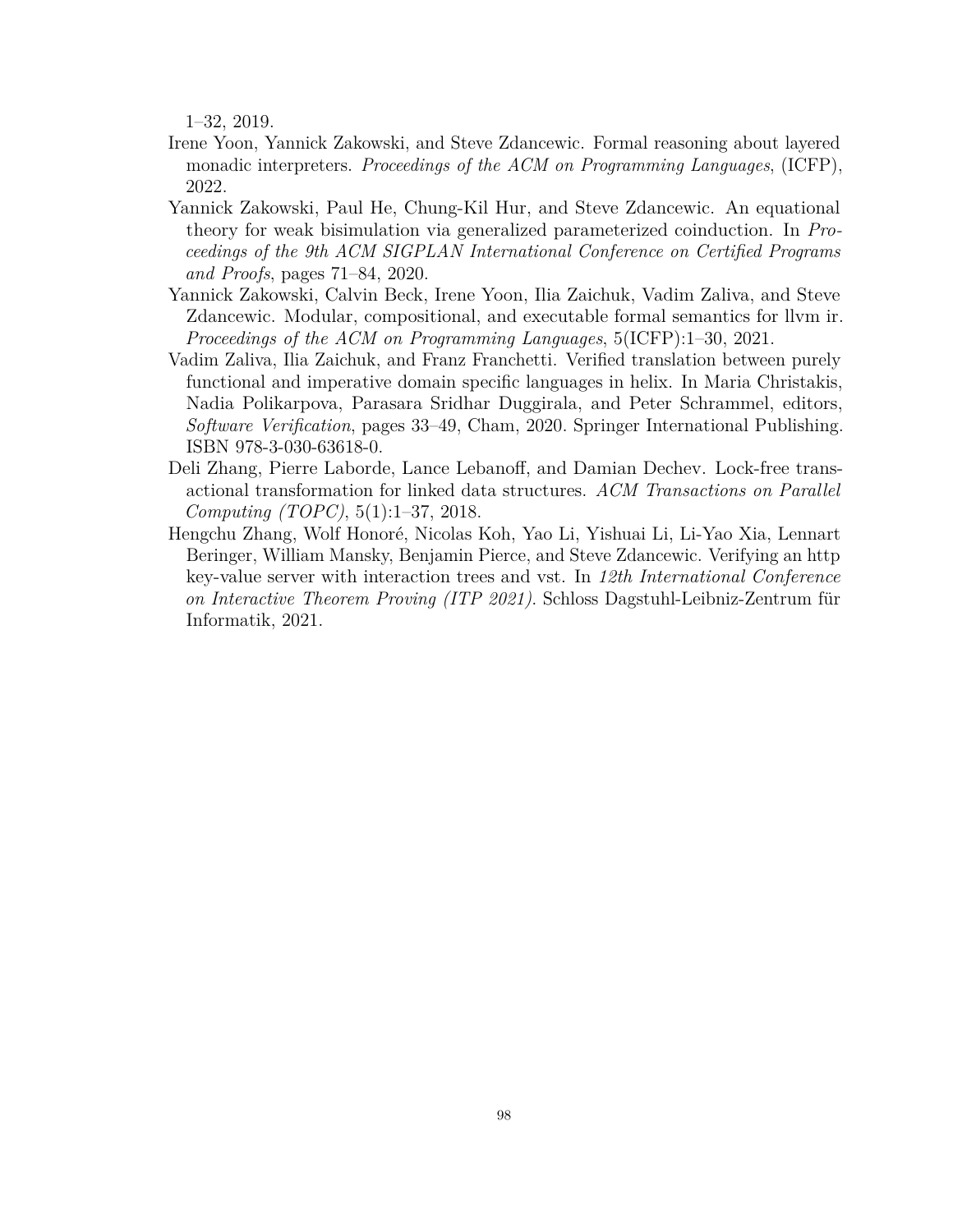1–32, 2019.

Irene Yoon, Yannick Zakowski, and Steve Zdancewic. Formal reasoning about layered monadic interpreters. *Proceedings of the ACM on Programming Languages*, (ICFP), 2022.

Yannick Zakowski, Paul He, Chung-Kil Hur, and Steve Zdancewic. An equational theory for weak bisimulation via generalized parameterized coinduction. In *Proceedings of the 9th ACM SIGPLAN International Conference on Certified Programs and Proofs*, pages 71–84, 2020.

Yannick Zakowski, Calvin Beck, Irene Yoon, Ilia Zaichuk, Vadim Zaliva, and Steve Zdancewic. Modular, compositional, and executable formal semantics for llvm ir. *Proceedings of the ACM on Programming Languages*, 5(ICFP):1–30, 2021.

Vadim Zaliva, Ilia Zaichuk, and Franz Franchetti. Verified translation between purely functional and imperative domain specific languages in helix. In Maria Christakis, Nadia Polikarpova, Parasara Sridhar Duggirala, and Peter Schrammel, editors, *Software Verification*, pages 33–49, Cham, 2020. Springer International Publishing. ISBN 978-3-030-63618-0.

Deli Zhang, Pierre Laborde, Lance Lebanoff, and Damian Dechev. Lock-free transactional transformation for linked data structures. *ACM Transactions on Parallel Computing (TOPC)*, 5(1):1–37, 2018.

Hengchu Zhang, Wolf Honoré, Nicolas Koh, Yao Li, Yishuai Li, Li-Yao Xia, Lennart Beringer, William Mansky, Benjamin Pierce, and Steve Zdancewic. Verifying an http key-value server with interaction trees and vst. In *12th International Conference on Interactive Theorem Proving (ITP 2021)*. Schloss Dagstuhl-Leibniz-Zentrum für Informatik, 2021.